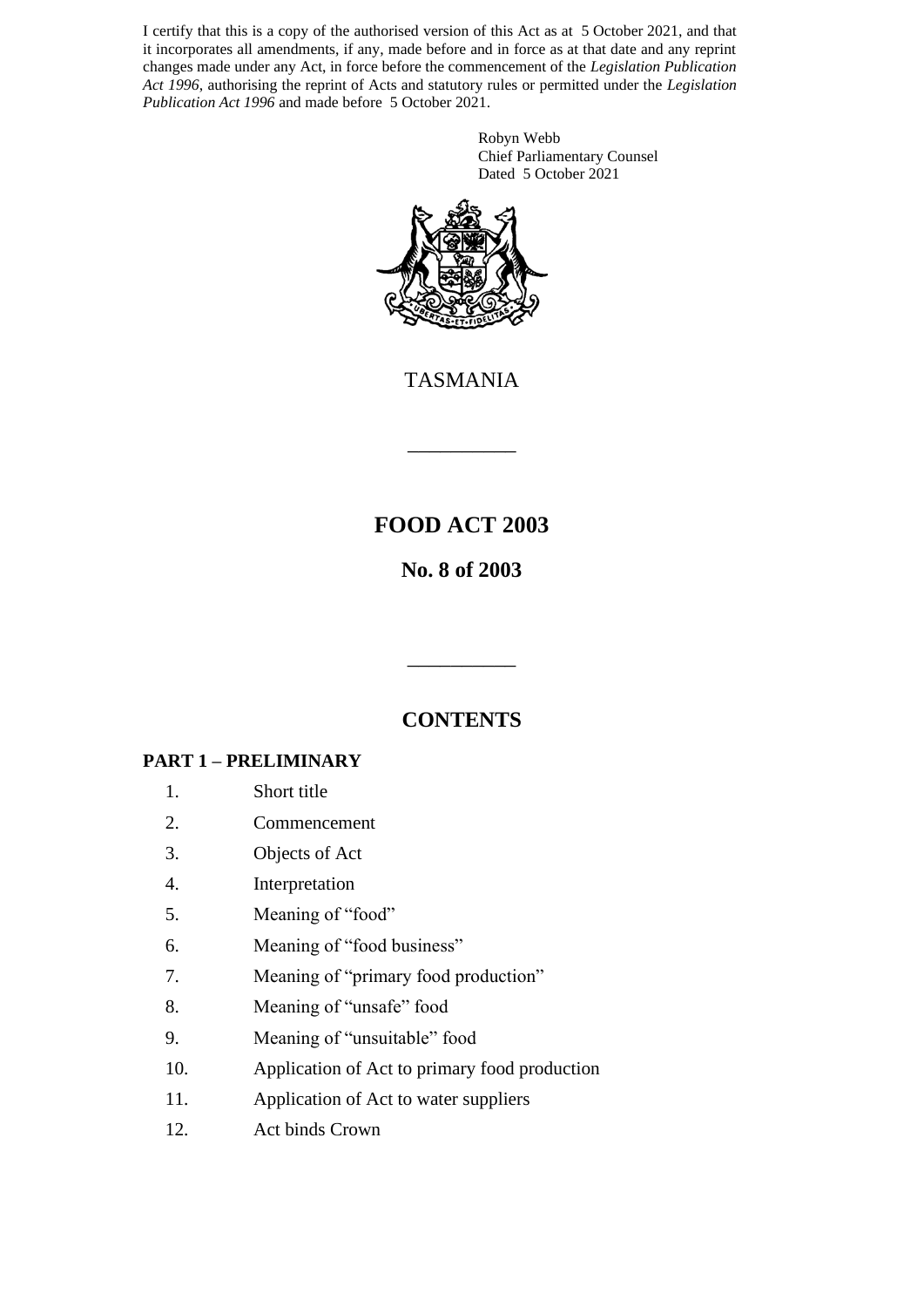I certify that this is a copy of the authorised version of this Act as at 5 October 2021, and that it incorporates all amendments, if any, made before and in force as at that date and any reprint changes made under any Act, in force before the commencement of the *Legislation Publication Act 1996*, authorising the reprint of Acts and statutory rules or permitted under the *Legislation Publication Act 1996* and made before 5 October 2021.

Robyn Webb
Chief Parliamentary Counsel
Dated 5 October 2021

TASMANIA

# FOOD ACT 2003

## No. 8 of 2003

## CONTENTS

### PART 1 – PRELIMINARY

1. Short title
2. Commencement
3. Objects of Act
4. Interpretation
5. Meaning of "food"
6. Meaning of "food business"
7. Meaning of "primary food production"
8. Meaning of "unsafe" food
9. Meaning of "unsuitable" food
10. Application of Act to primary food production
11. Application of Act to water suppliers
12. Act binds Crown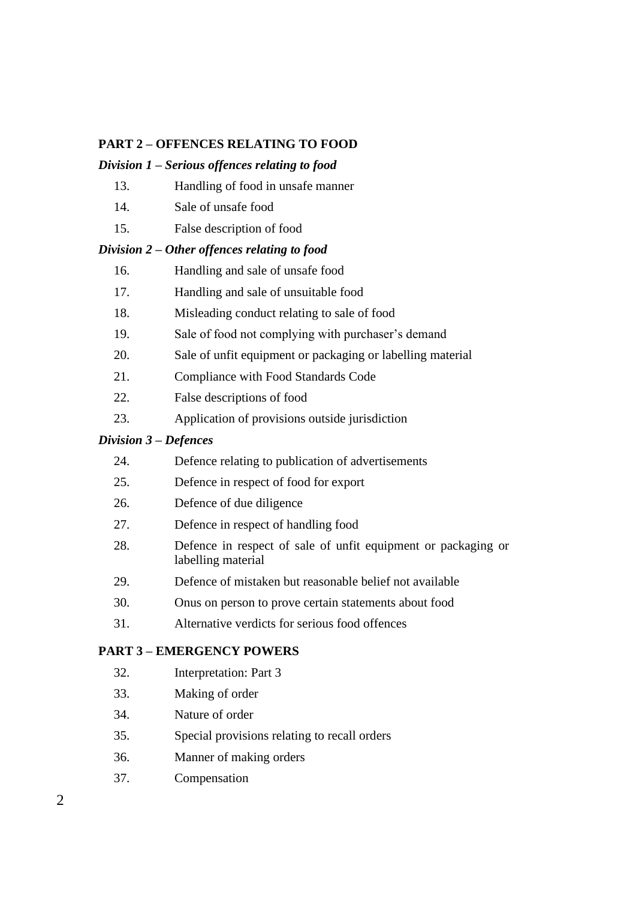**PART 2 – OFFENCES RELATING TO FOOD**

***Division 1 – Serious offences relating to food***

13. Handling of food in unsafe manner
14. Sale of unsafe food
15. False description of food

***Division 2 – Other offences relating to food***

16. Handling and sale of unsafe food
17. Handling and sale of unsuitable food
18. Misleading conduct relating to sale of food
19. Sale of food not complying with purchaser's demand
20. Sale of unfit equipment or packaging or labelling material
21. Compliance with Food Standards Code
22. False descriptions of food
23. Application of provisions outside jurisdiction

***Division 3 – Defences***

24. Defence relating to publication of advertisements
25. Defence in respect of food for export
26. Defence of due diligence
27. Defence in respect of handling food
28. Defence in respect of sale of unfit equipment or packaging or labelling material
29. Defence of mistaken but reasonable belief not available
30. Onus on person to prove certain statements about food
31. Alternative verdicts for serious food offences

**PART 3 – EMERGENCY POWERS**

32. Interpretation: Part 3
33. Making of order
34. Nature of order
35. Special provisions relating to recall orders
36. Manner of making orders
37. Compensation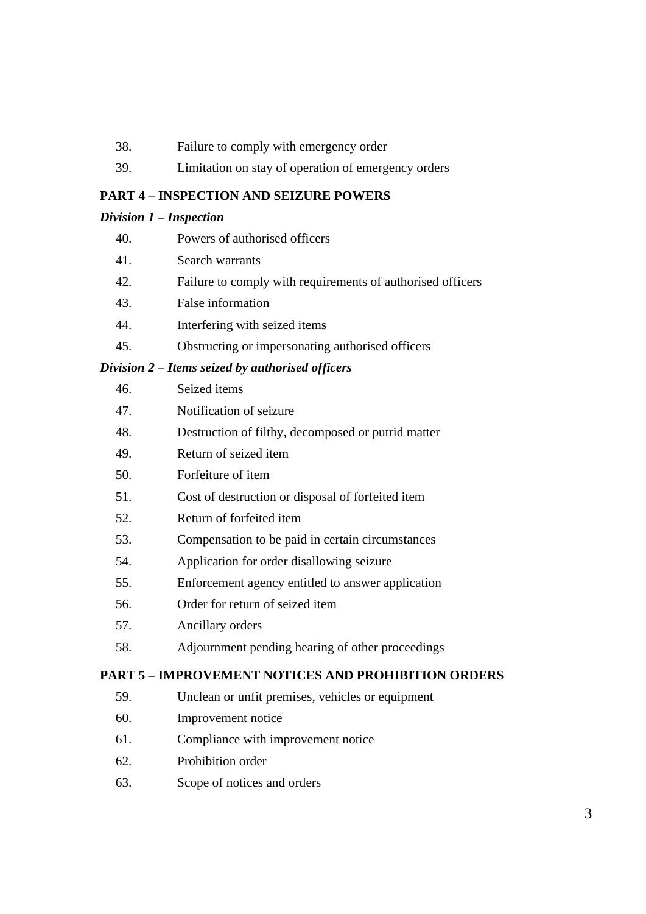38. Failure to comply with emergency order

39. Limitation on stay of operation of emergency orders

**PART 4 – INSPECTION AND SEIZURE POWERS**

***Division 1 – Inspection***

40. Powers of authorised officers

41. Search warrants

42. Failure to comply with requirements of authorised officers

43. False information

44. Interfering with seized items

45. Obstructing or impersonating authorised officers

***Division 2 – Items seized by authorised officers***

46. Seized items

47. Notification of seizure

48. Destruction of filthy, decomposed or putrid matter

49. Return of seized item

50. Forfeiture of item

51. Cost of destruction or disposal of forfeited item

52. Return of forfeited item

53. Compensation to be paid in certain circumstances

54. Application for order disallowing seizure

55. Enforcement agency entitled to answer application

56. Order for return of seized item

57. Ancillary orders

58. Adjournment pending hearing of other proceedings

**PART 5 – IMPROVEMENT NOTICES AND PROHIBITION ORDERS**

59. Unclean or unfit premises, vehicles or equipment

60. Improvement notice

61. Compliance with improvement notice

62. Prohibition order

63. Scope of notices and orders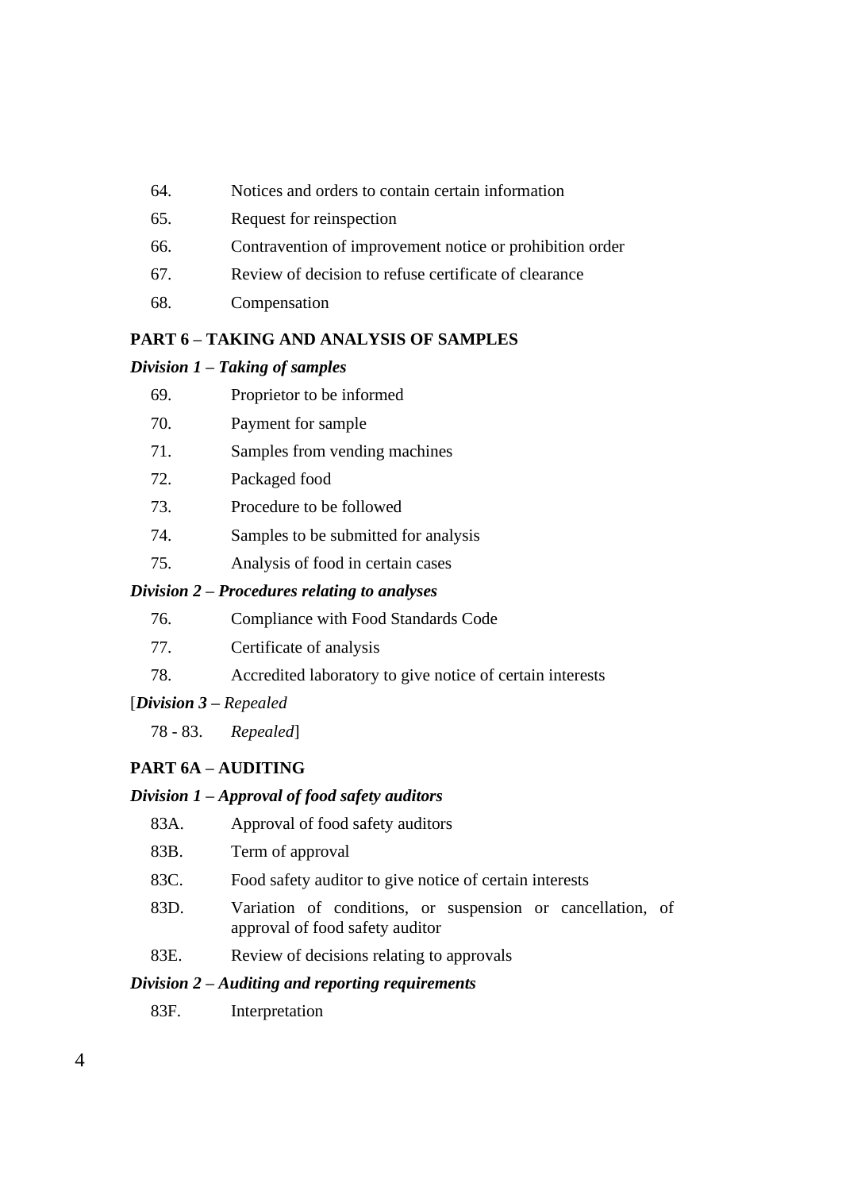64. Notices and orders to contain certain information

65. Request for reinspection

66. Contravention of improvement notice or prohibition order

67. Review of decision to refuse certificate of clearance

68. Compensation

**PART 6 – TAKING AND ANALYSIS OF SAMPLES**

***Division 1 – Taking of samples***

69. Proprietor to be informed

70. Payment for sample

71. Samples from vending machines

72. Packaged food

73. Procedure to be followed

74. Samples to be submitted for analysis

75. Analysis of food in certain cases

***Division 2 – Procedures relating to analyses***

76. Compliance with Food Standards Code

77. Certificate of analysis

78. Accredited laboratory to give notice of certain interests

[***Division 3*** *– Repealed*

78 - 83. *Repealed*]

**PART 6A – AUDITING**

***Division 1 – Approval of food safety auditors***

83A. Approval of food safety auditors

83B. Term of approval

83C. Food safety auditor to give notice of certain interests

83D. Variation of conditions, or suspension or cancellation, of approval of food safety auditor

83E. Review of decisions relating to approvals

***Division 2 – Auditing and reporting requirements***

83F. Interpretation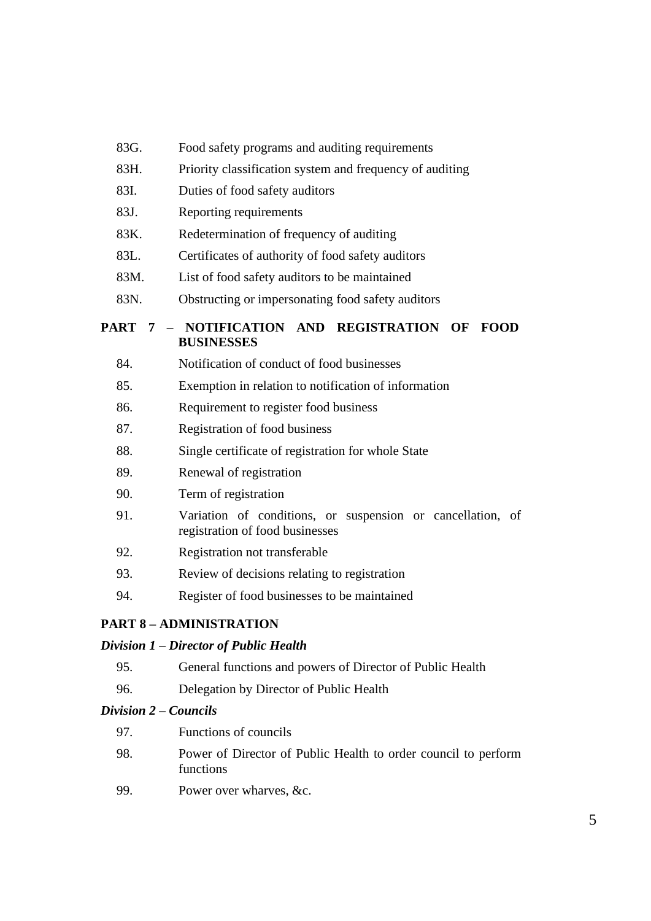83G. Food safety programs and auditing requirements

83H. Priority classification system and frequency of auditing

83I. Duties of food safety auditors

83J. Reporting requirements

83K. Redetermination of frequency of auditing

83L. Certificates of authority of food safety auditors

83M. List of food safety auditors to be maintained

83N. Obstructing or impersonating food safety auditors

**PART 7 – NOTIFICATION AND REGISTRATION OF FOOD BUSINESSES**

84. Notification of conduct of food businesses

85. Exemption in relation to notification of information

86. Requirement to register food business

87. Registration of food business

88. Single certificate of registration for whole State

89. Renewal of registration

90. Term of registration

91. Variation of conditions, or suspension or cancellation, of registration of food businesses

92. Registration not transferable

93. Review of decisions relating to registration

94. Register of food businesses to be maintained

**PART 8 – ADMINISTRATION**

***Division 1 – Director of Public Health***

95. General functions and powers of Director of Public Health

96. Delegation by Director of Public Health

***Division 2 – Councils***

97. Functions of councils

98. Power of Director of Public Health to order council to perform functions

99. Power over wharves, &c.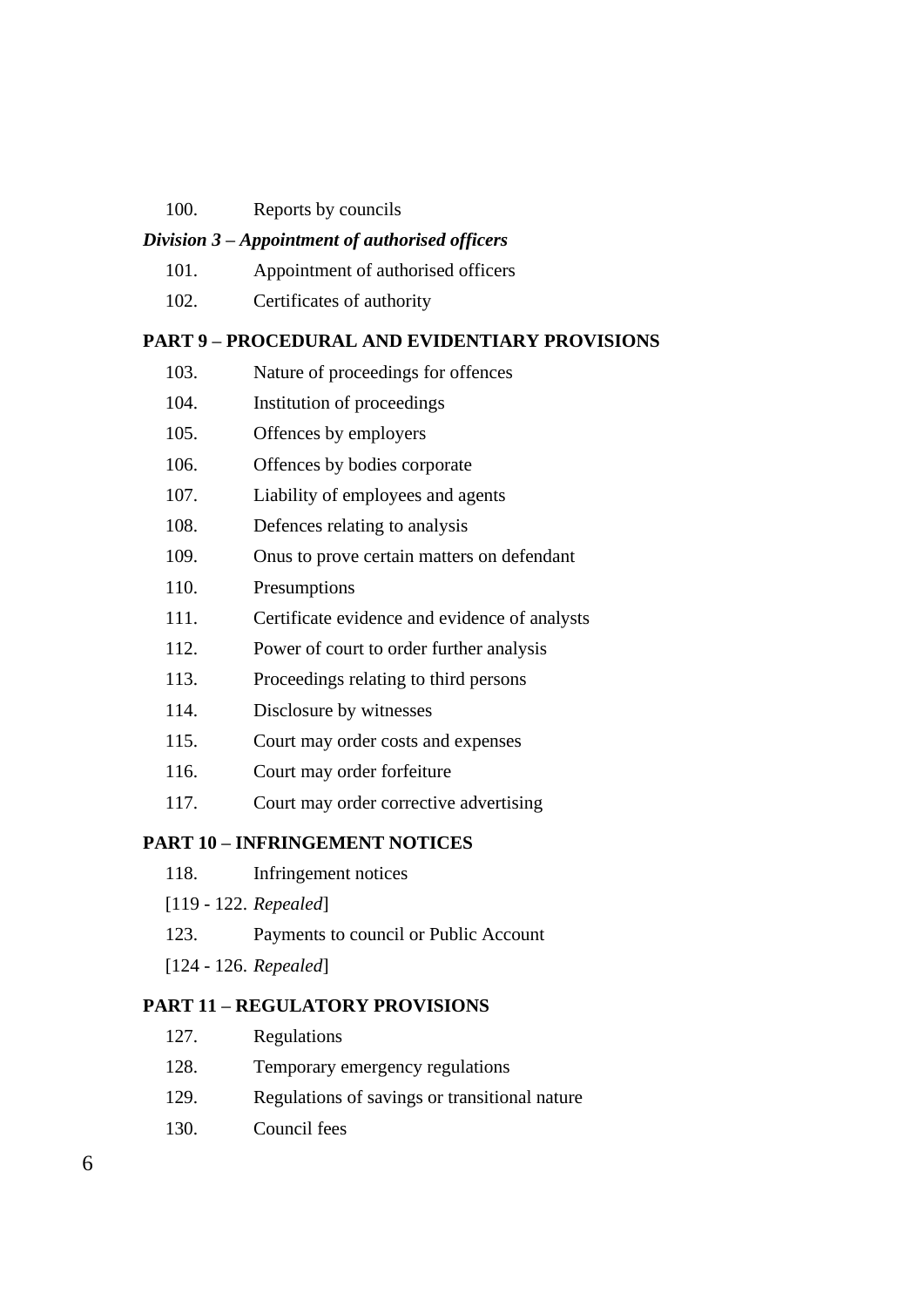100. Reports by councils

***Division 3 – Appointment of authorised officers***

101. Appointment of authorised officers

102. Certificates of authority

**PART 9 – PROCEDURAL AND EVIDENTIARY PROVISIONS**

103. Nature of proceedings for offences

104. Institution of proceedings

105. Offences by employers

106. Offences by bodies corporate

107. Liability of employees and agents

108. Defences relating to analysis

109. Onus to prove certain matters on defendant

110. Presumptions

111. Certificate evidence and evidence of analysts

112. Power of court to order further analysis

113. Proceedings relating to third persons

114. Disclosure by witnesses

115. Court may order costs and expenses

116. Court may order forfeiture

117. Court may order corrective advertising

**PART 10 – INFRINGEMENT NOTICES**

118. Infringement notices

[119 - 122. *Repealed*]

123. Payments to council or Public Account

[124 - 126. *Repealed*]

**PART 11 – REGULATORY PROVISIONS**

127. Regulations

128. Temporary emergency regulations

129. Regulations of savings or transitional nature

130. Council fees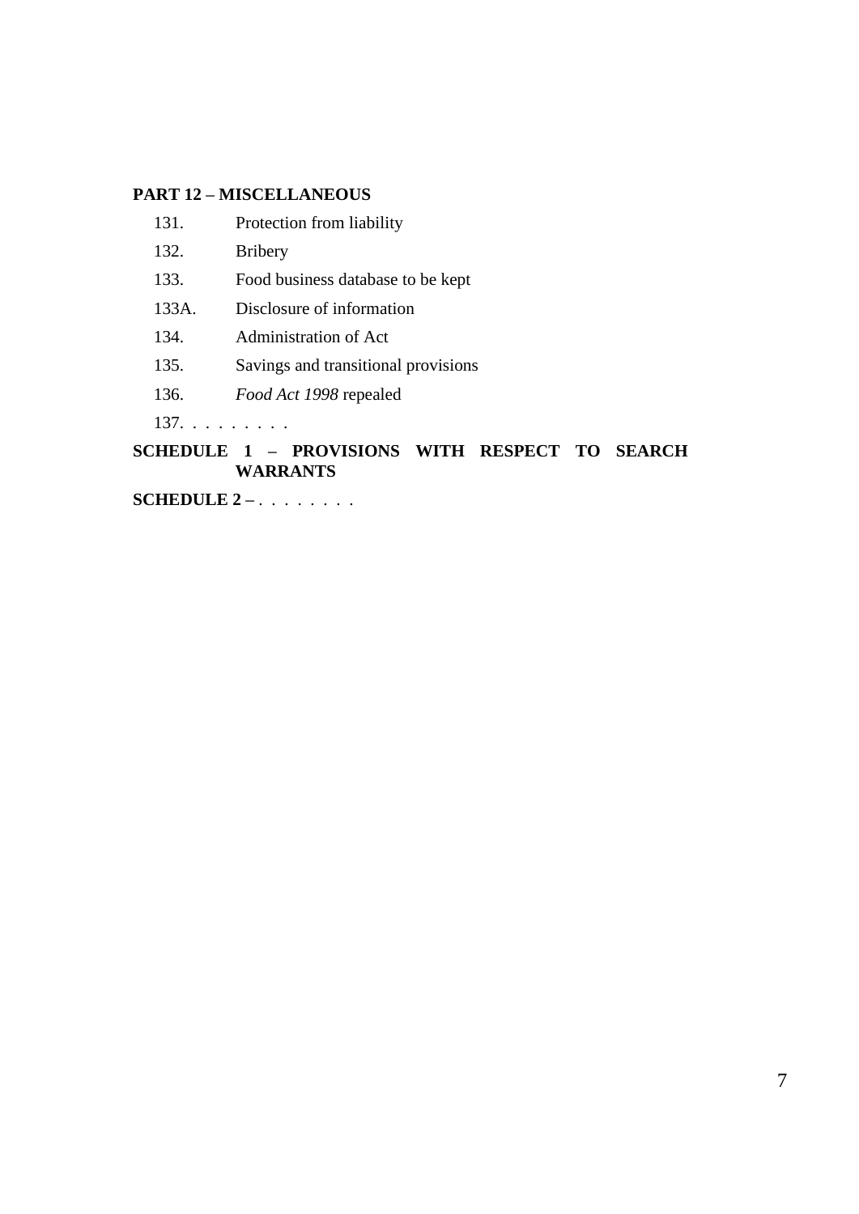**PART 12 – MISCELLANEOUS**

131. Protection from liability

132. Bribery

133. Food business database to be kept

133A. Disclosure of information

134. Administration of Act

135. Savings and transitional provisions

136. *Food Act 1998* repealed

137. . . . . . . . . .

**SCHEDULE 1 – PROVISIONS WITH RESPECT TO SEARCH WARRANTS**

**SCHEDULE 2 –** . . . . . . . .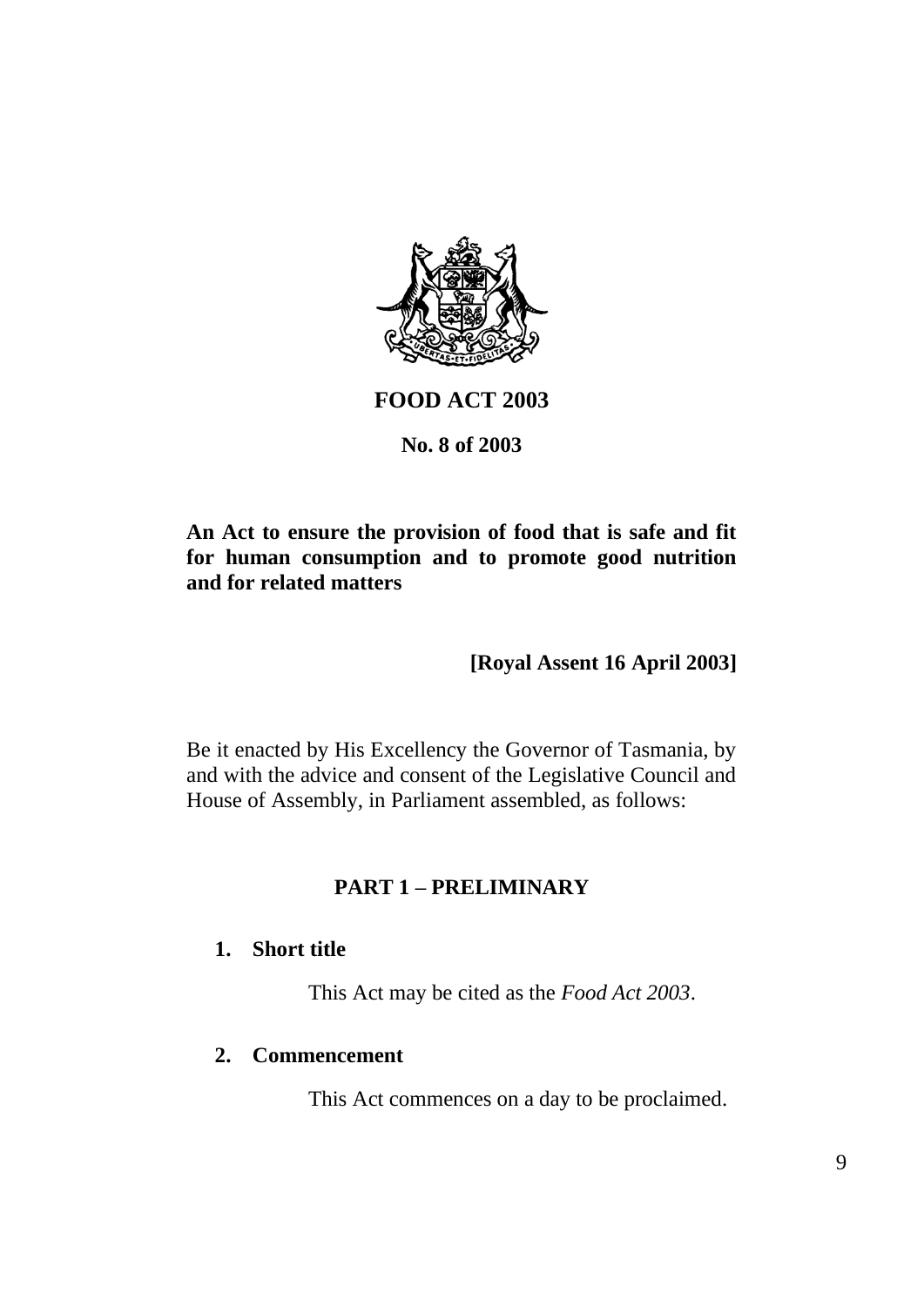# FOOD ACT 2003

**No. 8 of 2003**

**An Act to ensure the provision of food that is safe and fit for human consumption and to promote good nutrition and for related matters**

**[Royal Assent 16 April 2003]**

Be it enacted by His Excellency the Governor of Tasmania, by and with the advice and consent of the Legislative Council and House of Assembly, in Parliament assembled, as follows:

## PART 1 – PRELIMINARY

### 1. Short title

This Act may be cited as the *Food Act 2003*.

### 2. Commencement

This Act commences on a day to be proclaimed.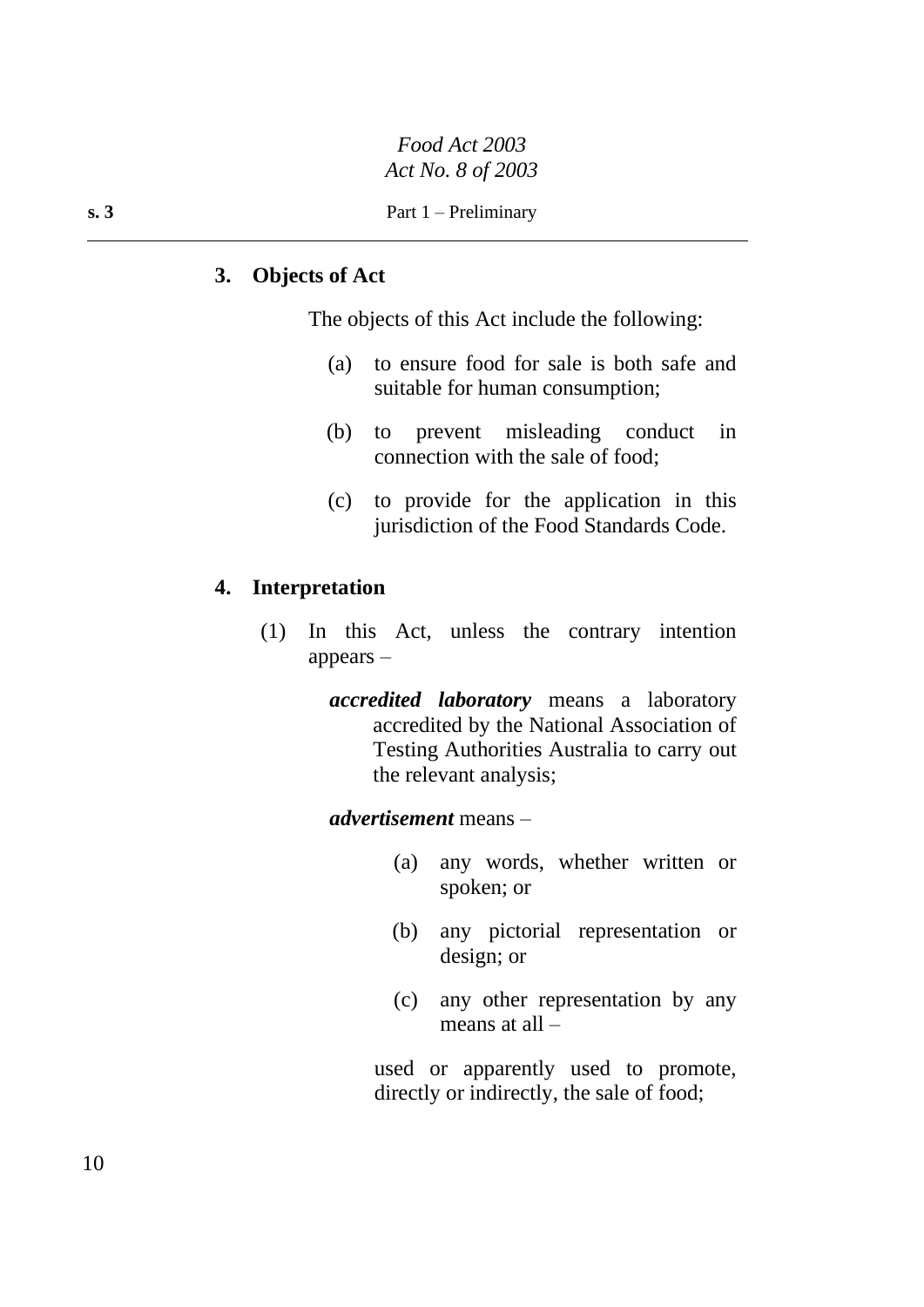### 3. Objects of Act

The objects of this Act include the following:

(a) to ensure food for sale is both safe and suitable for human consumption;

(b) to prevent misleading conduct in connection with the sale of food;

(c) to provide for the application in this jurisdiction of the Food Standards Code.

### 4. Interpretation

(1) In this Act, unless the contrary intention appears –

***accredited laboratory*** means a laboratory accredited by the National Association of Testing Authorities Australia to carry out the relevant analysis;

***advertisement*** means –

(a) any words, whether written or spoken; or

(b) any pictorial representation or design; or

(c) any other representation by any means at all –

used or apparently used to promote, directly or indirectly, the sale of food;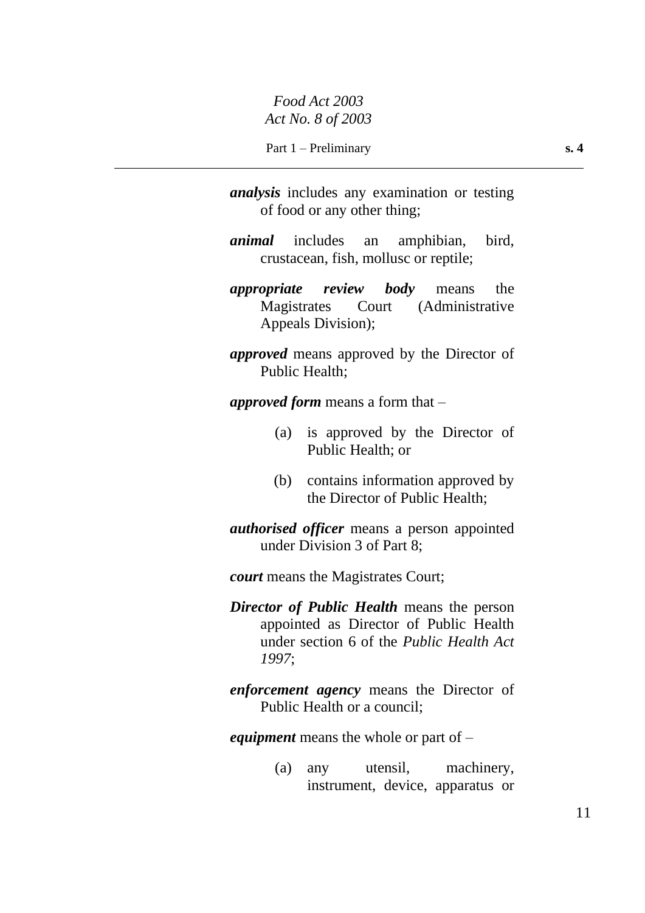***analysis*** includes any examination or testing of food or any other thing;

***animal*** includes an amphibian, bird, crustacean, fish, mollusc or reptile;

***appropriate review body*** means the Magistrates Court (Administrative Appeals Division);

***approved*** means approved by the Director of Public Health;

***approved form*** means a form that –

(a) is approved by the Director of Public Health; or

(b) contains information approved by the Director of Public Health;

***authorised officer*** means a person appointed under Division 3 of Part 8;

***court*** means the Magistrates Court;

***Director of Public Health*** means the person appointed as Director of Public Health under section 6 of the *Public Health Act 1997*;

***enforcement agency*** means the Director of Public Health or a council;

***equipment*** means the whole or part of –

(a) any utensil, machinery, instrument, device, apparatus or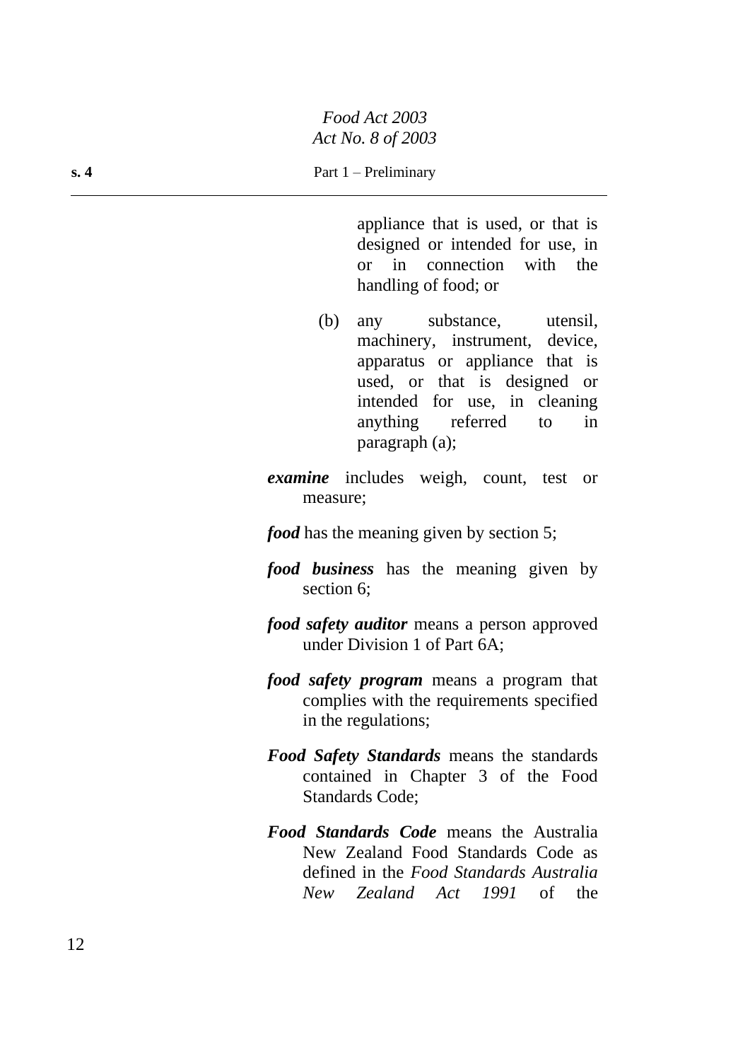appliance that is used, or that is designed or intended for use, in or in connection with the handling of food; or

(b) any substance, utensil, machinery, instrument, device, apparatus or appliance that is used, or that is designed or intended for use, in cleaning anything referred to in paragraph (a);

***examine*** includes weigh, count, test or measure;

***food*** has the meaning given by section 5;

***food business*** has the meaning given by section 6;

***food safety auditor*** means a person approved under Division 1 of Part 6A;

***food safety program*** means a program that complies with the requirements specified in the regulations;

***Food Safety Standards*** means the standards contained in Chapter 3 of the Food Standards Code;

***Food Standards Code*** means the Australia New Zealand Food Standards Code as defined in the *Food Standards Australia New Zealand Act 1991* of the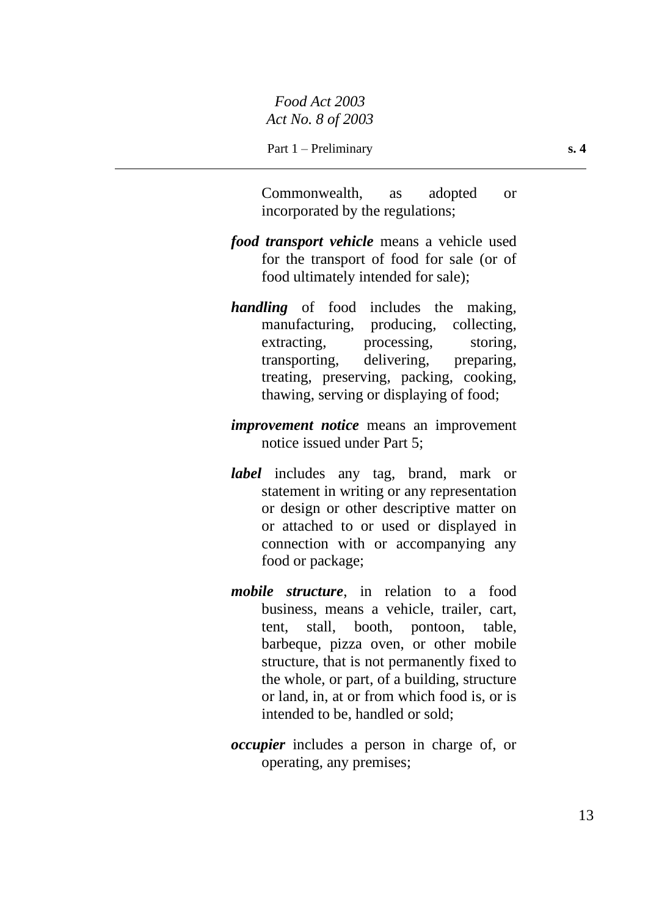Commonwealth, as adopted or incorporated by the regulations;

***food transport vehicle*** means a vehicle used for the transport of food for sale (or of food ultimately intended for sale);

***handling*** of food includes the making, manufacturing, producing, collecting, extracting, processing, storing, transporting, delivering, preparing, treating, preserving, packing, cooking, thawing, serving or displaying of food;

***improvement notice*** means an improvement notice issued under Part 5;

***label*** includes any tag, brand, mark or statement in writing or any representation or design or other descriptive matter on or attached to or used or displayed in connection with or accompanying any food or package;

***mobile structure***, in relation to a food business, means a vehicle, trailer, cart, tent, stall, booth, pontoon, table, barbeque, pizza oven, or other mobile structure, that is not permanently fixed to the whole, or part, of a building, structure or land, in, at or from which food is, or is intended to be, handled or sold;

***occupier*** includes a person in charge of, or operating, any premises;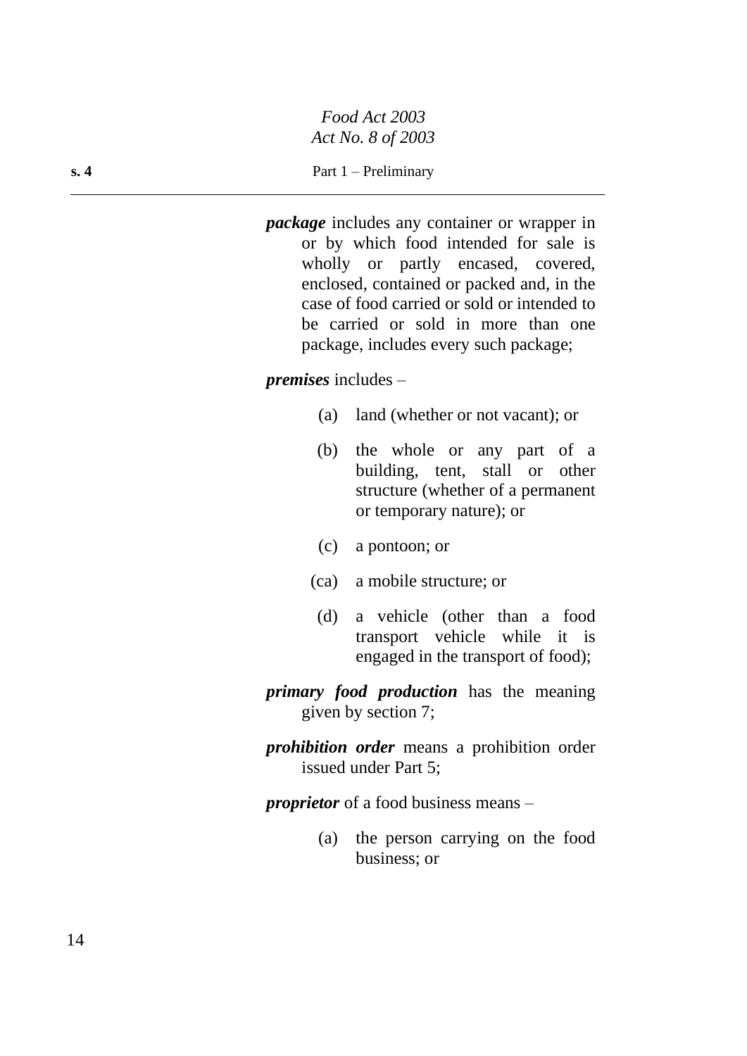***package*** includes any container or wrapper in or by which food intended for sale is wholly or partly encased, covered, enclosed, contained or packed and, in the case of food carried or sold or intended to be carried or sold in more than one package, includes every such package;

***premises*** includes –

- (a) land (whether or not vacant); or
- (b) the whole or any part of a building, tent, stall or other structure (whether of a permanent or temporary nature); or
- (c) a pontoon; or
- (ca) a mobile structure; or
- (d) a vehicle (other than a food transport vehicle while it is engaged in the transport of food);

***primary food production*** has the meaning given by section 7;

***prohibition order*** means a prohibition order issued under Part 5;

***proprietor*** of a food business means –

- (a) the person carrying on the food business; or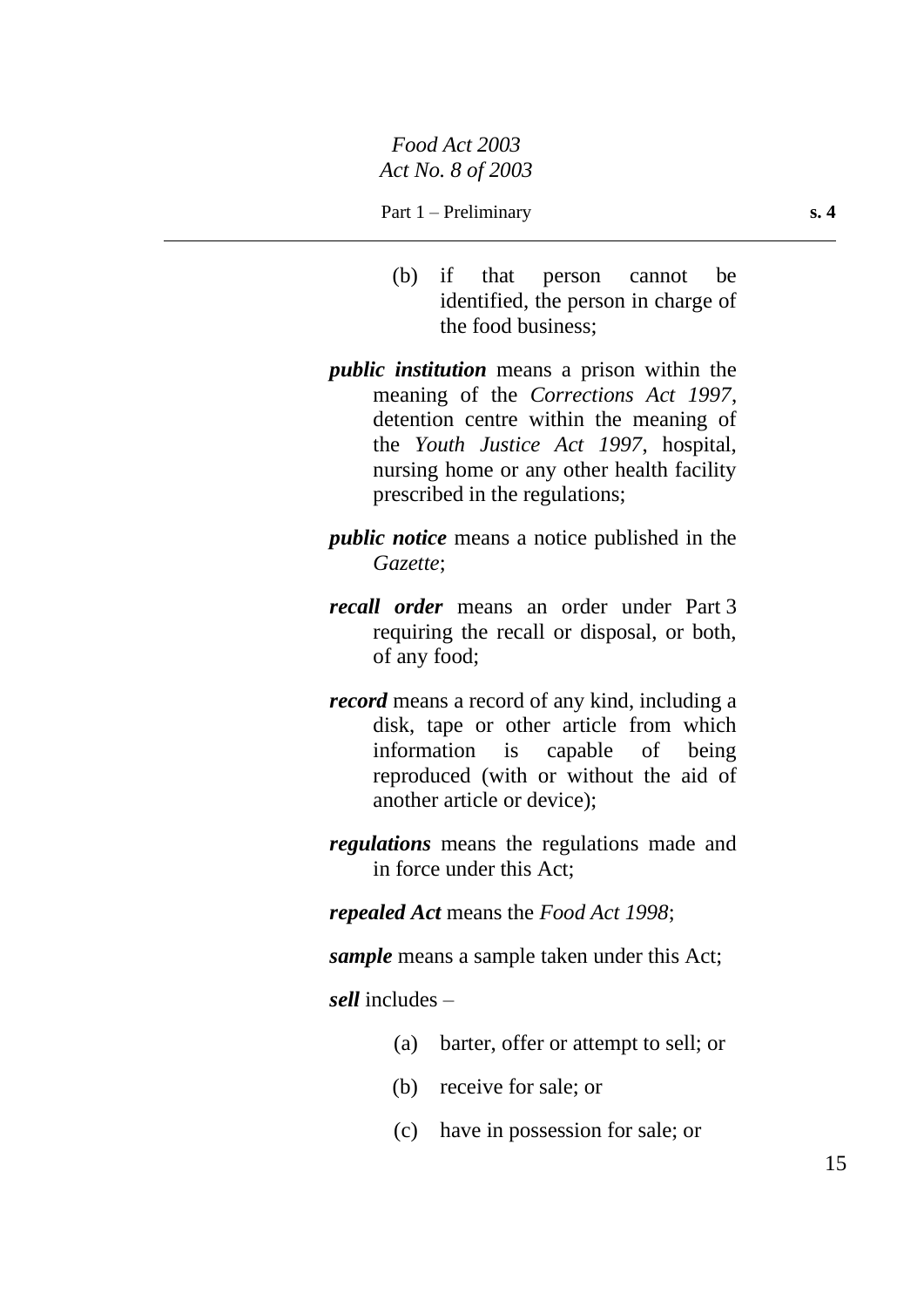(b) if that person cannot be identified, the person in charge of the food business;

***public institution*** means a prison within the meaning of the *Corrections Act 1997*, detention centre within the meaning of the *Youth Justice Act 1997*, hospital, nursing home or any other health facility prescribed in the regulations;

***public notice*** means a notice published in the *Gazette*;

***recall order*** means an order under Part 3 requiring the recall or disposal, or both, of any food;

***record*** means a record of any kind, including a disk, tape or other article from which information is capable of being reproduced (with or without the aid of another article or device);

***regulations*** means the regulations made and in force under this Act;

***repealed Act*** means the *Food Act 1998*;

***sample*** means a sample taken under this Act;

***sell*** includes –

(a) barter, offer or attempt to sell; or

(b) receive for sale; or

(c) have in possession for sale; or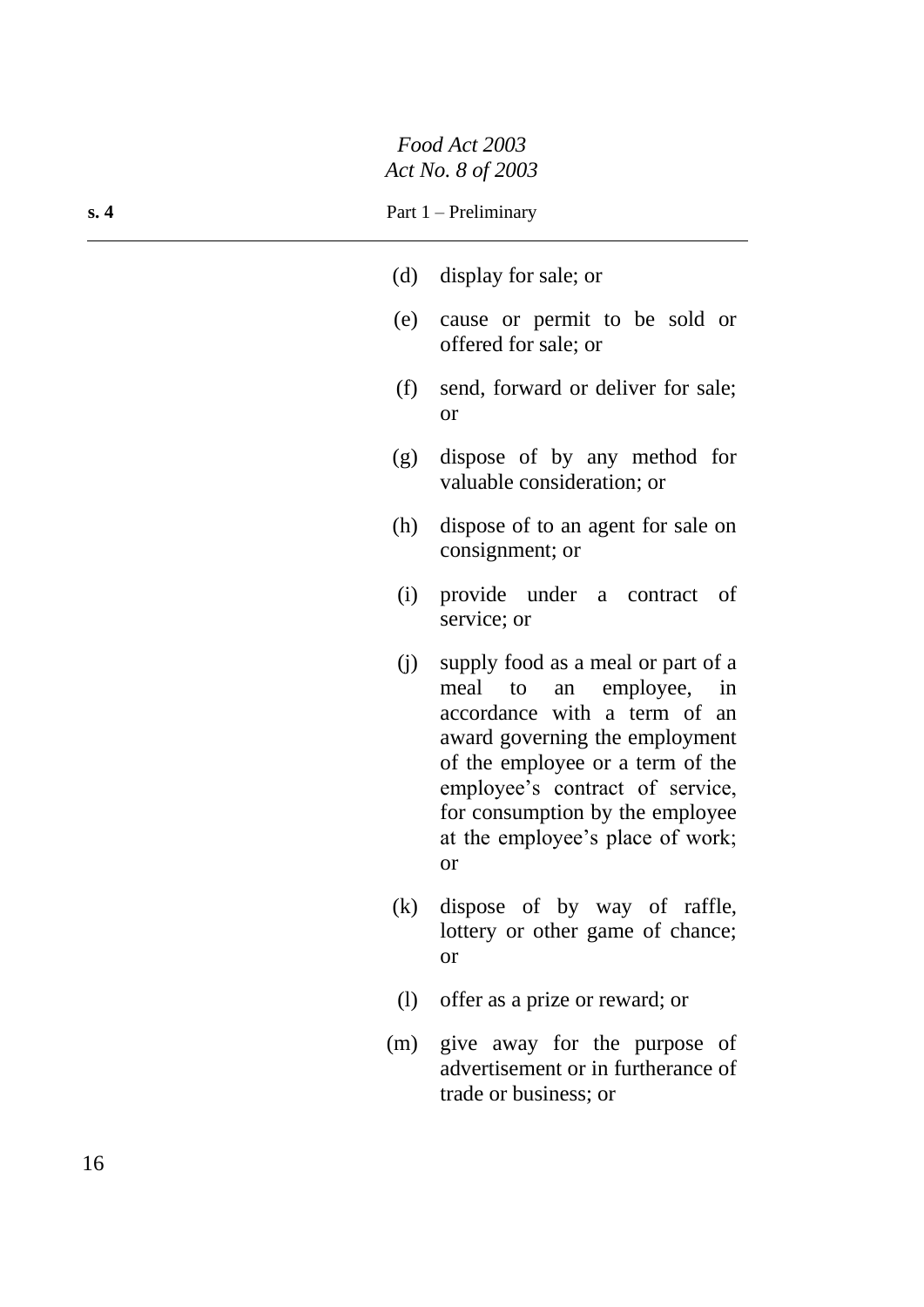(d) display for sale; or

(e) cause or permit to be sold or offered for sale; or

(f) send, forward or deliver for sale; or

(g) dispose of by any method for valuable consideration; or

(h) dispose of to an agent for sale on consignment; or

(i) provide under a contract of service; or

(j) supply food as a meal or part of a meal to an employee, in accordance with a term of an award governing the employment of the employee or a term of the employee's contract of service, for consumption by the employee at the employee's place of work; or

(k) dispose of by way of raffle, lottery or other game of chance; or

(l) offer as a prize or reward; or

(m) give away for the purpose of advertisement or in furtherance of trade or business; or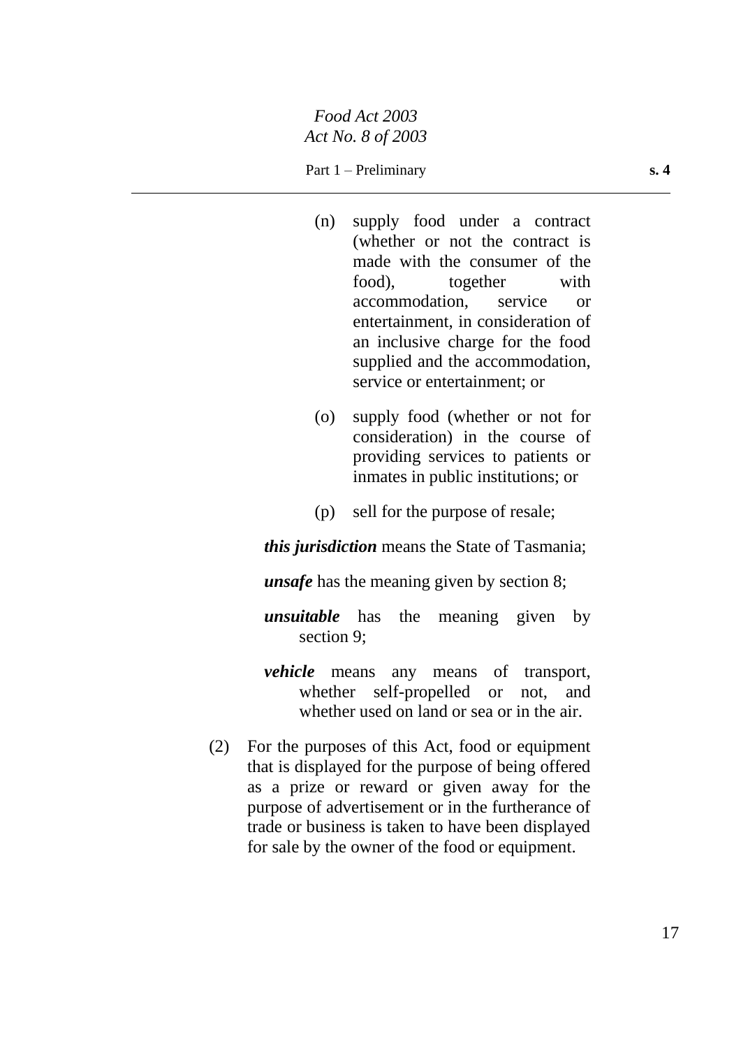(n) supply food under a contract (whether or not the contract is made with the consumer of the food), together with accommodation, service or entertainment, in consideration of an inclusive charge for the food supplied and the accommodation, service or entertainment; or

(o) supply food (whether or not for consideration) in the course of providing services to patients or inmates in public institutions; or

(p) sell for the purpose of resale;

***this jurisdiction*** means the State of Tasmania;

***unsafe*** has the meaning given by section 8;

***unsuitable*** has the meaning given by section 9;

***vehicle*** means any means of transport, whether self-propelled or not, and whether used on land or sea or in the air.

(2) For the purposes of this Act, food or equipment that is displayed for the purpose of being offered as a prize or reward or given away for the purpose of advertisement or in the furtherance of trade or business is taken to have been displayed for sale by the owner of the food or equipment.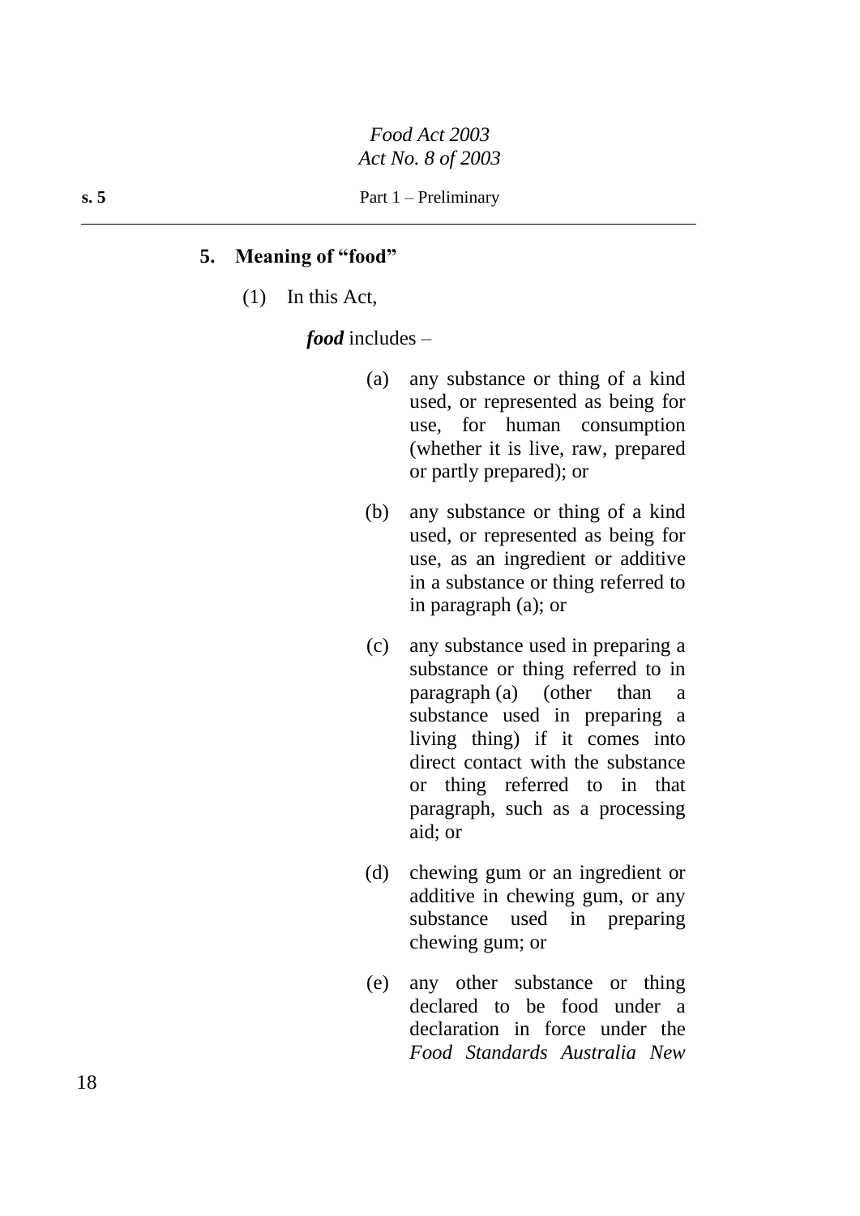## 5. Meaning of "food"

(1) In this Act,

***food*** includes –

(a) any substance or thing of a kind used, or represented as being for use, for human consumption (whether it is live, raw, prepared or partly prepared); or

(b) any substance or thing of a kind used, or represented as being for use, as an ingredient or additive in a substance or thing referred to in paragraph (a); or

(c) any substance used in preparing a substance or thing referred to in paragraph (a) (other than a substance used in preparing a living thing) if it comes into direct contact with the substance or thing referred to in that paragraph, such as a processing aid; or

(d) chewing gum or an ingredient or additive in chewing gum, or any substance used in preparing chewing gum; or

(e) any other substance or thing declared to be food under a declaration in force under the *Food Standards Australia New*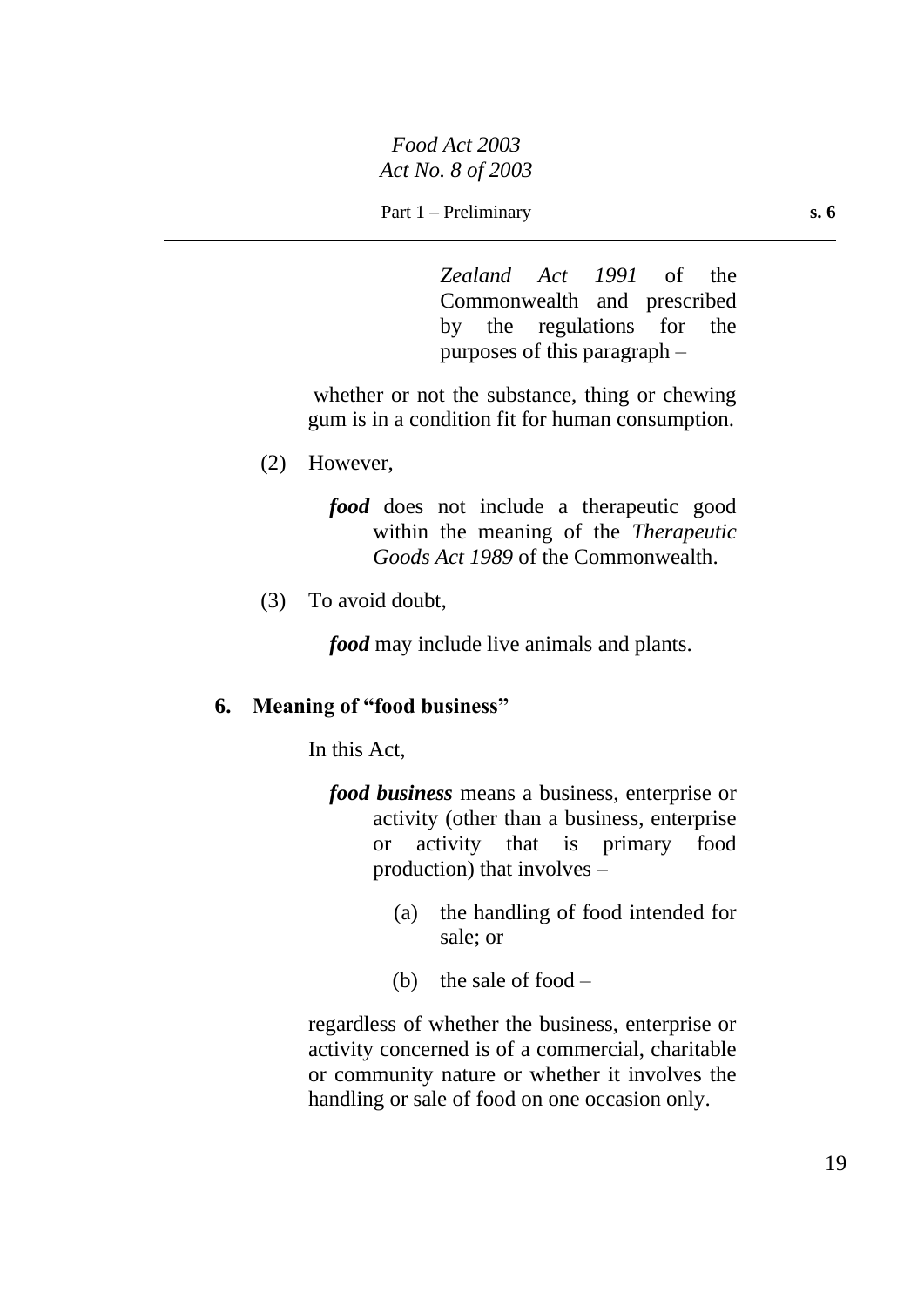*Zealand Act 1991* of the Commonwealth and prescribed by the regulations for the purposes of this paragraph –

whether or not the substance, thing or chewing gum is in a condition fit for human consumption.

(2) However,

***food*** does not include a therapeutic good within the meaning of the *Therapeutic Goods Act 1989* of the Commonwealth.

(3) To avoid doubt,

***food*** may include live animals and plants.

## 6. Meaning of "food business"

In this Act,

***food business*** means a business, enterprise or activity (other than a business, enterprise or activity that is primary food production) that involves –

(a) the handling of food intended for sale; or

(b) the sale of food –

regardless of whether the business, enterprise or activity concerned is of a commercial, charitable or community nature or whether it involves the handling or sale of food on one occasion only.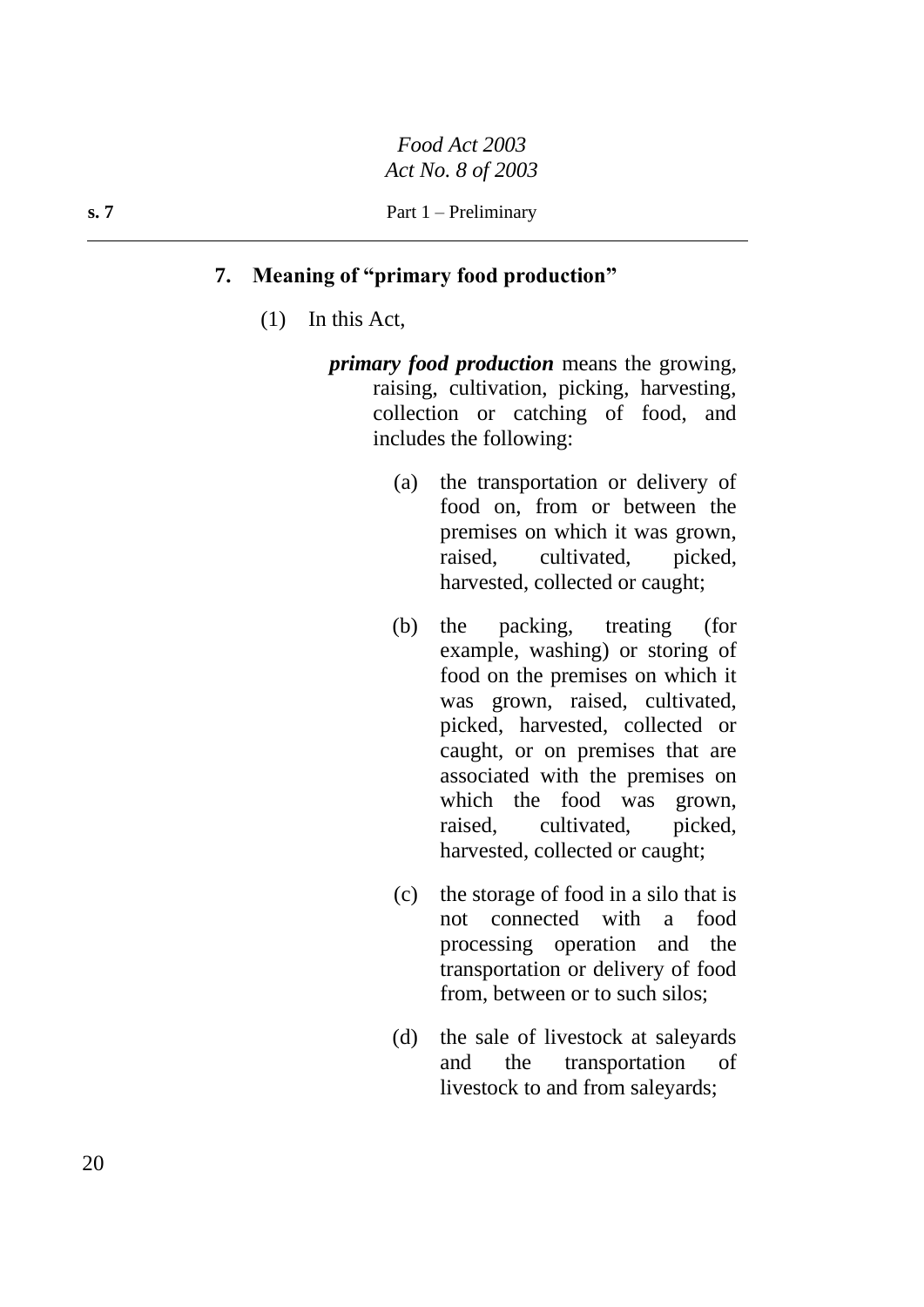## 7. Meaning of "primary food production"

(1) In this Act,

***primary food production*** means the growing, raising, cultivation, picking, harvesting, collection or catching of food, and includes the following:

(a) the transportation or delivery of food on, from or between the premises on which it was grown, raised, cultivated, picked, harvested, collected or caught;

(b) the packing, treating (for example, washing) or storing of food on the premises on which it was grown, raised, cultivated, picked, harvested, collected or caught, or on premises that are associated with the premises on which the food was grown, raised, cultivated, picked, harvested, collected or caught;

(c) the storage of food in a silo that is not connected with a food processing operation and the transportation or delivery of food from, between or to such silos;

(d) the sale of livestock at saleyards and the transportation of livestock to and from saleyards;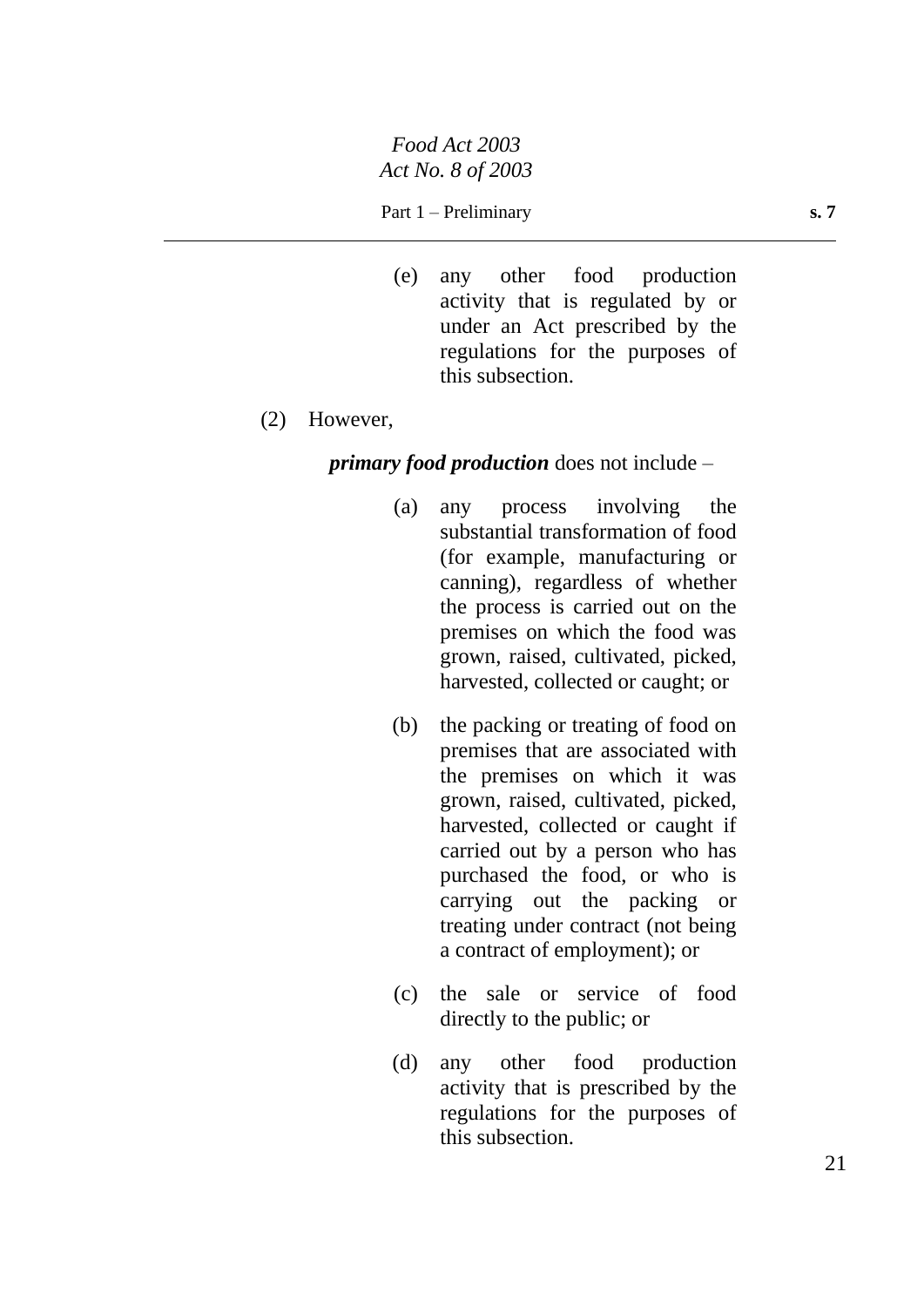(e) any other food production activity that is regulated by or under an Act prescribed by the regulations for the purposes of this subsection.

(2) However,

***primary food production*** does not include –

(a) any process involving the substantial transformation of food (for example, manufacturing or canning), regardless of whether the process is carried out on the premises on which the food was grown, raised, cultivated, picked, harvested, collected or caught; or

(b) the packing or treating of food on premises that are associated with the premises on which it was grown, raised, cultivated, picked, harvested, collected or caught if carried out by a person who has purchased the food, or who is carrying out the packing or treating under contract (not being a contract of employment); or

(c) the sale or service of food directly to the public; or

(d) any other food production activity that is prescribed by the regulations for the purposes of this subsection.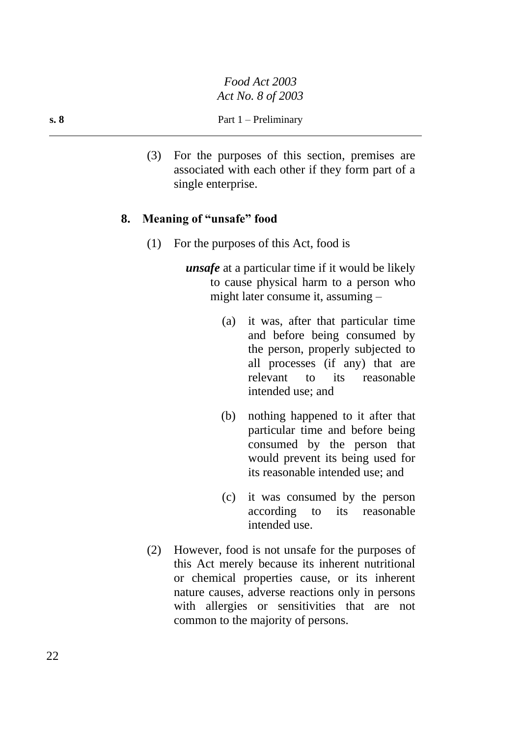(3) For the purposes of this section, premises are associated with each other if they form part of a single enterprise.

## 8. Meaning of "unsafe" food

(1) For the purposes of this Act, food is

***unsafe*** at a particular time if it would be likely to cause physical harm to a person who might later consume it, assuming –

(a) it was, after that particular time and before being consumed by the person, properly subjected to all processes (if any) that are relevant to its reasonable intended use; and

(b) nothing happened to it after that particular time and before being consumed by the person that would prevent its being used for its reasonable intended use; and

(c) it was consumed by the person according to its reasonable intended use.

(2) However, food is not unsafe for the purposes of this Act merely because its inherent nutritional or chemical properties cause, or its inherent nature causes, adverse reactions only in persons with allergies or sensitivities that are not common to the majority of persons.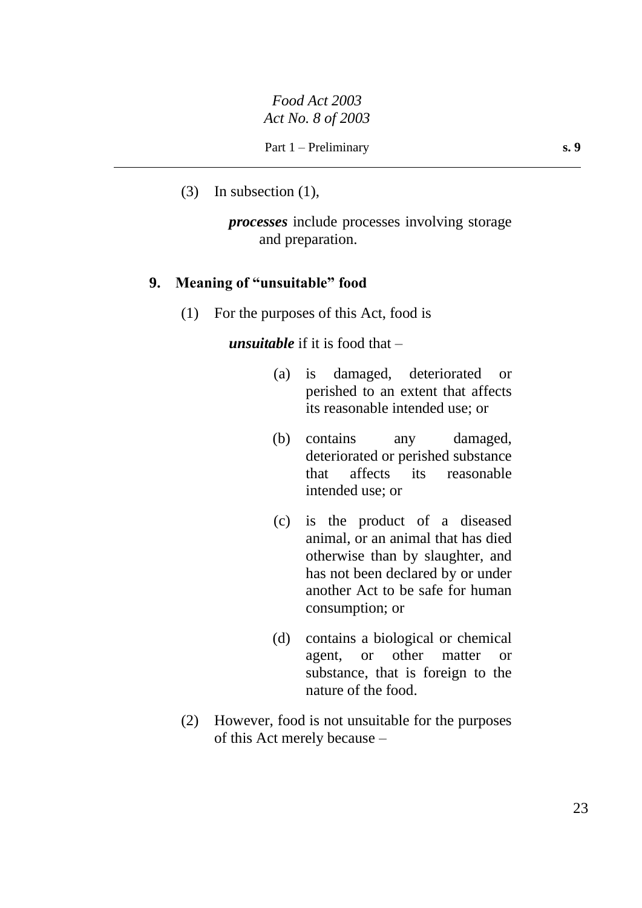(3) In subsection (1),

***processes*** include processes involving storage and preparation.

## 9. Meaning of "unsuitable" food

(1) For the purposes of this Act, food is

***unsuitable*** if it is food that –

(a) is damaged, deteriorated or perished to an extent that affects its reasonable intended use; or

(b) contains any damaged, deteriorated or perished substance that affects its reasonable intended use; or

(c) is the product of a diseased animal, or an animal that has died otherwise than by slaughter, and has not been declared by or under another Act to be safe for human consumption; or

(d) contains a biological or chemical agent, or other matter or substance, that is foreign to the nature of the food.

(2) However, food is not unsuitable for the purposes of this Act merely because –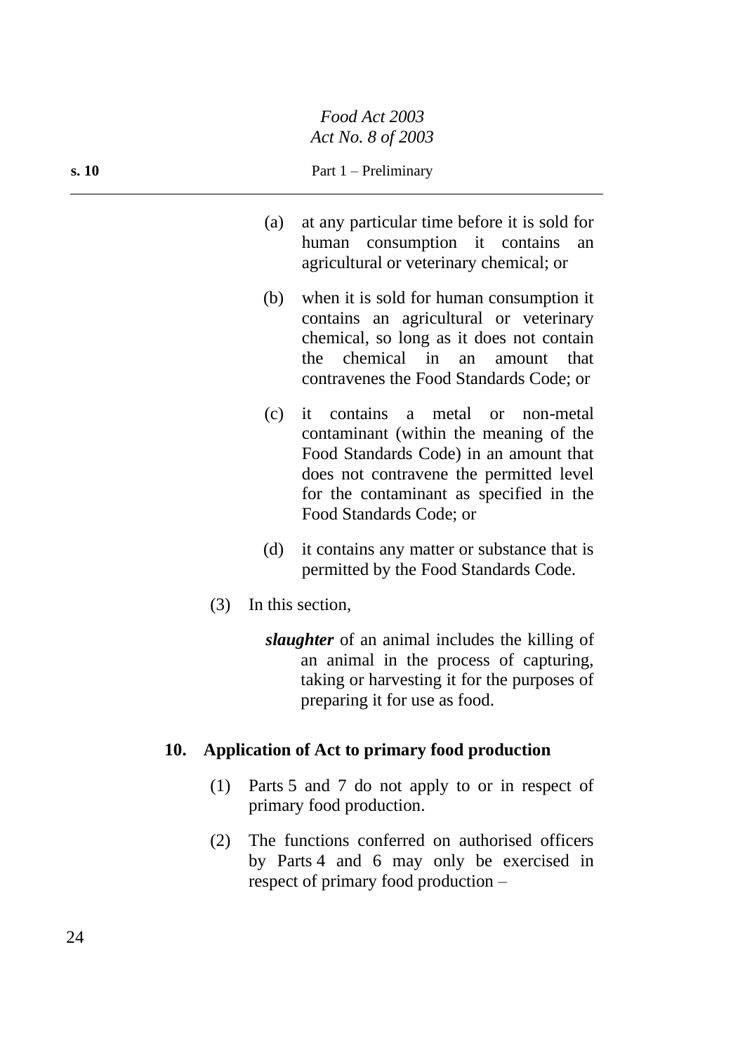(a) at any particular time before it is sold for human consumption it contains an agricultural or veterinary chemical; or

(b) when it is sold for human consumption it contains an agricultural or veterinary chemical, so long as it does not contain the chemical in an amount that contravenes the Food Standards Code; or

(c) it contains a metal or non-metal contaminant (within the meaning of the Food Standards Code) in an amount that does not contravene the permitted level for the contaminant as specified in the Food Standards Code; or

(d) it contains any matter or substance that is permitted by the Food Standards Code.

(3) In this section,

***slaughter*** of an animal includes the killing of an animal in the process of capturing, taking or harvesting it for the purposes of preparing it for use as food.

### 10. Application of Act to primary food production

(1) Parts 5 and 7 do not apply to or in respect of primary food production.

(2) The functions conferred on authorised officers by Parts 4 and 6 may only be exercised in respect of primary food production –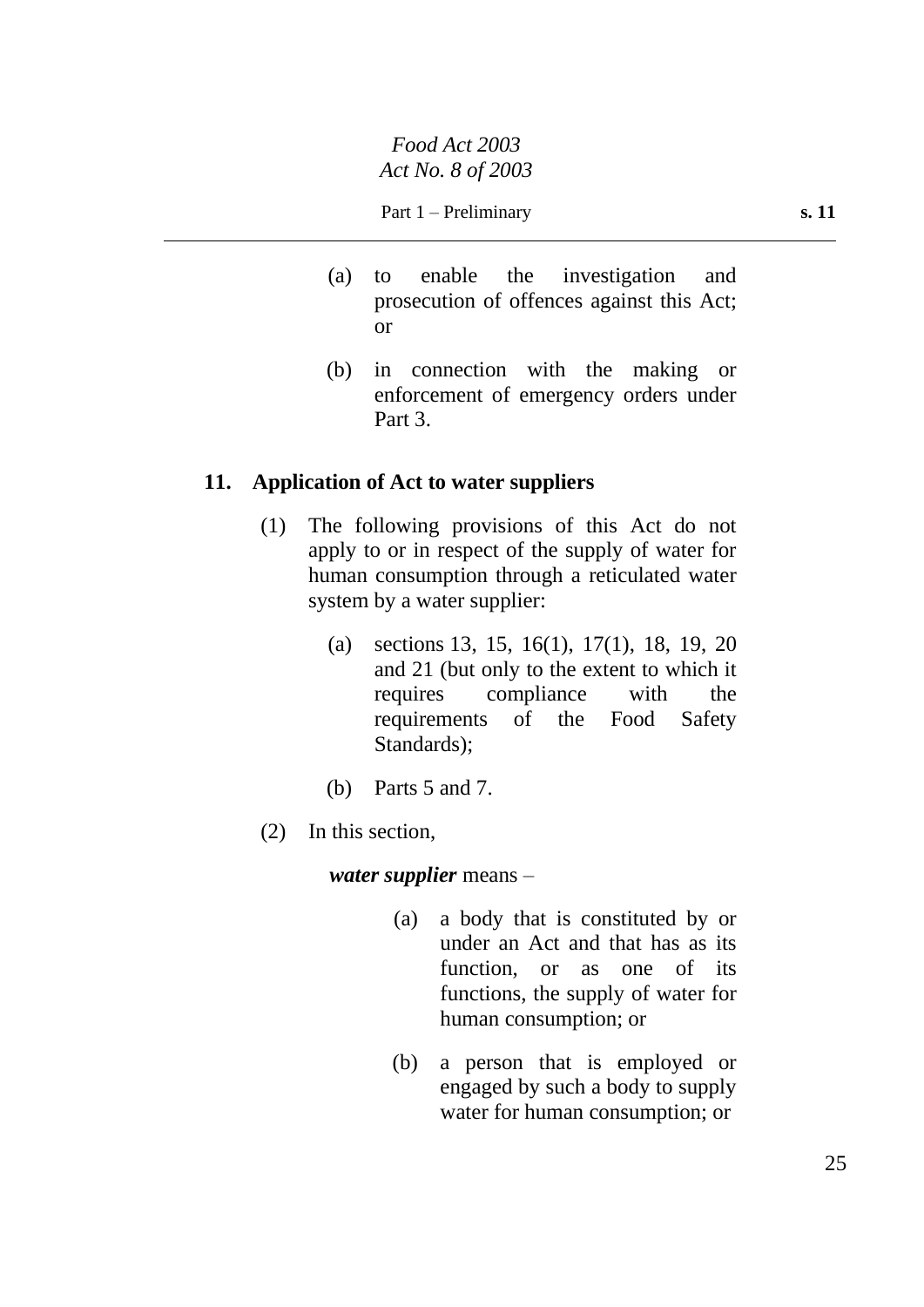(a) to enable the investigation and prosecution of offences against this Act; or

(b) in connection with the making or enforcement of emergency orders under Part 3.

### 11. Application of Act to water suppliers

(1) The following provisions of this Act do not apply to or in respect of the supply of water for human consumption through a reticulated water system by a water supplier:

(a) sections 13, 15, 16(1), 17(1), 18, 19, 20 and 21 (but only to the extent to which it requires compliance with the requirements of the Food Safety Standards);

(b) Parts 5 and 7.

(2) In this section,

***water supplier*** means –

(a) a body that is constituted by or under an Act and that has as its function, or as one of its functions, the supply of water for human consumption; or

(b) a person that is employed or engaged by such a body to supply water for human consumption; or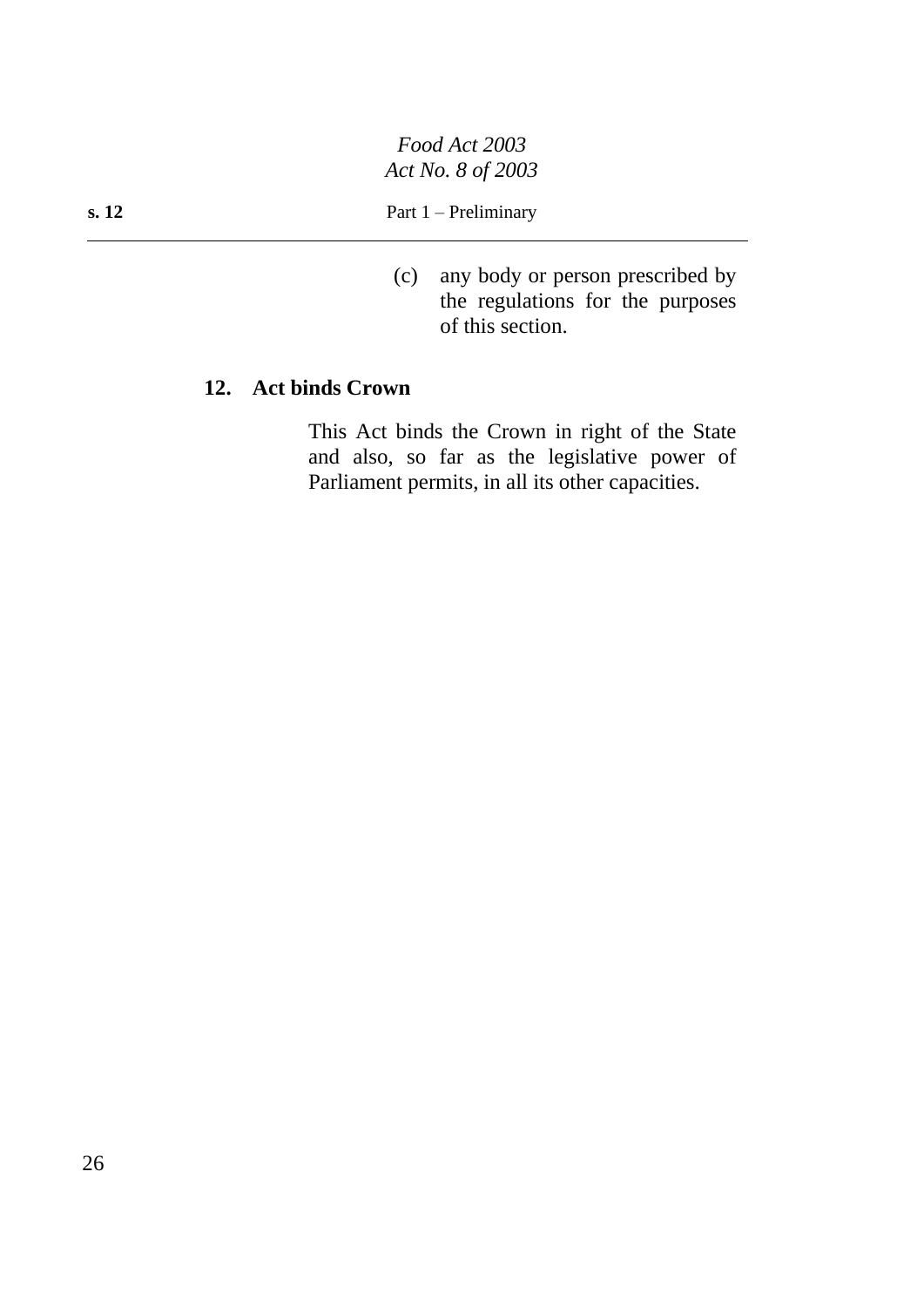(c) any body or person prescribed by the regulations for the purposes of this section.

**12. Act binds Crown**

This Act binds the Crown in right of the State and also, so far as the legislative power of Parliament permits, in all its other capacities.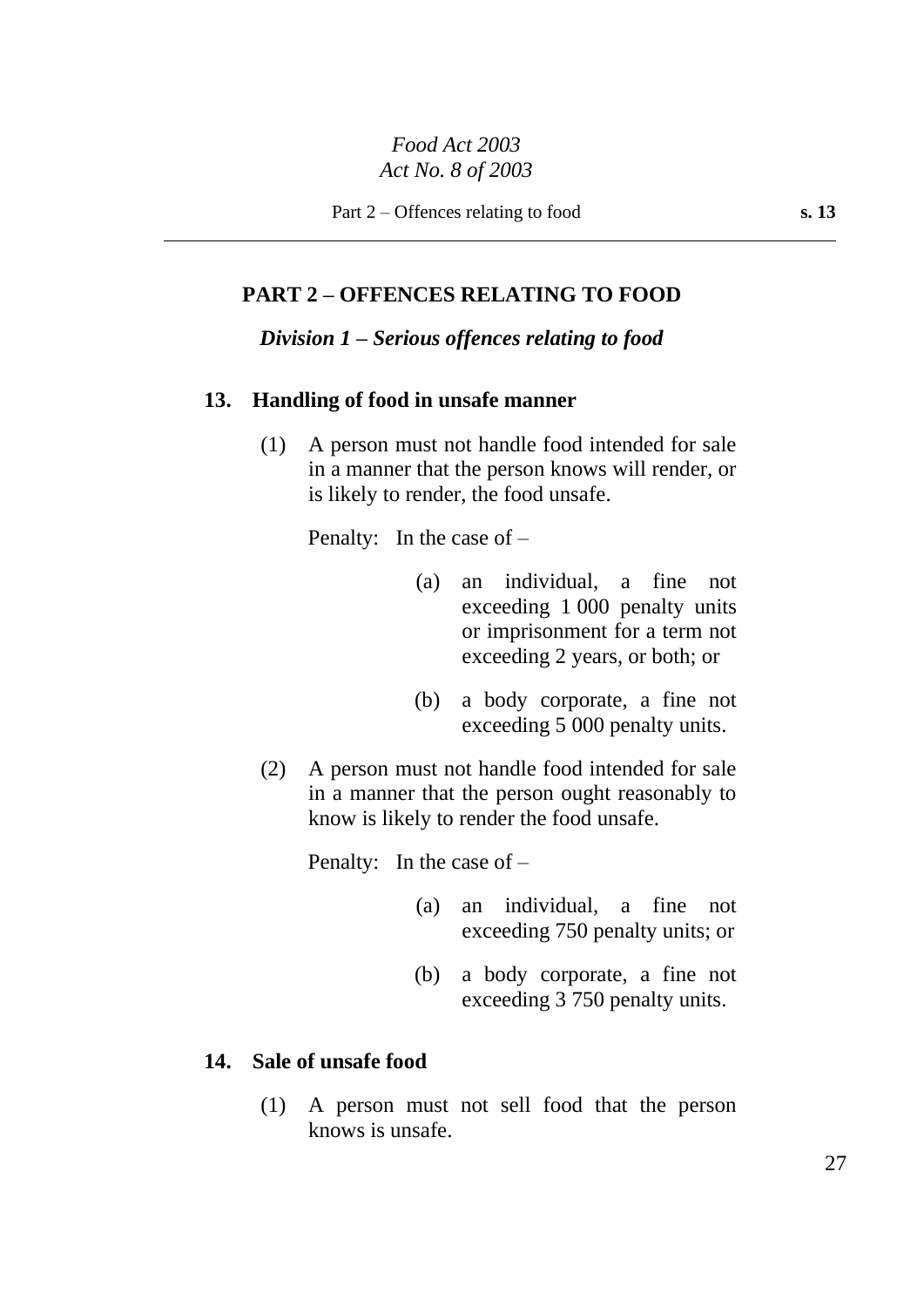## PART 2 – OFFENCES RELATING TO FOOD

### *Division 1 – Serious offences relating to food*

**13. Handling of food in unsafe manner**

(1) A person must not handle food intended for sale in a manner that the person knows will render, or is likely to render, the food unsafe.

Penalty: In the case of –

(a) an individual, a fine not exceeding 1 000 penalty units or imprisonment for a term not exceeding 2 years, or both; or

(b) a body corporate, a fine not exceeding 5 000 penalty units.

(2) A person must not handle food intended for sale in a manner that the person ought reasonably to know is likely to render the food unsafe.

Penalty: In the case of –

(a) an individual, a fine not exceeding 750 penalty units; or

(b) a body corporate, a fine not exceeding 3 750 penalty units.

**14. Sale of unsafe food**

(1) A person must not sell food that the person knows is unsafe.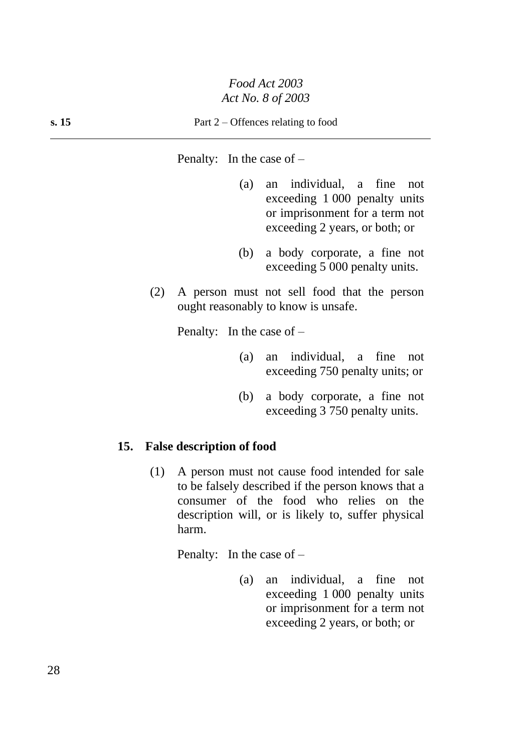Penalty: In the case of –

(a) an individual, a fine not exceeding 1 000 penalty units or imprisonment for a term not exceeding 2 years, or both; or

(b) a body corporate, a fine not exceeding 5 000 penalty units.

(2) A person must not sell food that the person ought reasonably to know is unsafe.

Penalty: In the case of –

(a) an individual, a fine not exceeding 750 penalty units; or

(b) a body corporate, a fine not exceeding 3 750 penalty units.

### 15. False description of food

(1) A person must not cause food intended for sale to be falsely described if the person knows that a consumer of the food who relies on the description will, or is likely to, suffer physical harm.

Penalty: In the case of –

(a) an individual, a fine not exceeding 1 000 penalty units or imprisonment for a term not exceeding 2 years, or both; or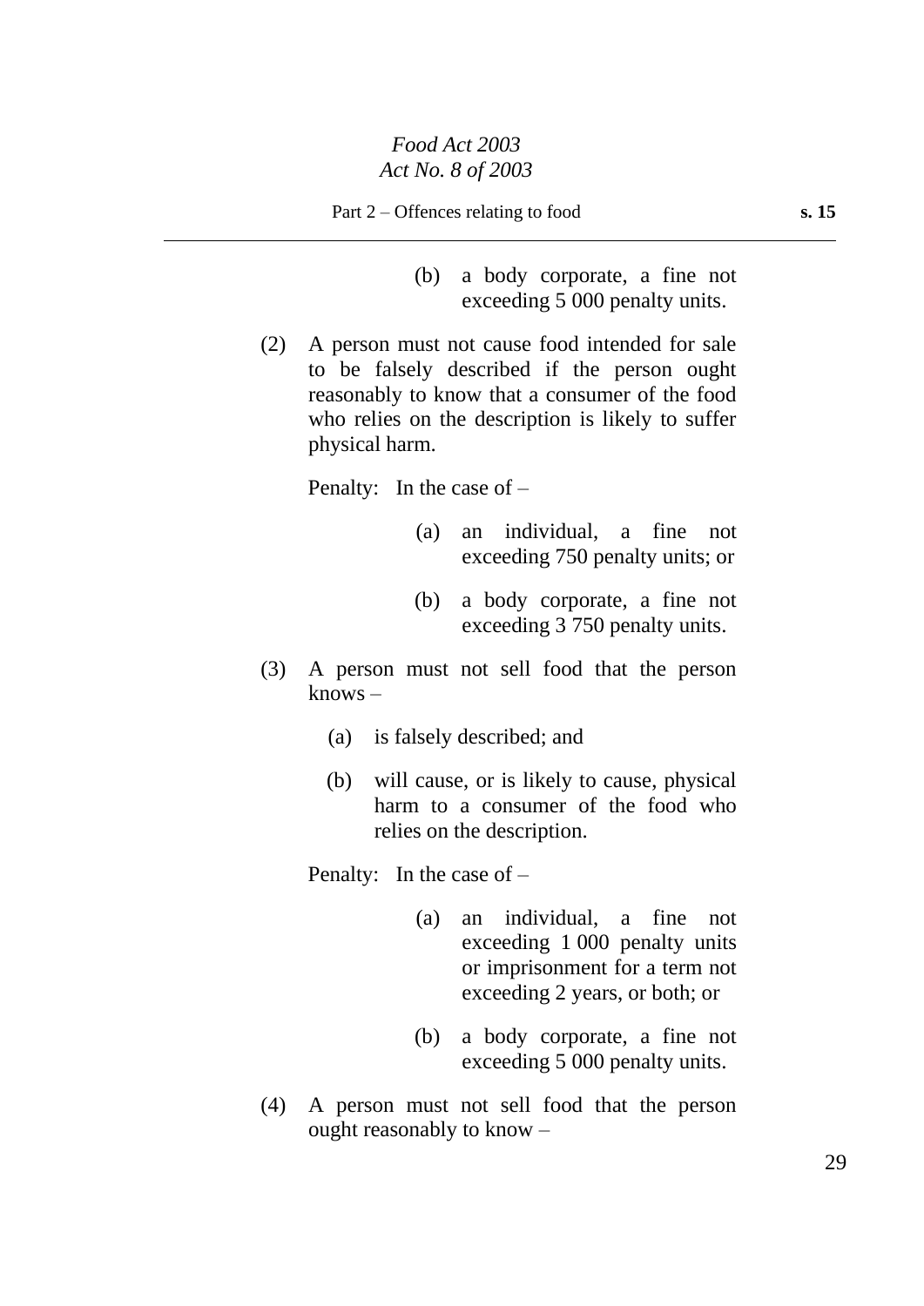(b) a body corporate, a fine not exceeding 5 000 penalty units.

(2) A person must not cause food intended for sale to be falsely described if the person ought reasonably to know that a consumer of the food who relies on the description is likely to suffer physical harm.

Penalty: In the case of –

(a) an individual, a fine not exceeding 750 penalty units; or

(b) a body corporate, a fine not exceeding 3 750 penalty units.

(3) A person must not sell food that the person knows –

(a) is falsely described; and

(b) will cause, or is likely to cause, physical harm to a consumer of the food who relies on the description.

Penalty: In the case of –

(a) an individual, a fine not exceeding 1 000 penalty units or imprisonment for a term not exceeding 2 years, or both; or

(b) a body corporate, a fine not exceeding 5 000 penalty units.

(4) A person must not sell food that the person ought reasonably to know –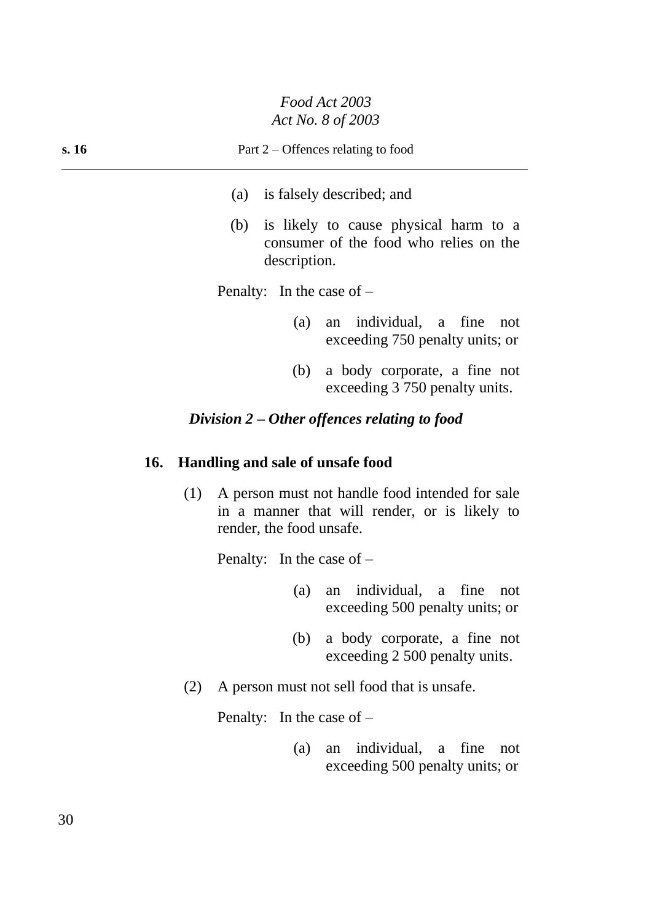(a) is falsely described; and

(b) is likely to cause physical harm to a consumer of the food who relies on the description.

Penalty: In the case of –

(a) an individual, a fine not exceeding 750 penalty units; or

(b) a body corporate, a fine not exceeding 3 750 penalty units.

### *Division 2 – Other offences relating to food*

#### 16. Handling and sale of unsafe food

(1) A person must not handle food intended for sale in a manner that will render, or is likely to render, the food unsafe.

Penalty: In the case of –

(a) an individual, a fine not exceeding 500 penalty units; or

(b) a body corporate, a fine not exceeding 2 500 penalty units.

(2) A person must not sell food that is unsafe.

Penalty: In the case of –

(a) an individual, a fine not exceeding 500 penalty units; or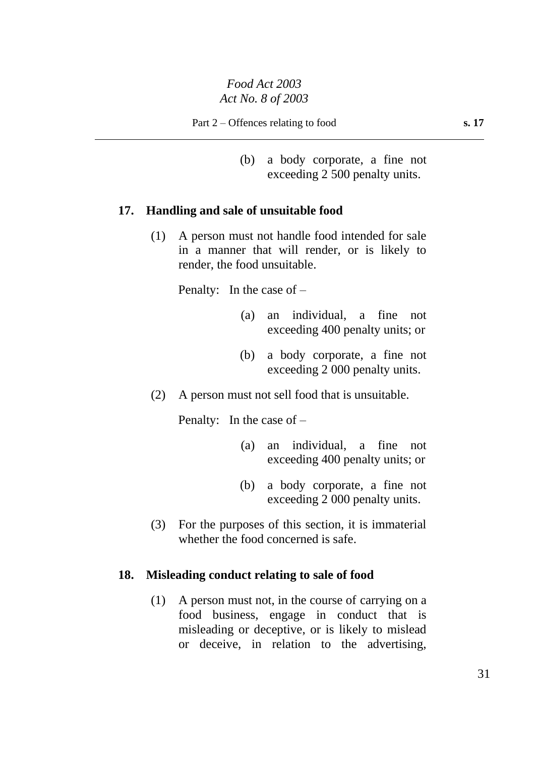(b) a body corporate, a fine not exceeding 2 500 penalty units.

### 17. Handling and sale of unsuitable food

(1) A person must not handle food intended for sale in a manner that will render, or is likely to render, the food unsuitable.

Penalty: In the case of –

(a) an individual, a fine not exceeding 400 penalty units; or

(b) a body corporate, a fine not exceeding 2 000 penalty units.

(2) A person must not sell food that is unsuitable.

Penalty: In the case of –

(a) an individual, a fine not exceeding 400 penalty units; or

(b) a body corporate, a fine not exceeding 2 000 penalty units.

(3) For the purposes of this section, it is immaterial whether the food concerned is safe.

### 18. Misleading conduct relating to sale of food

(1) A person must not, in the course of carrying on a food business, engage in conduct that is misleading or deceptive, or is likely to mislead or deceive, in relation to the advertising,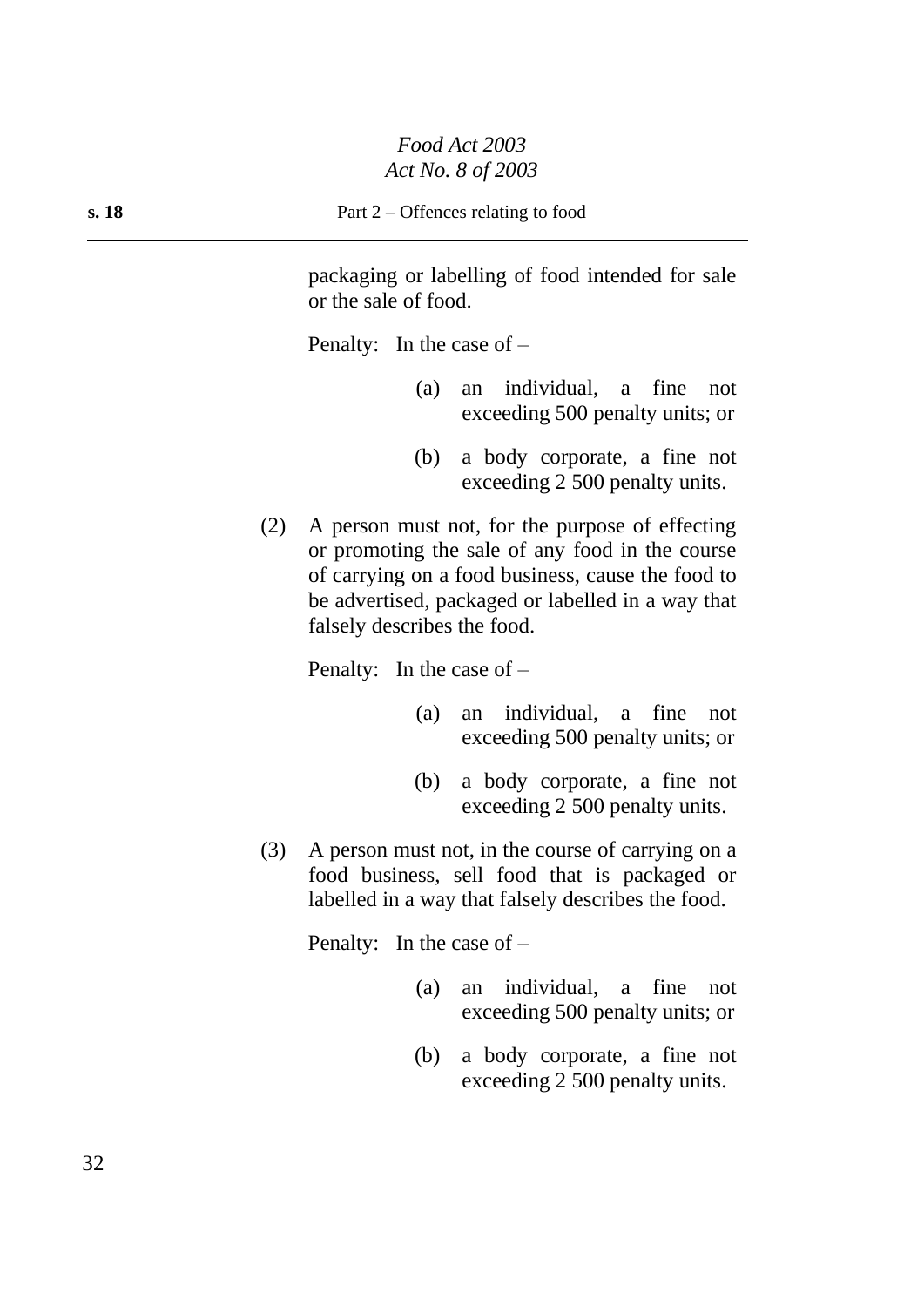packaging or labelling of food intended for sale or the sale of food.

Penalty: In the case of –

(a) an individual, a fine not exceeding 500 penalty units; or

(b) a body corporate, a fine not exceeding 2 500 penalty units.

(2) A person must not, for the purpose of effecting or promoting the sale of any food in the course of carrying on a food business, cause the food to be advertised, packaged or labelled in a way that falsely describes the food.

Penalty: In the case of –

(a) an individual, a fine not exceeding 500 penalty units; or

(b) a body corporate, a fine not exceeding 2 500 penalty units.

(3) A person must not, in the course of carrying on a food business, sell food that is packaged or labelled in a way that falsely describes the food.

Penalty: In the case of –

(a) an individual, a fine not exceeding 500 penalty units; or

(b) a body corporate, a fine not exceeding 2 500 penalty units.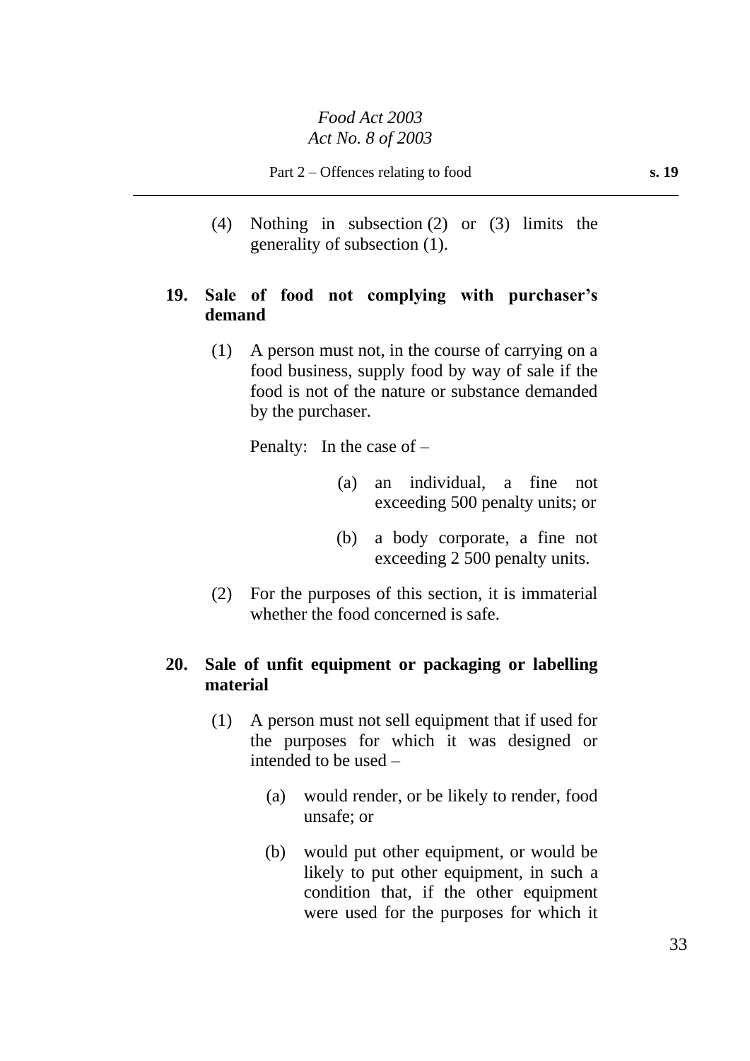(4) Nothing in subsection (2) or (3) limits the generality of subsection (1).

**19. Sale of food not complying with purchaser's demand**

(1) A person must not, in the course of carrying on a food business, supply food by way of sale if the food is not of the nature or substance demanded by the purchaser.

Penalty: In the case of –

(a) an individual, a fine not exceeding 500 penalty units; or

(b) a body corporate, a fine not exceeding 2 500 penalty units.

(2) For the purposes of this section, it is immaterial whether the food concerned is safe.

**20. Sale of unfit equipment or packaging or labelling material**

(1) A person must not sell equipment that if used for the purposes for which it was designed or intended to be used –

(a) would render, or be likely to render, food unsafe; or

(b) would put other equipment, or would be likely to put other equipment, in such a condition that, if the other equipment were used for the purposes for which it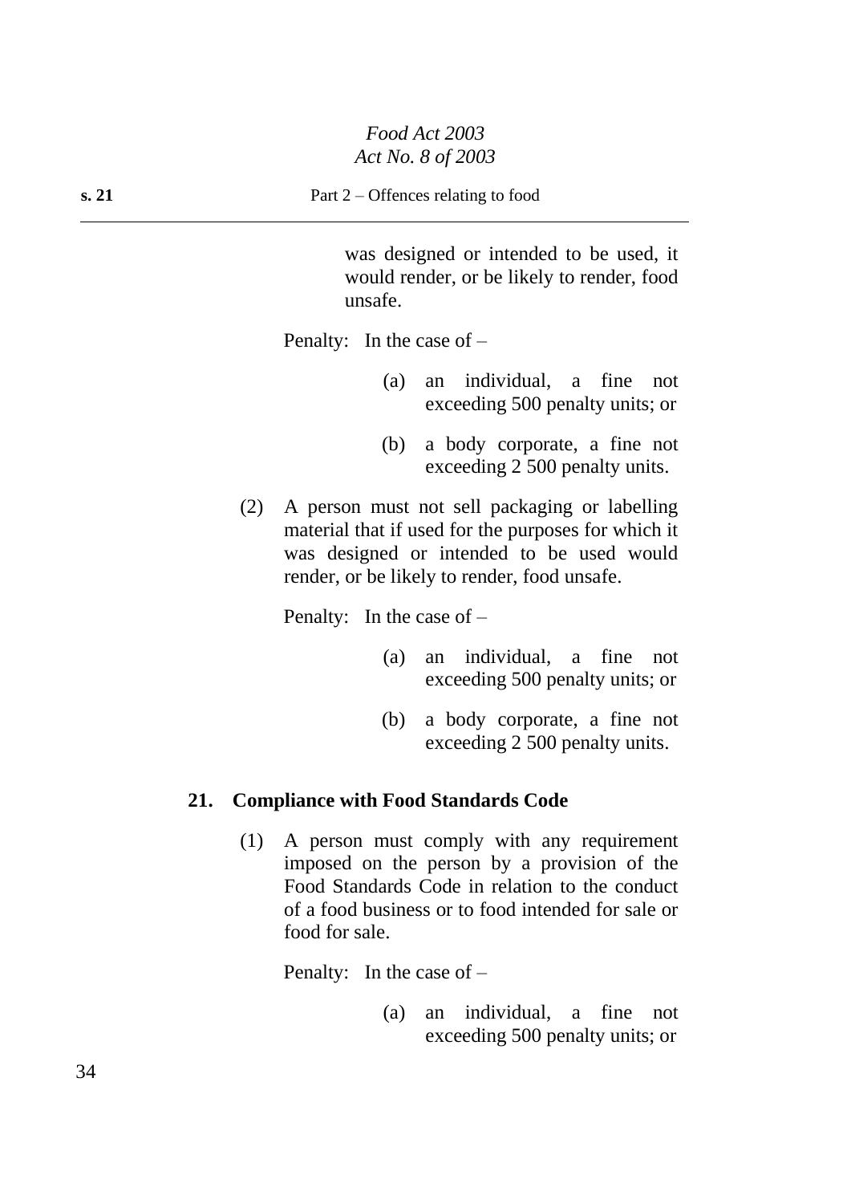was designed or intended to be used, it would render, or be likely to render, food unsafe.

Penalty: In the case of –

(a) an individual, a fine not exceeding 500 penalty units; or

(b) a body corporate, a fine not exceeding 2 500 penalty units.

(2) A person must not sell packaging or labelling material that if used for the purposes for which it was designed or intended to be used would render, or be likely to render, food unsafe.

Penalty: In the case of –

(a) an individual, a fine not exceeding 500 penalty units; or

(b) a body corporate, a fine not exceeding 2 500 penalty units.

### 21. Compliance with Food Standards Code

(1) A person must comply with any requirement imposed on the person by a provision of the Food Standards Code in relation to the conduct of a food business or to food intended for sale or food for sale.

Penalty: In the case of –

(a) an individual, a fine not exceeding 500 penalty units; or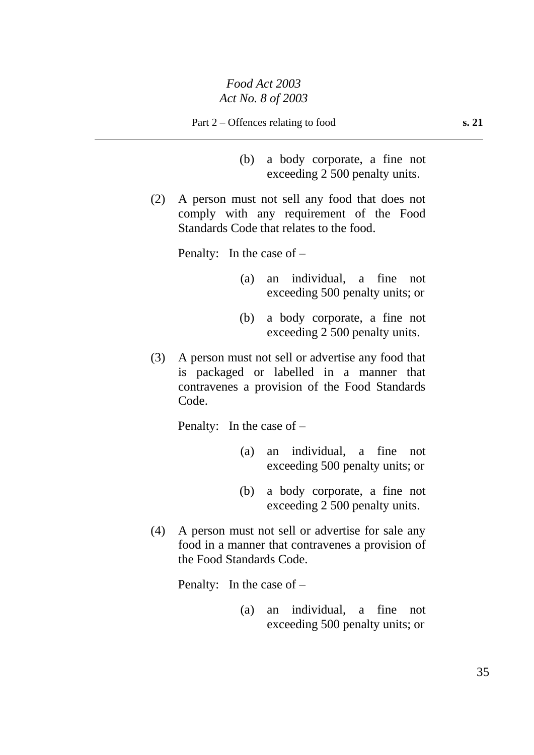(b) a body corporate, a fine not exceeding 2 500 penalty units.

(2) A person must not sell any food that does not comply with any requirement of the Food Standards Code that relates to the food.

Penalty: In the case of –

(a) an individual, a fine not exceeding 500 penalty units; or

(b) a body corporate, a fine not exceeding 2 500 penalty units.

(3) A person must not sell or advertise any food that is packaged or labelled in a manner that contravenes a provision of the Food Standards Code.

Penalty: In the case of –

(a) an individual, a fine not exceeding 500 penalty units; or

(b) a body corporate, a fine not exceeding 2 500 penalty units.

(4) A person must not sell or advertise for sale any food in a manner that contravenes a provision of the Food Standards Code.

Penalty: In the case of –

(a) an individual, a fine not exceeding 500 penalty units; or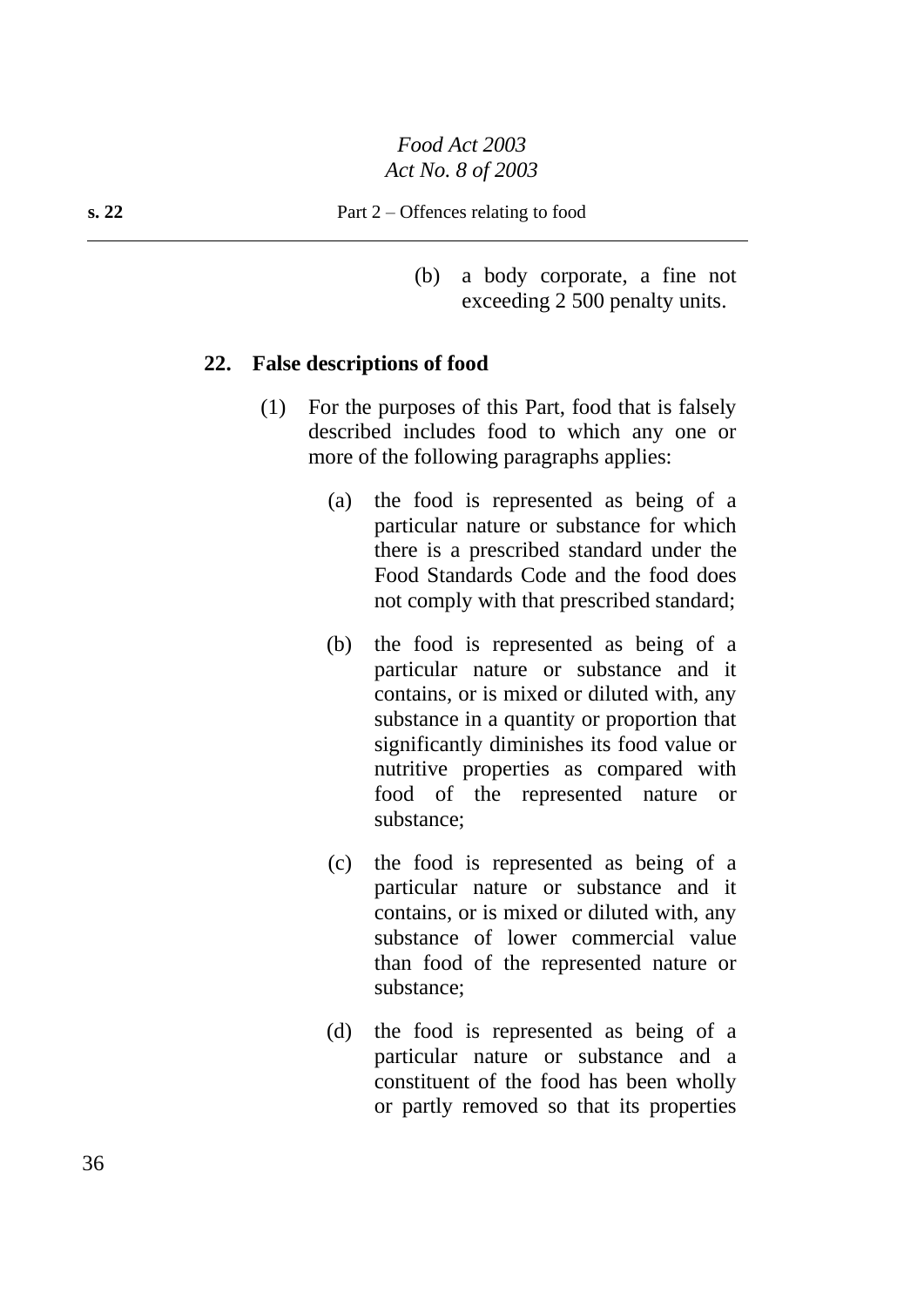(b) a body corporate, a fine not exceeding 2 500 penalty units.

### 22. False descriptions of food

(1) For the purposes of this Part, food that is falsely described includes food to which any one or more of the following paragraphs applies:

(a) the food is represented as being of a particular nature or substance for which there is a prescribed standard under the Food Standards Code and the food does not comply with that prescribed standard;

(b) the food is represented as being of a particular nature or substance and it contains, or is mixed or diluted with, any substance in a quantity or proportion that significantly diminishes its food value or nutritive properties as compared with food of the represented nature or substance;

(c) the food is represented as being of a particular nature or substance and it contains, or is mixed or diluted with, any substance of lower commercial value than food of the represented nature or substance;

(d) the food is represented as being of a particular nature or substance and a constituent of the food has been wholly or partly removed so that its properties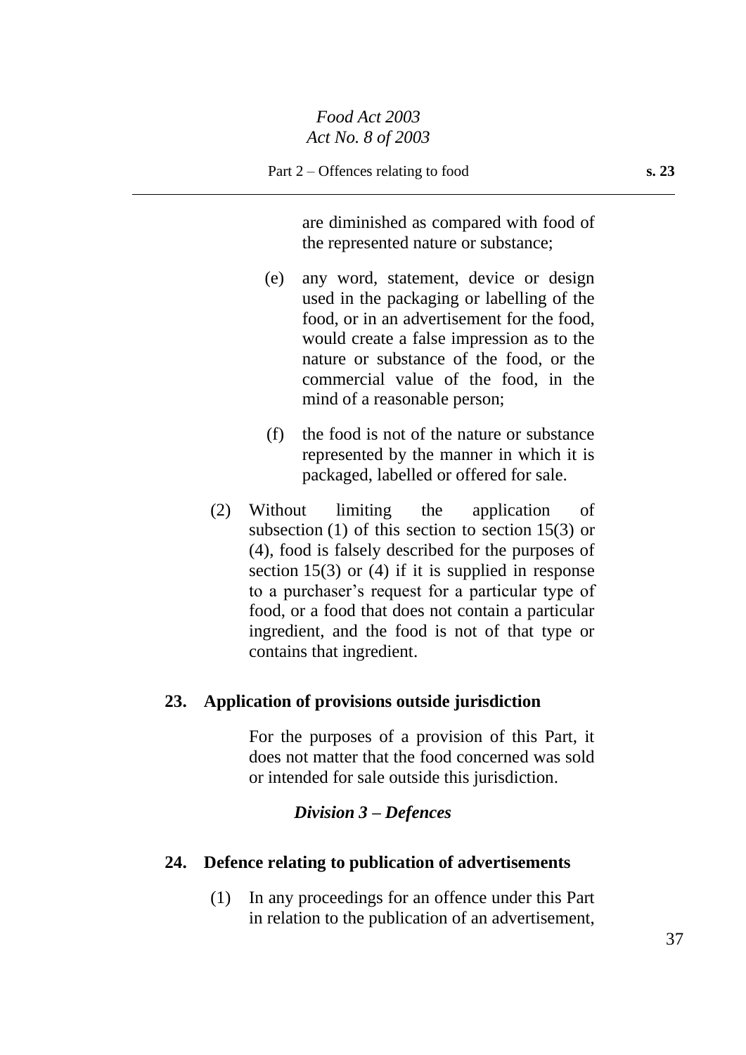are diminished as compared with food of the represented nature or substance;

(e) any word, statement, device or design used in the packaging or labelling of the food, or in an advertisement for the food, would create a false impression as to the nature or substance of the food, or the commercial value of the food, in the mind of a reasonable person;

(f) the food is not of the nature or substance represented by the manner in which it is packaged, labelled or offered for sale.

(2) Without limiting the application of subsection (1) of this section to section 15(3) or (4), food is falsely described for the purposes of section 15(3) or (4) if it is supplied in response to a purchaser's request for a particular type of food, or a food that does not contain a particular ingredient, and the food is not of that type or contains that ingredient.

**23. Application of provisions outside jurisdiction**

For the purposes of a provision of this Part, it does not matter that the food concerned was sold or intended for sale outside this jurisdiction.

***Division 3 – Defences***

**24. Defence relating to publication of advertisements**

(1) In any proceedings for an offence under this Part in relation to the publication of an advertisement,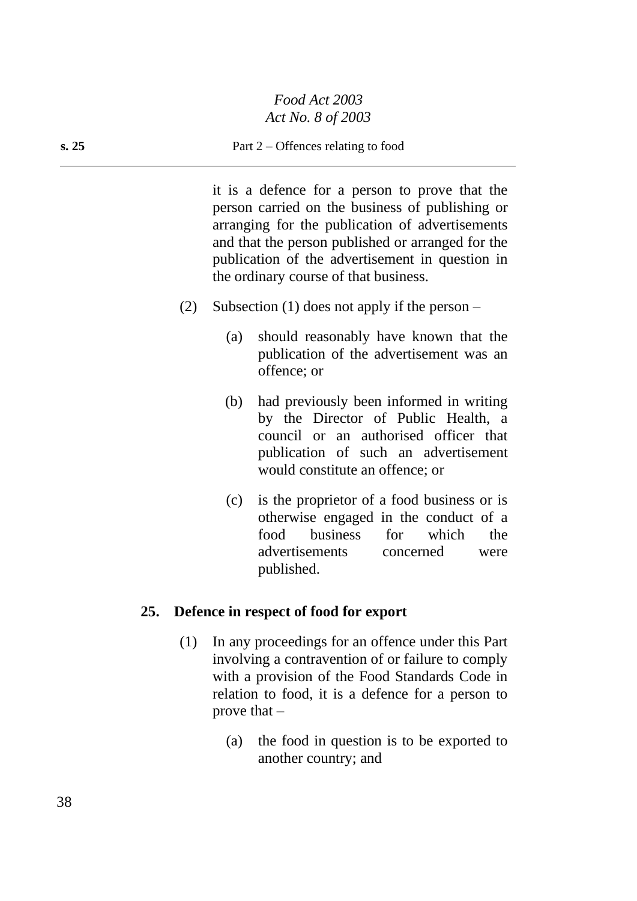it is a defence for a person to prove that the person carried on the business of publishing or arranging for the publication of advertisements and that the person published or arranged for the publication of the advertisement in question in the ordinary course of that business.

(2) Subsection (1) does not apply if the person –

(a) should reasonably have known that the publication of the advertisement was an offence; or

(b) had previously been informed in writing by the Director of Public Health, a council or an authorised officer that publication of such an advertisement would constitute an offence; or

(c) is the proprietor of a food business or is otherwise engaged in the conduct of a food business for which the advertisements concerned were published.

**25. Defence in respect of food for export**

(1) In any proceedings for an offence under this Part involving a contravention of or failure to comply with a provision of the Food Standards Code in relation to food, it is a defence for a person to prove that –

(a) the food in question is to be exported to another country; and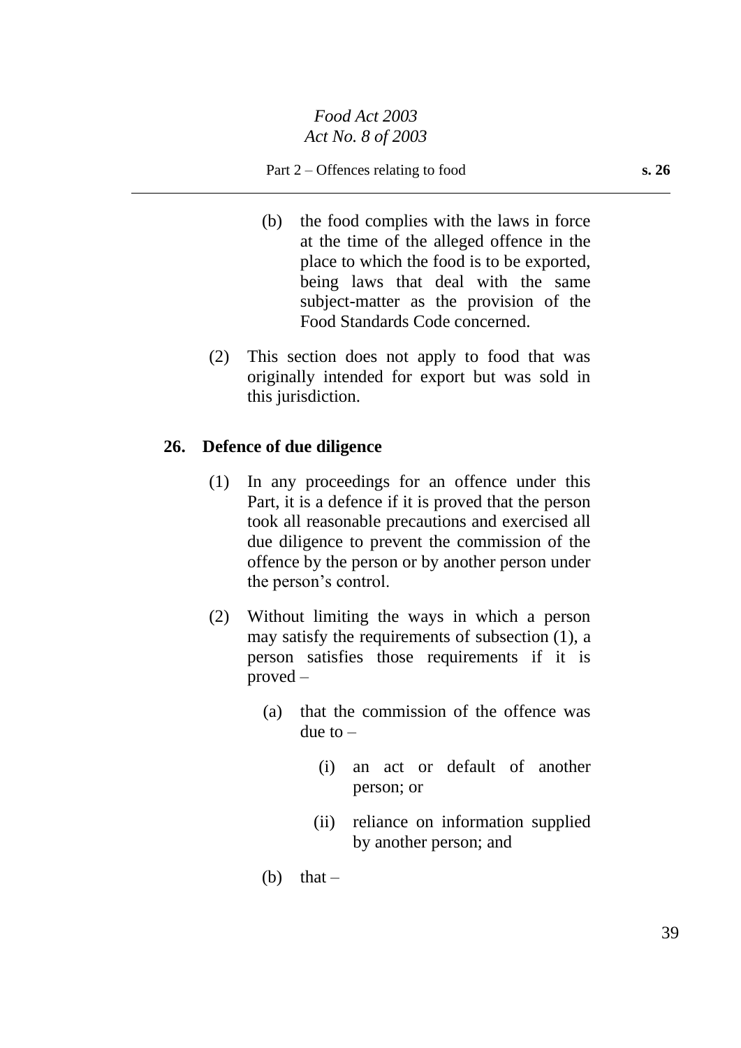(b) the food complies with the laws in force at the time of the alleged offence in the place to which the food is to be exported, being laws that deal with the same subject-matter as the provision of the Food Standards Code concerned.

(2) This section does not apply to food that was originally intended for export but was sold in this jurisdiction.

### 26. Defence of due diligence

(1) In any proceedings for an offence under this Part, it is a defence if it is proved that the person took all reasonable precautions and exercised all due diligence to prevent the commission of the offence by the person or by another person under the person's control.

(2) Without limiting the ways in which a person may satisfy the requirements of subsection (1), a person satisfies those requirements if it is proved –

(a) that the commission of the offence was due to –

(i) an act or default of another person; or

(ii) reliance on information supplied by another person; and

(b) that –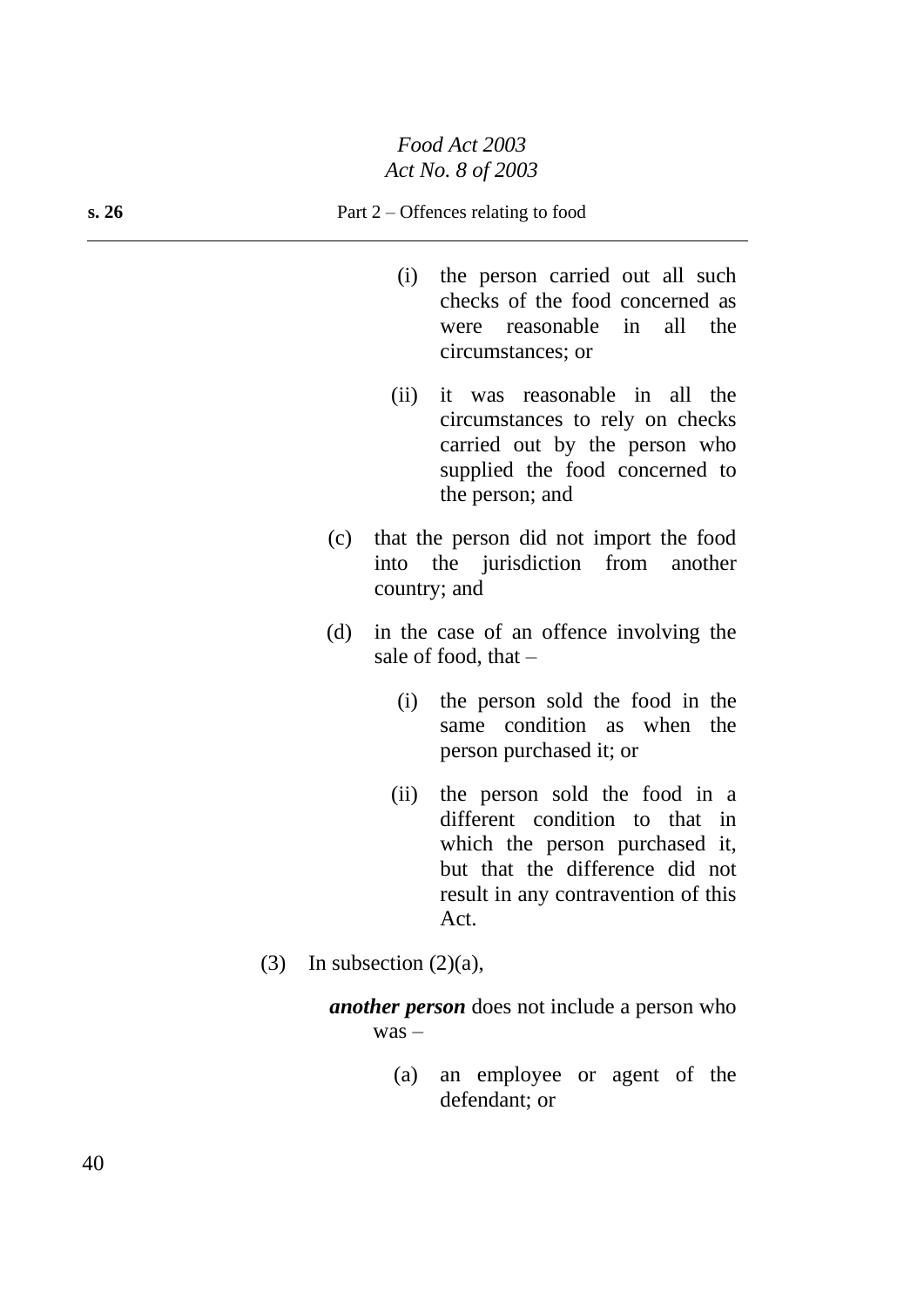(i) the person carried out all such checks of the food concerned as were reasonable in all the circumstances; or

(ii) it was reasonable in all the circumstances to rely on checks carried out by the person who supplied the food concerned to the person; and

(c) that the person did not import the food into the jurisdiction from another country; and

(d) in the case of an offence involving the sale of food, that –

(i) the person sold the food in the same condition as when the person purchased it; or

(ii) the person sold the food in a different condition to that in which the person purchased it, but that the difference did not result in any contravention of this Act.

(3) In subsection (2)(a),

***another person*** does not include a person who was –

(a) an employee or agent of the defendant; or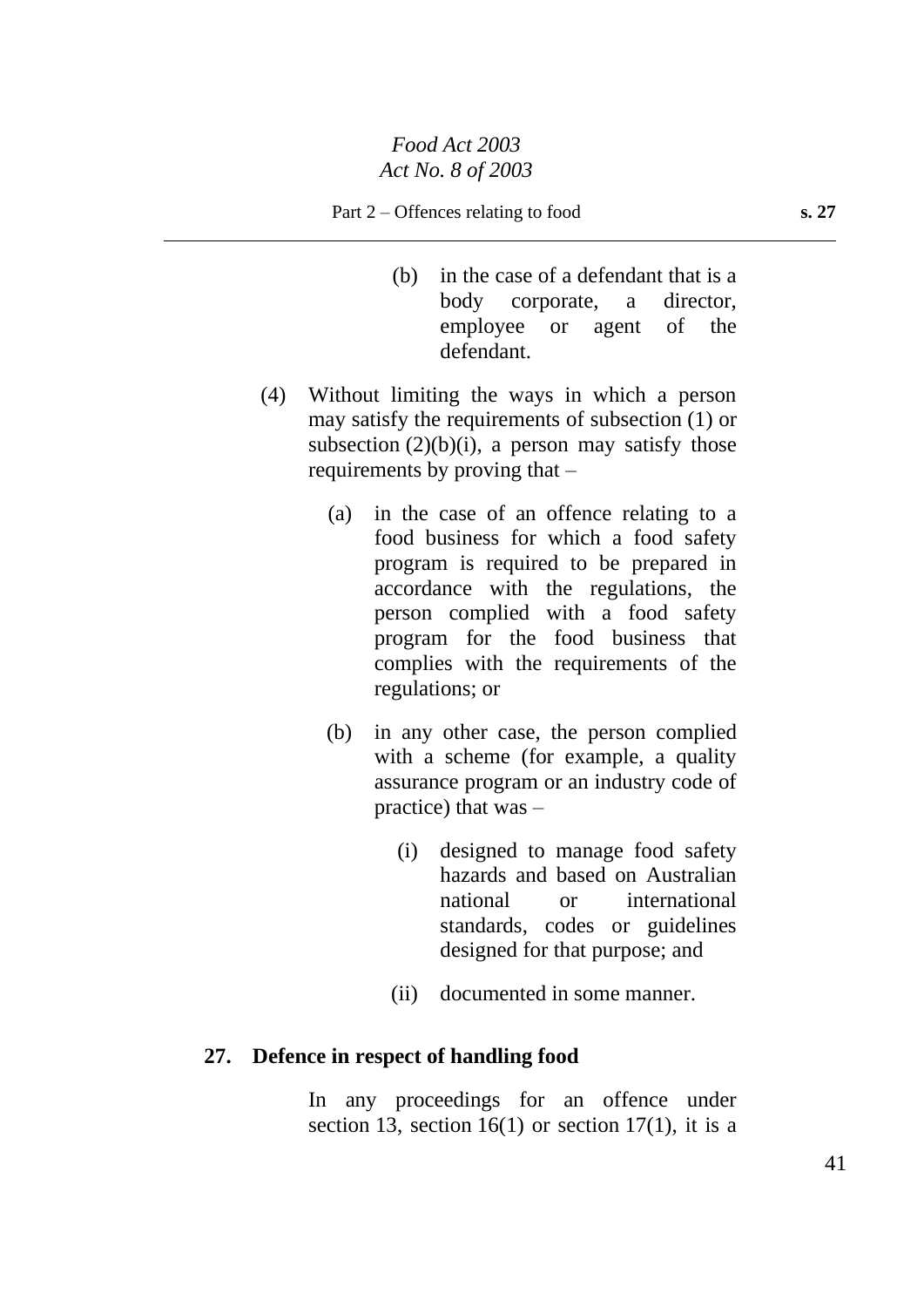(b) in the case of a defendant that is a body corporate, a director, employee or agent of the defendant.

(4) Without limiting the ways in which a person may satisfy the requirements of subsection (1) or subsection (2)(b)(i), a person may satisfy those requirements by proving that –

(a) in the case of an offence relating to a food business for which a food safety program is required to be prepared in accordance with the regulations, the person complied with a food safety program for the food business that complies with the requirements of the regulations; or

(b) in any other case, the person complied with a scheme (for example, a quality assurance program or an industry code of practice) that was –

(i) designed to manage food safety hazards and based on Australian national or international standards, codes or guidelines designed for that purpose; and

(ii) documented in some manner.

**27. Defence in respect of handling food**

In any proceedings for an offence under section 13, section 16(1) or section 17(1), it is a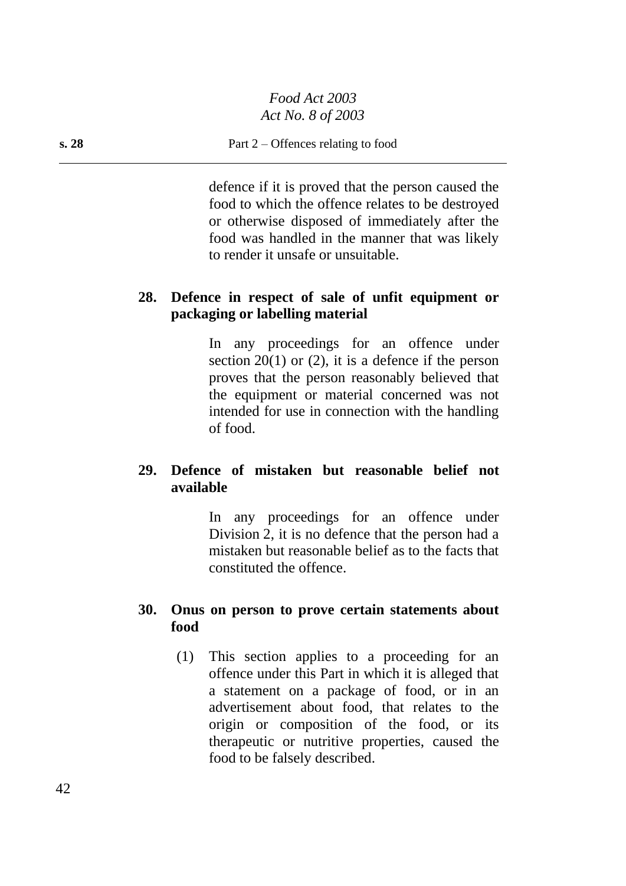defence if it is proved that the person caused the food to which the offence relates to be destroyed or otherwise disposed of immediately after the food was handled in the manner that was likely to render it unsafe or unsuitable.

### 28. Defence in respect of sale of unfit equipment or packaging or labelling material

In any proceedings for an offence under section 20(1) or (2), it is a defence if the person proves that the person reasonably believed that the equipment or material concerned was not intended for use in connection with the handling of food.

### 29. Defence of mistaken but reasonable belief not available

In any proceedings for an offence under Division 2, it is no defence that the person had a mistaken but reasonable belief as to the facts that constituted the offence.

### 30. Onus on person to prove certain statements about food

(1) This section applies to a proceeding for an offence under this Part in which it is alleged that a statement on a package of food, or in an advertisement about food, that relates to the origin or composition of the food, or its therapeutic or nutritive properties, caused the food to be falsely described.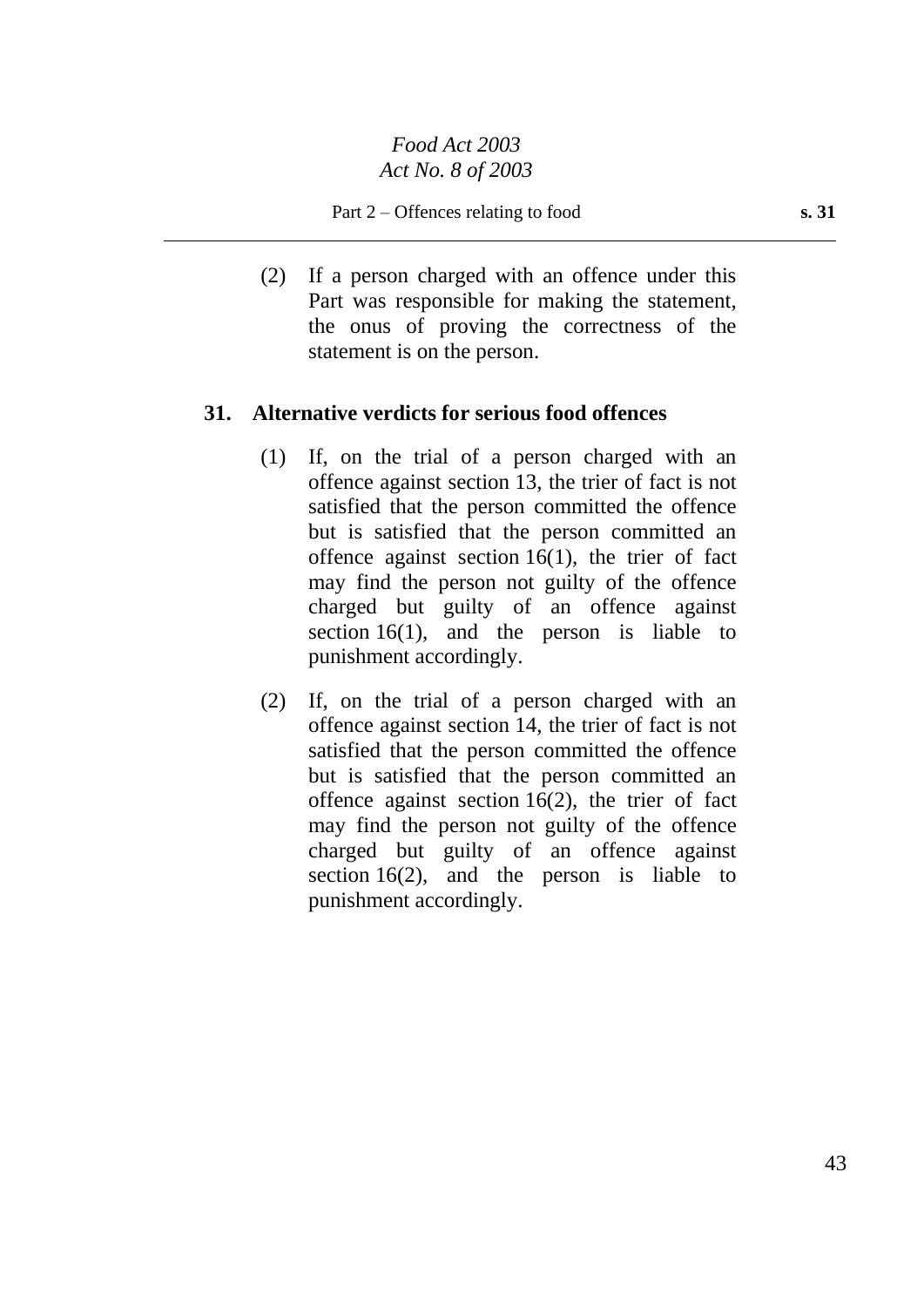(2) If a person charged with an offence under this Part was responsible for making the statement, the onus of proving the correctness of the statement is on the person.

## 31. Alternative verdicts for serious food offences

(1) If, on the trial of a person charged with an offence against section 13, the trier of fact is not satisfied that the person committed the offence but is satisfied that the person committed an offence against section 16(1), the trier of fact may find the person not guilty of the offence charged but guilty of an offence against section 16(1), and the person is liable to punishment accordingly.

(2) If, on the trial of a person charged with an offence against section 14, the trier of fact is not satisfied that the person committed the offence but is satisfied that the person committed an offence against section 16(2), the trier of fact may find the person not guilty of the offence charged but guilty of an offence against section 16(2), and the person is liable to punishment accordingly.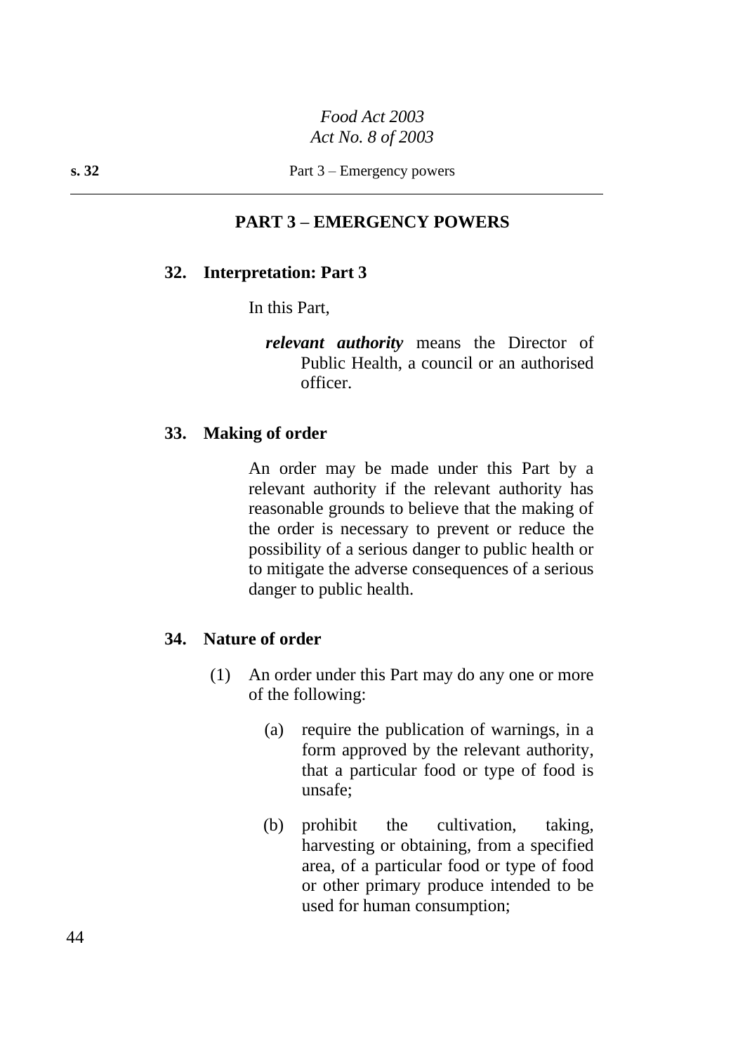## PART 3 – EMERGENCY POWERS

### 32. Interpretation: Part 3

In this Part,

***relevant authority*** means the Director of Public Health, a council or an authorised officer.

### 33. Making of order

An order may be made under this Part by a relevant authority if the relevant authority has reasonable grounds to believe that the making of the order is necessary to prevent or reduce the possibility of a serious danger to public health or to mitigate the adverse consequences of a serious danger to public health.

### 34. Nature of order

(1) An order under this Part may do any one or more of the following:

(a) require the publication of warnings, in a form approved by the relevant authority, that a particular food or type of food is unsafe;

(b) prohibit the cultivation, taking, harvesting or obtaining, from a specified area, of a particular food or type of food or other primary produce intended to be used for human consumption;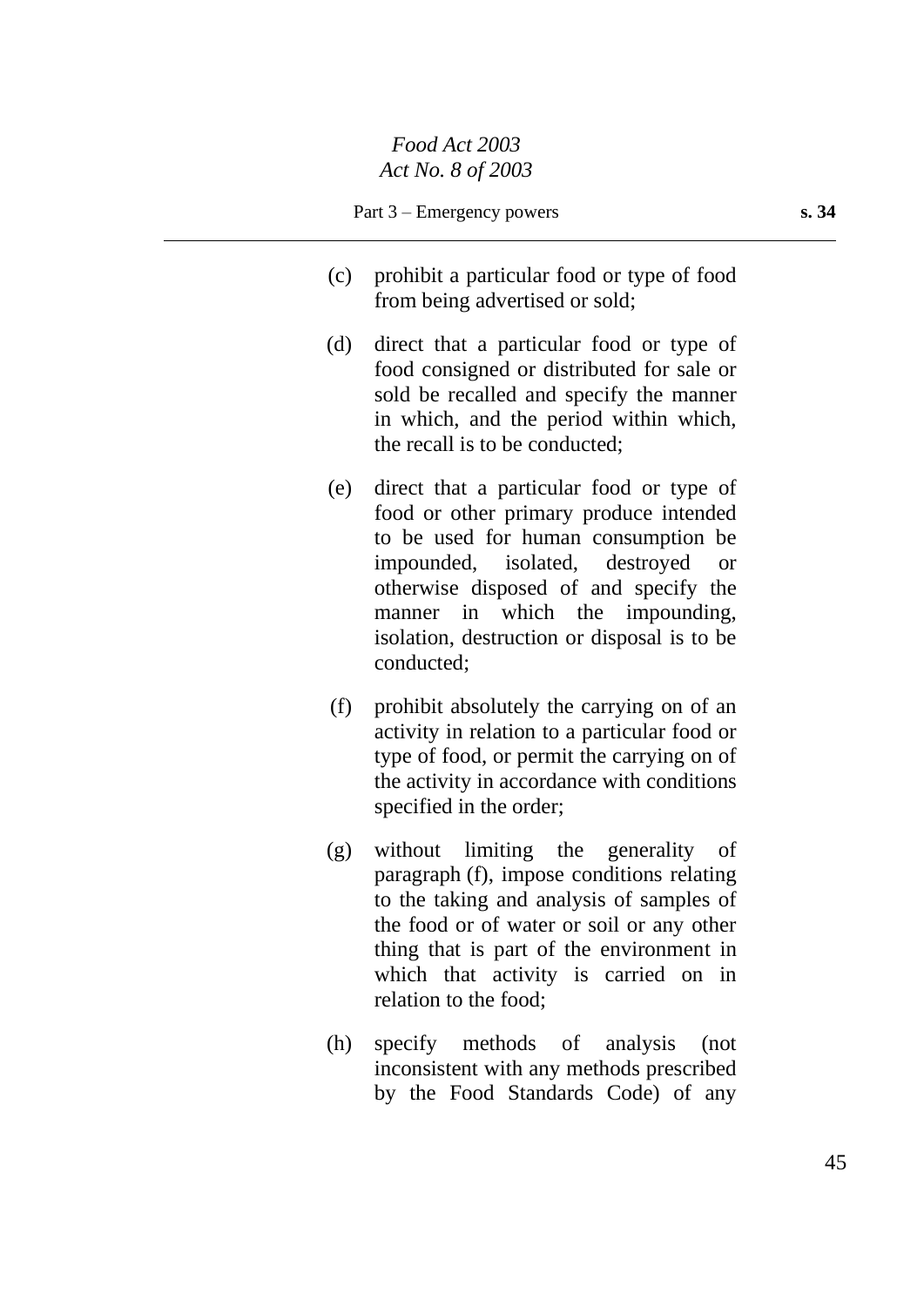(c) prohibit a particular food or type of food from being advertised or sold;

(d) direct that a particular food or type of food consigned or distributed for sale or sold be recalled and specify the manner in which, and the period within which, the recall is to be conducted;

(e) direct that a particular food or type of food or other primary produce intended to be used for human consumption be impounded, isolated, destroyed or otherwise disposed of and specify the manner in which the impounding, isolation, destruction or disposal is to be conducted;

(f) prohibit absolutely the carrying on of an activity in relation to a particular food or type of food, or permit the carrying on of the activity in accordance with conditions specified in the order;

(g) without limiting the generality of paragraph (f), impose conditions relating to the taking and analysis of samples of the food or of water or soil or any other thing that is part of the environment in which that activity is carried on in relation to the food;

(h) specify methods of analysis (not inconsistent with any methods prescribed by the Food Standards Code) of any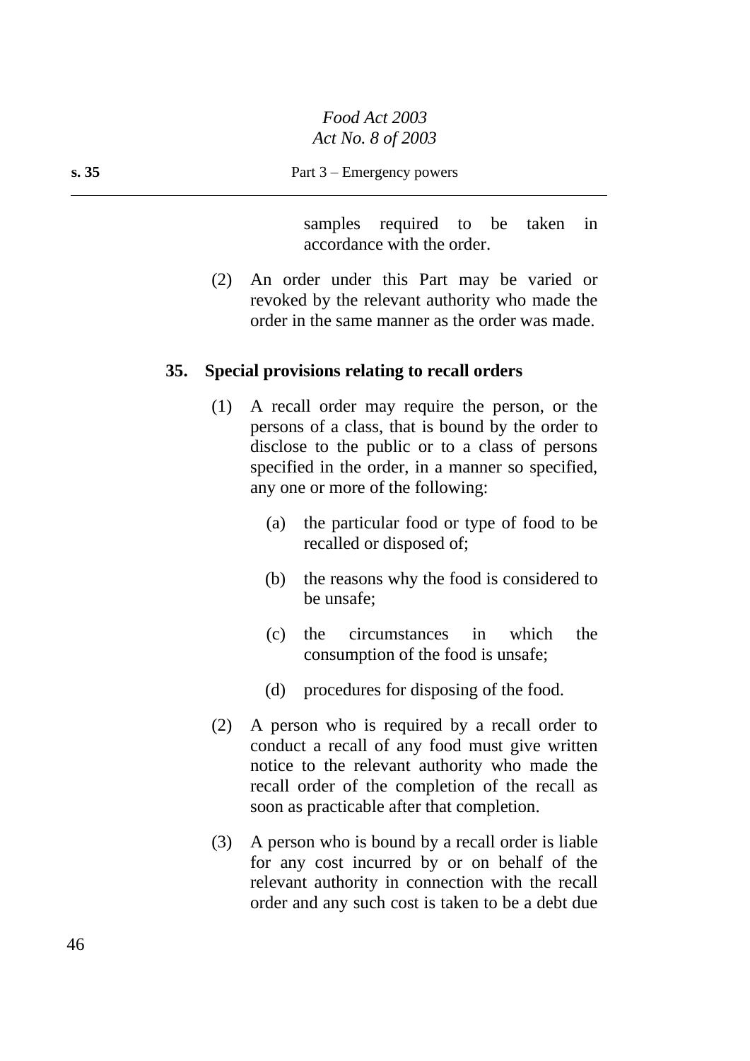samples required to be taken in accordance with the order.

(2) An order under this Part may be varied or revoked by the relevant authority who made the order in the same manner as the order was made.

## 35. Special provisions relating to recall orders

(1) A recall order may require the person, or the persons of a class, that is bound by the order to disclose to the public or to a class of persons specified in the order, in a manner so specified, any one or more of the following:

(a) the particular food or type of food to be recalled or disposed of;

(b) the reasons why the food is considered to be unsafe;

(c) the circumstances in which the consumption of the food is unsafe;

(d) procedures for disposing of the food.

(2) A person who is required by a recall order to conduct a recall of any food must give written notice to the relevant authority who made the recall order of the completion of the recall as soon as practicable after that completion.

(3) A person who is bound by a recall order is liable for any cost incurred by or on behalf of the relevant authority in connection with the recall order and any such cost is taken to be a debt due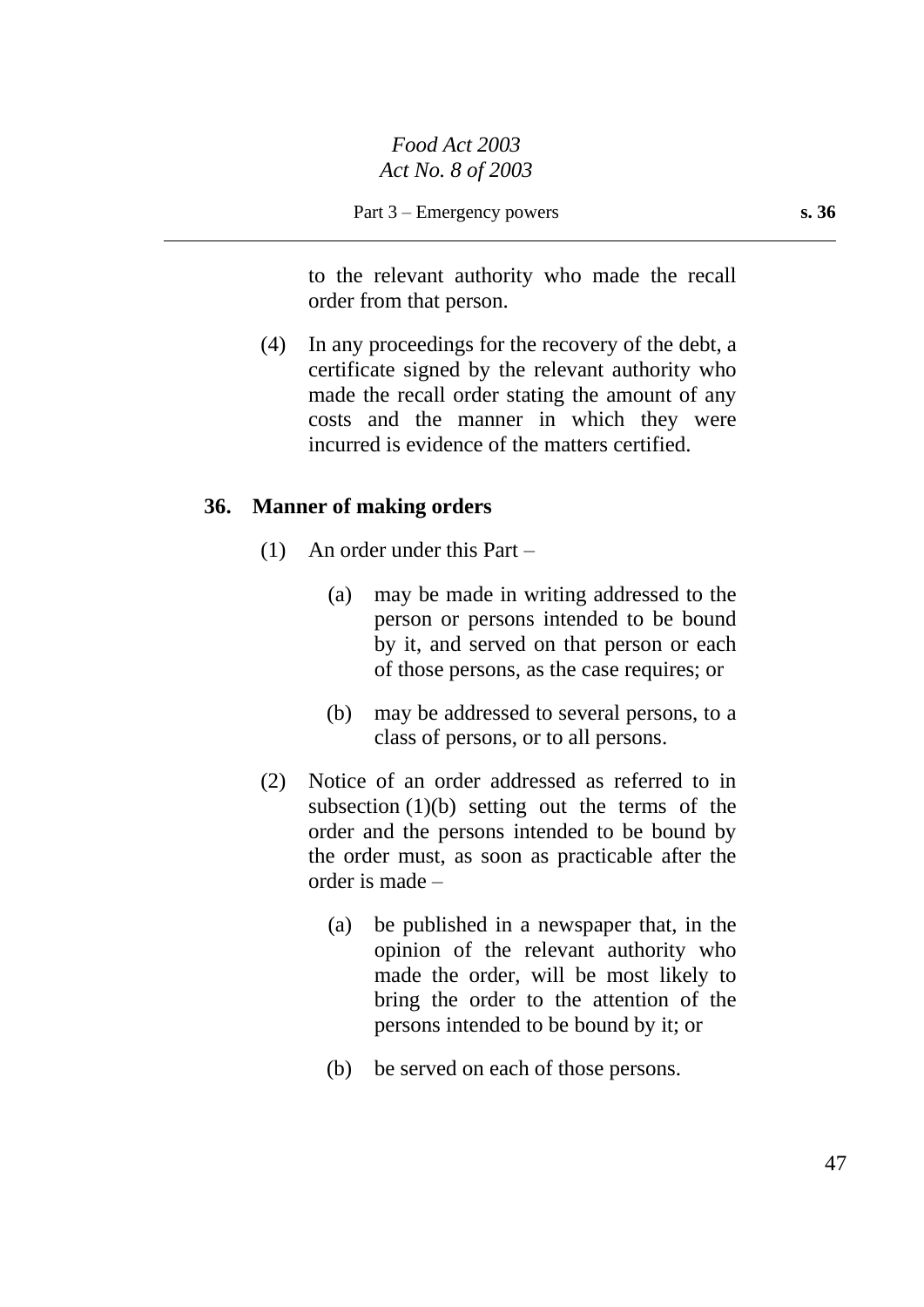to the relevant authority who made the recall order from that person.

(4) In any proceedings for the recovery of the debt, a certificate signed by the relevant authority who made the recall order stating the amount of any costs and the manner in which they were incurred is evidence of the matters certified.

**36. Manner of making orders**

(1) An order under this Part –

(a) may be made in writing addressed to the person or persons intended to be bound by it, and served on that person or each of those persons, as the case requires; or

(b) may be addressed to several persons, to a class of persons, or to all persons.

(2) Notice of an order addressed as referred to in subsection (1)(b) setting out the terms of the order and the persons intended to be bound by the order must, as soon as practicable after the order is made –

(a) be published in a newspaper that, in the opinion of the relevant authority who made the order, will be most likely to bring the order to the attention of the persons intended to be bound by it; or

(b) be served on each of those persons.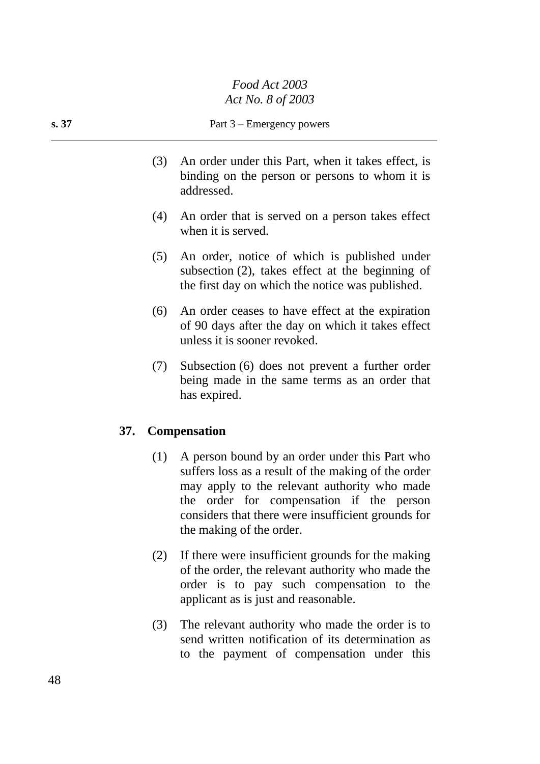(3) An order under this Part, when it takes effect, is binding on the person or persons to whom it is addressed.

(4) An order that is served on a person takes effect when it is served.

(5) An order, notice of which is published under subsection (2), takes effect at the beginning of the first day on which the notice was published.

(6) An order ceases to have effect at the expiration of 90 days after the day on which it takes effect unless it is sooner revoked.

(7) Subsection (6) does not prevent a further order being made in the same terms as an order that has expired.

## 37. Compensation

(1) A person bound by an order under this Part who suffers loss as a result of the making of the order may apply to the relevant authority who made the order for compensation if the person considers that there were insufficient grounds for the making of the order.

(2) If there were insufficient grounds for the making of the order, the relevant authority who made the order is to pay such compensation to the applicant as is just and reasonable.

(3) The relevant authority who made the order is to send written notification of its determination as to the payment of compensation under this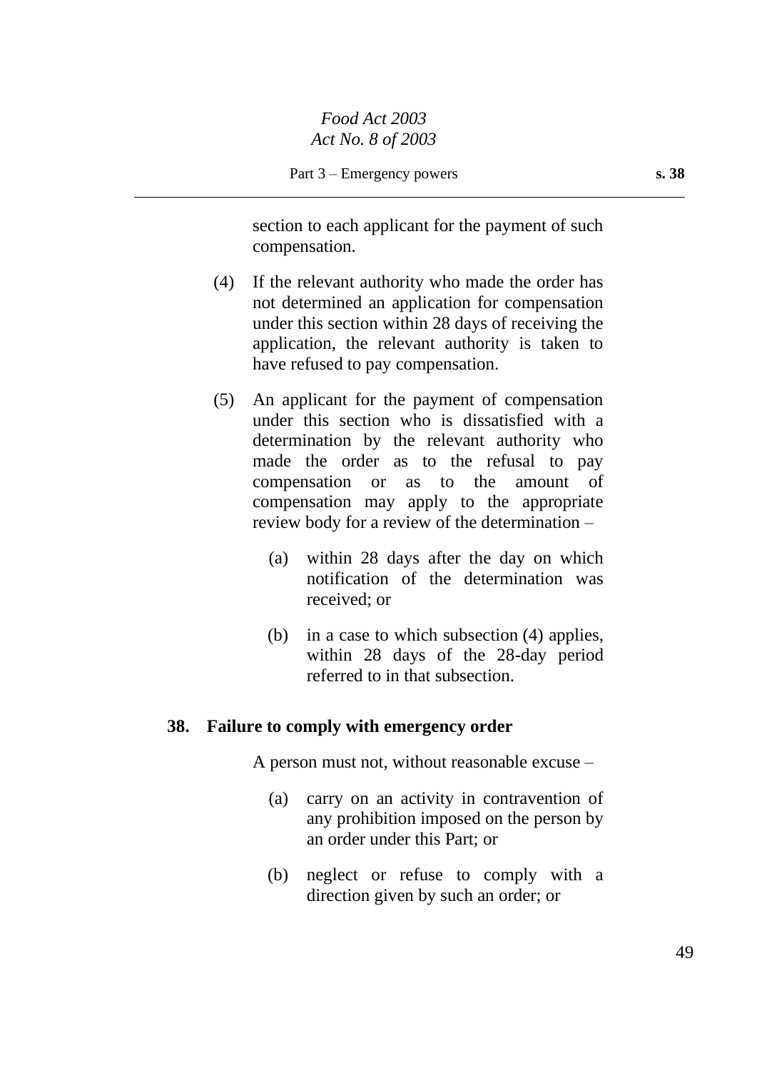section to each applicant for the payment of such compensation.

(4) If the relevant authority who made the order has not determined an application for compensation under this section within 28 days of receiving the application, the relevant authority is taken to have refused to pay compensation.

(5) An applicant for the payment of compensation under this section who is dissatisfied with a determination by the relevant authority who made the order as to the refusal to pay compensation or as to the amount of compensation may apply to the appropriate review body for a review of the determination –

(a) within 28 days after the day on which notification of the determination was received; or

(b) in a case to which subsection (4) applies, within 28 days of the 28-day period referred to in that subsection.

**38. Failure to comply with emergency order**

A person must not, without reasonable excuse –

(a) carry on an activity in contravention of any prohibition imposed on the person by an order under this Part; or

(b) neglect or refuse to comply with a direction given by such an order; or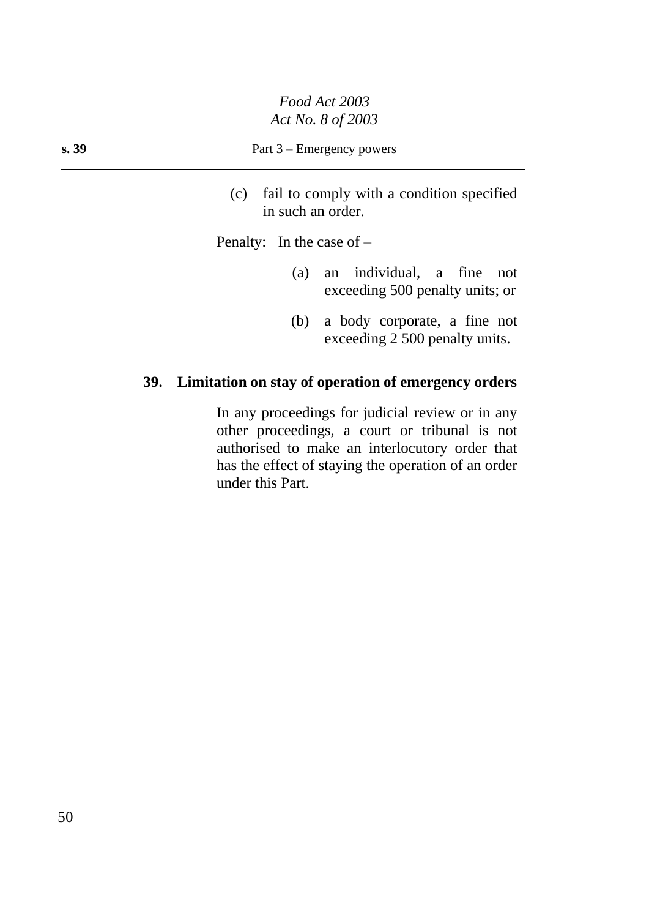(c) fail to comply with a condition specified in such an order.

Penalty: In the case of –

(a) an individual, a fine not exceeding 500 penalty units; or

(b) a body corporate, a fine not exceeding 2 500 penalty units.

**39. Limitation on stay of operation of emergency orders**

In any proceedings for judicial review or in any other proceedings, a court or tribunal is not authorised to make an interlocutory order that has the effect of staying the operation of an order under this Part.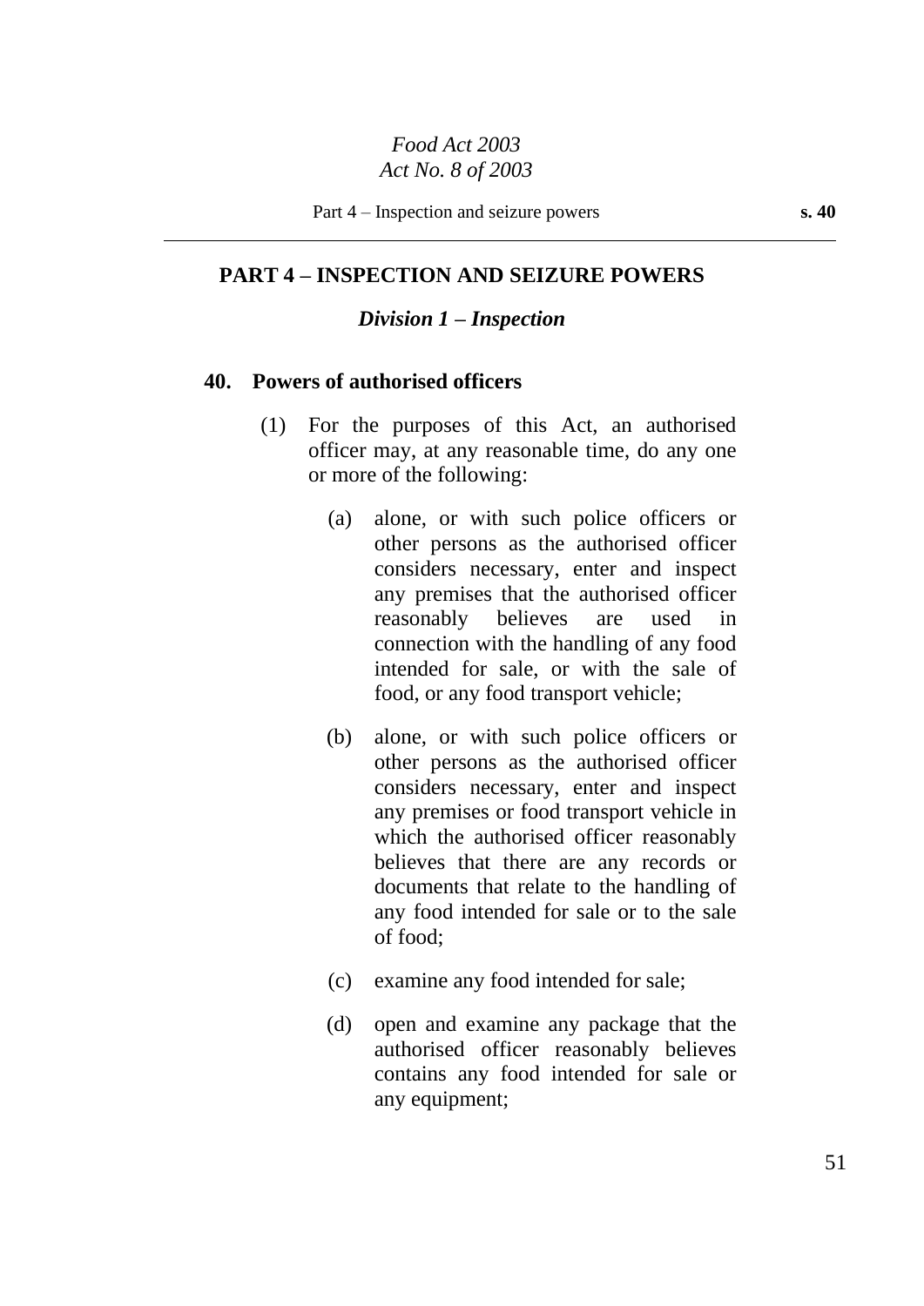## PART 4 – INSPECTION AND SEIZURE POWERS

### *Division 1 – Inspection*

### 40. Powers of authorised officers

(1) For the purposes of this Act, an authorised officer may, at any reasonable time, do any one or more of the following:

(a) alone, or with such police officers or other persons as the authorised officer considers necessary, enter and inspect any premises that the authorised officer reasonably believes are used in connection with the handling of any food intended for sale, or with the sale of food, or any food transport vehicle;

(b) alone, or with such police officers or other persons as the authorised officer considers necessary, enter and inspect any premises or food transport vehicle in which the authorised officer reasonably believes that there are any records or documents that relate to the handling of any food intended for sale or to the sale of food;

(c) examine any food intended for sale;

(d) open and examine any package that the authorised officer reasonably believes contains any food intended for sale or any equipment;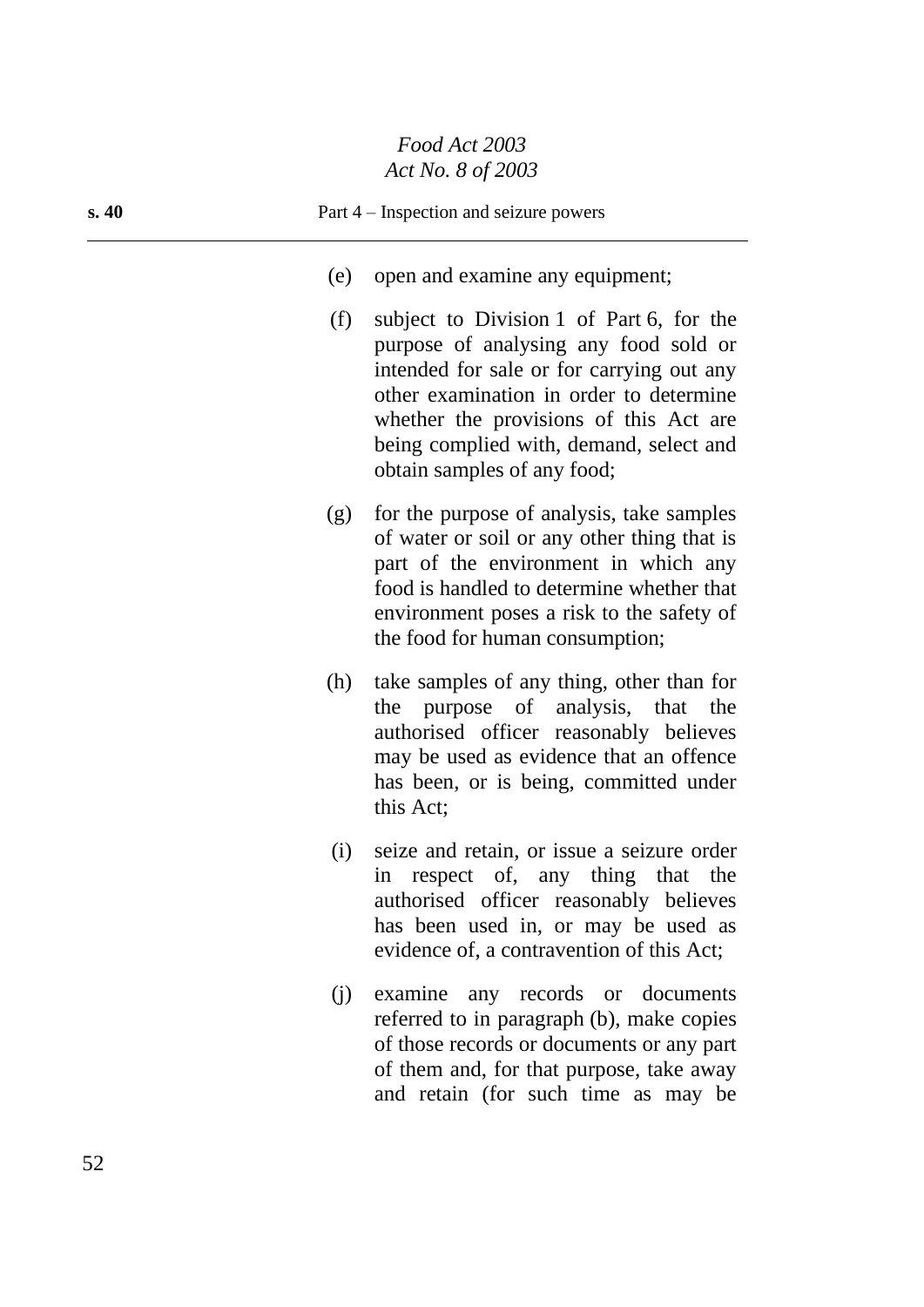(e) open and examine any equipment;

(f) subject to Division 1 of Part 6, for the purpose of analysing any food sold or intended for sale or for carrying out any other examination in order to determine whether the provisions of this Act are being complied with, demand, select and obtain samples of any food;

(g) for the purpose of analysis, take samples of water or soil or any other thing that is part of the environment in which any food is handled to determine whether that environment poses a risk to the safety of the food for human consumption;

(h) take samples of any thing, other than for the purpose of analysis, that the authorised officer reasonably believes may be used as evidence that an offence has been, or is being, committed under this Act;

(i) seize and retain, or issue a seizure order in respect of, any thing that the authorised officer reasonably believes has been used in, or may be used as evidence of, a contravention of this Act;

(j) examine any records or documents referred to in paragraph (b), make copies of those records or documents or any part of them and, for that purpose, take away and retain (for such time as may be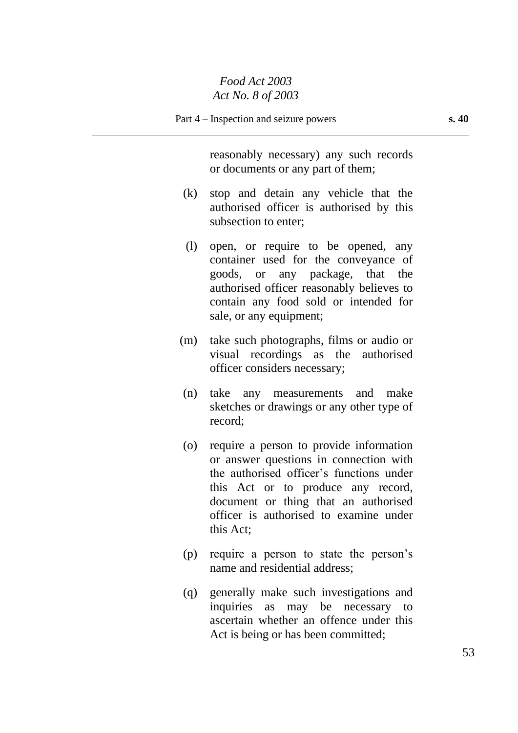reasonably necessary) any such records or documents or any part of them;

(k) stop and detain any vehicle that the authorised officer is authorised by this subsection to enter;

(l) open, or require to be opened, any container used for the conveyance of goods, or any package, that the authorised officer reasonably believes to contain any food sold or intended for sale, or any equipment;

(m) take such photographs, films or audio or visual recordings as the authorised officer considers necessary;

(n) take any measurements and make sketches or drawings or any other type of record;

(o) require a person to provide information or answer questions in connection with the authorised officer's functions under this Act or to produce any record, document or thing that an authorised officer is authorised to examine under this Act;

(p) require a person to state the person's name and residential address;

(q) generally make such investigations and inquiries as may be necessary to ascertain whether an offence under this Act is being or has been committed;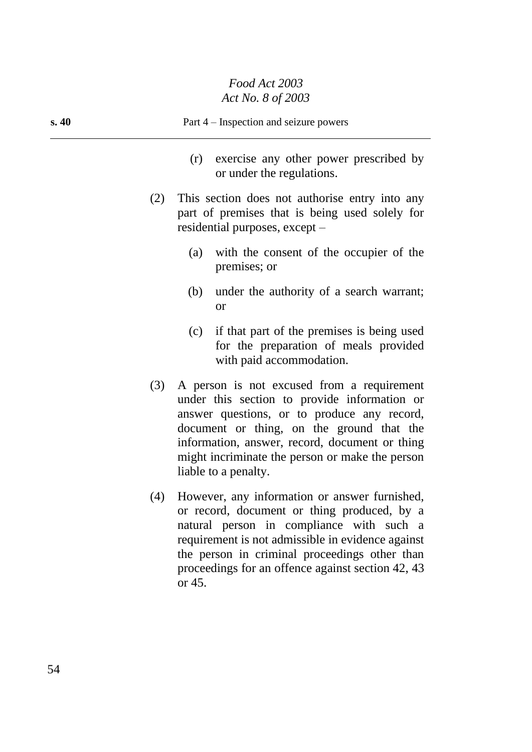(r) exercise any other power prescribed by or under the regulations.

(2) This section does not authorise entry into any part of premises that is being used solely for residential purposes, except –

(a) with the consent of the occupier of the premises; or

(b) under the authority of a search warrant; or

(c) if that part of the premises is being used for the preparation of meals provided with paid accommodation.

(3) A person is not excused from a requirement under this section to provide information or answer questions, or to produce any record, document or thing, on the ground that the information, answer, record, document or thing might incriminate the person or make the person liable to a penalty.

(4) However, any information or answer furnished, or record, document or thing produced, by a natural person in compliance with such a requirement is not admissible in evidence against the person in criminal proceedings other than proceedings for an offence against section 42, 43 or 45.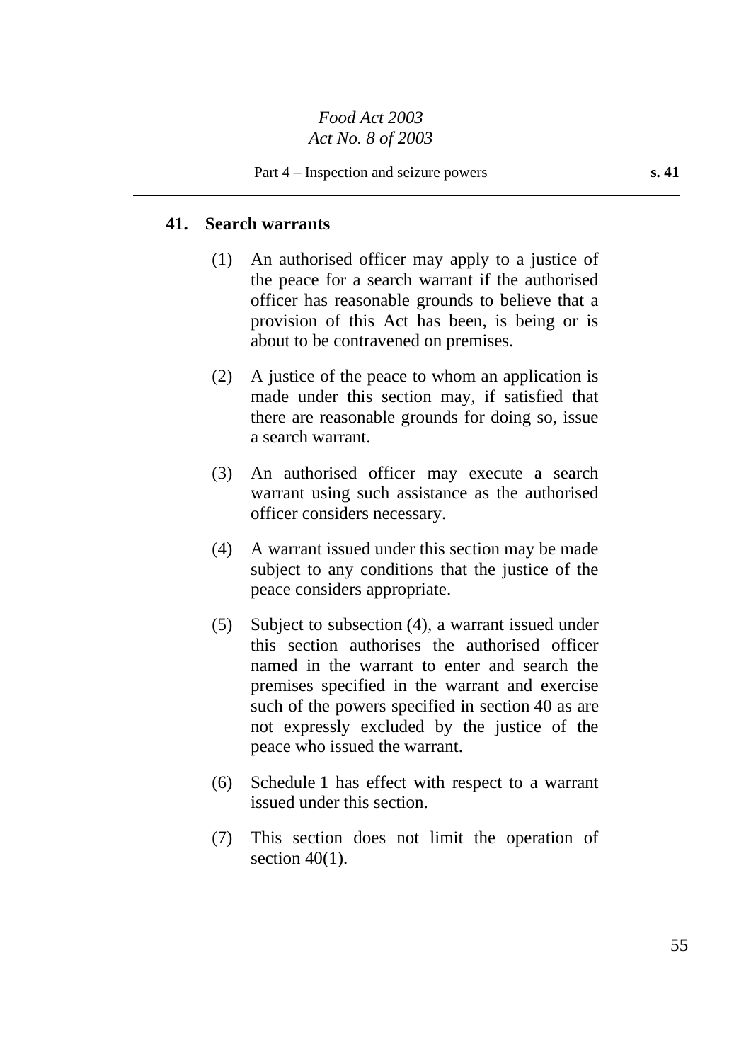## 41. Search warrants

(1) An authorised officer may apply to a justice of the peace for a search warrant if the authorised officer has reasonable grounds to believe that a provision of this Act has been, is being or is about to be contravened on premises.

(2) A justice of the peace to whom an application is made under this section may, if satisfied that there are reasonable grounds for doing so, issue a search warrant.

(3) An authorised officer may execute a search warrant using such assistance as the authorised officer considers necessary.

(4) A warrant issued under this section may be made subject to any conditions that the justice of the peace considers appropriate.

(5) Subject to subsection (4), a warrant issued under this section authorises the authorised officer named in the warrant to enter and search the premises specified in the warrant and exercise such of the powers specified in section 40 as are not expressly excluded by the justice of the peace who issued the warrant.

(6) Schedule 1 has effect with respect to a warrant issued under this section.

(7) This section does not limit the operation of section 40(1).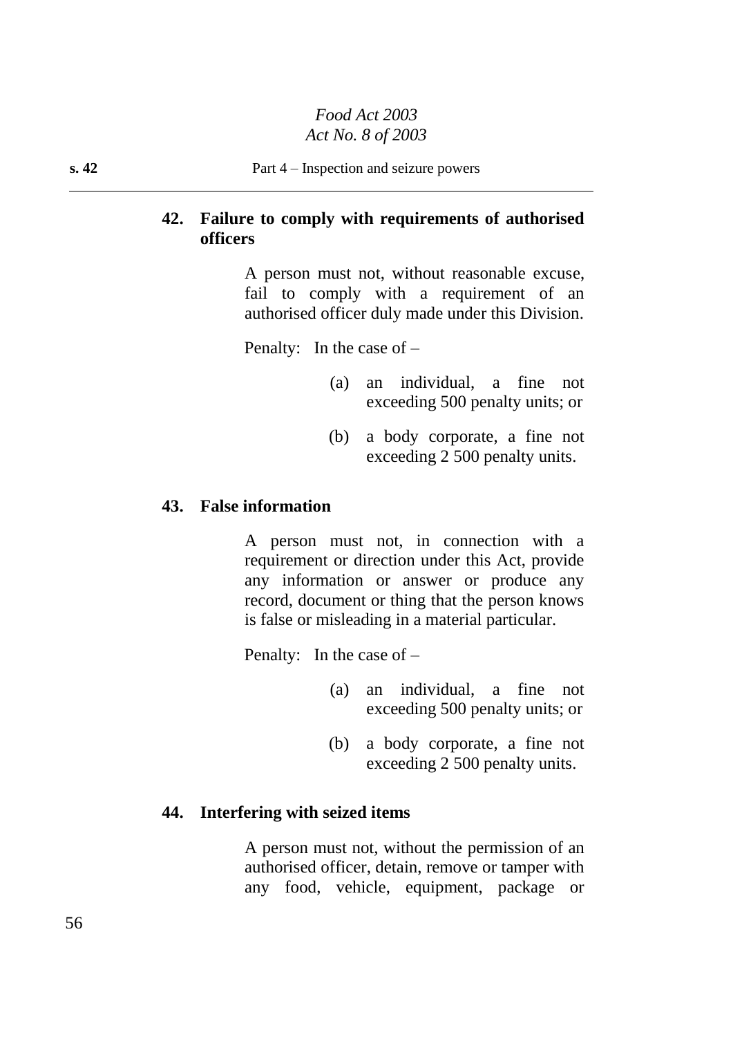**42. Failure to comply with requirements of authorised officers**

A person must not, without reasonable excuse, fail to comply with a requirement of an authorised officer duly made under this Division.

Penalty: In the case of –

(a) an individual, a fine not exceeding 500 penalty units; or

(b) a body corporate, a fine not exceeding 2 500 penalty units.

**43. False information**

A person must not, in connection with a requirement or direction under this Act, provide any information or answer or produce any record, document or thing that the person knows is false or misleading in a material particular.

Penalty: In the case of –

(a) an individual, a fine not exceeding 500 penalty units; or

(b) a body corporate, a fine not exceeding 2 500 penalty units.

**44. Interfering with seized items**

A person must not, without the permission of an authorised officer, detain, remove or tamper with any food, vehicle, equipment, package or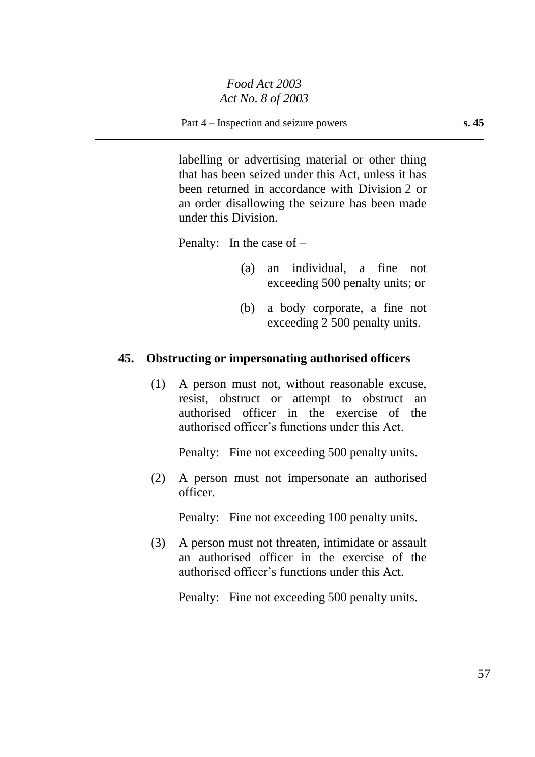labelling or advertising material or other thing that has been seized under this Act, unless it has been returned in accordance with Division 2 or an order disallowing the seizure has been made under this Division.

Penalty: In the case of –

(a) an individual, a fine not exceeding 500 penalty units; or

(b) a body corporate, a fine not exceeding 2 500 penalty units.

## 45. Obstructing or impersonating authorised officers

(1) A person must not, without reasonable excuse, resist, obstruct or attempt to obstruct an authorised officer in the exercise of the authorised officer's functions under this Act.

Penalty: Fine not exceeding 500 penalty units.

(2) A person must not impersonate an authorised officer.

Penalty: Fine not exceeding 100 penalty units.

(3) A person must not threaten, intimidate or assault an authorised officer in the exercise of the authorised officer's functions under this Act.

Penalty: Fine not exceeding 500 penalty units.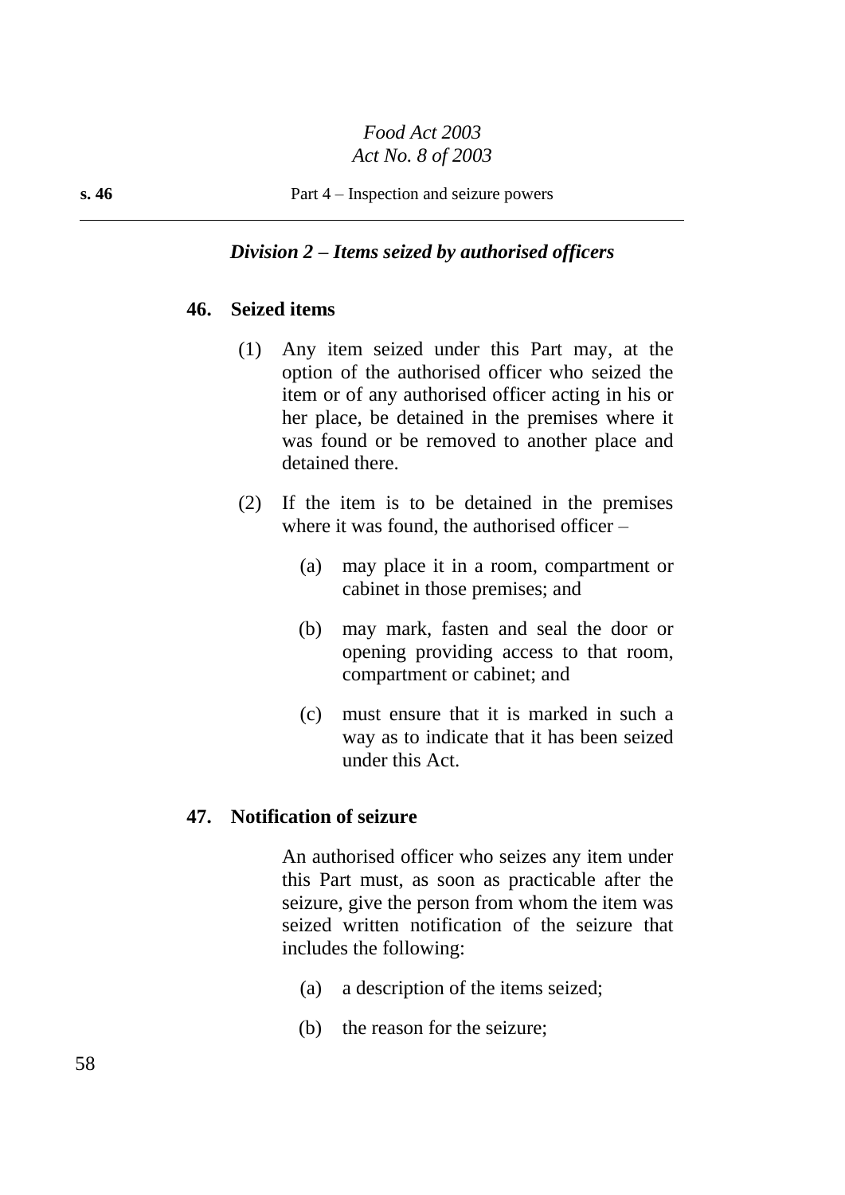### *Division 2 – Items seized by authorised officers*

**46. Seized items**

(1) Any item seized under this Part may, at the option of the authorised officer who seized the item or of any authorised officer acting in his or her place, be detained in the premises where it was found or be removed to another place and detained there.

(2) If the item is to be detained in the premises where it was found, the authorised officer –

(a) may place it in a room, compartment or cabinet in those premises; and

(b) may mark, fasten and seal the door or opening providing access to that room, compartment or cabinet; and

(c) must ensure that it is marked in such a way as to indicate that it has been seized under this Act.

**47. Notification of seizure**

An authorised officer who seizes any item under this Part must, as soon as practicable after the seizure, give the person from whom the item was seized written notification of the seizure that includes the following:

(a) a description of the items seized;

(b) the reason for the seizure;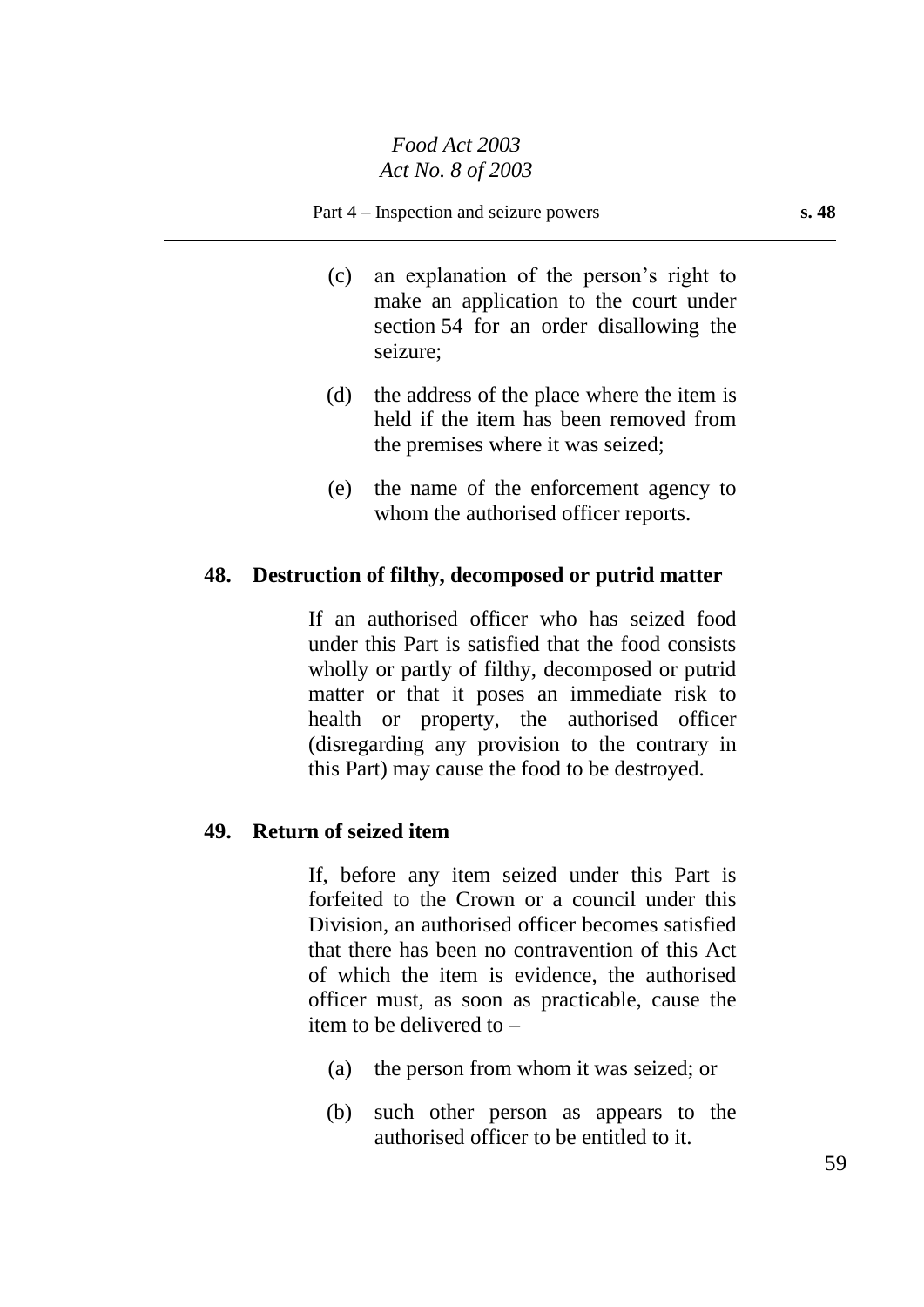(c) an explanation of the person's right to make an application to the court under section 54 for an order disallowing the seizure;

(d) the address of the place where the item is held if the item has been removed from the premises where it was seized;

(e) the name of the enforcement agency to whom the authorised officer reports.

**48. Destruction of filthy, decomposed or putrid matter**

If an authorised officer who has seized food under this Part is satisfied that the food consists wholly or partly of filthy, decomposed or putrid matter or that it poses an immediate risk to health or property, the authorised officer (disregarding any provision to the contrary in this Part) may cause the food to be destroyed.

**49. Return of seized item**

If, before any item seized under this Part is forfeited to the Crown or a council under this Division, an authorised officer becomes satisfied that there has been no contravention of this Act of which the item is evidence, the authorised officer must, as soon as practicable, cause the item to be delivered to –

(a) the person from whom it was seized; or

(b) such other person as appears to the authorised officer to be entitled to it.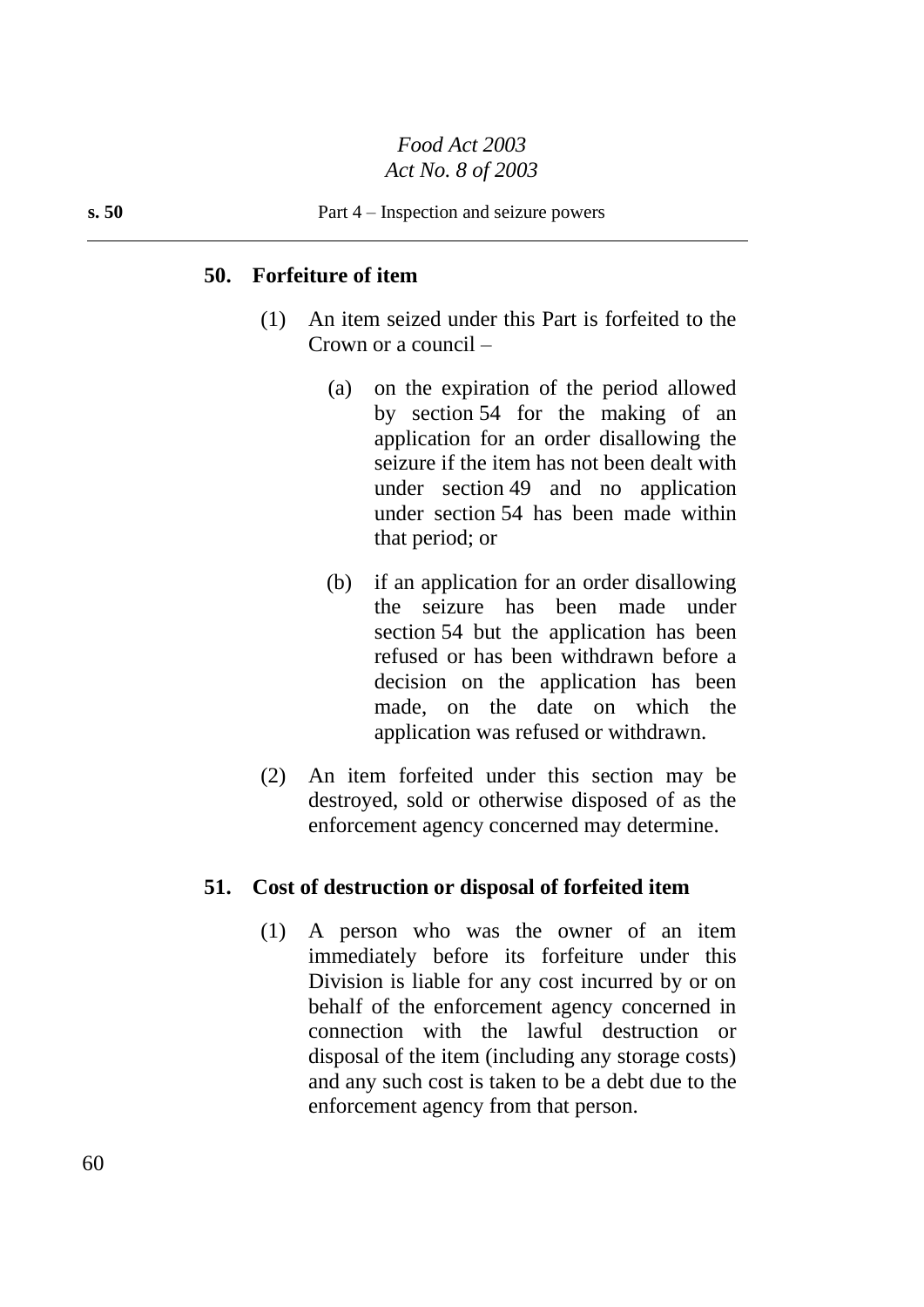## 50. Forfeiture of item

(1) An item seized under this Part is forfeited to the Crown or a council –

(a) on the expiration of the period allowed by section 54 for the making of an application for an order disallowing the seizure if the item has not been dealt with under section 49 and no application under section 54 has been made within that period; or

(b) if an application for an order disallowing the seizure has been made under section 54 but the application has been refused or has been withdrawn before a decision on the application has been made, on the date on which the application was refused or withdrawn.

(2) An item forfeited under this section may be destroyed, sold or otherwise disposed of as the enforcement agency concerned may determine.

## 51. Cost of destruction or disposal of forfeited item

(1) A person who was the owner of an item immediately before its forfeiture under this Division is liable for any cost incurred by or on behalf of the enforcement agency concerned in connection with the lawful destruction or disposal of the item (including any storage costs) and any such cost is taken to be a debt due to the enforcement agency from that person.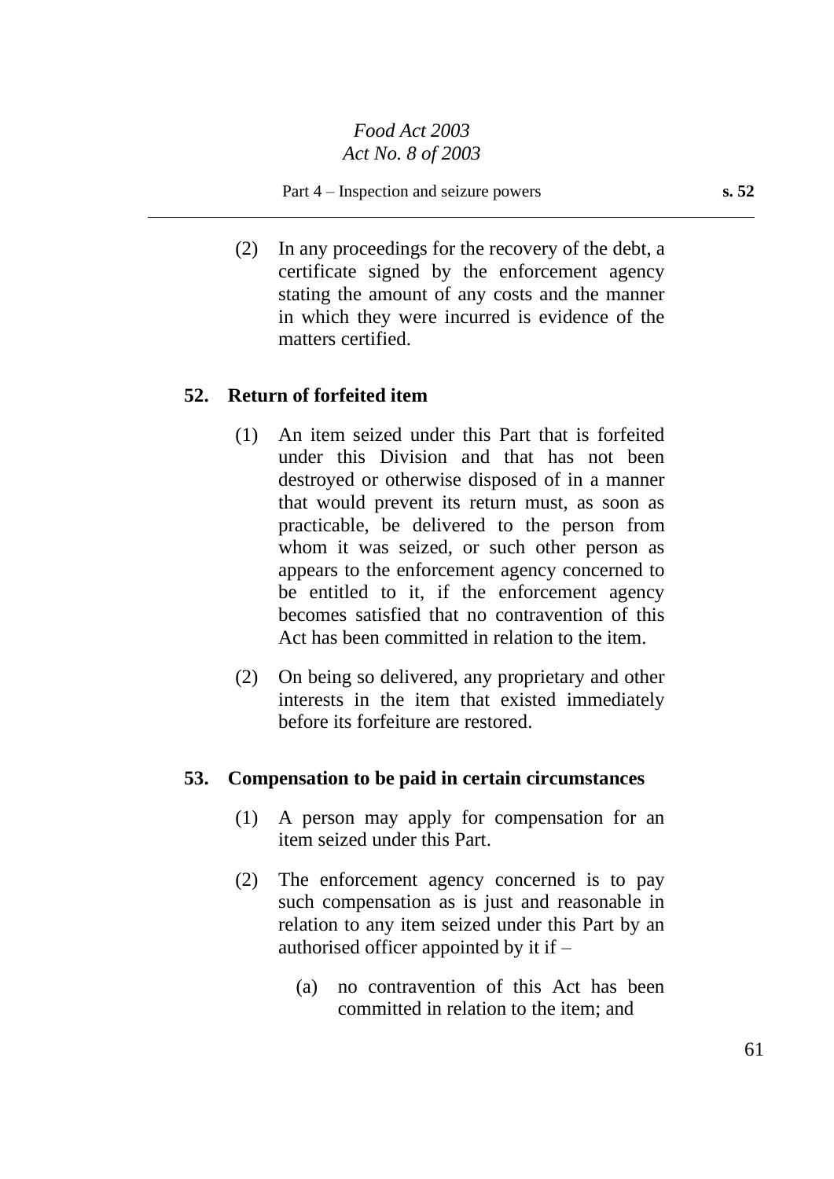(2) In any proceedings for the recovery of the debt, a certificate signed by the enforcement agency stating the amount of any costs and the manner in which they were incurred is evidence of the matters certified.

## 52. Return of forfeited item

(1) An item seized under this Part that is forfeited under this Division and that has not been destroyed or otherwise disposed of in a manner that would prevent its return must, as soon as practicable, be delivered to the person from whom it was seized, or such other person as appears to the enforcement agency concerned to be entitled to it, if the enforcement agency becomes satisfied that no contravention of this Act has been committed in relation to the item.

(2) On being so delivered, any proprietary and other interests in the item that existed immediately before its forfeiture are restored.

## 53. Compensation to be paid in certain circumstances

(1) A person may apply for compensation for an item seized under this Part.

(2) The enforcement agency concerned is to pay such compensation as is just and reasonable in relation to any item seized under this Part by an authorised officer appointed by it if –

(a) no contravention of this Act has been committed in relation to the item; and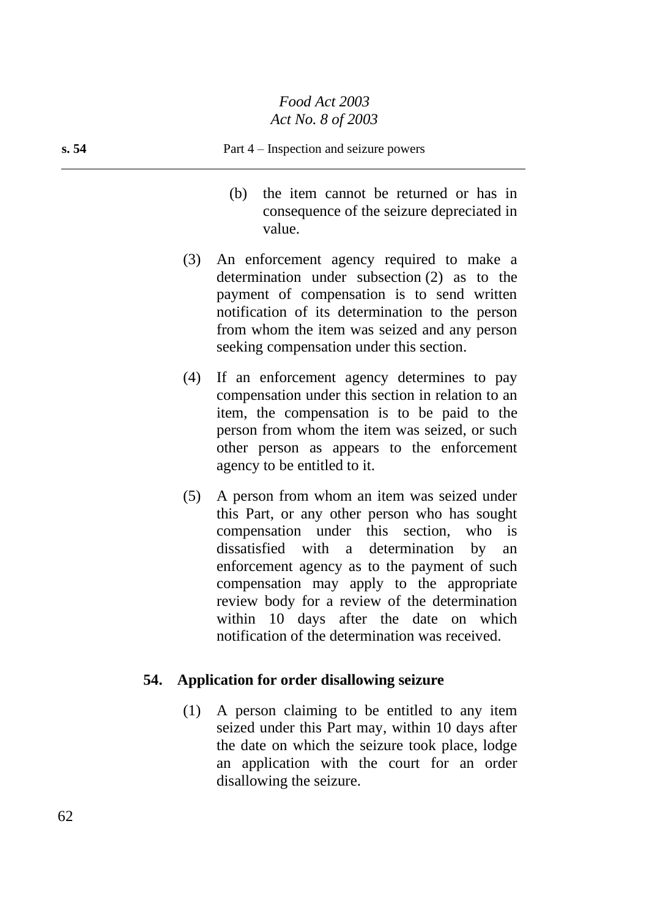(b) the item cannot be returned or has in consequence of the seizure depreciated in value.

(3) An enforcement agency required to make a determination under subsection (2) as to the payment of compensation is to send written notification of its determination to the person from whom the item was seized and any person seeking compensation under this section.

(4) If an enforcement agency determines to pay compensation under this section in relation to an item, the compensation is to be paid to the person from whom the item was seized, or such other person as appears to the enforcement agency to be entitled to it.

(5) A person from whom an item was seized under this Part, or any other person who has sought compensation under this section, who is dissatisfied with a determination by an enforcement agency as to the payment of such compensation may apply to the appropriate review body for a review of the determination within 10 days after the date on which notification of the determination was received.

### 54. Application for order disallowing seizure

(1) A person claiming to be entitled to any item seized under this Part may, within 10 days after the date on which the seizure took place, lodge an application with the court for an order disallowing the seizure.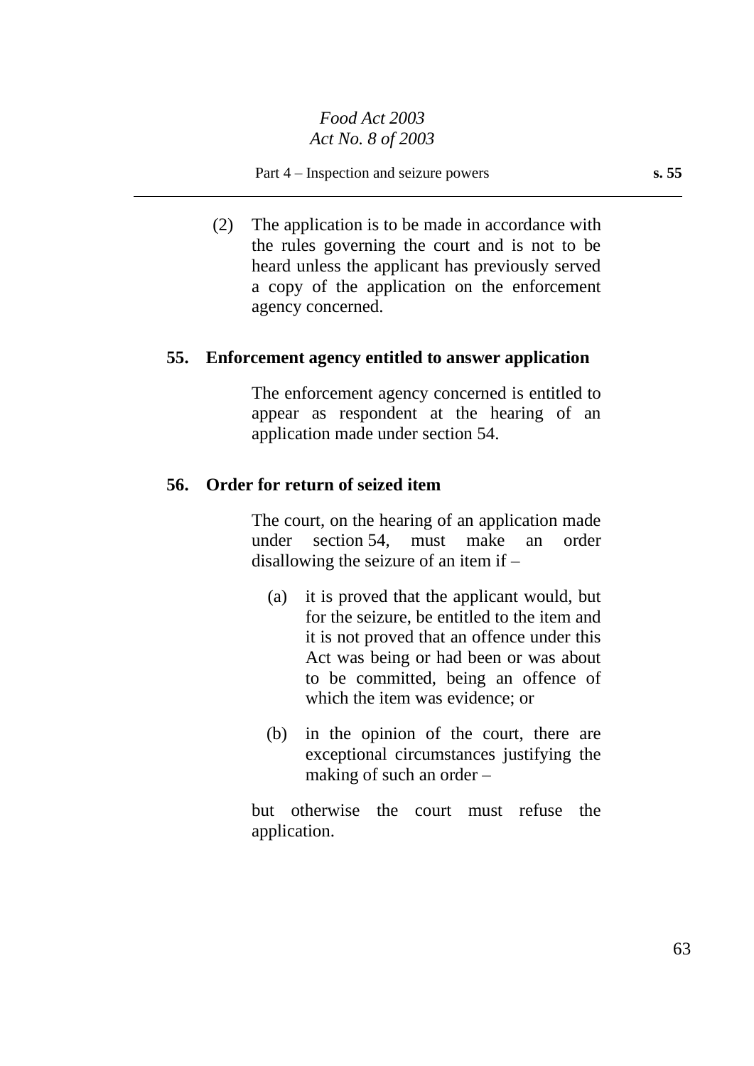(2) The application is to be made in accordance with the rules governing the court and is not to be heard unless the applicant has previously served a copy of the application on the enforcement agency concerned.

### 55. Enforcement agency entitled to answer application

The enforcement agency concerned is entitled to appear as respondent at the hearing of an application made under section 54.

### 56. Order for return of seized item

The court, on the hearing of an application made under section 54, must make an order disallowing the seizure of an item if –

(a) it is proved that the applicant would, but for the seizure, be entitled to the item and it is not proved that an offence under this Act was being or had been or was about to be committed, being an offence of which the item was evidence; or

(b) in the opinion of the court, there are exceptional circumstances justifying the making of such an order –

but otherwise the court must refuse the application.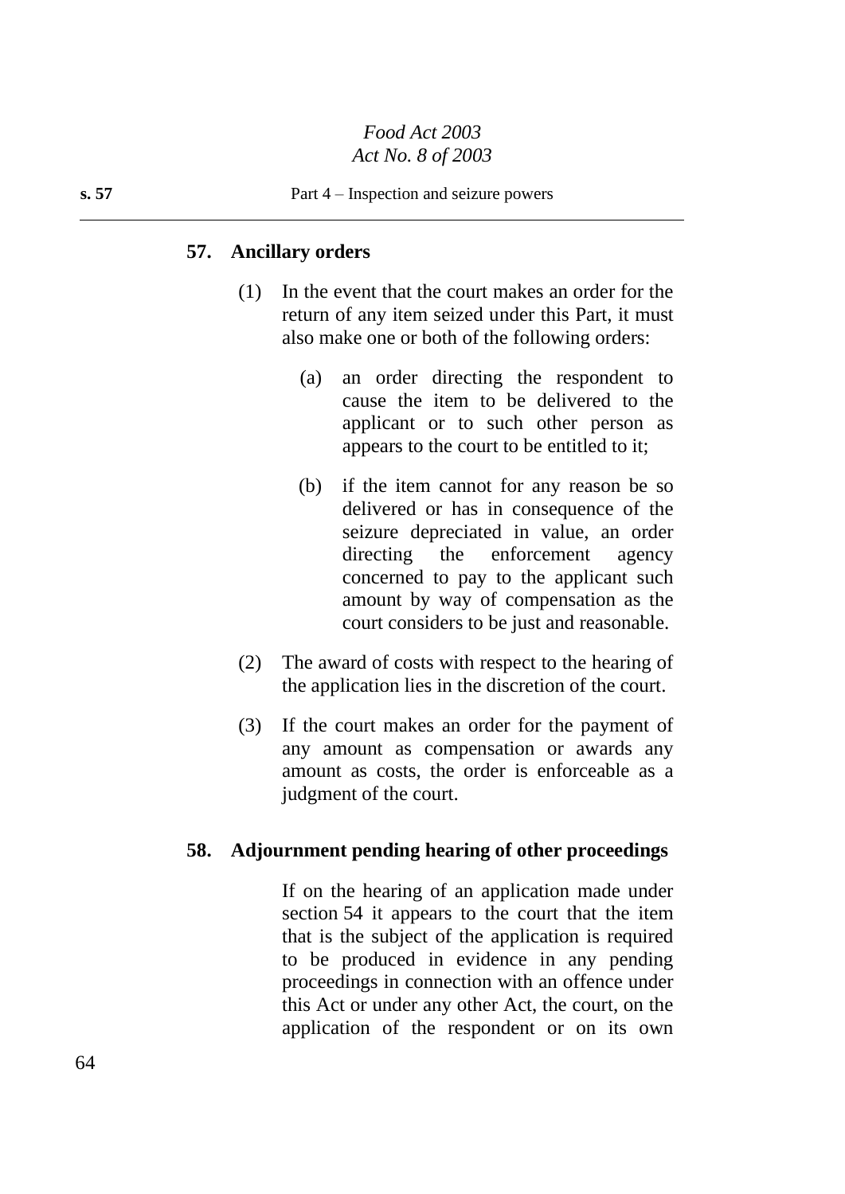## 57. Ancillary orders

(1) In the event that the court makes an order for the return of any item seized under this Part, it must also make one or both of the following orders:

(a) an order directing the respondent to cause the item to be delivered to the applicant or to such other person as appears to the court to be entitled to it;

(b) if the item cannot for any reason be so delivered or has in consequence of the seizure depreciated in value, an order directing the enforcement agency concerned to pay to the applicant such amount by way of compensation as the court considers to be just and reasonable.

(2) The award of costs with respect to the hearing of the application lies in the discretion of the court.

(3) If the court makes an order for the payment of any amount as compensation or awards any amount as costs, the order is enforceable as a judgment of the court.

## 58. Adjournment pending hearing of other proceedings

If on the hearing of an application made under section 54 it appears to the court that the item that is the subject of the application is required to be produced in evidence in any pending proceedings in connection with an offence under this Act or under any other Act, the court, on the application of the respondent or on its own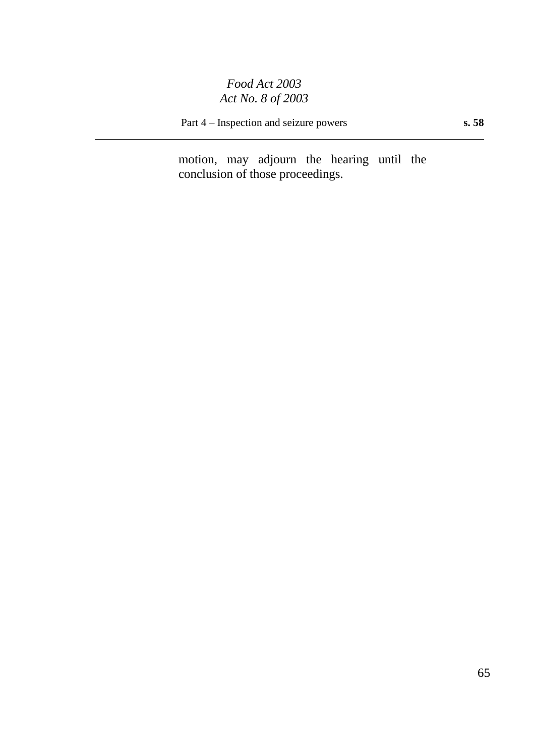motion, may adjourn the hearing until the conclusion of those proceedings.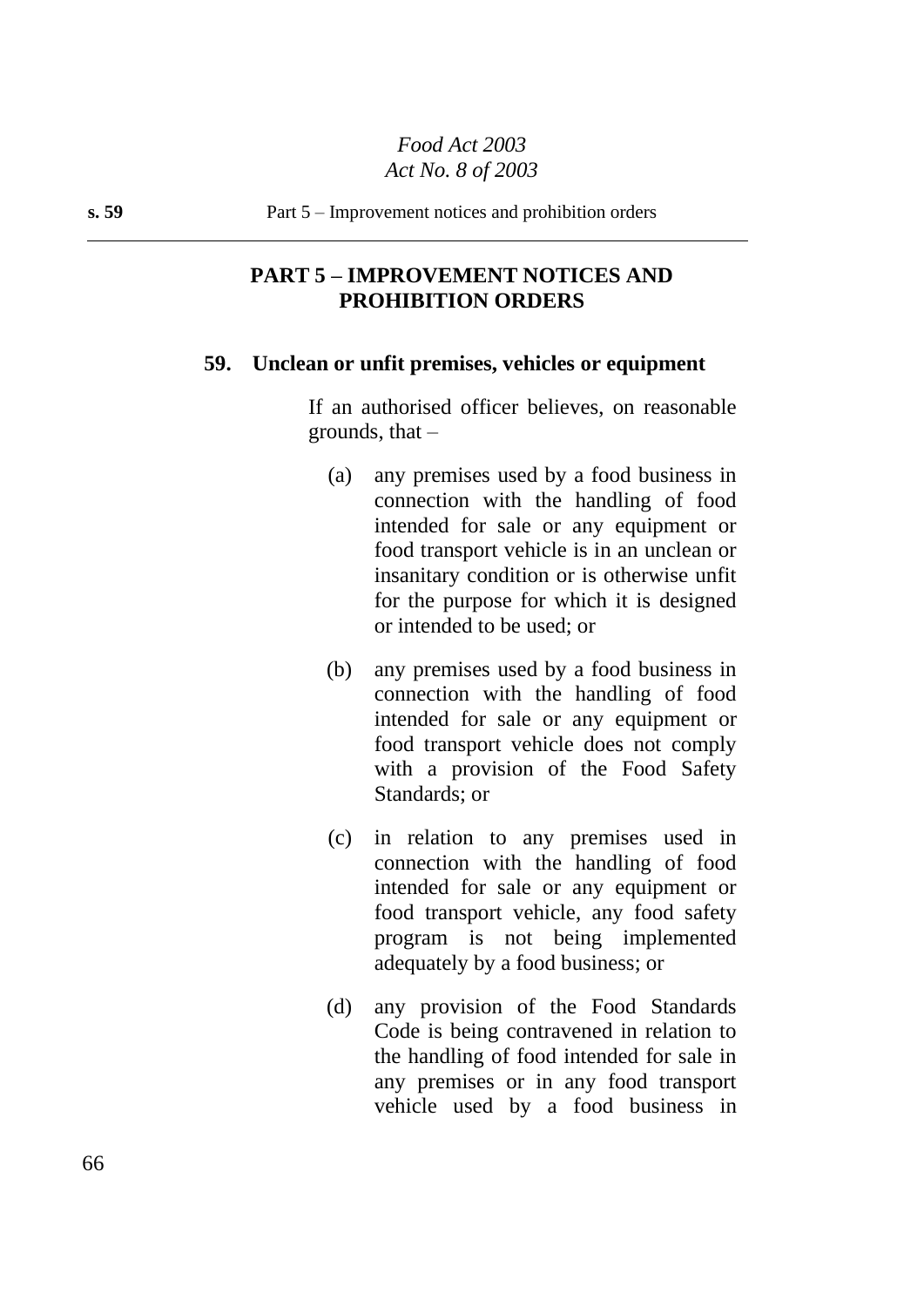## PART 5 – IMPROVEMENT NOTICES AND PROHIBITION ORDERS

### 59. Unclean or unfit premises, vehicles or equipment

If an authorised officer believes, on reasonable grounds, that –

(a) any premises used by a food business in connection with the handling of food intended for sale or any equipment or food transport vehicle is in an unclean or insanitary condition or is otherwise unfit for the purpose for which it is designed or intended to be used; or

(b) any premises used by a food business in connection with the handling of food intended for sale or any equipment or food transport vehicle does not comply with a provision of the Food Safety Standards; or

(c) in relation to any premises used in connection with the handling of food intended for sale or any equipment or food transport vehicle, any food safety program is not being implemented adequately by a food business; or

(d) any provision of the Food Standards Code is being contravened in relation to the handling of food intended for sale in any premises or in any food transport vehicle used by a food business in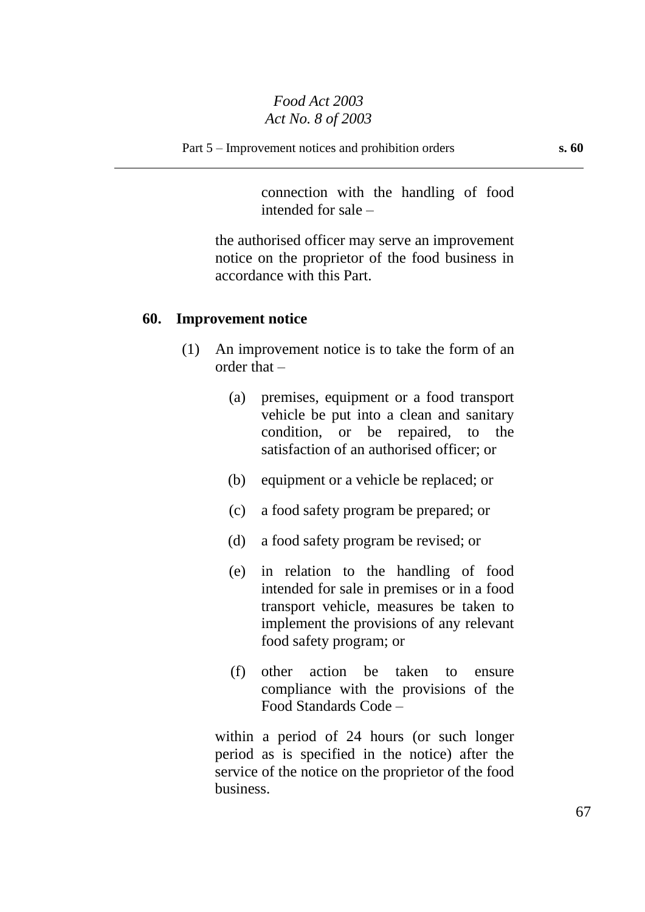connection with the handling of food intended for sale –

the authorised officer may serve an improvement notice on the proprietor of the food business in accordance with this Part.

**60. Improvement notice**

(1) An improvement notice is to take the form of an order that –

(a) premises, equipment or a food transport vehicle be put into a clean and sanitary condition, or be repaired, to the satisfaction of an authorised officer; or

(b) equipment or a vehicle be replaced; or

(c) a food safety program be prepared; or

(d) a food safety program be revised; or

(e) in relation to the handling of food intended for sale in premises or in a food transport vehicle, measures be taken to implement the provisions of any relevant food safety program; or

(f) other action be taken to ensure compliance with the provisions of the Food Standards Code –

within a period of 24 hours (or such longer period as is specified in the notice) after the service of the notice on the proprietor of the food business.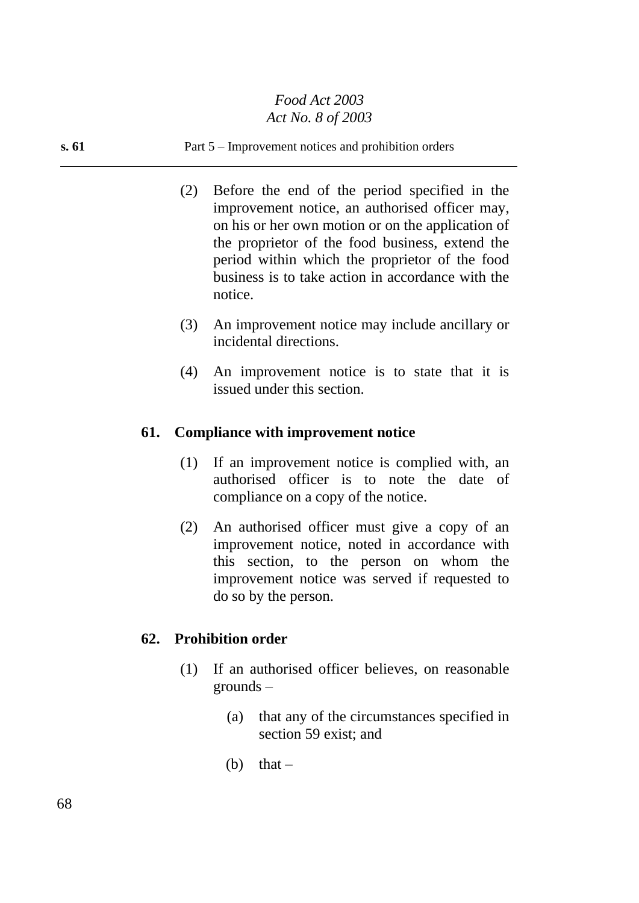(2) Before the end of the period specified in the improvement notice, an authorised officer may, on his or her own motion or on the application of the proprietor of the food business, extend the period within which the proprietor of the food business is to take action in accordance with the notice.

(3) An improvement notice may include ancillary or incidental directions.

(4) An improvement notice is to state that it is issued under this section.

## 61. Compliance with improvement notice

(1) If an improvement notice is complied with, an authorised officer is to note the date of compliance on a copy of the notice.

(2) An authorised officer must give a copy of an improvement notice, noted in accordance with this section, to the person on whom the improvement notice was served if requested to do so by the person.

## 62. Prohibition order

(1) If an authorised officer believes, on reasonable grounds –

(a) that any of the circumstances specified in section 59 exist; and

(b) that –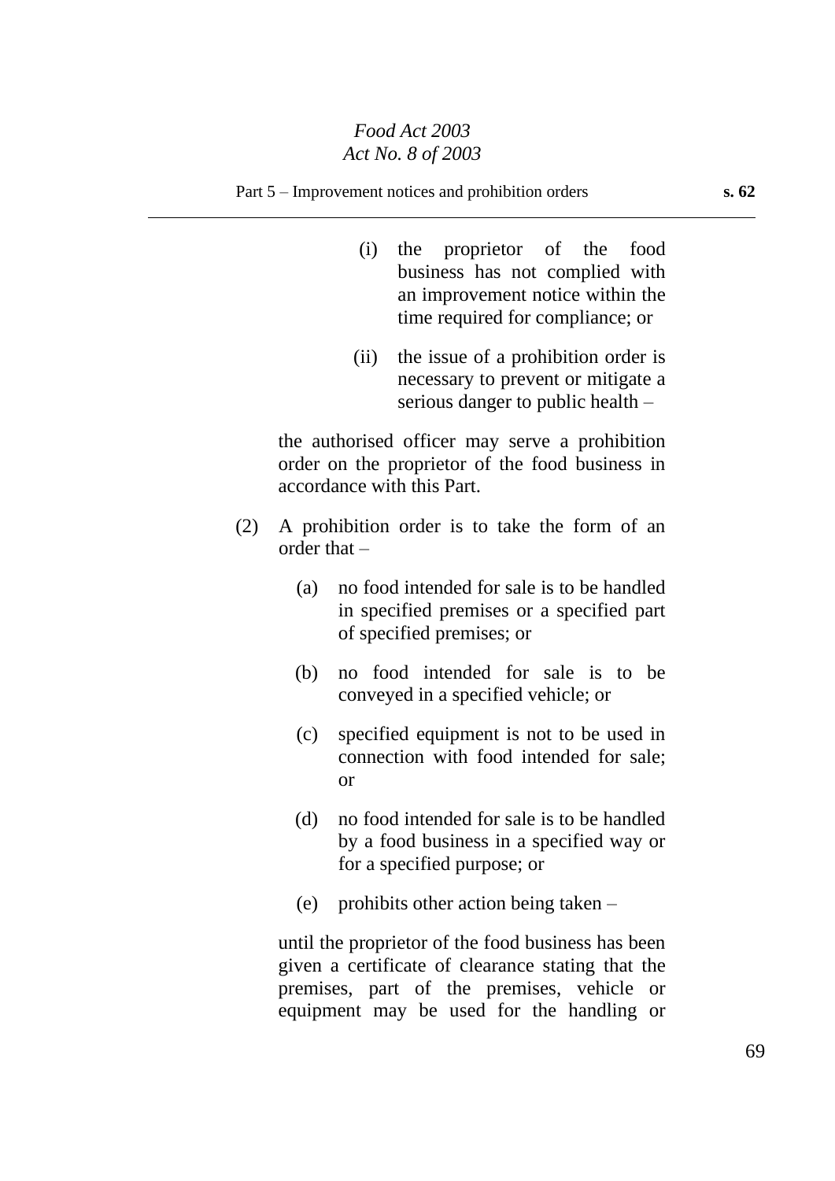(i) the proprietor of the food business has not complied with an improvement notice within the time required for compliance; or

(ii) the issue of a prohibition order is necessary to prevent or mitigate a serious danger to public health –

the authorised officer may serve a prohibition order on the proprietor of the food business in accordance with this Part.

(2) A prohibition order is to take the form of an order that –

(a) no food intended for sale is to be handled in specified premises or a specified part of specified premises; or

(b) no food intended for sale is to be conveyed in a specified vehicle; or

(c) specified equipment is not to be used in connection with food intended for sale; or

(d) no food intended for sale is to be handled by a food business in a specified way or for a specified purpose; or

(e) prohibits other action being taken –

until the proprietor of the food business has been given a certificate of clearance stating that the premises, part of the premises, vehicle or equipment may be used for the handling or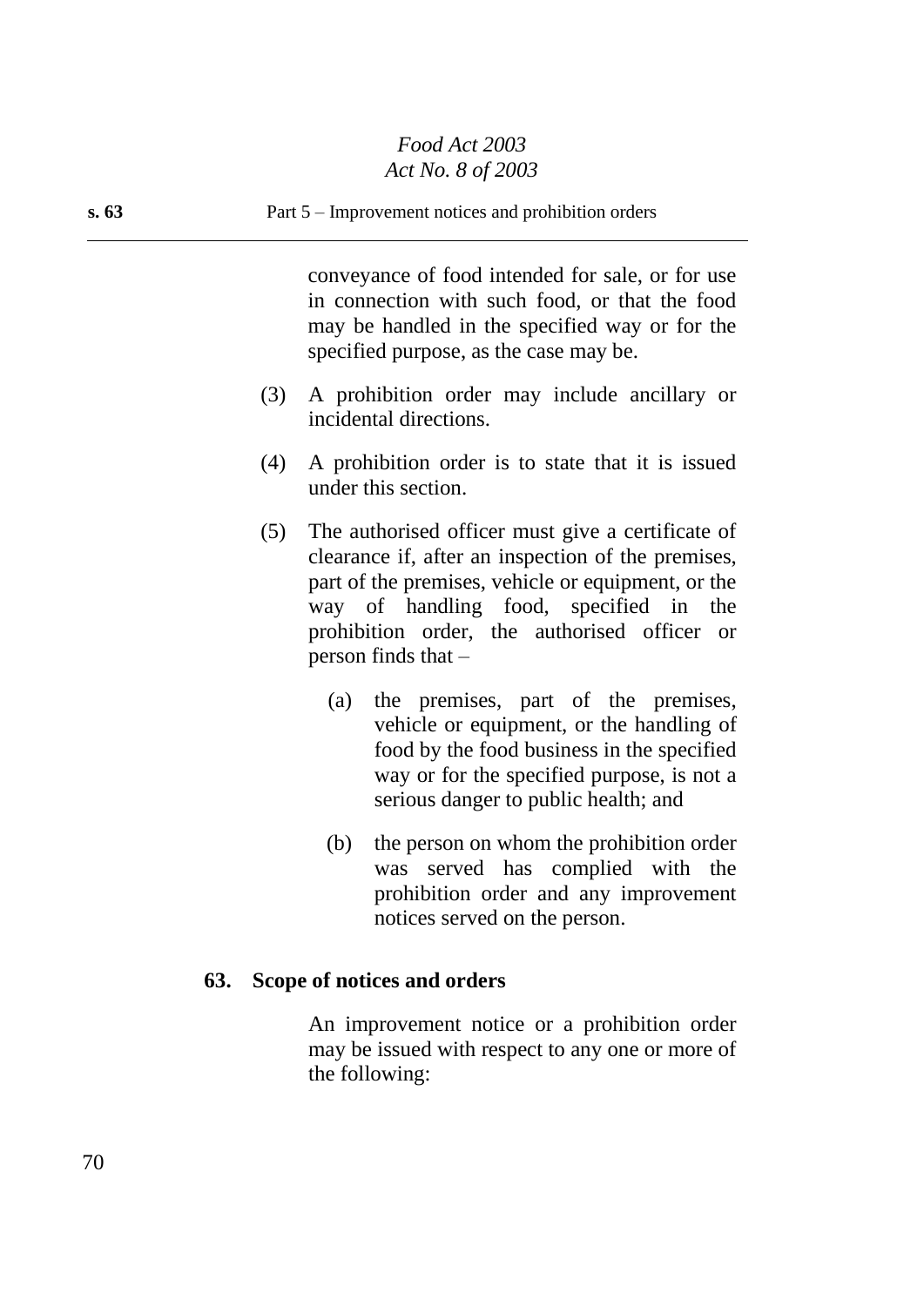conveyance of food intended for sale, or for use in connection with such food, or that the food may be handled in the specified way or for the specified purpose, as the case may be.

(3) A prohibition order may include ancillary or incidental directions.

(4) A prohibition order is to state that it is issued under this section.

(5) The authorised officer must give a certificate of clearance if, after an inspection of the premises, part of the premises, vehicle or equipment, or the way of handling food, specified in the prohibition order, the authorised officer or person finds that –

(a) the premises, part of the premises, vehicle or equipment, or the handling of food by the food business in the specified way or for the specified purpose, is not a serious danger to public health; and

(b) the person on whom the prohibition order was served has complied with the prohibition order and any improvement notices served on the person.

**63. Scope of notices and orders**

An improvement notice or a prohibition order may be issued with respect to any one or more of the following: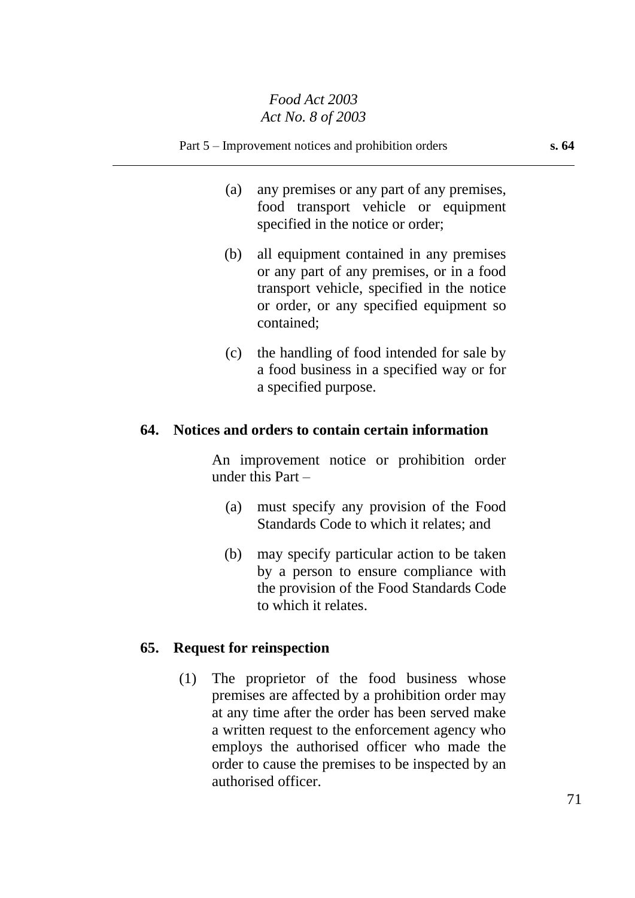(a) any premises or any part of any premises, food transport vehicle or equipment specified in the notice or order;

(b) all equipment contained in any premises or any part of any premises, or in a food transport vehicle, specified in the notice or order, or any specified equipment so contained;

(c) the handling of food intended for sale by a food business in a specified way or for a specified purpose.

**64. Notices and orders to contain certain information**

An improvement notice or prohibition order under this Part –

(a) must specify any provision of the Food Standards Code to which it relates; and

(b) may specify particular action to be taken by a person to ensure compliance with the provision of the Food Standards Code to which it relates.

**65. Request for reinspection**

(1) The proprietor of the food business whose premises are affected by a prohibition order may at any time after the order has been served make a written request to the enforcement agency who employs the authorised officer who made the order to cause the premises to be inspected by an authorised officer.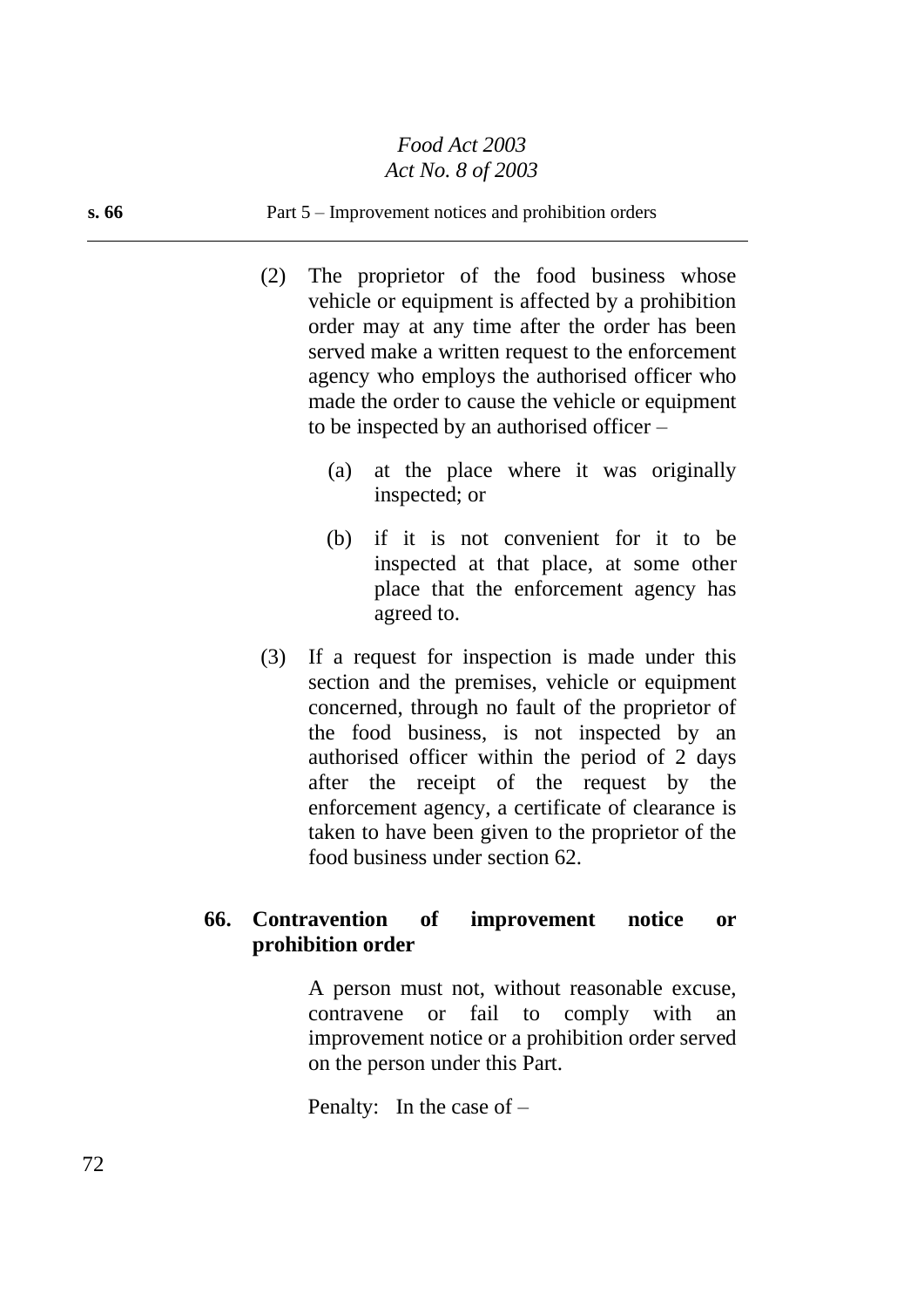(2) The proprietor of the food business whose vehicle or equipment is affected by a prohibition order may at any time after the order has been served make a written request to the enforcement agency who employs the authorised officer who made the order to cause the vehicle or equipment to be inspected by an authorised officer –

(a) at the place where it was originally inspected; or

(b) if it is not convenient for it to be inspected at that place, at some other place that the enforcement agency has agreed to.

(3) If a request for inspection is made under this section and the premises, vehicle or equipment concerned, through no fault of the proprietor of the food business, is not inspected by an authorised officer within the period of 2 days after the receipt of the request by the enforcement agency, a certificate of clearance is taken to have been given to the proprietor of the food business under section 62.

**66. Contravention of improvement notice or prohibition order**

A person must not, without reasonable excuse, contravene or fail to comply with an improvement notice or a prohibition order served on the person under this Part.

Penalty: In the case of –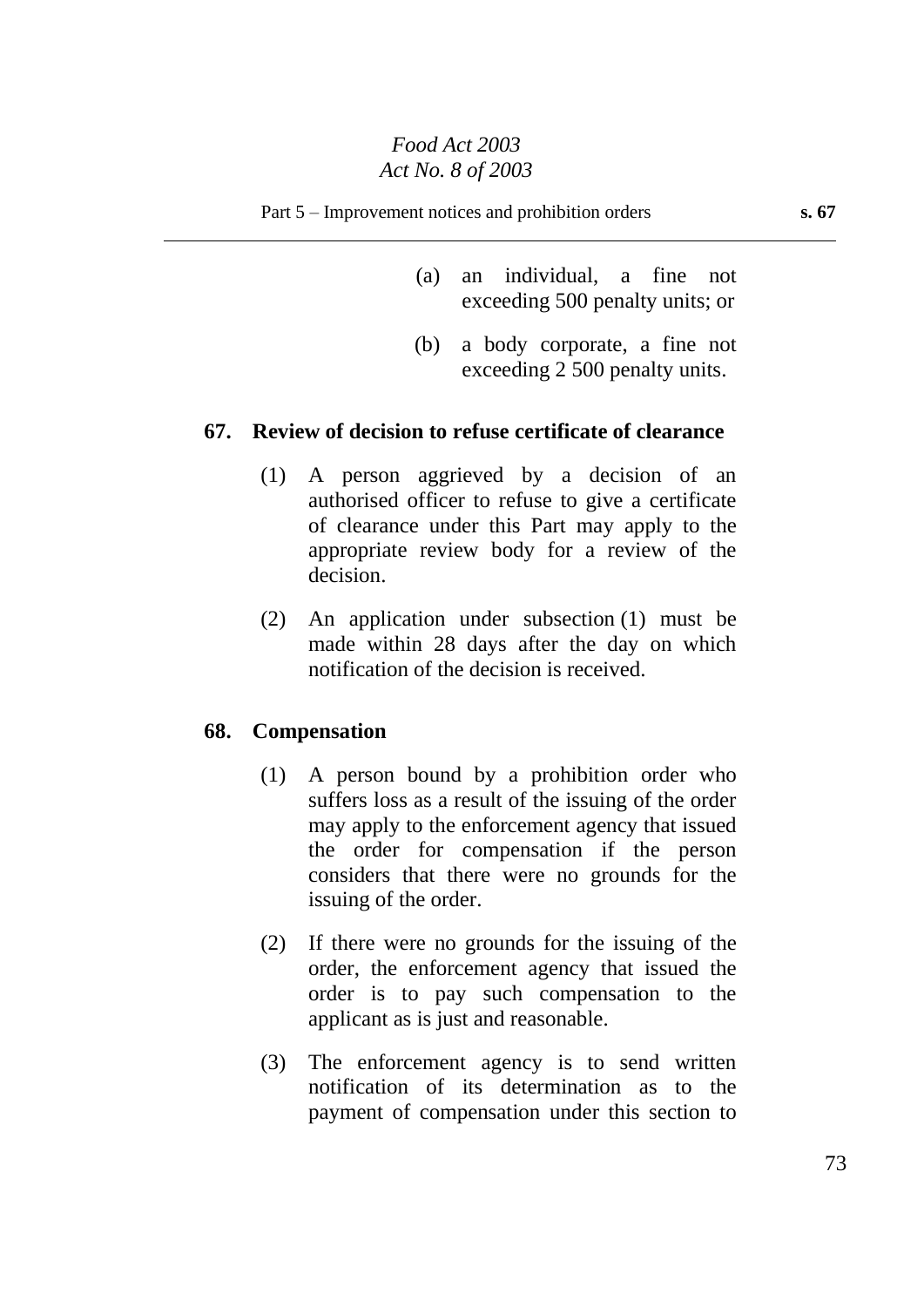(a) an individual, a fine not exceeding 500 penalty units; or

(b) a body corporate, a fine not exceeding 2 500 penalty units.

### 67. Review of decision to refuse certificate of clearance

(1) A person aggrieved by a decision of an authorised officer to refuse to give a certificate of clearance under this Part may apply to the appropriate review body for a review of the decision.

(2) An application under subsection (1) must be made within 28 days after the day on which notification of the decision is received.

### 68. Compensation

(1) A person bound by a prohibition order who suffers loss as a result of the issuing of the order may apply to the enforcement agency that issued the order for compensation if the person considers that there were no grounds for the issuing of the order.

(2) If there were no grounds for the issuing of the order, the enforcement agency that issued the order is to pay such compensation to the applicant as is just and reasonable.

(3) The enforcement agency is to send written notification of its determination as to the payment of compensation under this section to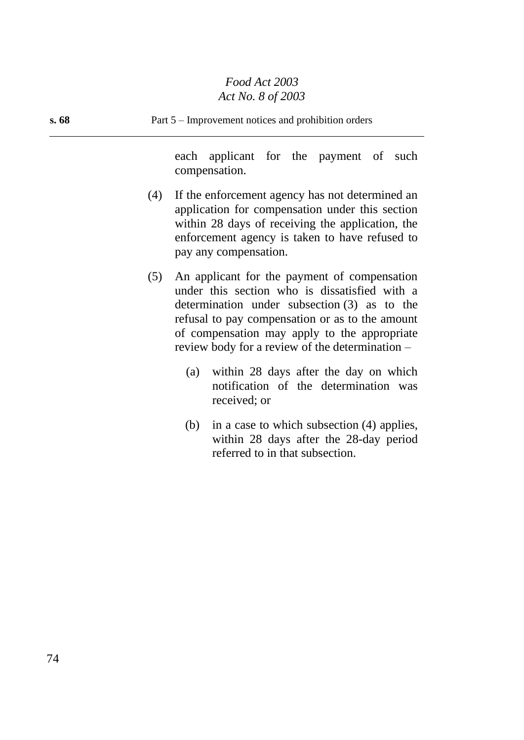each applicant for the payment of such compensation.

(4) If the enforcement agency has not determined an application for compensation under this section within 28 days of receiving the application, the enforcement agency is taken to have refused to pay any compensation.

(5) An applicant for the payment of compensation under this section who is dissatisfied with a determination under subsection (3) as to the refusal to pay compensation or as to the amount of compensation may apply to the appropriate review body for a review of the determination –

(a) within 28 days after the day on which notification of the determination was received; or

(b) in a case to which subsection (4) applies, within 28 days after the 28-day period referred to in that subsection.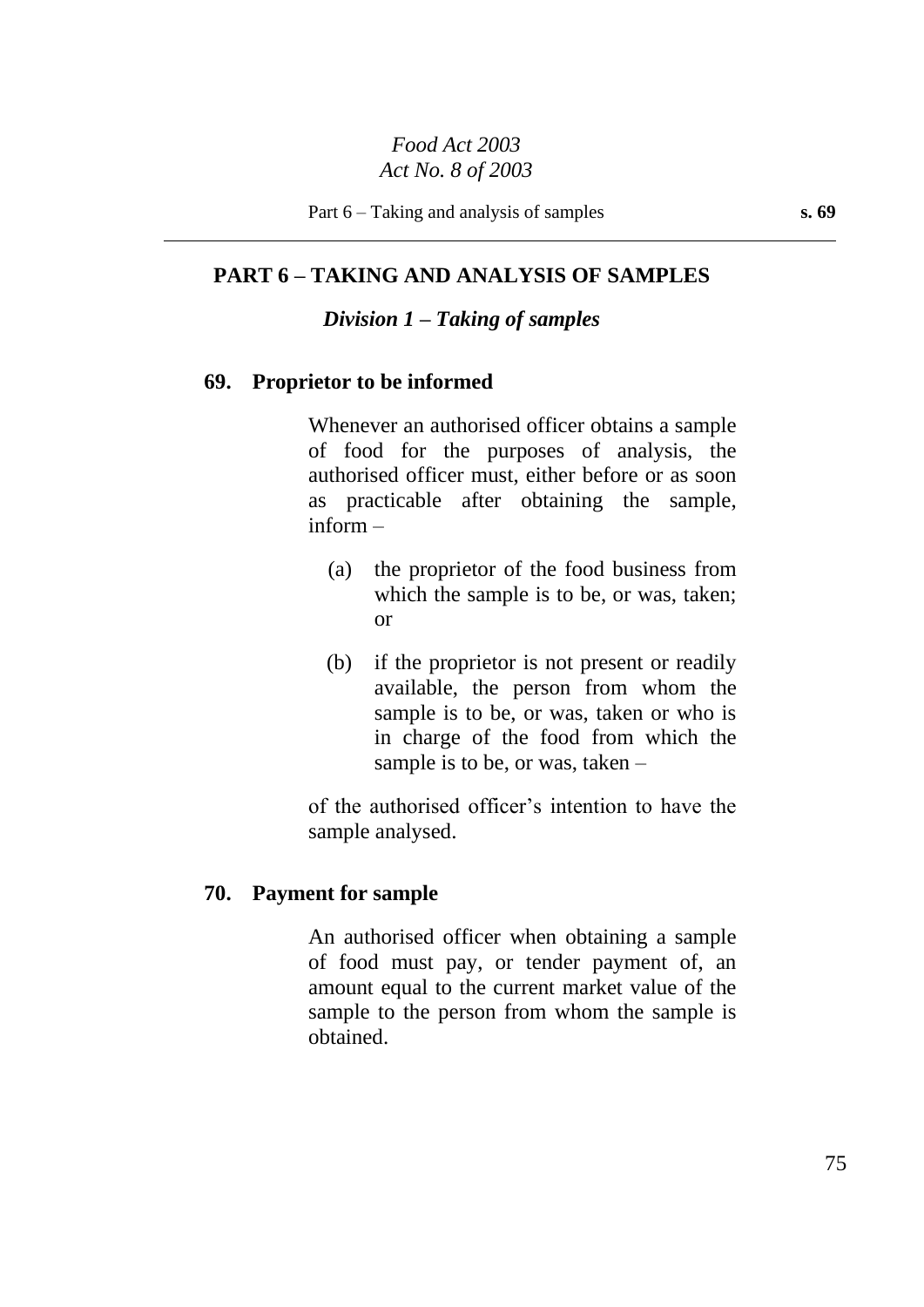## PART 6 – TAKING AND ANALYSIS OF SAMPLES

### *Division 1 – Taking of samples*

**69. Proprietor to be informed**

Whenever an authorised officer obtains a sample of food for the purposes of analysis, the authorised officer must, either before or as soon as practicable after obtaining the sample, inform –

(a) the proprietor of the food business from which the sample is to be, or was, taken; or

(b) if the proprietor is not present or readily available, the person from whom the sample is to be, or was, taken or who is in charge of the food from which the sample is to be, or was, taken –

of the authorised officer's intention to have the sample analysed.

**70. Payment for sample**

An authorised officer when obtaining a sample of food must pay, or tender payment of, an amount equal to the current market value of the sample to the person from whom the sample is obtained.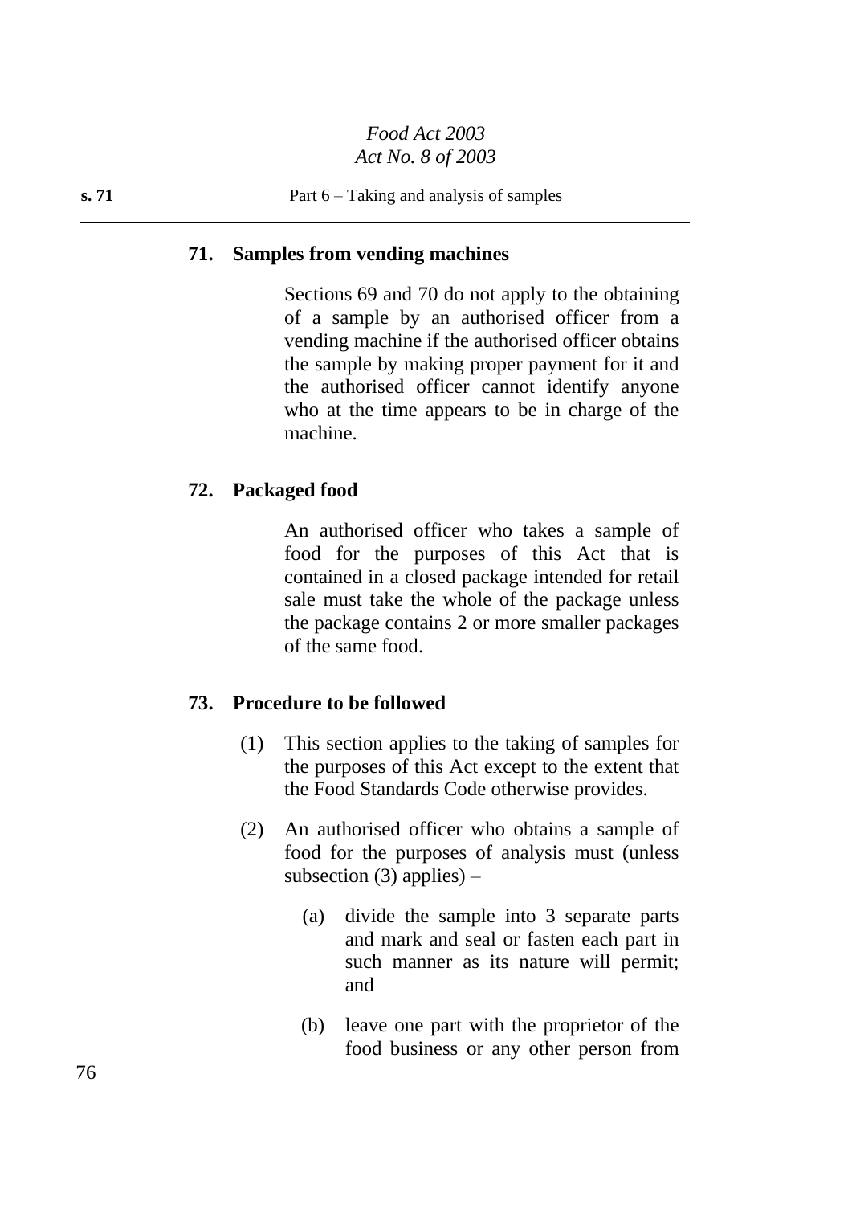## 71. Samples from vending machines

Sections 69 and 70 do not apply to the obtaining of a sample by an authorised officer from a vending machine if the authorised officer obtains the sample by making proper payment for it and the authorised officer cannot identify anyone who at the time appears to be in charge of the machine.

## 72. Packaged food

An authorised officer who takes a sample of food for the purposes of this Act that is contained in a closed package intended for retail sale must take the whole of the package unless the package contains 2 or more smaller packages of the same food.

## 73. Procedure to be followed

(1) This section applies to the taking of samples for the purposes of this Act except to the extent that the Food Standards Code otherwise provides.

(2) An authorised officer who obtains a sample of food for the purposes of analysis must (unless subsection (3) applies) –

(a) divide the sample into 3 separate parts and mark and seal or fasten each part in such manner as its nature will permit; and

(b) leave one part with the proprietor of the food business or any other person from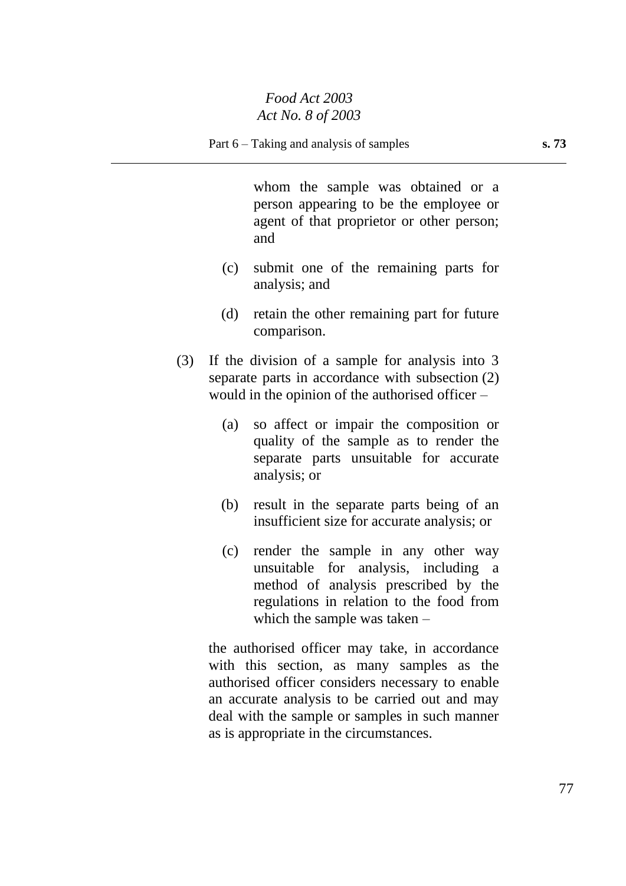whom the sample was obtained or a person appearing to be the employee or agent of that proprietor or other person; and

(c) submit one of the remaining parts for analysis; and

(d) retain the other remaining part for future comparison.

(3) If the division of a sample for analysis into 3 separate parts in accordance with subsection (2) would in the opinion of the authorised officer –

(a) so affect or impair the composition or quality of the sample as to render the separate parts unsuitable for accurate analysis; or

(b) result in the separate parts being of an insufficient size for accurate analysis; or

(c) render the sample in any other way unsuitable for analysis, including a method of analysis prescribed by the regulations in relation to the food from which the sample was taken –

the authorised officer may take, in accordance with this section, as many samples as the authorised officer considers necessary to enable an accurate analysis to be carried out and may deal with the sample or samples in such manner as is appropriate in the circumstances.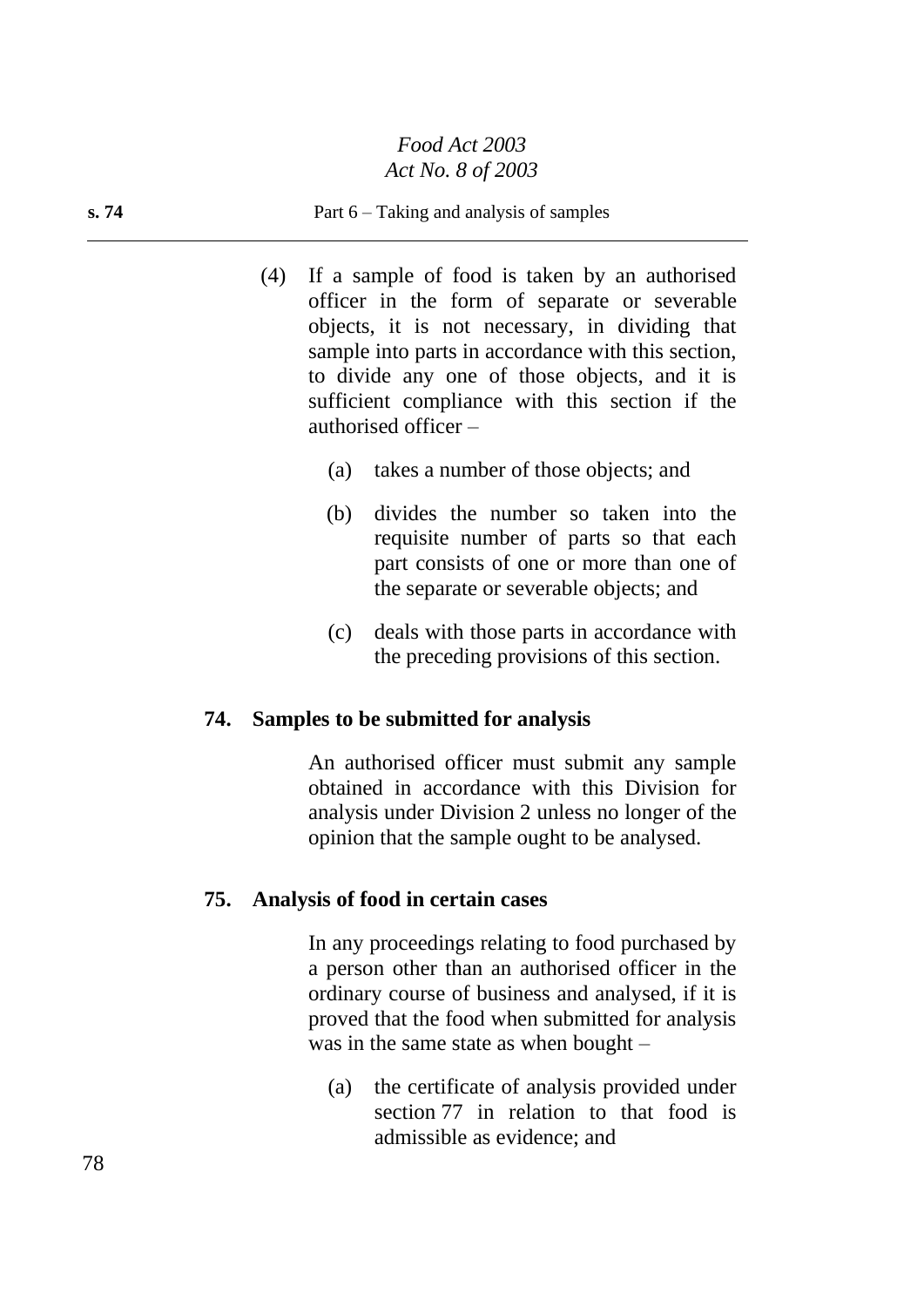(4) If a sample of food is taken by an authorised officer in the form of separate or severable objects, it is not necessary, in dividing that sample into parts in accordance with this section, to divide any one of those objects, and it is sufficient compliance with this section if the authorised officer –

(a) takes a number of those objects; and

(b) divides the number so taken into the requisite number of parts so that each part consists of one or more than one of the separate or severable objects; and

(c) deals with those parts in accordance with the preceding provisions of this section.

**74. Samples to be submitted for analysis**

An authorised officer must submit any sample obtained in accordance with this Division for analysis under Division 2 unless no longer of the opinion that the sample ought to be analysed.

**75. Analysis of food in certain cases**

In any proceedings relating to food purchased by a person other than an authorised officer in the ordinary course of business and analysed, if it is proved that the food when submitted for analysis was in the same state as when bought –

(a) the certificate of analysis provided under section 77 in relation to that food is admissible as evidence; and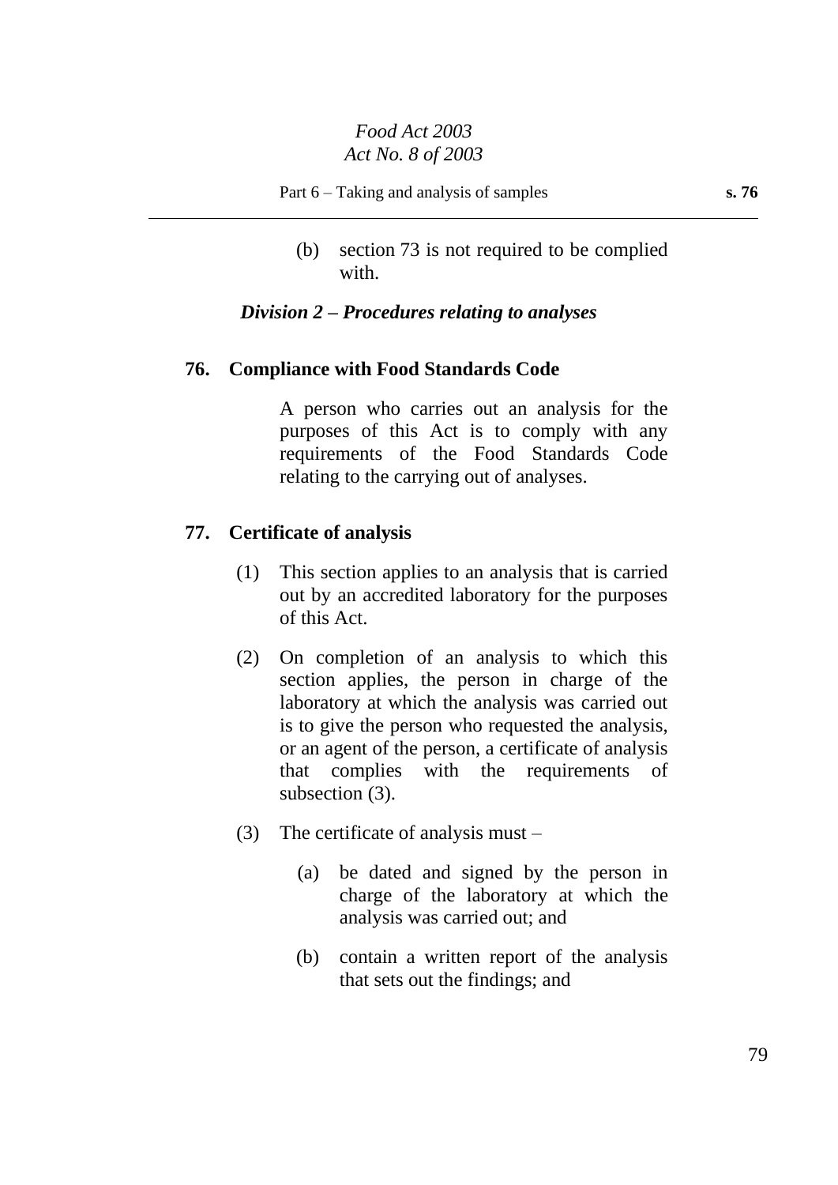(b) section 73 is not required to be complied with.

### *Division 2 – Procedures relating to analyses*

#### 76. Compliance with Food Standards Code

A person who carries out an analysis for the purposes of this Act is to comply with any requirements of the Food Standards Code relating to the carrying out of analyses.

#### 77. Certificate of analysis

(1) This section applies to an analysis that is carried out by an accredited laboratory for the purposes of this Act.

(2) On completion of an analysis to which this section applies, the person in charge of the laboratory at which the analysis was carried out is to give the person who requested the analysis, or an agent of the person, a certificate of analysis that complies with the requirements of subsection (3).

(3) The certificate of analysis must –

(a) be dated and signed by the person in charge of the laboratory at which the analysis was carried out; and

(b) contain a written report of the analysis that sets out the findings; and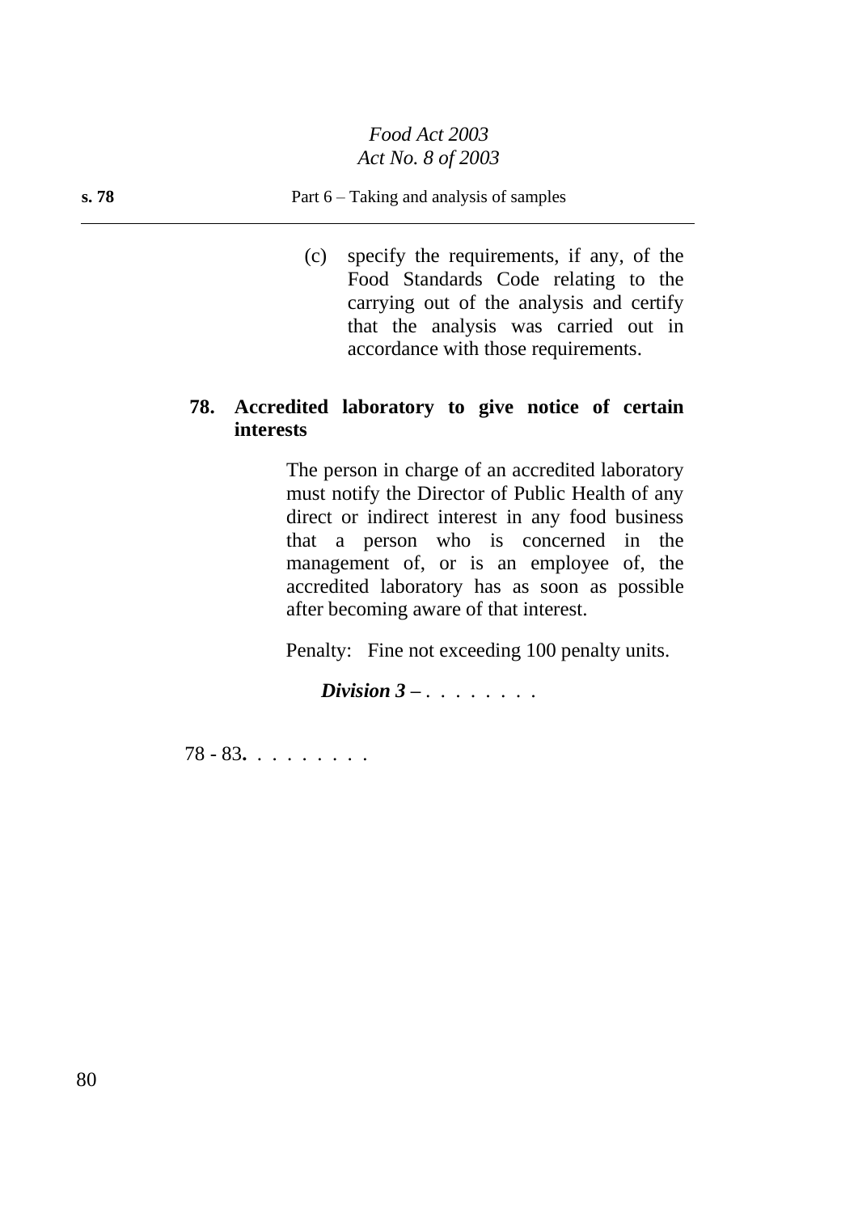(c) specify the requirements, if any, of the Food Standards Code relating to the carrying out of the analysis and certify that the analysis was carried out in accordance with those requirements.

### 78. Accredited laboratory to give notice of certain interests

The person in charge of an accredited laboratory must notify the Director of Public Health of any direct or indirect interest in any food business that a person who is concerned in the management of, or is an employee of, the accredited laboratory has as soon as possible after becoming aware of that interest.

Penalty: Fine not exceeding 100 penalty units.

***Division 3 –*** . . . . . . . .

78 - 83**.** . . . . . . . .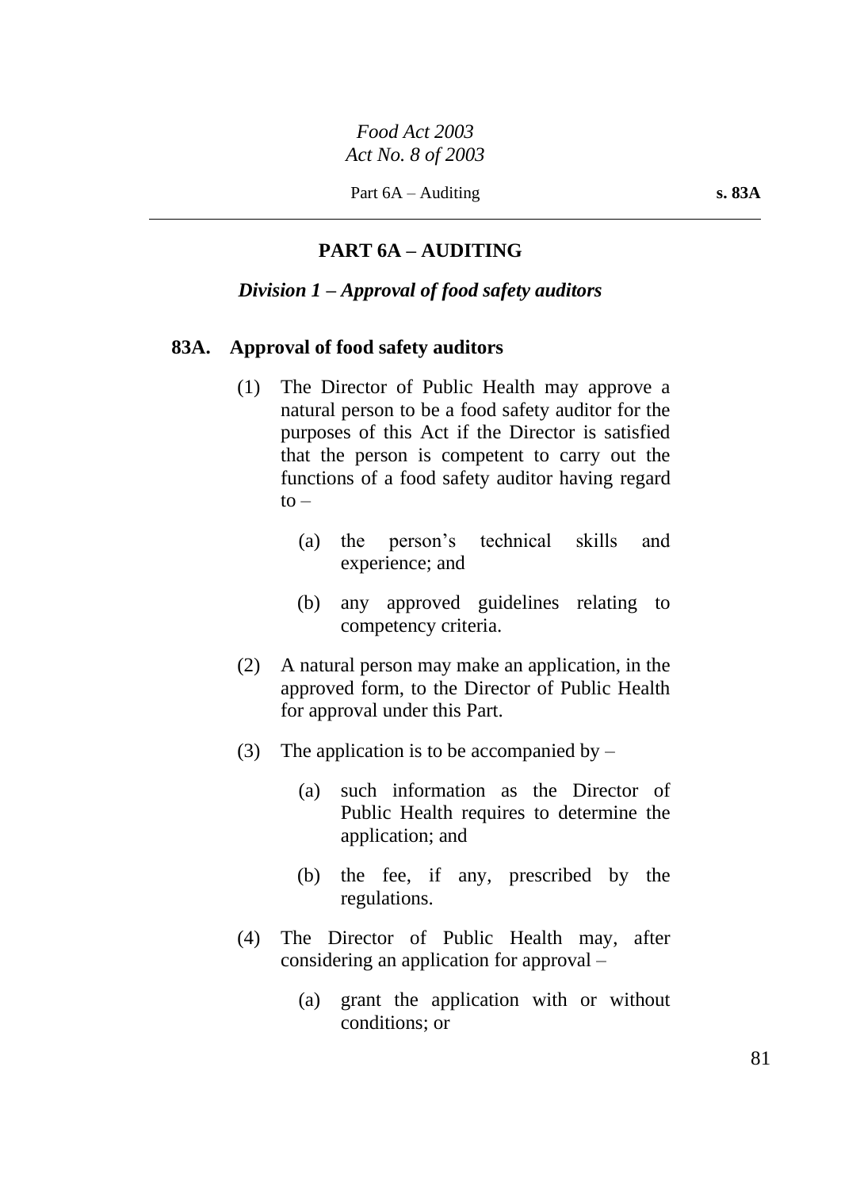## PART 6A – AUDITING

### *Division 1 – Approval of food safety auditors*

**83A. Approval of food safety auditors**

(1) The Director of Public Health may approve a natural person to be a food safety auditor for the purposes of this Act if the Director is satisfied that the person is competent to carry out the functions of a food safety auditor having regard to –

(a) the person's technical skills and experience; and

(b) any approved guidelines relating to competency criteria.

(2) A natural person may make an application, in the approved form, to the Director of Public Health for approval under this Part.

(3) The application is to be accompanied by –

(a) such information as the Director of Public Health requires to determine the application; and

(b) the fee, if any, prescribed by the regulations.

(4) The Director of Public Health may, after considering an application for approval –

(a) grant the application with or without conditions; or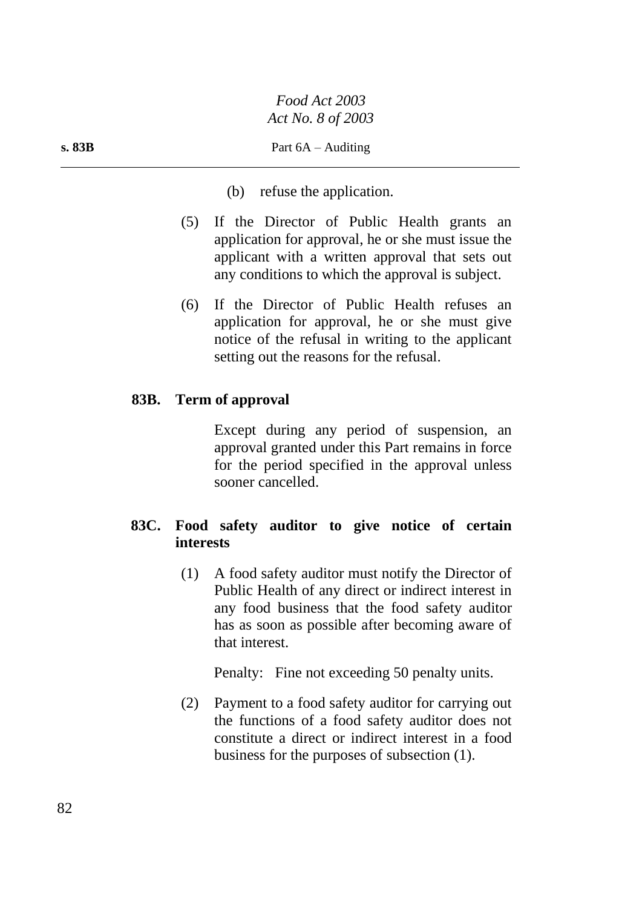(b) refuse the application.

(5) If the Director of Public Health grants an application for approval, he or she must issue the applicant with a written approval that sets out any conditions to which the approval is subject.

(6) If the Director of Public Health refuses an application for approval, he or she must give notice of the refusal in writing to the applicant setting out the reasons for the refusal.

**83B. Term of approval**

Except during any period of suspension, an approval granted under this Part remains in force for the period specified in the approval unless sooner cancelled.

**83C. Food safety auditor to give notice of certain interests**

(1) A food safety auditor must notify the Director of Public Health of any direct or indirect interest in any food business that the food safety auditor has as soon as possible after becoming aware of that interest.

Penalty: Fine not exceeding 50 penalty units.

(2) Payment to a food safety auditor for carrying out the functions of a food safety auditor does not constitute a direct or indirect interest in a food business for the purposes of subsection (1).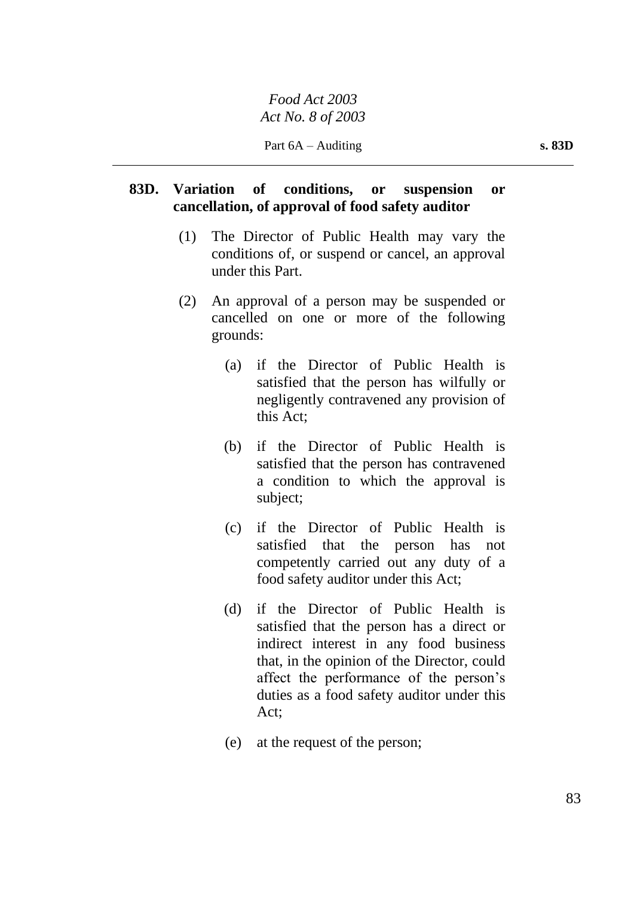## 83D. Variation of conditions, or suspension or cancellation, of approval of food safety auditor

(1) The Director of Public Health may vary the conditions of, or suspend or cancel, an approval under this Part.

(2) An approval of a person may be suspended or cancelled on one or more of the following grounds:

(a) if the Director of Public Health is satisfied that the person has wilfully or negligently contravened any provision of this Act;

(b) if the Director of Public Health is satisfied that the person has contravened a condition to which the approval is subject;

(c) if the Director of Public Health is satisfied that the person has not competently carried out any duty of a food safety auditor under this Act;

(d) if the Director of Public Health is satisfied that the person has a direct or indirect interest in any food business that, in the opinion of the Director, could affect the performance of the person's duties as a food safety auditor under this Act;

(e) at the request of the person;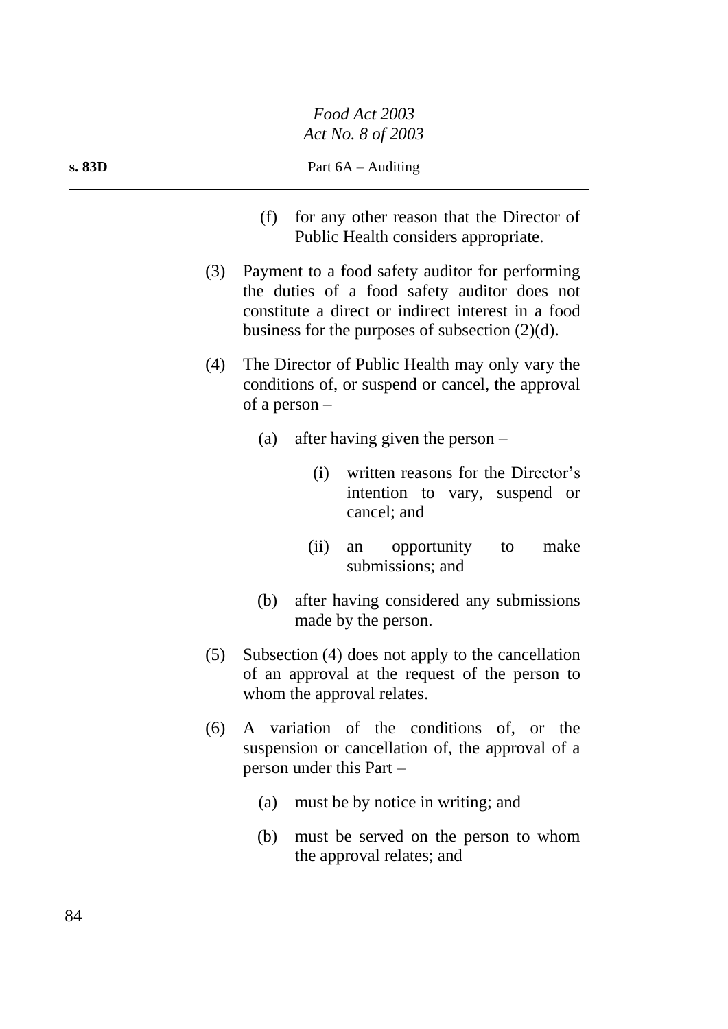(f) for any other reason that the Director of Public Health considers appropriate.

(3) Payment to a food safety auditor for performing the duties of a food safety auditor does not constitute a direct or indirect interest in a food business for the purposes of subsection (2)(d).

(4) The Director of Public Health may only vary the conditions of, or suspend or cancel, the approval of a person –

(a) after having given the person –

(i) written reasons for the Director's intention to vary, suspend or cancel; and

(ii) an opportunity to make submissions; and

(b) after having considered any submissions made by the person.

(5) Subsection (4) does not apply to the cancellation of an approval at the request of the person to whom the approval relates.

(6) A variation of the conditions of, or the suspension or cancellation of, the approval of a person under this Part –

(a) must be by notice in writing; and

(b) must be served on the person to whom the approval relates; and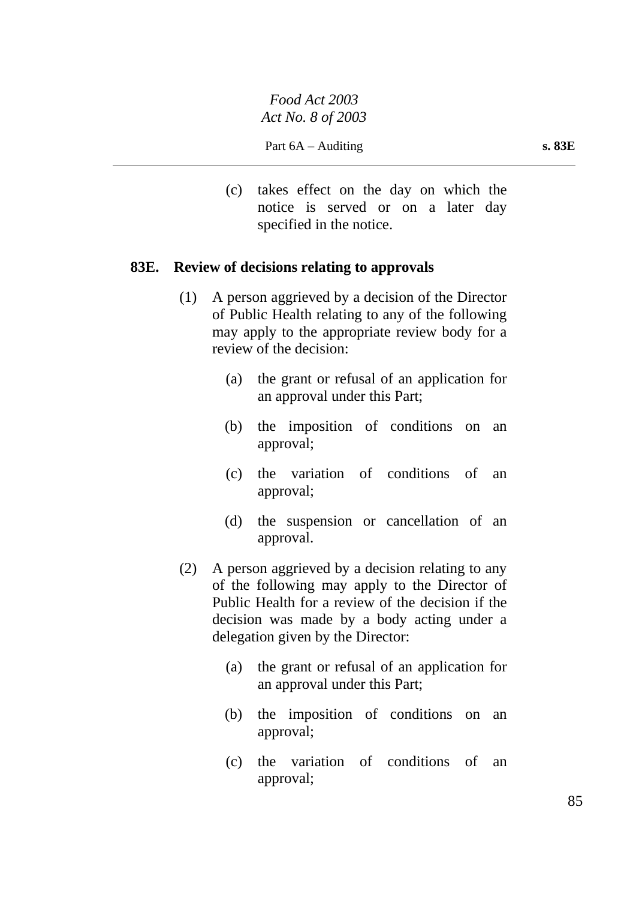(c) takes effect on the day on which the notice is served or on a later day specified in the notice.

**83E. Review of decisions relating to approvals**

(1) A person aggrieved by a decision of the Director of Public Health relating to any of the following may apply to the appropriate review body for a review of the decision:

(a) the grant or refusal of an application for an approval under this Part;

(b) the imposition of conditions on an approval;

(c) the variation of conditions of an approval;

(d) the suspension or cancellation of an approval.

(2) A person aggrieved by a decision relating to any of the following may apply to the Director of Public Health for a review of the decision if the decision was made by a body acting under a delegation given by the Director:

(a) the grant or refusal of an application for an approval under this Part;

(b) the imposition of conditions on an approval;

(c) the variation of conditions of an approval;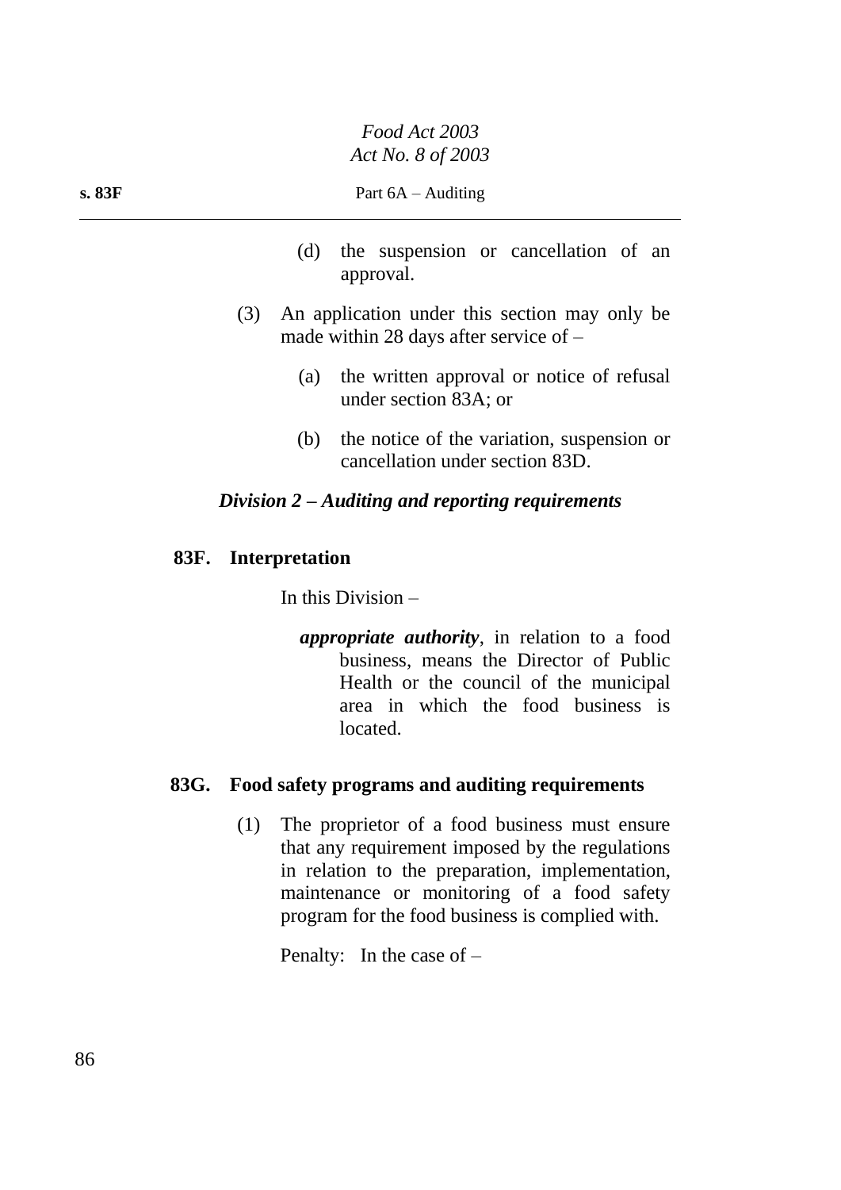(d) the suspension or cancellation of an approval.

(3) An application under this section may only be made within 28 days after service of –

(a) the written approval or notice of refusal under section 83A; or

(b) the notice of the variation, suspension or cancellation under section 83D.

### *Division 2 – Auditing and reporting requirements*

**83F. Interpretation**

In this Division –

***appropriate authority***, in relation to a food business, means the Director of Public Health or the council of the municipal area in which the food business is located.

**83G. Food safety programs and auditing requirements**

(1) The proprietor of a food business must ensure that any requirement imposed by the regulations in relation to the preparation, implementation, maintenance or monitoring of a food safety program for the food business is complied with.

Penalty: In the case of –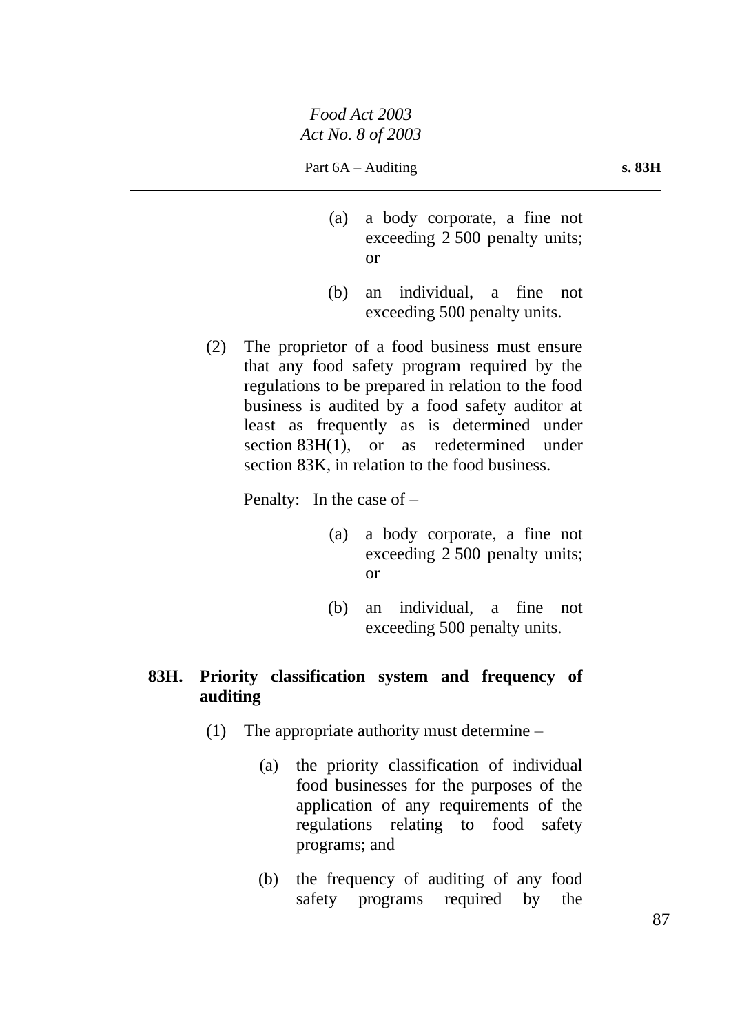(a) a body corporate, a fine not exceeding 2 500 penalty units; or

(b) an individual, a fine not exceeding 500 penalty units.

(2) The proprietor of a food business must ensure that any food safety program required by the regulations to be prepared in relation to the food business is audited by a food safety auditor at least as frequently as is determined under section 83H(1), or as redetermined under section 83K, in relation to the food business.

Penalty: In the case of –

(a) a body corporate, a fine not exceeding 2 500 penalty units; or

(b) an individual, a fine not exceeding 500 penalty units.

**83H. Priority classification system and frequency of auditing**

(1) The appropriate authority must determine –

(a) the priority classification of individual food businesses for the purposes of the application of any requirements of the regulations relating to food safety programs; and

(b) the frequency of auditing of any food safety programs required by the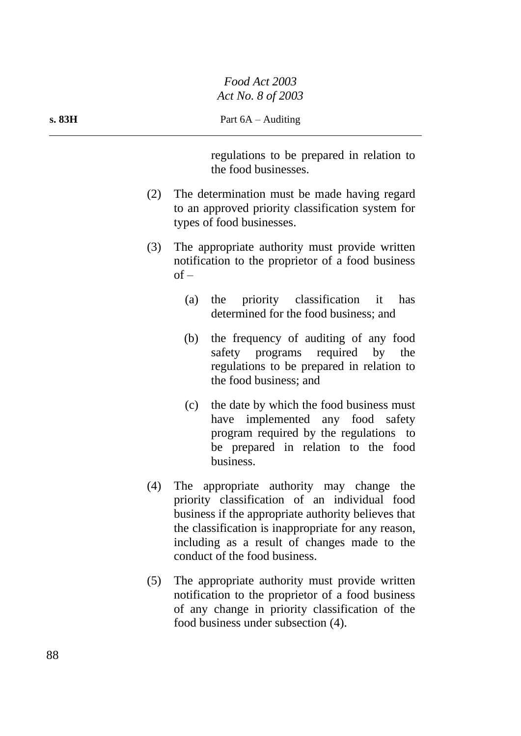regulations to be prepared in relation to the food businesses.

(2) The determination must be made having regard to an approved priority classification system for types of food businesses.

(3) The appropriate authority must provide written notification to the proprietor of a food business of –

(a) the priority classification it has determined for the food business; and

(b) the frequency of auditing of any food safety programs required by the regulations to be prepared in relation to the food business; and

(c) the date by which the food business must have implemented any food safety program required by the regulations to be prepared in relation to the food business.

(4) The appropriate authority may change the priority classification of an individual food business if the appropriate authority believes that the classification is inappropriate for any reason, including as a result of changes made to the conduct of the food business.

(5) The appropriate authority must provide written notification to the proprietor of a food business of any change in priority classification of the food business under subsection (4).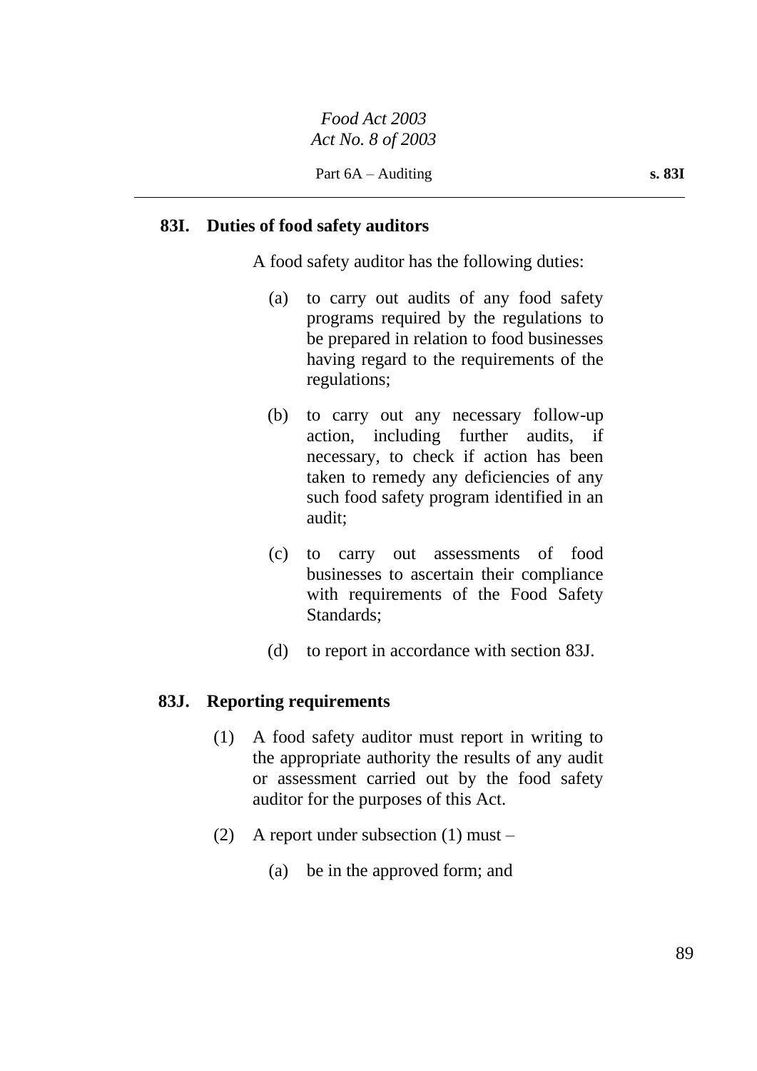### 83I. Duties of food safety auditors

A food safety auditor has the following duties:

(a) to carry out audits of any food safety programs required by the regulations to be prepared in relation to food businesses having regard to the requirements of the regulations;

(b) to carry out any necessary follow-up action, including further audits, if necessary, to check if action has been taken to remedy any deficiencies of any such food safety program identified in an audit;

(c) to carry out assessments of food businesses to ascertain their compliance with requirements of the Food Safety Standards;

(d) to report in accordance with section 83J.

### 83J. Reporting requirements

(1) A food safety auditor must report in writing to the appropriate authority the results of any audit or assessment carried out by the food safety auditor for the purposes of this Act.

(2) A report under subsection (1) must –

(a) be in the approved form; and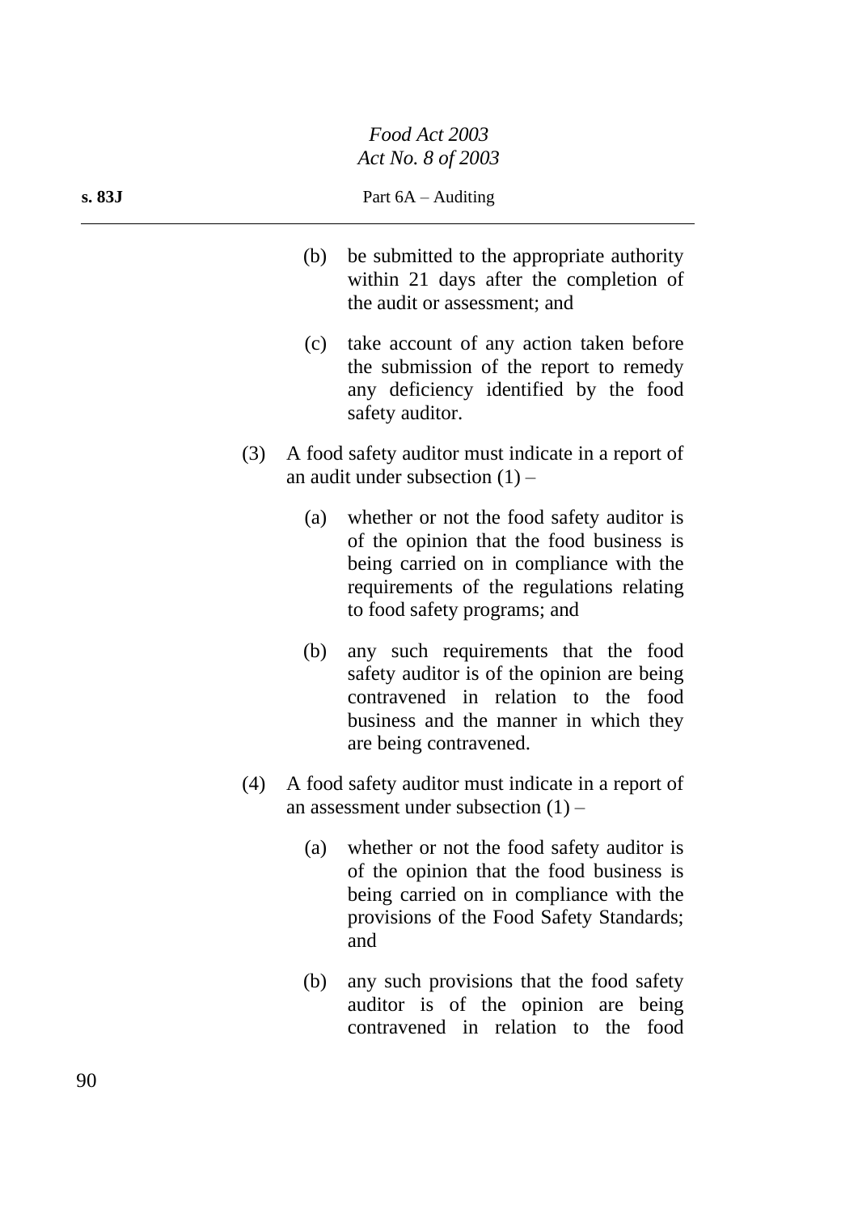(b) be submitted to the appropriate authority within 21 days after the completion of the audit or assessment; and

(c) take account of any action taken before the submission of the report to remedy any deficiency identified by the food safety auditor.

(3) A food safety auditor must indicate in a report of an audit under subsection (1) –

(a) whether or not the food safety auditor is of the opinion that the food business is being carried on in compliance with the requirements of the regulations relating to food safety programs; and

(b) any such requirements that the food safety auditor is of the opinion are being contravened in relation to the food business and the manner in which they are being contravened.

(4) A food safety auditor must indicate in a report of an assessment under subsection (1) –

(a) whether or not the food safety auditor is of the opinion that the food business is being carried on in compliance with the provisions of the Food Safety Standards; and

(b) any such provisions that the food safety auditor is of the opinion are being contravened in relation to the food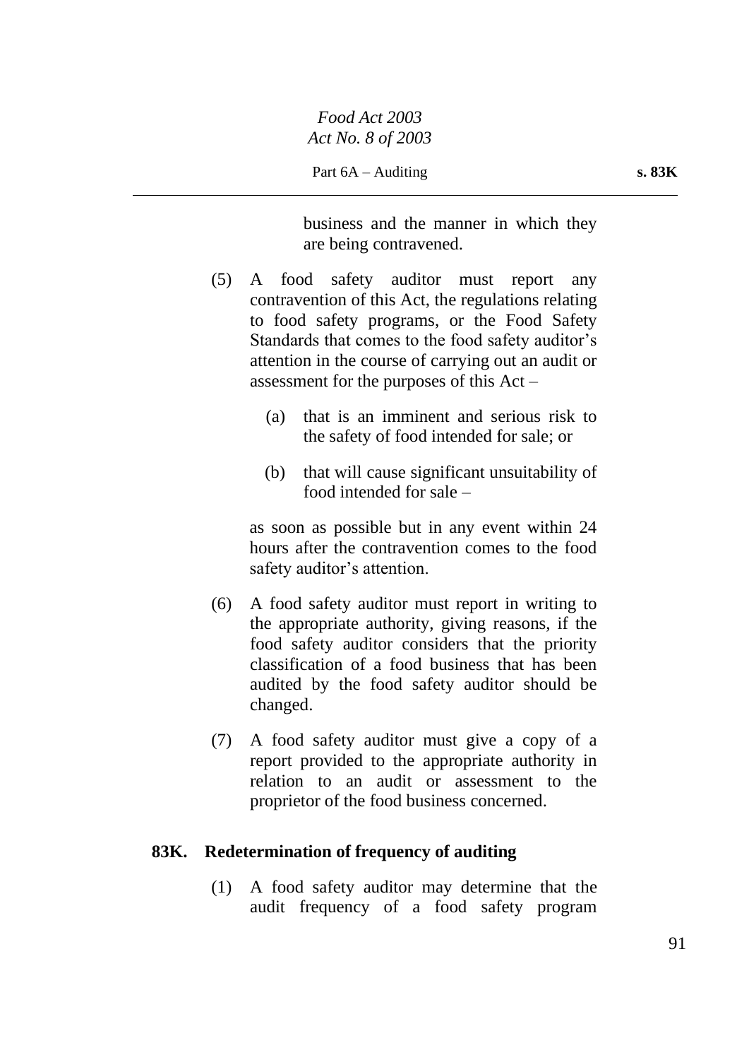business and the manner in which they are being contravened.

(5) A food safety auditor must report any contravention of this Act, the regulations relating to food safety programs, or the Food Safety Standards that comes to the food safety auditor's attention in the course of carrying out an audit or assessment for the purposes of this Act –

(a) that is an imminent and serious risk to the safety of food intended for sale; or

(b) that will cause significant unsuitability of food intended for sale –

as soon as possible but in any event within 24 hours after the contravention comes to the food safety auditor's attention.

(6) A food safety auditor must report in writing to the appropriate authority, giving reasons, if the food safety auditor considers that the priority classification of a food business that has been audited by the food safety auditor should be changed.

(7) A food safety auditor must give a copy of a report provided to the appropriate authority in relation to an audit or assessment to the proprietor of the food business concerned.

**83K. Redetermination of frequency of auditing**

(1) A food safety auditor may determine that the audit frequency of a food safety program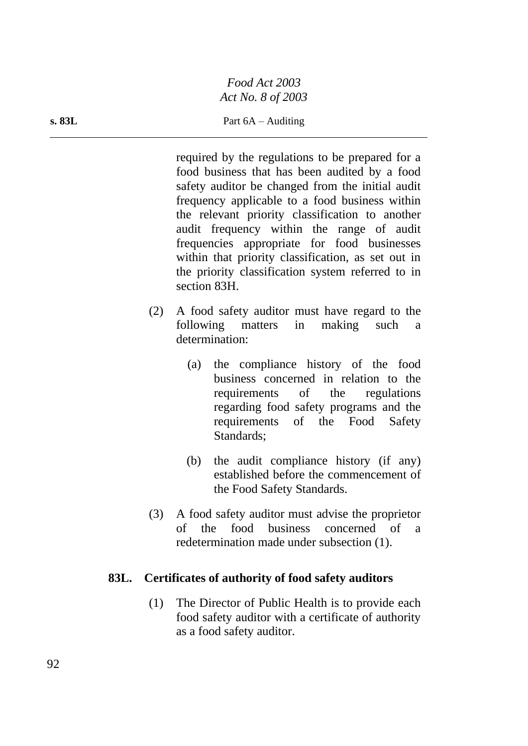required by the regulations to be prepared for a food business that has been audited by a food safety auditor be changed from the initial audit frequency applicable to a food business within the relevant priority classification to another audit frequency within the range of audit frequencies appropriate for food businesses within that priority classification, as set out in the priority classification system referred to in section 83H.

(2) A food safety auditor must have regard to the following matters in making such a determination:

(a) the compliance history of the food business concerned in relation to the requirements of the regulations regarding food safety programs and the requirements of the Food Safety Standards;

(b) the audit compliance history (if any) established before the commencement of the Food Safety Standards.

(3) A food safety auditor must advise the proprietor of the food business concerned of a redetermination made under subsection (1).

### 83L. Certificates of authority of food safety auditors

(1) The Director of Public Health is to provide each food safety auditor with a certificate of authority as a food safety auditor.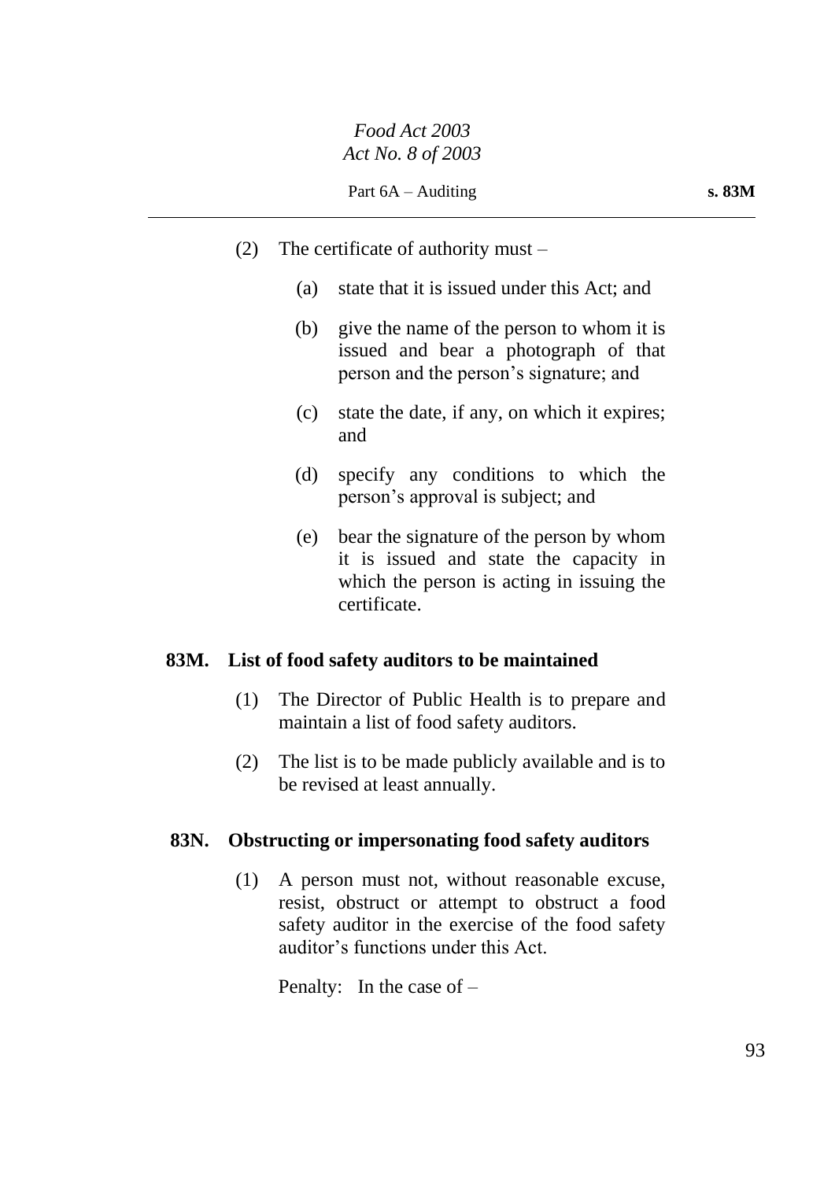(2) The certificate of authority must –

(a) state that it is issued under this Act; and

(b) give the name of the person to whom it is issued and bear a photograph of that person and the person's signature; and

(c) state the date, if any, on which it expires; and

(d) specify any conditions to which the person's approval is subject; and

(e) bear the signature of the person by whom it is issued and state the capacity in which the person is acting in issuing the certificate.

**83M. List of food safety auditors to be maintained**

(1) The Director of Public Health is to prepare and maintain a list of food safety auditors.

(2) The list is to be made publicly available and is to be revised at least annually.

**83N. Obstructing or impersonating food safety auditors**

(1) A person must not, without reasonable excuse, resist, obstruct or attempt to obstruct a food safety auditor in the exercise of the food safety auditor's functions under this Act.

Penalty: In the case of –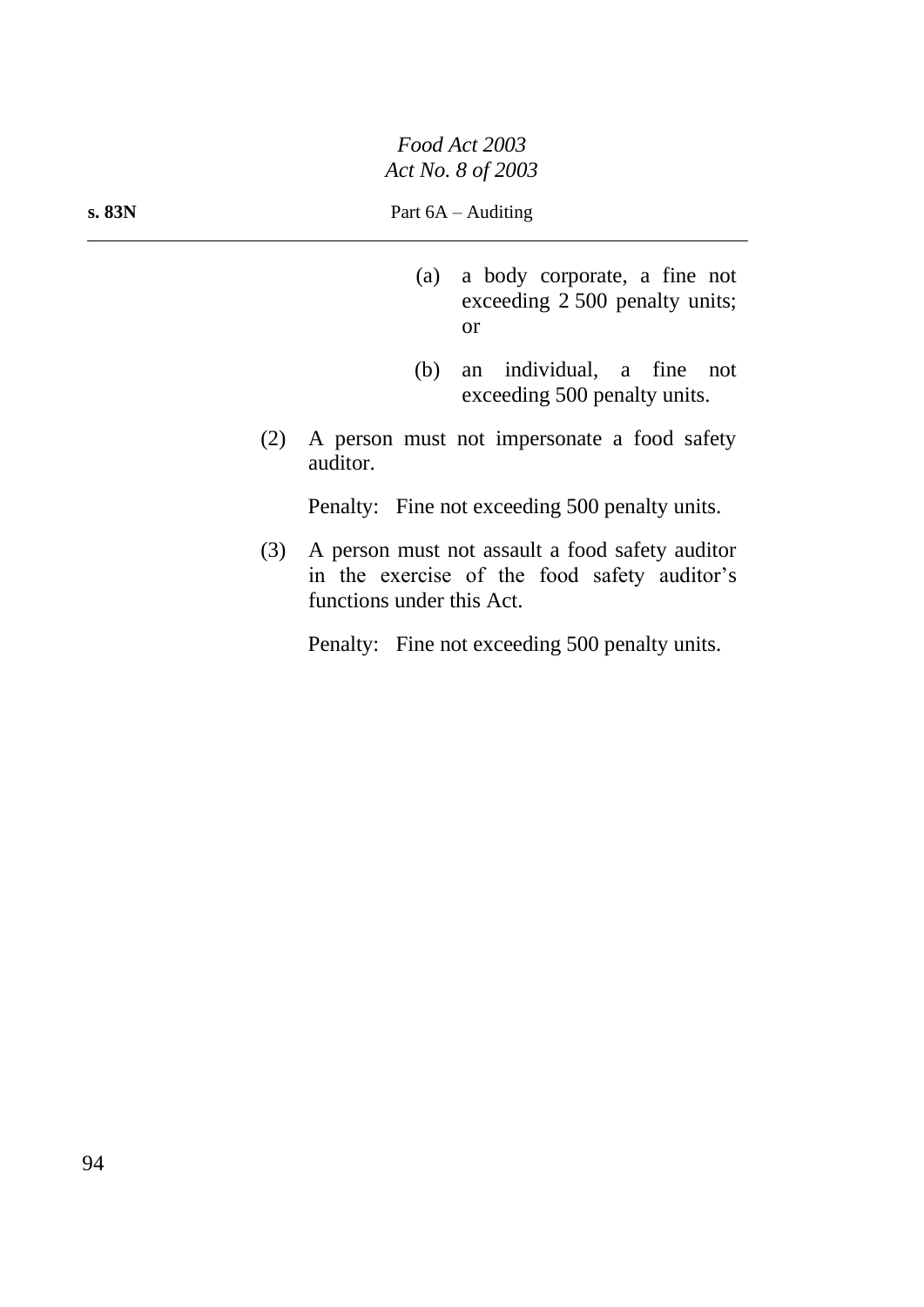(a) a body corporate, a fine not exceeding 2 500 penalty units; or

(b) an individual, a fine not exceeding 500 penalty units.

(2) A person must not impersonate a food safety auditor.

Penalty: Fine not exceeding 500 penalty units.

(3) A person must not assault a food safety auditor in the exercise of the food safety auditor's functions under this Act.

Penalty: Fine not exceeding 500 penalty units.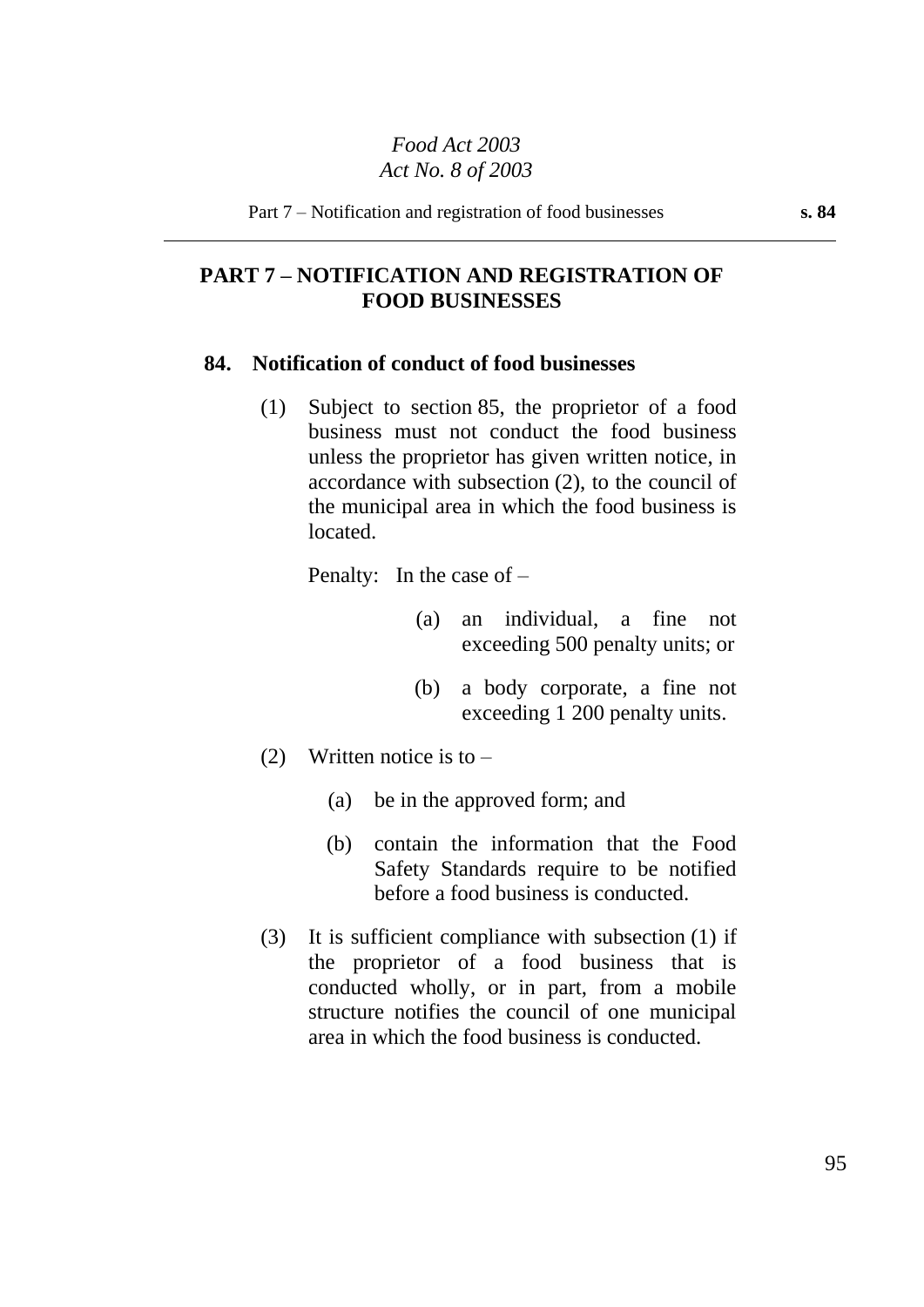## PART 7 – NOTIFICATION AND REGISTRATION OF FOOD BUSINESSES

### 84. Notification of conduct of food businesses

(1) Subject to section 85, the proprietor of a food business must not conduct the food business unless the proprietor has given written notice, in accordance with subsection (2), to the council of the municipal area in which the food business is located.

Penalty: In the case of –

(a) an individual, a fine not exceeding 500 penalty units; or

(b) a body corporate, a fine not exceeding 1 200 penalty units.

(2) Written notice is to –

(a) be in the approved form; and

(b) contain the information that the Food Safety Standards require to be notified before a food business is conducted.

(3) It is sufficient compliance with subsection (1) if the proprietor of a food business that is conducted wholly, or in part, from a mobile structure notifies the council of one municipal area in which the food business is conducted.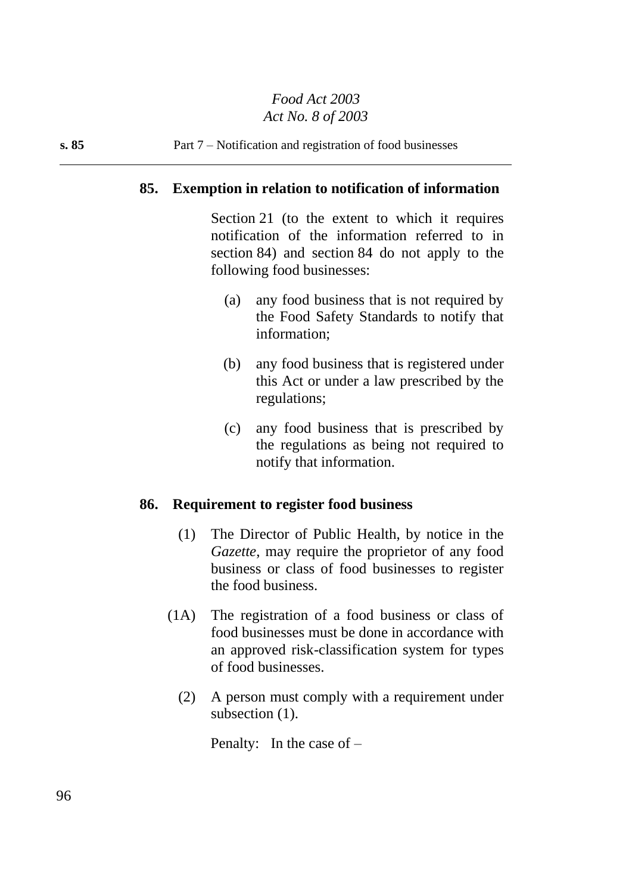### 85. Exemption in relation to notification of information

Section 21 (to the extent to which it requires notification of the information referred to in section 84) and section 84 do not apply to the following food businesses:

(a) any food business that is not required by the Food Safety Standards to notify that information;

(b) any food business that is registered under this Act or under a law prescribed by the regulations;

(c) any food business that is prescribed by the regulations as being not required to notify that information.

### 86. Requirement to register food business

(1) The Director of Public Health, by notice in the *Gazette*, may require the proprietor of any food business or class of food businesses to register the food business.

(1A) The registration of a food business or class of food businesses must be done in accordance with an approved risk-classification system for types of food businesses.

(2) A person must comply with a requirement under subsection (1).

Penalty: In the case of –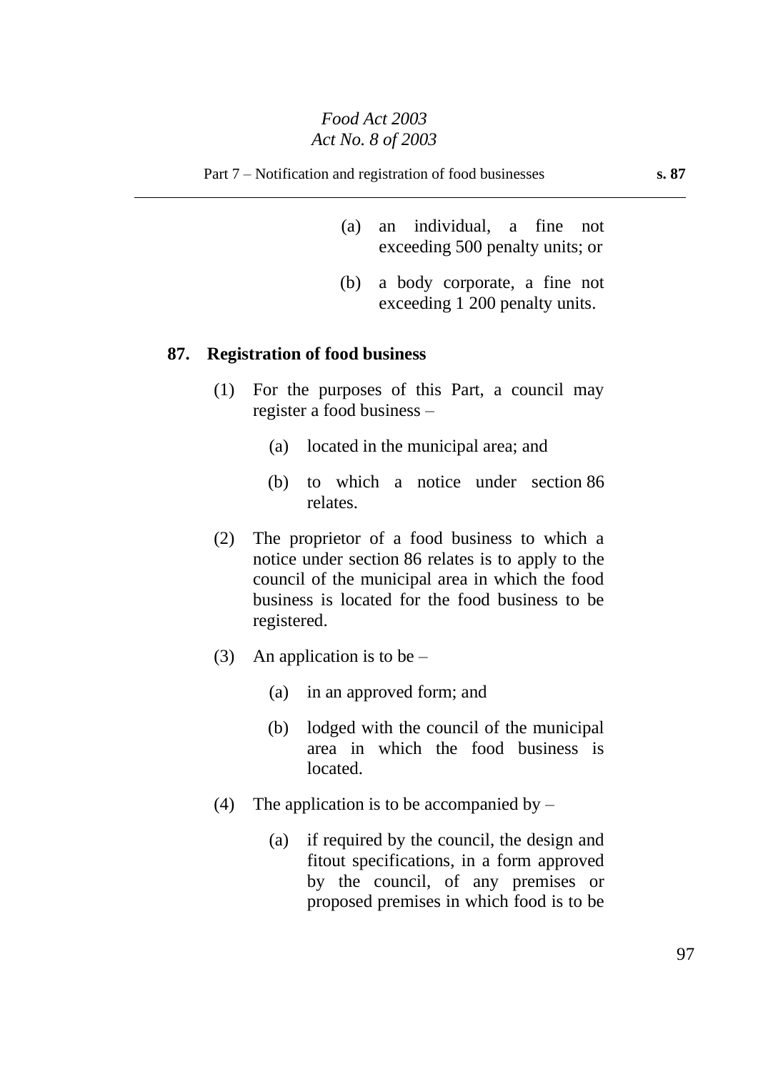(a) an individual, a fine not exceeding 500 penalty units; or

(b) a body corporate, a fine not exceeding 1 200 penalty units.

**87. Registration of food business**

(1) For the purposes of this Part, a council may register a food business –

(a) located in the municipal area; and

(b) to which a notice under section 86 relates.

(2) The proprietor of a food business to which a notice under section 86 relates is to apply to the council of the municipal area in which the food business is located for the food business to be registered.

(3) An application is to be –

(a) in an approved form; and

(b) lodged with the council of the municipal area in which the food business is located.

(4) The application is to be accompanied by –

(a) if required by the council, the design and fitout specifications, in a form approved by the council, of any premises or proposed premises in which food is to be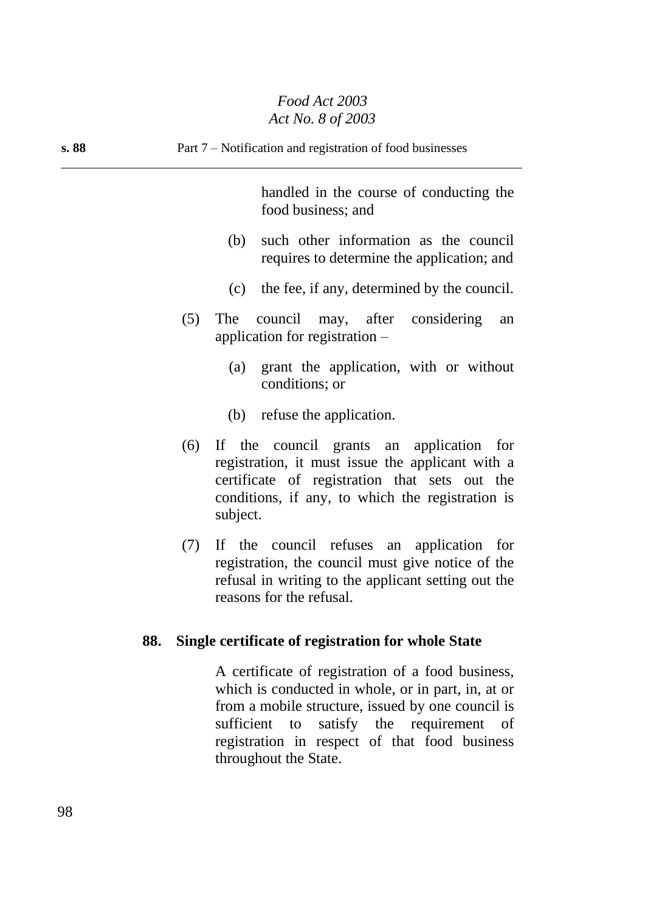handled in the course of conducting the food business; and

(b) such other information as the council requires to determine the application; and

(c) the fee, if any, determined by the council.

(5) The council may, after considering an application for registration –

(a) grant the application, with or without conditions; or

(b) refuse the application.

(6) If the council grants an application for registration, it must issue the applicant with a certificate of registration that sets out the conditions, if any, to which the registration is subject.

(7) If the council refuses an application for registration, the council must give notice of the refusal in writing to the applicant setting out the reasons for the refusal.

**88. Single certificate of registration for whole State**

A certificate of registration of a food business, which is conducted in whole, or in part, in, at or from a mobile structure, issued by one council is sufficient to satisfy the requirement of registration in respect of that food business throughout the State.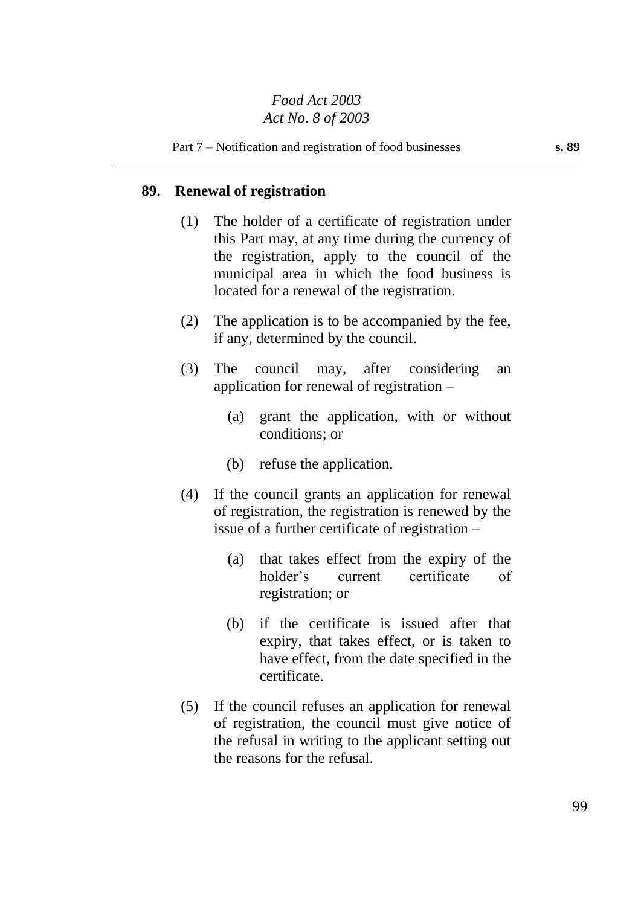## 89. Renewal of registration

(1) The holder of a certificate of registration under this Part may, at any time during the currency of the registration, apply to the council of the municipal area in which the food business is located for a renewal of the registration.

(2) The application is to be accompanied by the fee, if any, determined by the council.

(3) The council may, after considering an application for renewal of registration –

(a) grant the application, with or without conditions; or

(b) refuse the application.

(4) If the council grants an application for renewal of registration, the registration is renewed by the issue of a further certificate of registration –

(a) that takes effect from the expiry of the holder's current certificate of registration; or

(b) if the certificate is issued after that expiry, that takes effect, or is taken to have effect, from the date specified in the certificate.

(5) If the council refuses an application for renewal of registration, the council must give notice of the refusal in writing to the applicant setting out the reasons for the refusal.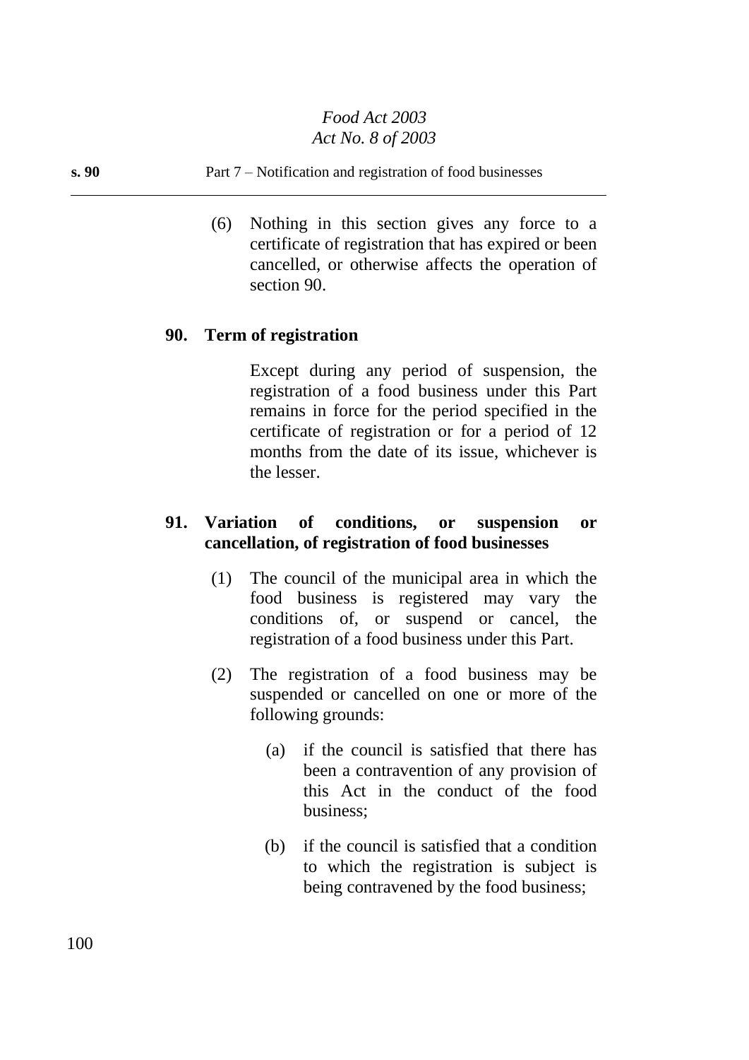(6) Nothing in this section gives any force to a certificate of registration that has expired or been cancelled, or otherwise affects the operation of section 90.

## 90. Term of registration

Except during any period of suspension, the registration of a food business under this Part remains in force for the period specified in the certificate of registration or for a period of 12 months from the date of its issue, whichever is the lesser.

## 91. Variation of conditions, or suspension or cancellation, of registration of food businesses

(1) The council of the municipal area in which the food business is registered may vary the conditions of, or suspend or cancel, the registration of a food business under this Part.

(2) The registration of a food business may be suspended or cancelled on one or more of the following grounds:

(a) if the council is satisfied that there has been a contravention of any provision of this Act in the conduct of the food business;

(b) if the council is satisfied that a condition to which the registration is subject is being contravened by the food business;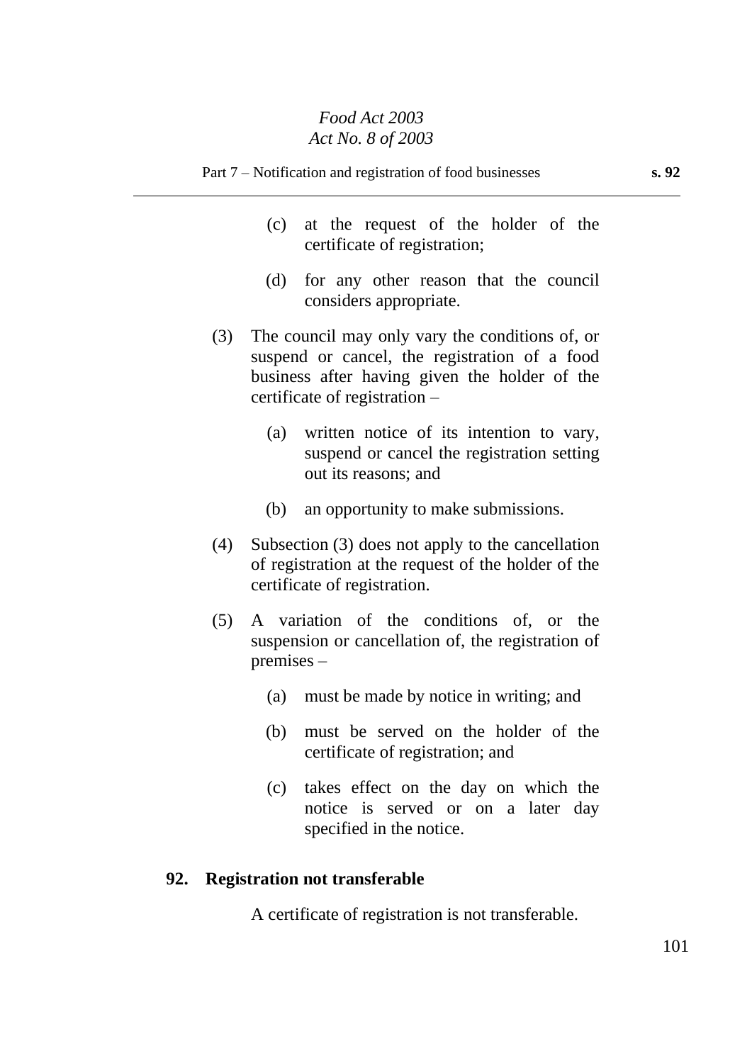(c) at the request of the holder of the certificate of registration;

(d) for any other reason that the council considers appropriate.

(3) The council may only vary the conditions of, or suspend or cancel, the registration of a food business after having given the holder of the certificate of registration –

(a) written notice of its intention to vary, suspend or cancel the registration setting out its reasons; and

(b) an opportunity to make submissions.

(4) Subsection (3) does not apply to the cancellation of registration at the request of the holder of the certificate of registration.

(5) A variation of the conditions of, or the suspension or cancellation of, the registration of premises –

(a) must be made by notice in writing; and

(b) must be served on the holder of the certificate of registration; and

(c) takes effect on the day on which the notice is served or on a later day specified in the notice.

**92. Registration not transferable**

A certificate of registration is not transferable.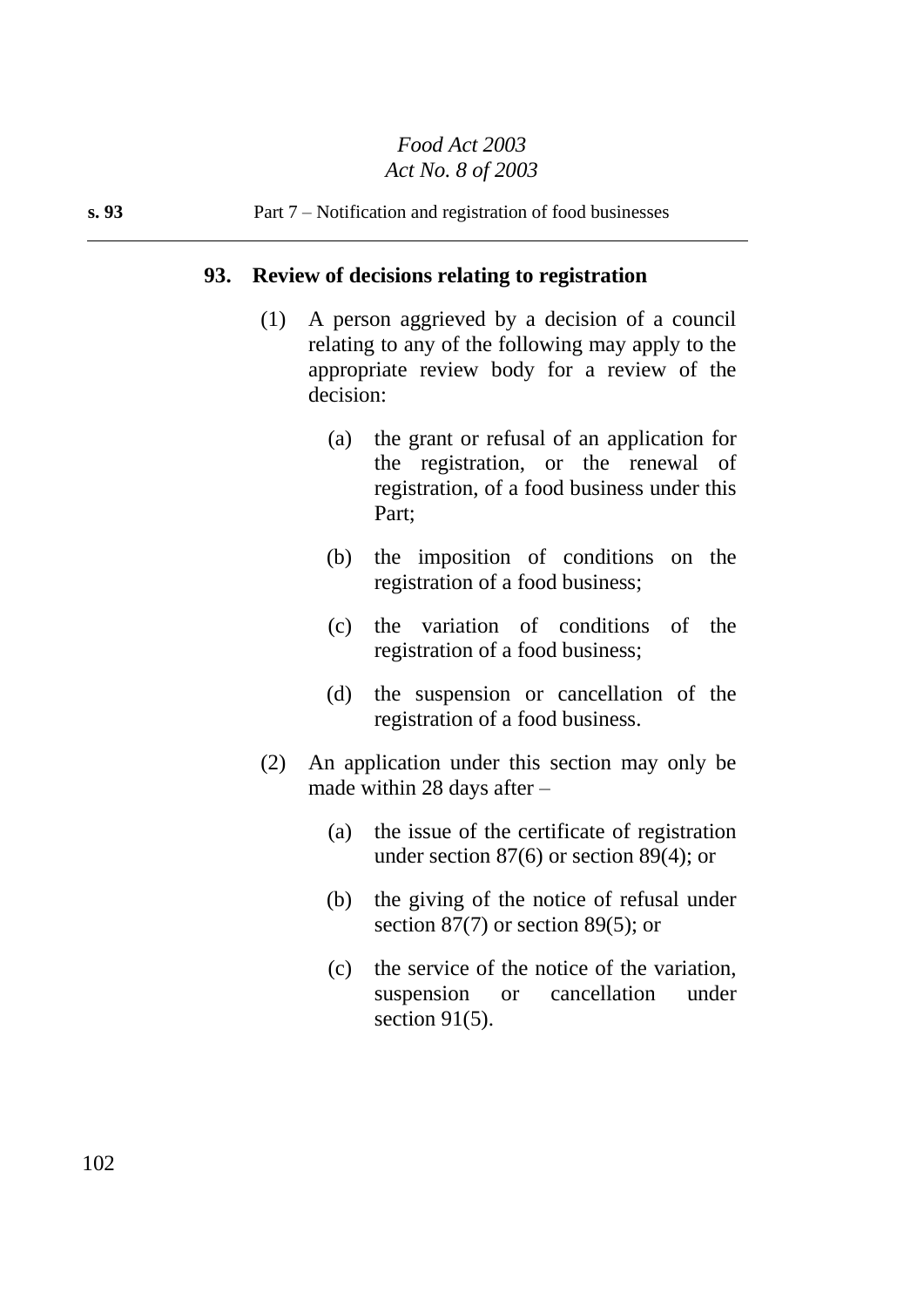## 93. Review of decisions relating to registration

(1) A person aggrieved by a decision of a council relating to any of the following may apply to the appropriate review body for a review of the decision:

(a) the grant or refusal of an application for the registration, or the renewal of registration, of a food business under this Part;

(b) the imposition of conditions on the registration of a food business;

(c) the variation of conditions of the registration of a food business;

(d) the suspension or cancellation of the registration of a food business.

(2) An application under this section may only be made within 28 days after –

(a) the issue of the certificate of registration under section 87(6) or section 89(4); or

(b) the giving of the notice of refusal under section 87(7) or section 89(5); or

(c) the service of the notice of the variation, suspension or cancellation under section 91(5).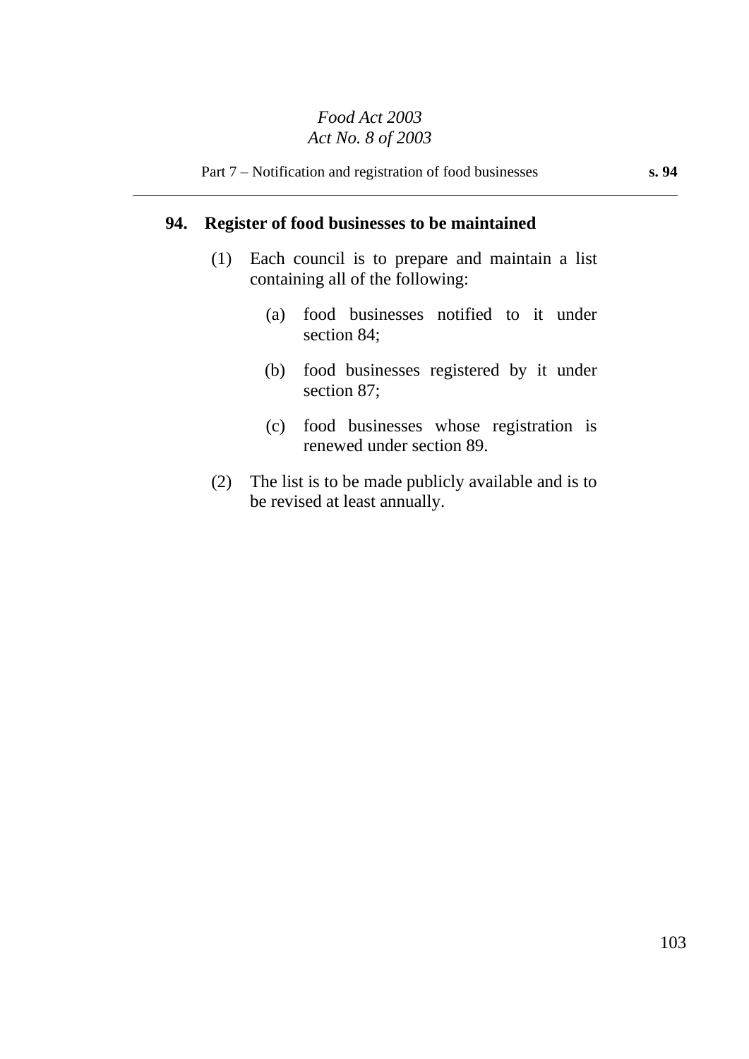## 94. Register of food businesses to be maintained

(1) Each council is to prepare and maintain a list containing all of the following:

(a) food businesses notified to it under section 84;

(b) food businesses registered by it under section 87;

(c) food businesses whose registration is renewed under section 89.

(2) The list is to be made publicly available and is to be revised at least annually.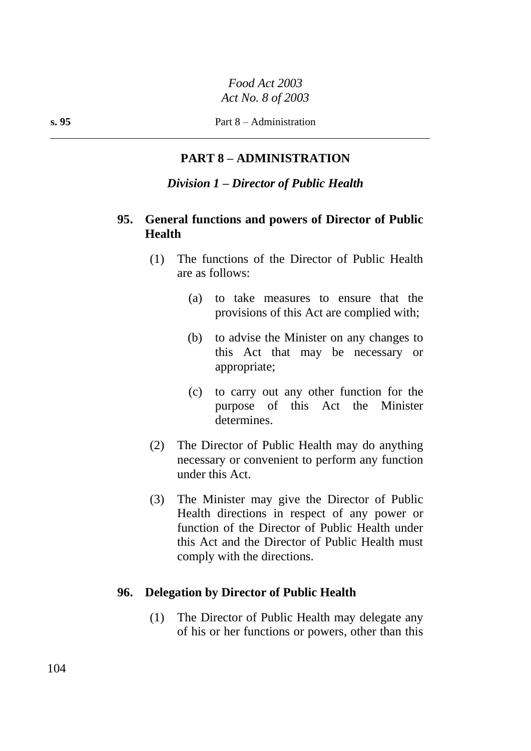## PART 8 – ADMINISTRATION

### *Division 1 – Director of Public Health*

**95. General functions and powers of Director of Public Health**

(1) The functions of the Director of Public Health are as follows:

(a) to take measures to ensure that the provisions of this Act are complied with;

(b) to advise the Minister on any changes to this Act that may be necessary or appropriate;

(c) to carry out any other function for the purpose of this Act the Minister determines.

(2) The Director of Public Health may do anything necessary or convenient to perform any function under this Act.

(3) The Minister may give the Director of Public Health directions in respect of any power or function of the Director of Public Health under this Act and the Director of Public Health must comply with the directions.

**96. Delegation by Director of Public Health**

(1) The Director of Public Health may delegate any of his or her functions or powers, other than this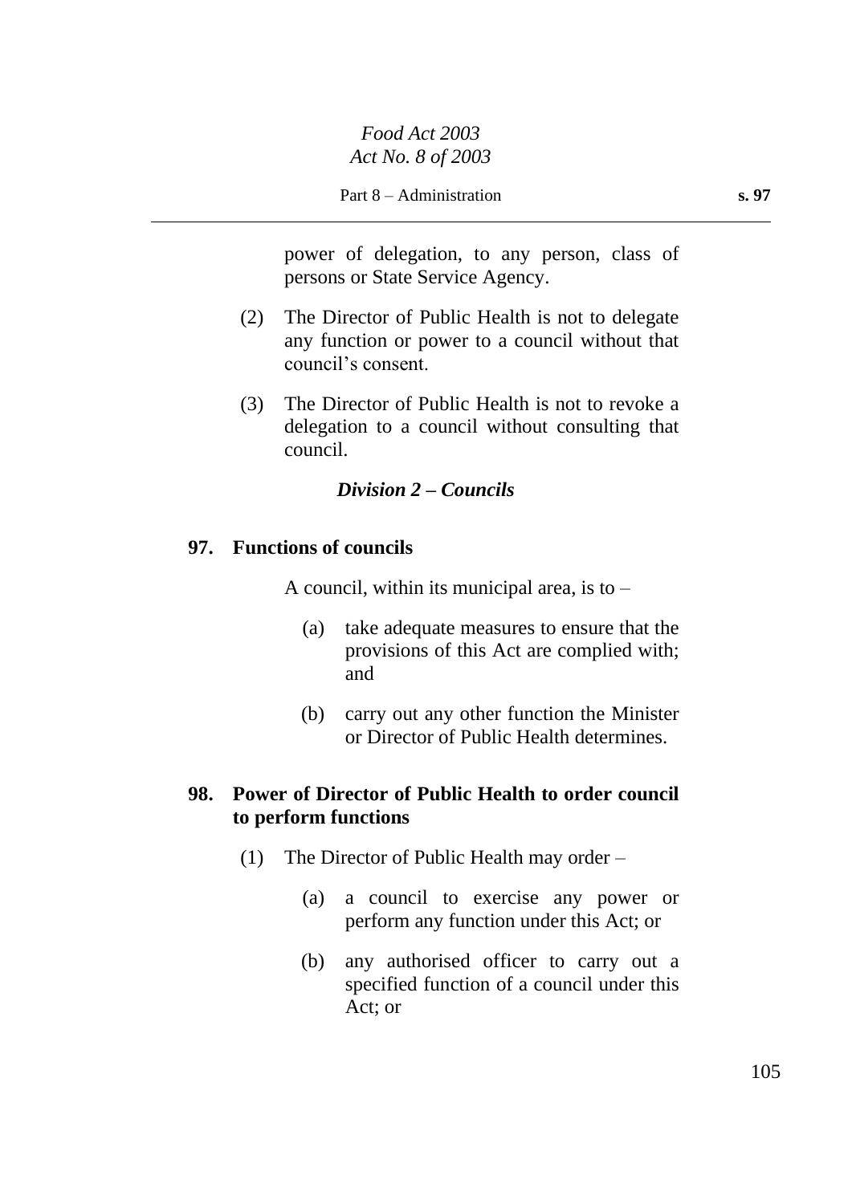power of delegation, to any person, class of persons or State Service Agency.

(2) The Director of Public Health is not to delegate any function or power to a council without that council's consent.

(3) The Director of Public Health is not to revoke a delegation to a council without consulting that council.

### *Division 2 – Councils*

**97. Functions of councils**

A council, within its municipal area, is to –

(a) take adequate measures to ensure that the provisions of this Act are complied with; and

(b) carry out any other function the Minister or Director of Public Health determines.

**98. Power of Director of Public Health to order council to perform functions**

(1) The Director of Public Health may order –

(a) a council to exercise any power or perform any function under this Act; or

(b) any authorised officer to carry out a specified function of a council under this Act; or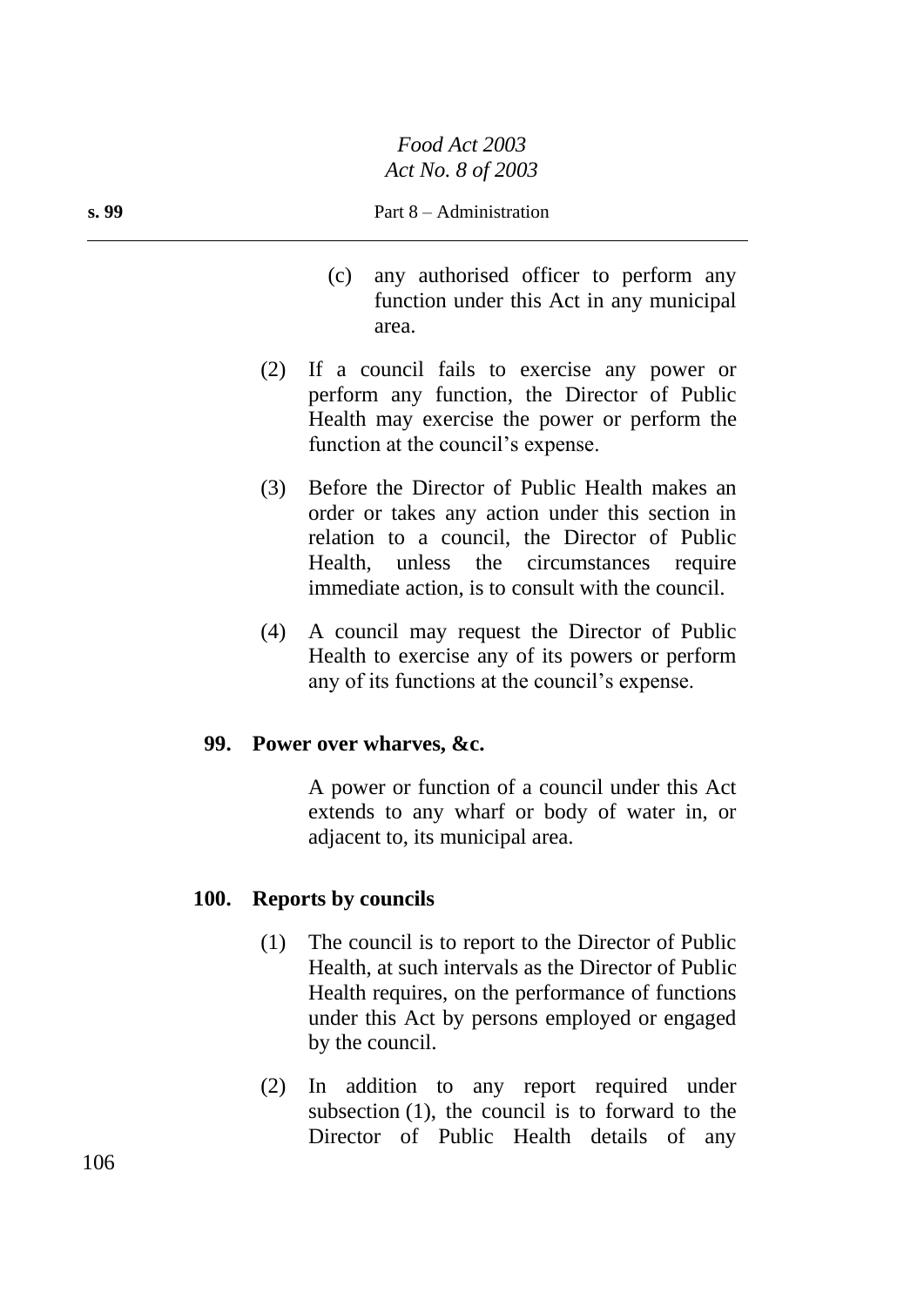(c) any authorised officer to perform any function under this Act in any municipal area.

(2) If a council fails to exercise any power or perform any function, the Director of Public Health may exercise the power or perform the function at the council's expense.

(3) Before the Director of Public Health makes an order or takes any action under this section in relation to a council, the Director of Public Health, unless the circumstances require immediate action, is to consult with the council.

(4) A council may request the Director of Public Health to exercise any of its powers or perform any of its functions at the council's expense.

**99. Power over wharves, &c.**

A power or function of a council under this Act extends to any wharf or body of water in, or adjacent to, its municipal area.

**100. Reports by councils**

(1) The council is to report to the Director of Public Health, at such intervals as the Director of Public Health requires, on the performance of functions under this Act by persons employed or engaged by the council.

(2) In addition to any report required under subsection (1), the council is to forward to the Director of Public Health details of any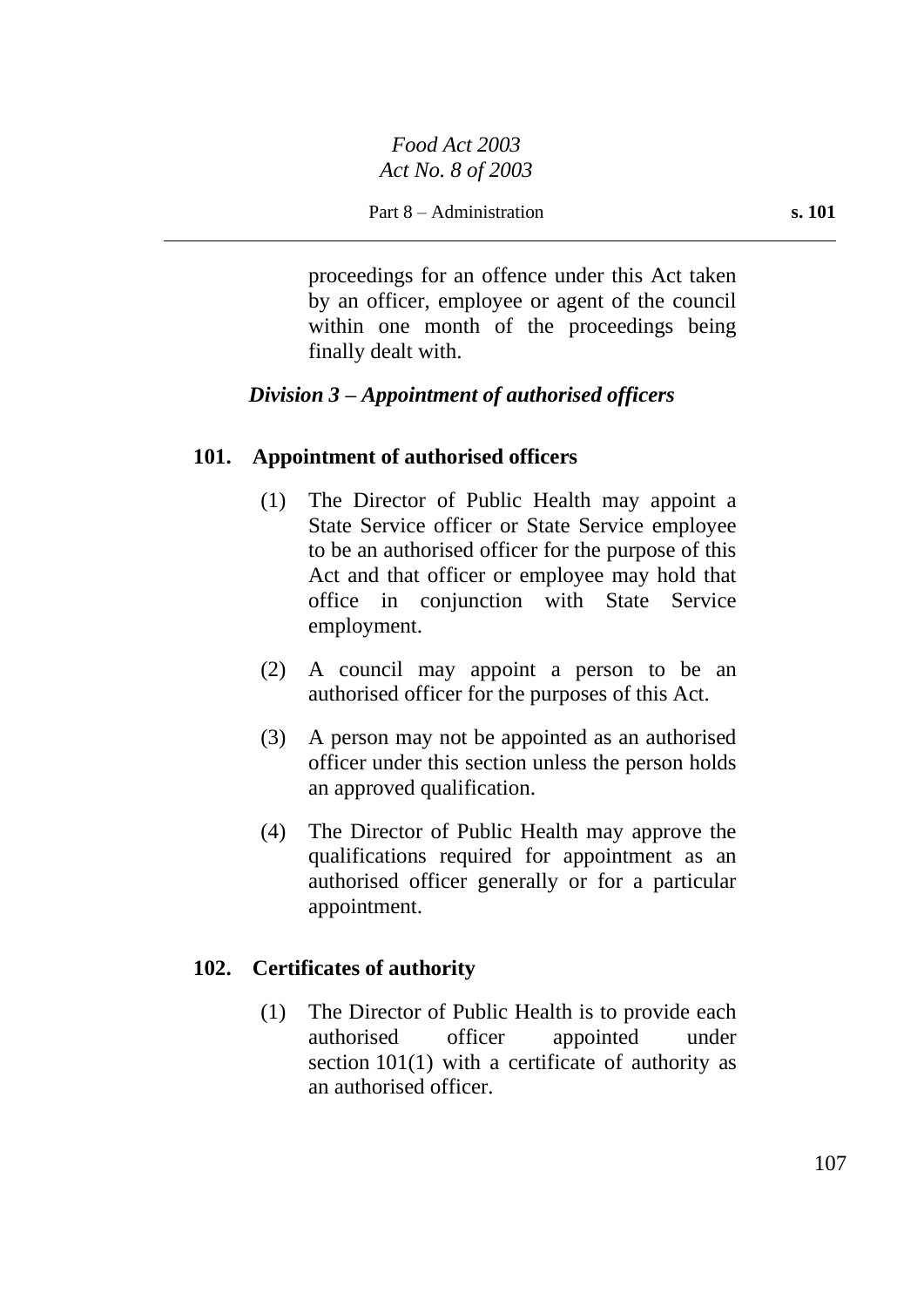proceedings for an offence under this Act taken by an officer, employee or agent of the council within one month of the proceedings being finally dealt with.

### *Division 3 – Appointment of authorised officers*

#### 101. Appointment of authorised officers

(1) The Director of Public Health may appoint a State Service officer or State Service employee to be an authorised officer for the purpose of this Act and that officer or employee may hold that office in conjunction with State Service employment.

(2) A council may appoint a person to be an authorised officer for the purposes of this Act.

(3) A person may not be appointed as an authorised officer under this section unless the person holds an approved qualification.

(4) The Director of Public Health may approve the qualifications required for appointment as an authorised officer generally or for a particular appointment.

#### 102. Certificates of authority

(1) The Director of Public Health is to provide each authorised officer appointed under section 101(1) with a certificate of authority as an authorised officer.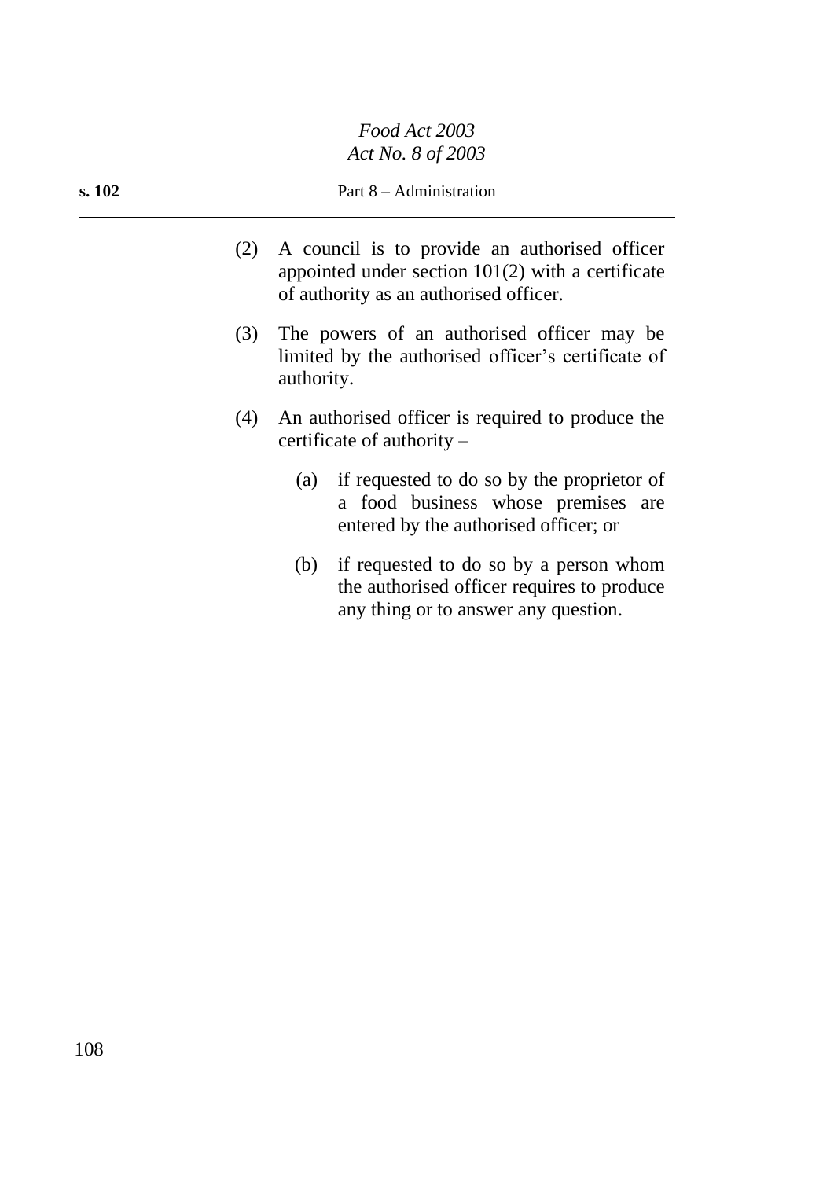(2) A council is to provide an authorised officer appointed under section 101(2) with a certificate of authority as an authorised officer.

(3) The powers of an authorised officer may be limited by the authorised officer's certificate of authority.

(4) An authorised officer is required to produce the certificate of authority –

  (a) if requested to do so by the proprietor of a food business whose premises are entered by the authorised officer; or

  (b) if requested to do so by a person whom the authorised officer requires to produce any thing or to answer any question.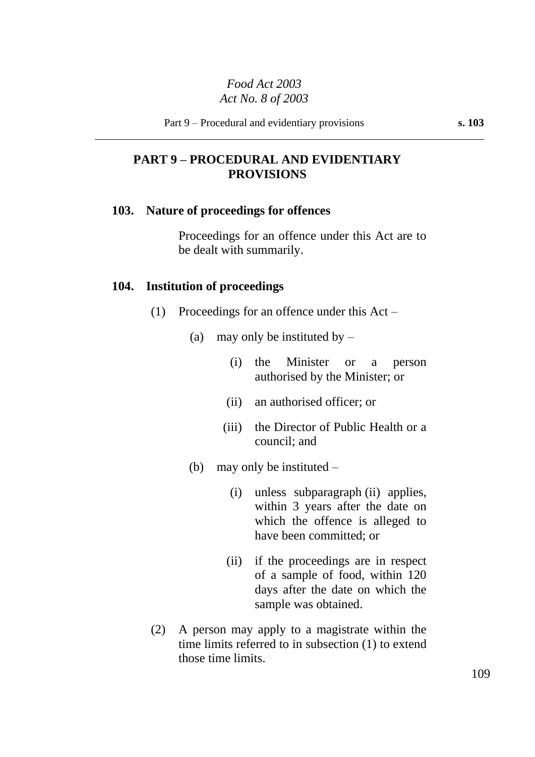## PART 9 – PROCEDURAL AND EVIDENTIARY PROVISIONS

### 103. Nature of proceedings for offences

Proceedings for an offence under this Act are to be dealt with summarily.

### 104. Institution of proceedings

(1) Proceedings for an offence under this Act –

  (a) may only be instituted by –

    (i) the Minister or a person authorised by the Minister; or

    (ii) an authorised officer; or

    (iii) the Director of Public Health or a council; and

  (b) may only be instituted –

    (i) unless subparagraph (ii) applies, within 3 years after the date on which the offence is alleged to have been committed; or

    (ii) if the proceedings are in respect of a sample of food, within 120 days after the date on which the sample was obtained.

(2) A person may apply to a magistrate within the time limits referred to in subsection (1) to extend those time limits.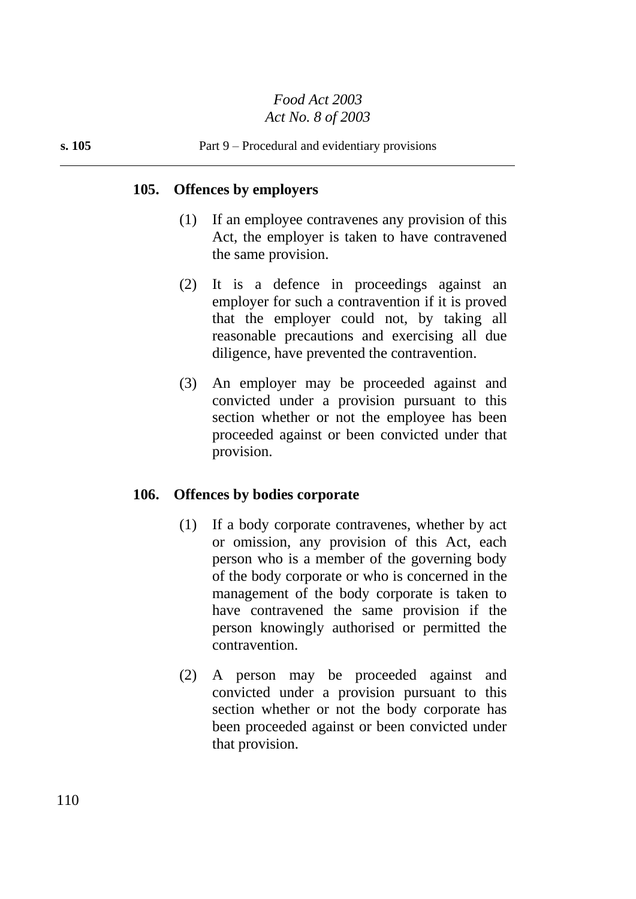## 105. Offences by employers

(1) If an employee contravenes any provision of this Act, the employer is taken to have contravened the same provision.

(2) It is a defence in proceedings against an employer for such a contravention if it is proved that the employer could not, by taking all reasonable precautions and exercising all due diligence, have prevented the contravention.

(3) An employer may be proceeded against and convicted under a provision pursuant to this section whether or not the employee has been proceeded against or been convicted under that provision.

## 106. Offences by bodies corporate

(1) If a body corporate contravenes, whether by act or omission, any provision of this Act, each person who is a member of the governing body of the body corporate or who is concerned in the management of the body corporate is taken to have contravened the same provision if the person knowingly authorised or permitted the contravention.

(2) A person may be proceeded against and convicted under a provision pursuant to this section whether or not the body corporate has been proceeded against or been convicted under that provision.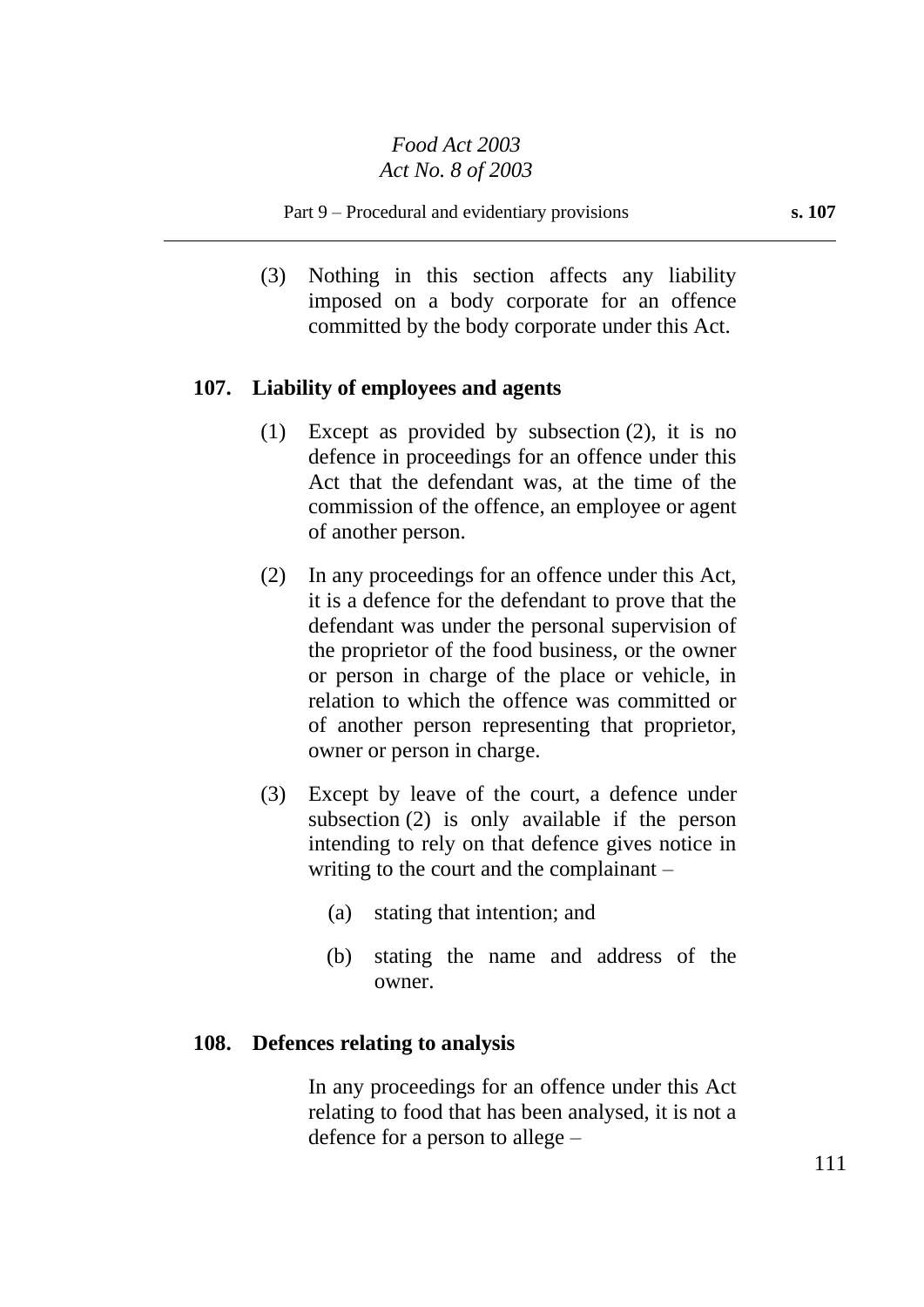(3) Nothing in this section affects any liability imposed on a body corporate for an offence committed by the body corporate under this Act.

**107. Liability of employees and agents**

(1) Except as provided by subsection (2), it is no defence in proceedings for an offence under this Act that the defendant was, at the time of the commission of the offence, an employee or agent of another person.

(2) In any proceedings for an offence under this Act, it is a defence for the defendant to prove that the defendant was under the personal supervision of the proprietor of the food business, or the owner or person in charge of the place or vehicle, in relation to which the offence was committed or of another person representing that proprietor, owner or person in charge.

(3) Except by leave of the court, a defence under subsection (2) is only available if the person intending to rely on that defence gives notice in writing to the court and the complainant –

(a) stating that intention; and

(b) stating the name and address of the owner.

**108. Defences relating to analysis**

In any proceedings for an offence under this Act relating to food that has been analysed, it is not a defence for a person to allege –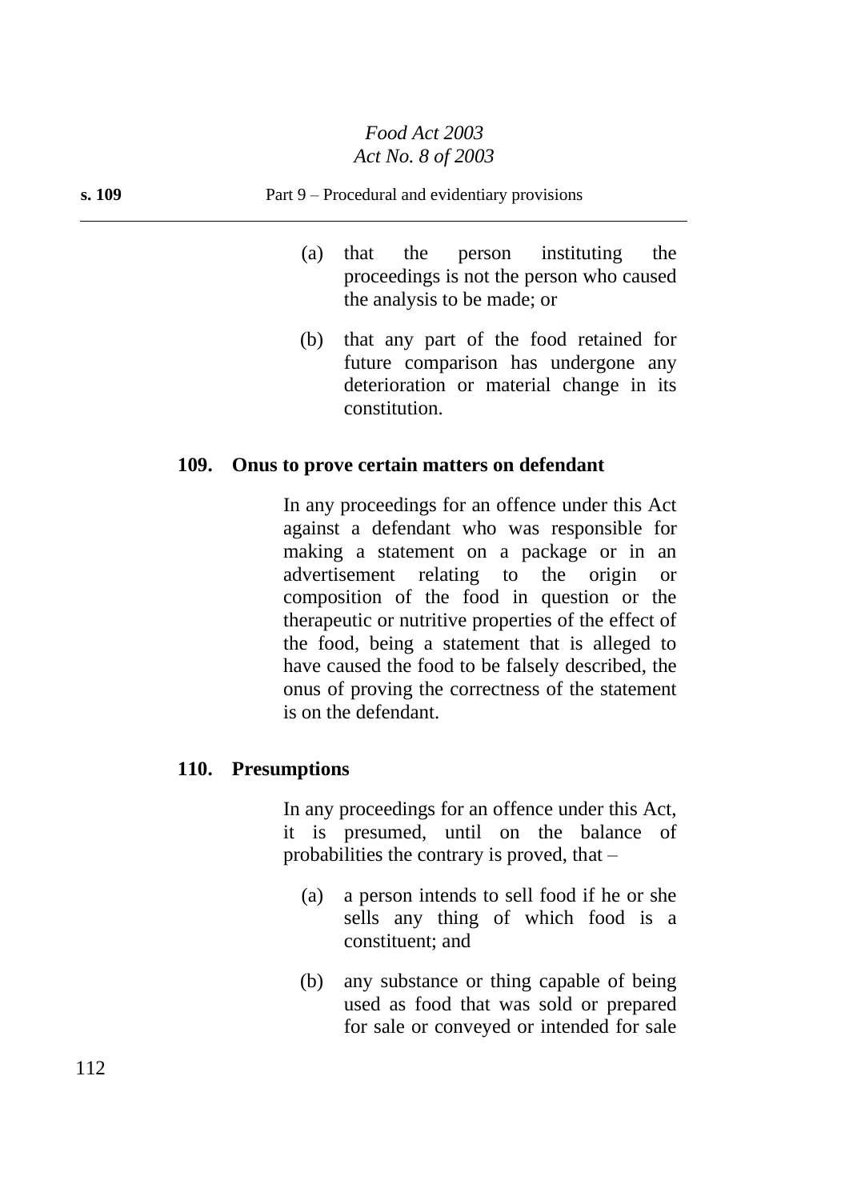(a) that the person instituting the proceedings is not the person who caused the analysis to be made; or

(b) that any part of the food retained for future comparison has undergone any deterioration or material change in its constitution.

**109. Onus to prove certain matters on defendant**

In any proceedings for an offence under this Act against a defendant who was responsible for making a statement on a package or in an advertisement relating to the origin or composition of the food in question or the therapeutic or nutritive properties of the effect of the food, being a statement that is alleged to have caused the food to be falsely described, the onus of proving the correctness of the statement is on the defendant.

**110. Presumptions**

In any proceedings for an offence under this Act, it is presumed, until on the balance of probabilities the contrary is proved, that –

(a) a person intends to sell food if he or she sells any thing of which food is a constituent; and

(b) any substance or thing capable of being used as food that was sold or prepared for sale or conveyed or intended for sale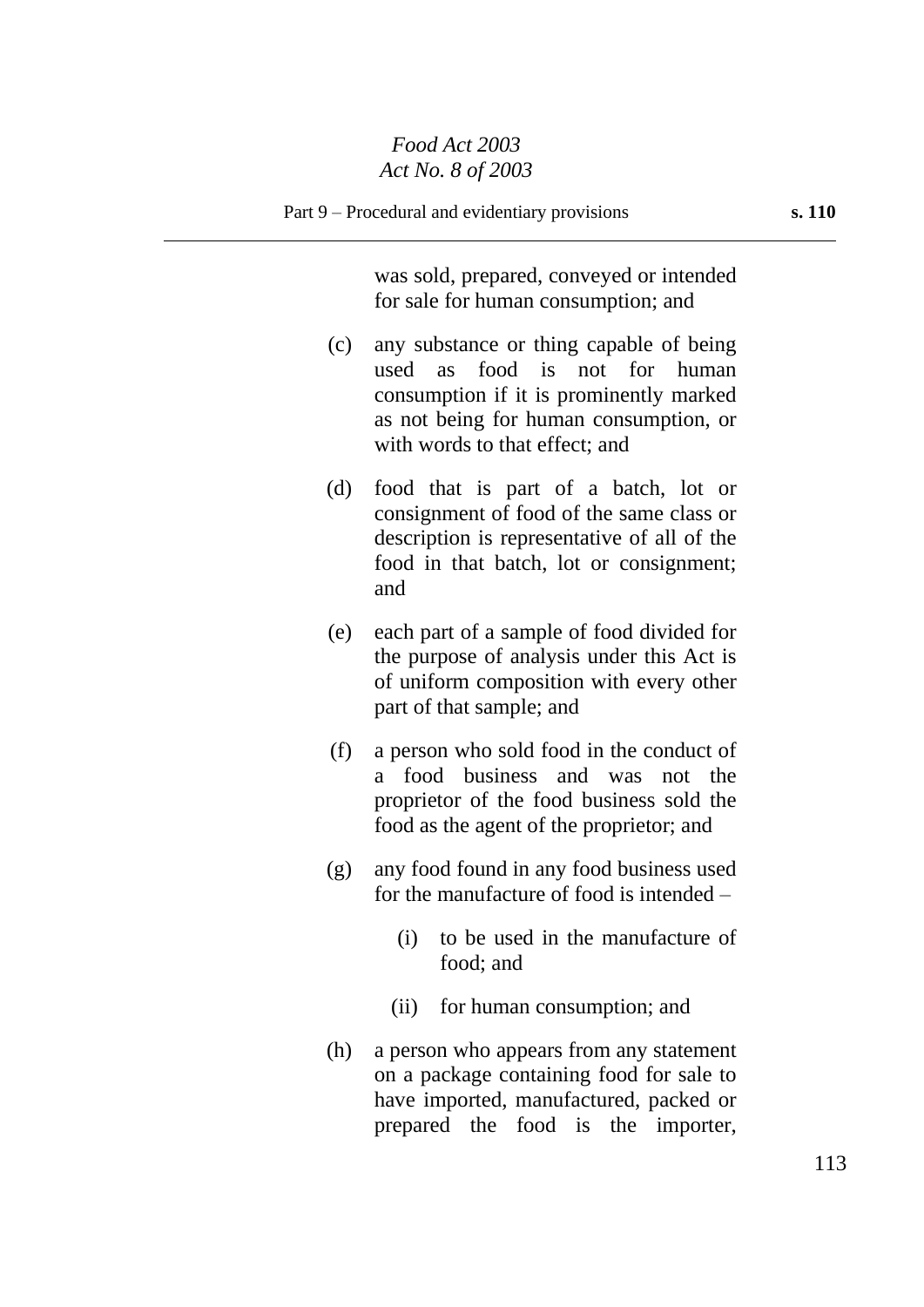was sold, prepared, conveyed or intended for sale for human consumption; and

(c) any substance or thing capable of being used as food is not for human consumption if it is prominently marked as not being for human consumption, or with words to that effect; and

(d) food that is part of a batch, lot or consignment of food of the same class or description is representative of all of the food in that batch, lot or consignment; and

(e) each part of a sample of food divided for the purpose of analysis under this Act is of uniform composition with every other part of that sample; and

(f) a person who sold food in the conduct of a food business and was not the proprietor of the food business sold the food as the agent of the proprietor; and

(g) any food found in any food business used for the manufacture of food is intended –

(i) to be used in the manufacture of food; and

(ii) for human consumption; and

(h) a person who appears from any statement on a package containing food for sale to have imported, manufactured, packed or prepared the food is the importer,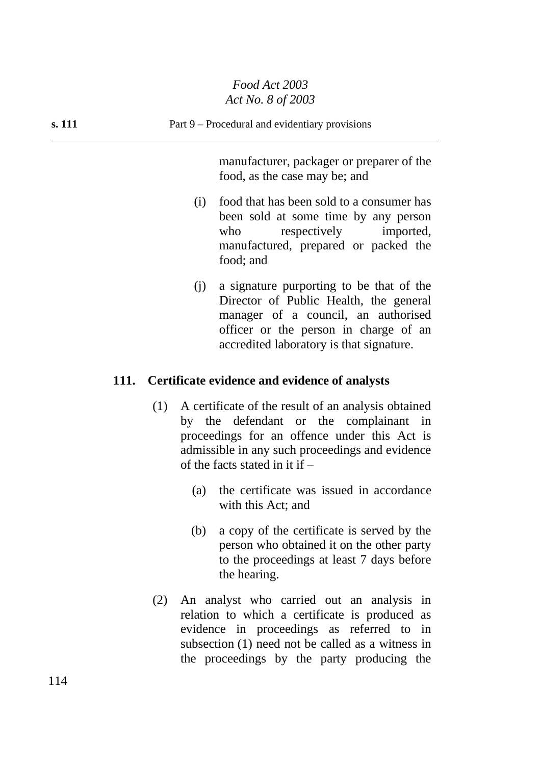manufacturer, packager or preparer of the food, as the case may be; and

(i) food that has been sold to a consumer has been sold at some time by any person who respectively imported, manufactured, prepared or packed the food; and

(j) a signature purporting to be that of the Director of Public Health, the general manager of a council, an authorised officer or the person in charge of an accredited laboratory is that signature.

### 111. Certificate evidence and evidence of analysts

(1) A certificate of the result of an analysis obtained by the defendant or the complainant in proceedings for an offence under this Act is admissible in any such proceedings and evidence of the facts stated in it if –

(a) the certificate was issued in accordance with this Act; and

(b) a copy of the certificate is served by the person who obtained it on the other party to the proceedings at least 7 days before the hearing.

(2) An analyst who carried out an analysis in relation to which a certificate is produced as evidence in proceedings as referred to in subsection (1) need not be called as a witness in the proceedings by the party producing the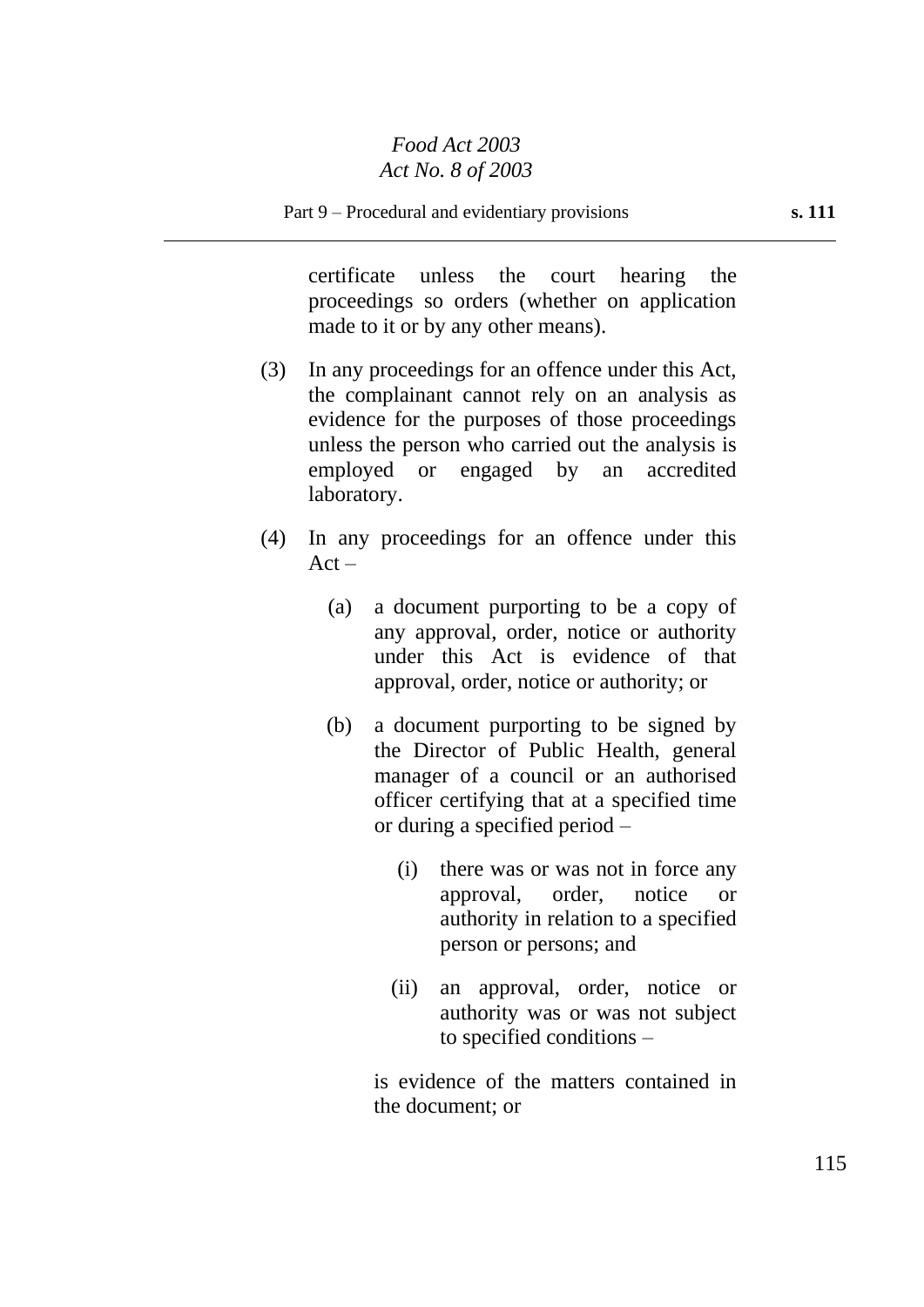certificate unless the court hearing the proceedings so orders (whether on application made to it or by any other means).

(3) In any proceedings for an offence under this Act, the complainant cannot rely on an analysis as evidence for the purposes of those proceedings unless the person who carried out the analysis is employed or engaged by an accredited laboratory.

(4) In any proceedings for an offence under this Act –

(a) a document purporting to be a copy of any approval, order, notice or authority under this Act is evidence of that approval, order, notice or authority; or

(b) a document purporting to be signed by the Director of Public Health, general manager of a council or an authorised officer certifying that at a specified time or during a specified period –

(i) there was or was not in force any approval, order, notice or authority in relation to a specified person or persons; and

(ii) an approval, order, notice or authority was or was not subject to specified conditions –

is evidence of the matters contained in the document; or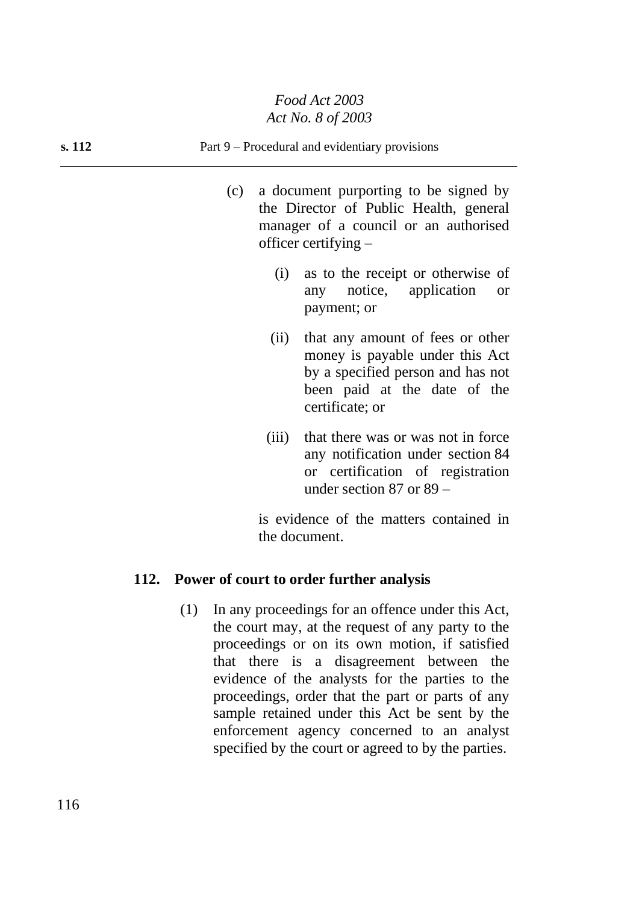(c) a document purporting to be signed by the Director of Public Health, general manager of a council or an authorised officer certifying –

  (i) as to the receipt or otherwise of any notice, application or payment; or

  (ii) that any amount of fees or other money is payable under this Act by a specified person and has not been paid at the date of the certificate; or

  (iii) that there was or was not in force any notification under section 84 or certification of registration under section 87 or 89 –

is evidence of the matters contained in the document.

**112. Power of court to order further analysis**

(1) In any proceedings for an offence under this Act, the court may, at the request of any party to the proceedings or on its own motion, if satisfied that there is a disagreement between the evidence of the analysts for the parties to the proceedings, order that the part or parts of any sample retained under this Act be sent by the enforcement agency concerned to an analyst specified by the court or agreed to by the parties.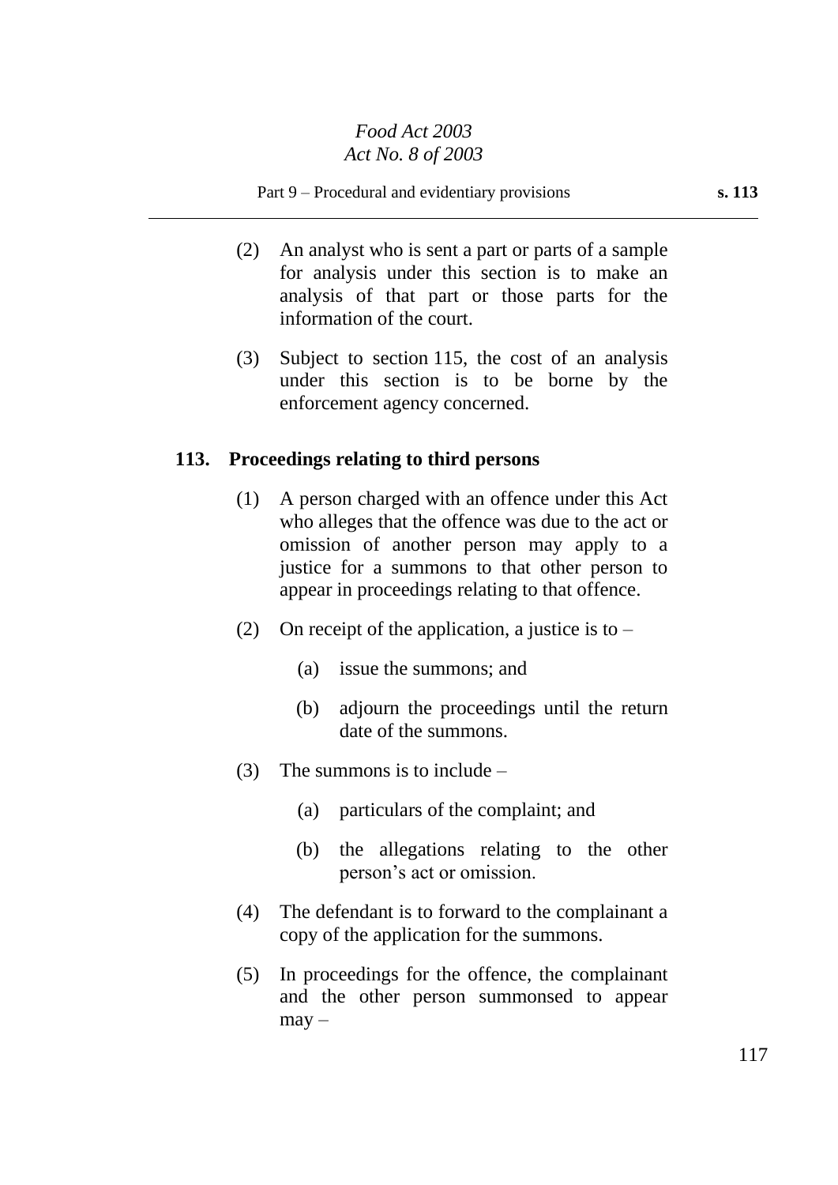(2) An analyst who is sent a part or parts of a sample for analysis under this section is to make an analysis of that part or those parts for the information of the court.

(3) Subject to section 115, the cost of an analysis under this section is to be borne by the enforcement agency concerned.

### 113. Proceedings relating to third persons

(1) A person charged with an offence under this Act who alleges that the offence was due to the act or omission of another person may apply to a justice for a summons to that other person to appear in proceedings relating to that offence.

(2) On receipt of the application, a justice is to –

(a) issue the summons; and

(b) adjourn the proceedings until the return date of the summons.

(3) The summons is to include –

(a) particulars of the complaint; and

(b) the allegations relating to the other person's act or omission.

(4) The defendant is to forward to the complainant a copy of the application for the summons.

(5) In proceedings for the offence, the complainant and the other person summonsed to appear may –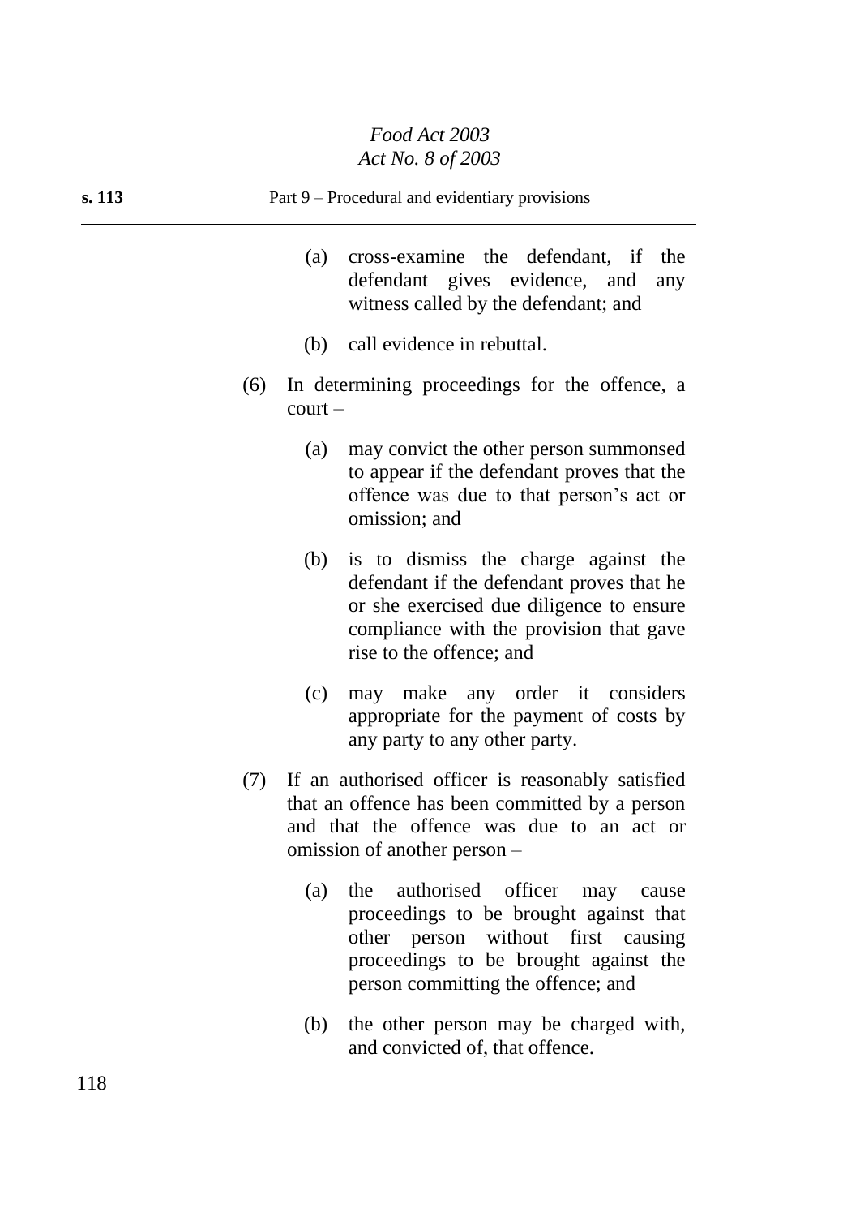(a) cross-examine the defendant, if the defendant gives evidence, and any witness called by the defendant; and

(b) call evidence in rebuttal.

(6) In determining proceedings for the offence, a court –

(a) may convict the other person summonsed to appear if the defendant proves that the offence was due to that person's act or omission; and

(b) is to dismiss the charge against the defendant if the defendant proves that he or she exercised due diligence to ensure compliance with the provision that gave rise to the offence; and

(c) may make any order it considers appropriate for the payment of costs by any party to any other party.

(7) If an authorised officer is reasonably satisfied that an offence has been committed by a person and that the offence was due to an act or omission of another person –

(a) the authorised officer may cause proceedings to be brought against that other person without first causing proceedings to be brought against the person committing the offence; and

(b) the other person may be charged with, and convicted of, that offence.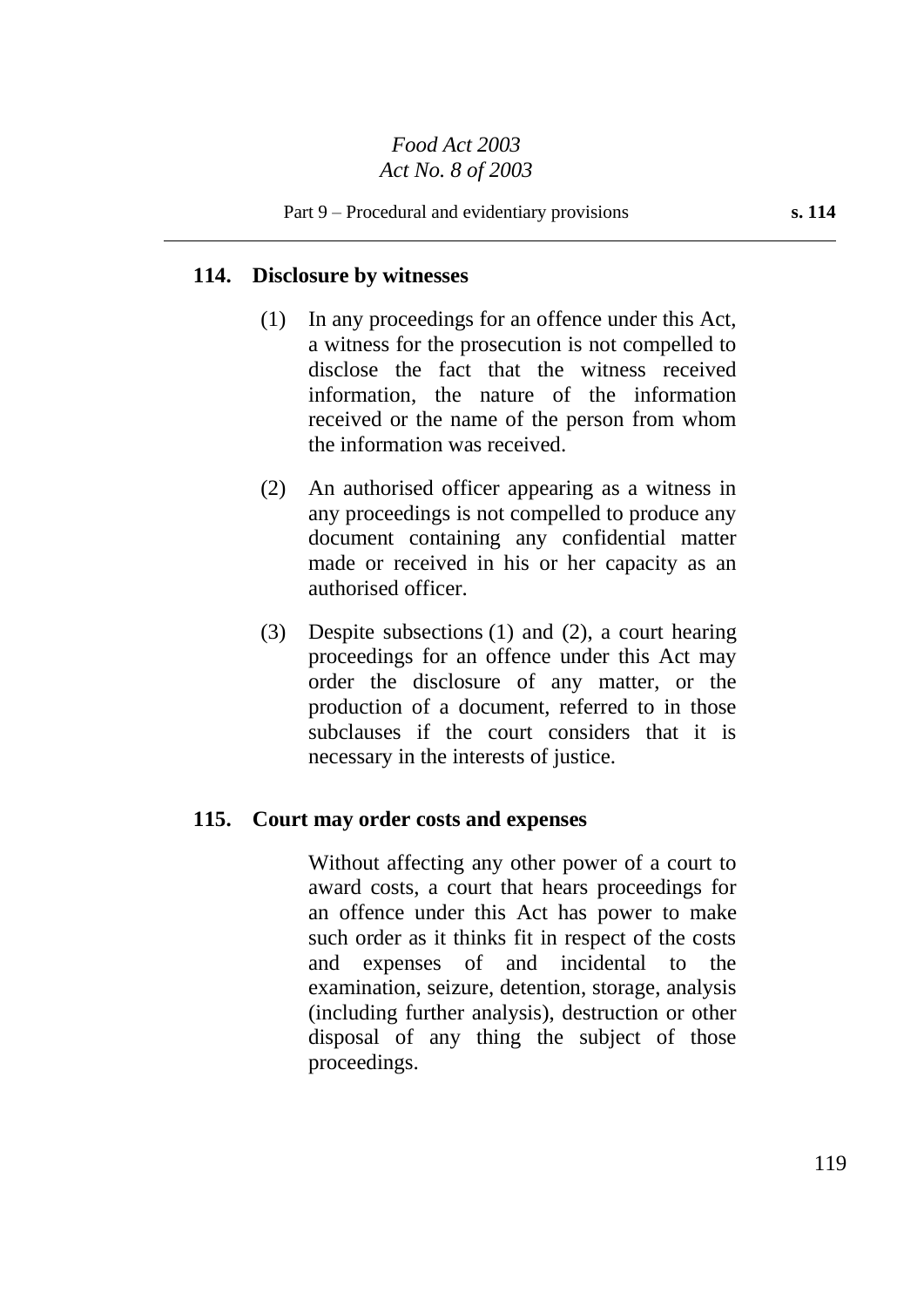## 114. Disclosure by witnesses

(1) In any proceedings for an offence under this Act, a witness for the prosecution is not compelled to disclose the fact that the witness received information, the nature of the information received or the name of the person from whom the information was received.

(2) An authorised officer appearing as a witness in any proceedings is not compelled to produce any document containing any confidential matter made or received in his or her capacity as an authorised officer.

(3) Despite subsections (1) and (2), a court hearing proceedings for an offence under this Act may order the disclosure of any matter, or the production of a document, referred to in those subclauses if the court considers that it is necessary in the interests of justice.

## 115. Court may order costs and expenses

Without affecting any other power of a court to award costs, a court that hears proceedings for an offence under this Act has power to make such order as it thinks fit in respect of the costs and expenses of and incidental to the examination, seizure, detention, storage, analysis (including further analysis), destruction or other disposal of any thing the subject of those proceedings.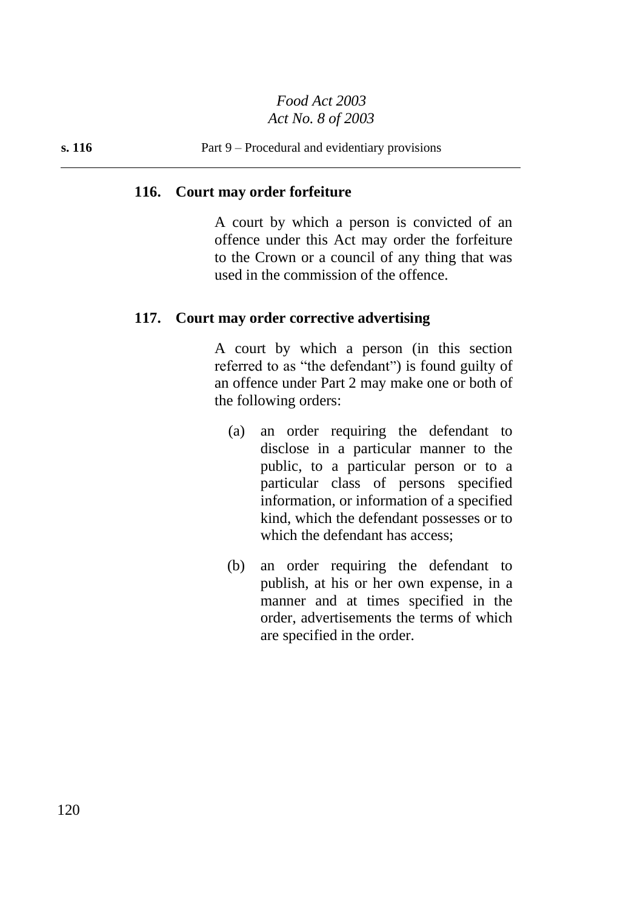### 116. Court may order forfeiture

A court by which a person is convicted of an offence under this Act may order the forfeiture to the Crown or a council of any thing that was used in the commission of the offence.

### 117. Court may order corrective advertising

A court by which a person (in this section referred to as "the defendant") is found guilty of an offence under Part 2 may make one or both of the following orders:

(a) an order requiring the defendant to disclose in a particular manner to the public, to a particular person or to a particular class of persons specified information, or information of a specified kind, which the defendant possesses or to which the defendant has access;

(b) an order requiring the defendant to publish, at his or her own expense, in a manner and at times specified in the order, advertisements the terms of which are specified in the order.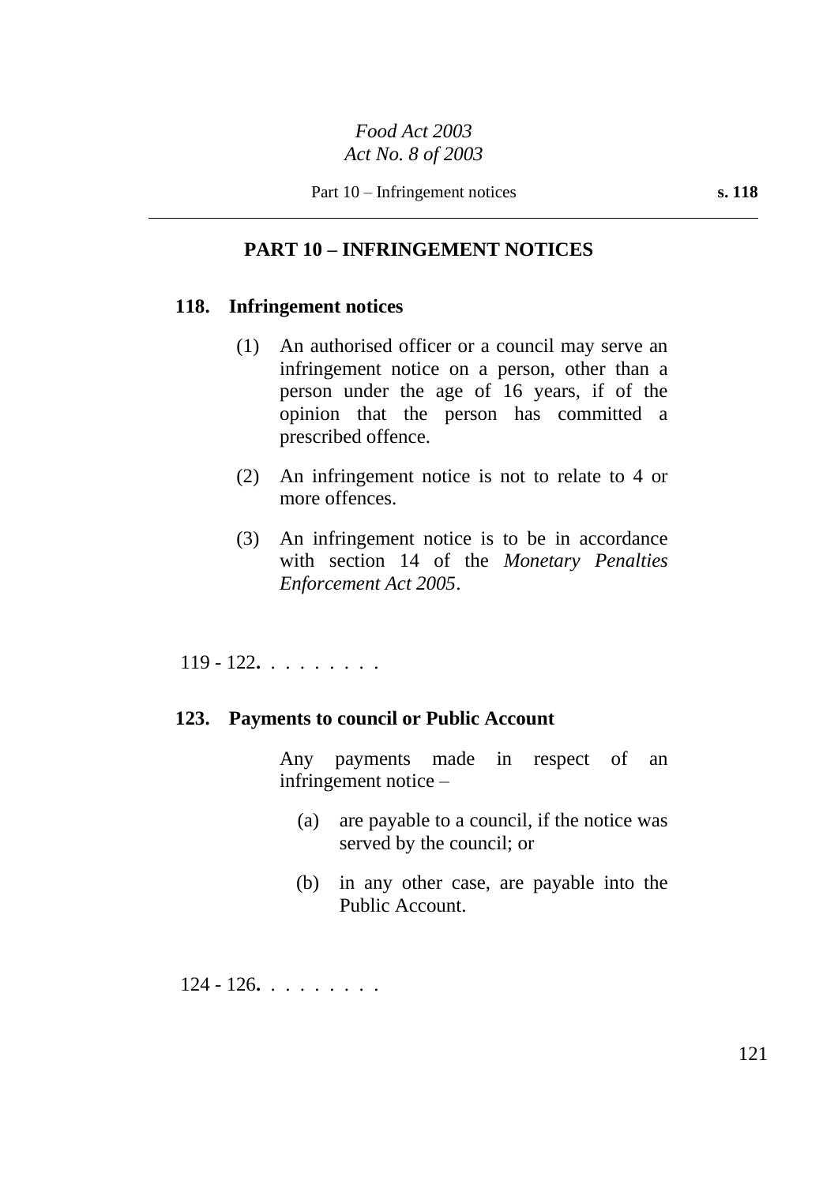## PART 10 – INFRINGEMENT NOTICES

### 118. Infringement notices

(1) An authorised officer or a council may serve an infringement notice on a person, other than a person under the age of 16 years, if of the opinion that the person has committed a prescribed offence.

(2) An infringement notice is not to relate to 4 or more offences.

(3) An infringement notice is to be in accordance with section 14 of the *Monetary Penalties Enforcement Act 2005*.

119 - 122**.** . . . . . . . .

### 123. Payments to council or Public Account

Any payments made in respect of an infringement notice –

(a) are payable to a council, if the notice was served by the council; or

(b) in any other case, are payable into the Public Account.

124 - 126**.** . . . . . . . .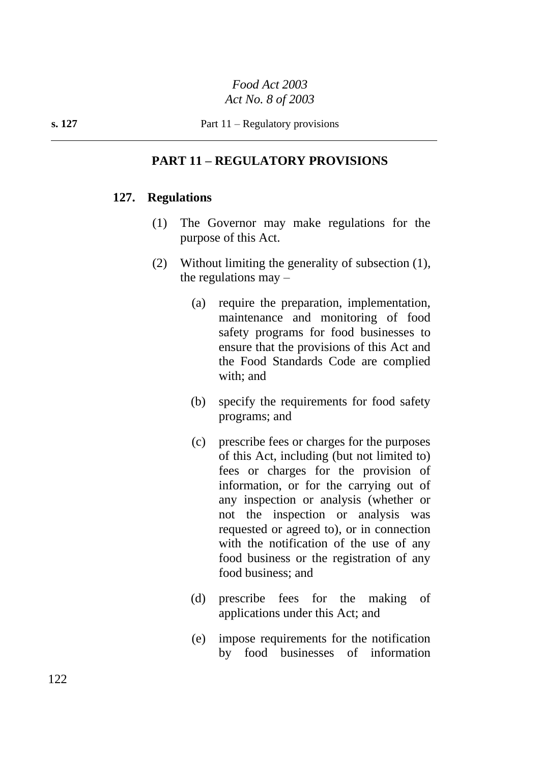## PART 11 – REGULATORY PROVISIONS

### 127. Regulations

(1) The Governor may make regulations for the purpose of this Act.

(2) Without limiting the generality of subsection (1), the regulations may –

(a) require the preparation, implementation, maintenance and monitoring of food safety programs for food businesses to ensure that the provisions of this Act and the Food Standards Code are complied with; and

(b) specify the requirements for food safety programs; and

(c) prescribe fees or charges for the purposes of this Act, including (but not limited to) fees or charges for the provision of information, or for the carrying out of any inspection or analysis (whether or not the inspection or analysis was requested or agreed to), or in connection with the notification of the use of any food business or the registration of any food business; and

(d) prescribe fees for the making of applications under this Act; and

(e) impose requirements for the notification by food businesses of information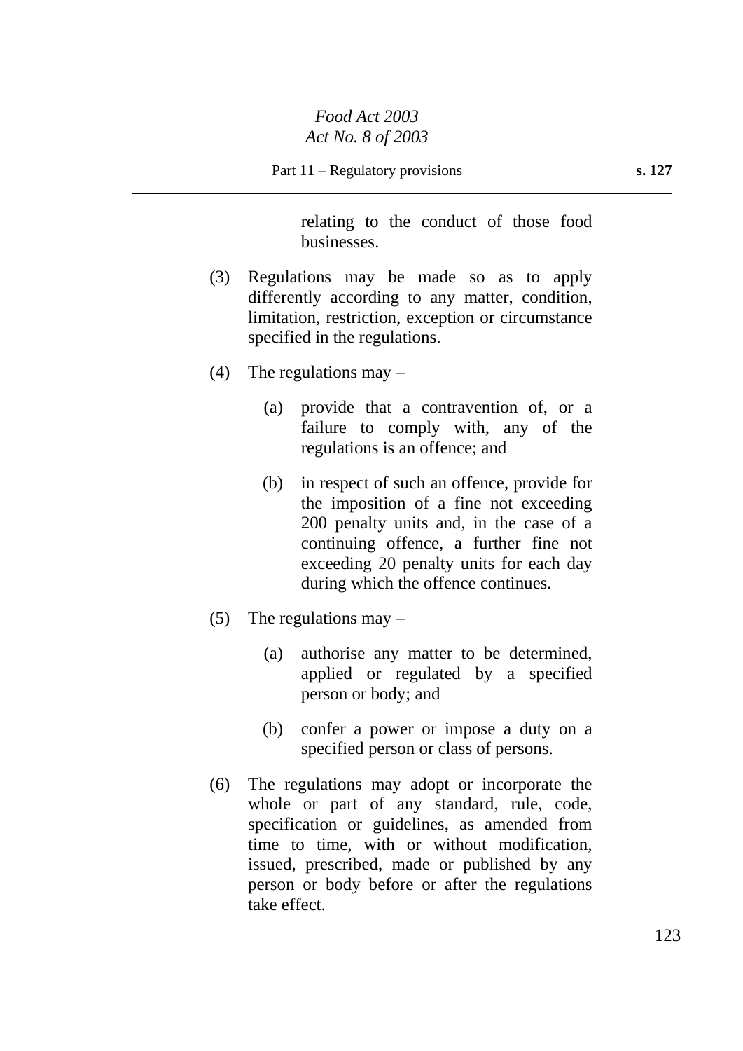relating to the conduct of those food businesses.

(3) Regulations may be made so as to apply differently according to any matter, condition, limitation, restriction, exception or circumstance specified in the regulations.

(4) The regulations may –

(a) provide that a contravention of, or a failure to comply with, any of the regulations is an offence; and

(b) in respect of such an offence, provide for the imposition of a fine not exceeding 200 penalty units and, in the case of a continuing offence, a further fine not exceeding 20 penalty units for each day during which the offence continues.

(5) The regulations may –

(a) authorise any matter to be determined, applied or regulated by a specified person or body; and

(b) confer a power or impose a duty on a specified person or class of persons.

(6) The regulations may adopt or incorporate the whole or part of any standard, rule, code, specification or guidelines, as amended from time to time, with or without modification, issued, prescribed, made or published by any person or body before or after the regulations take effect.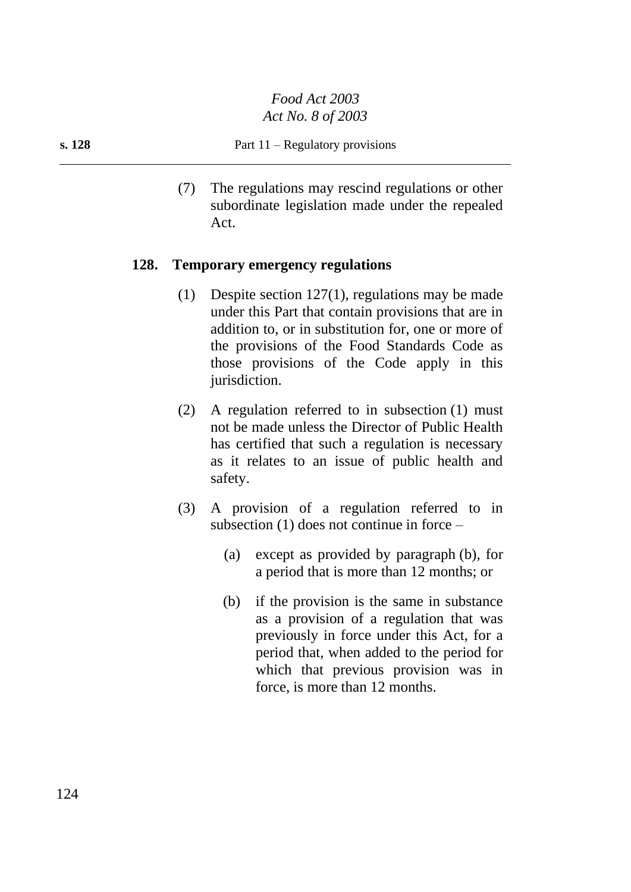(7) The regulations may rescind regulations or other subordinate legislation made under the repealed Act.

### 128. Temporary emergency regulations

(1) Despite section 127(1), regulations may be made under this Part that contain provisions that are in addition to, or in substitution for, one or more of the provisions of the Food Standards Code as those provisions of the Code apply in this jurisdiction.

(2) A regulation referred to in subsection (1) must not be made unless the Director of Public Health has certified that such a regulation is necessary as it relates to an issue of public health and safety.

(3) A provision of a regulation referred to in subsection (1) does not continue in force –

(a) except as provided by paragraph (b), for a period that is more than 12 months; or

(b) if the provision is the same in substance as a provision of a regulation that was previously in force under this Act, for a period that, when added to the period for which that previous provision was in force, is more than 12 months.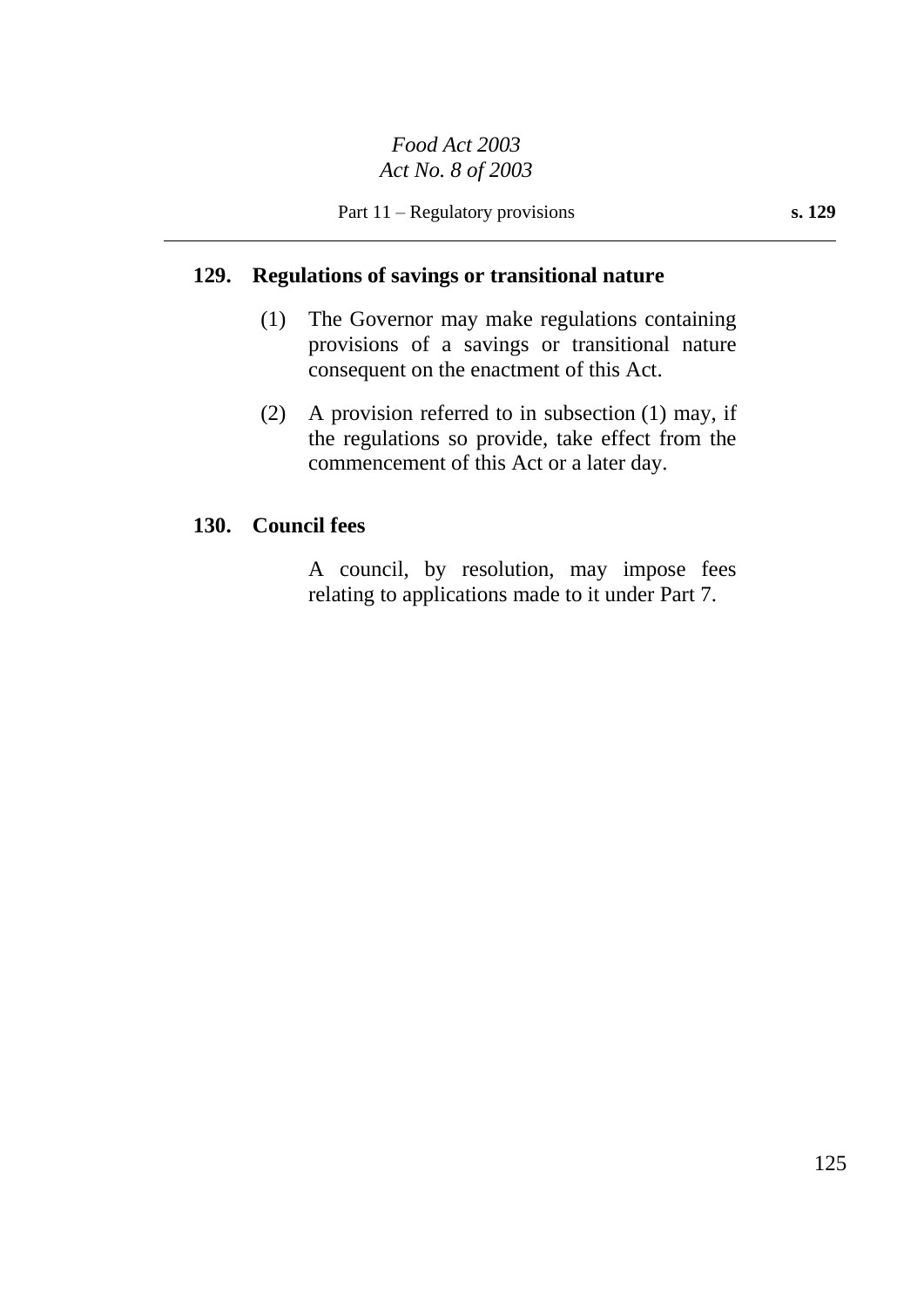## 129. Regulations of savings or transitional nature

(1) The Governor may make regulations containing provisions of a savings or transitional nature consequent on the enactment of this Act.

(2) A provision referred to in subsection (1) may, if the regulations so provide, take effect from the commencement of this Act or a later day.

## 130. Council fees

A council, by resolution, may impose fees relating to applications made to it under Part 7.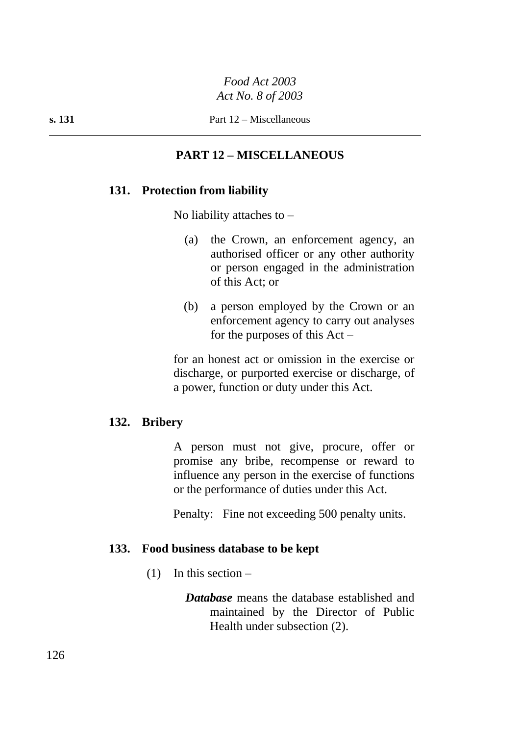## PART 12 – MISCELLANEOUS

### 131. Protection from liability

No liability attaches to –

(a) the Crown, an enforcement agency, an authorised officer or any other authority or person engaged in the administration of this Act; or

(b) a person employed by the Crown or an enforcement agency to carry out analyses for the purposes of this Act –

for an honest act or omission in the exercise or discharge, or purported exercise or discharge, of a power, function or duty under this Act.

### 132. Bribery

A person must not give, procure, offer or promise any bribe, recompense or reward to influence any person in the exercise of functions or the performance of duties under this Act.

Penalty: Fine not exceeding 500 penalty units.

### 133. Food business database to be kept

(1) In this section –

***Database*** means the database established and maintained by the Director of Public Health under subsection (2).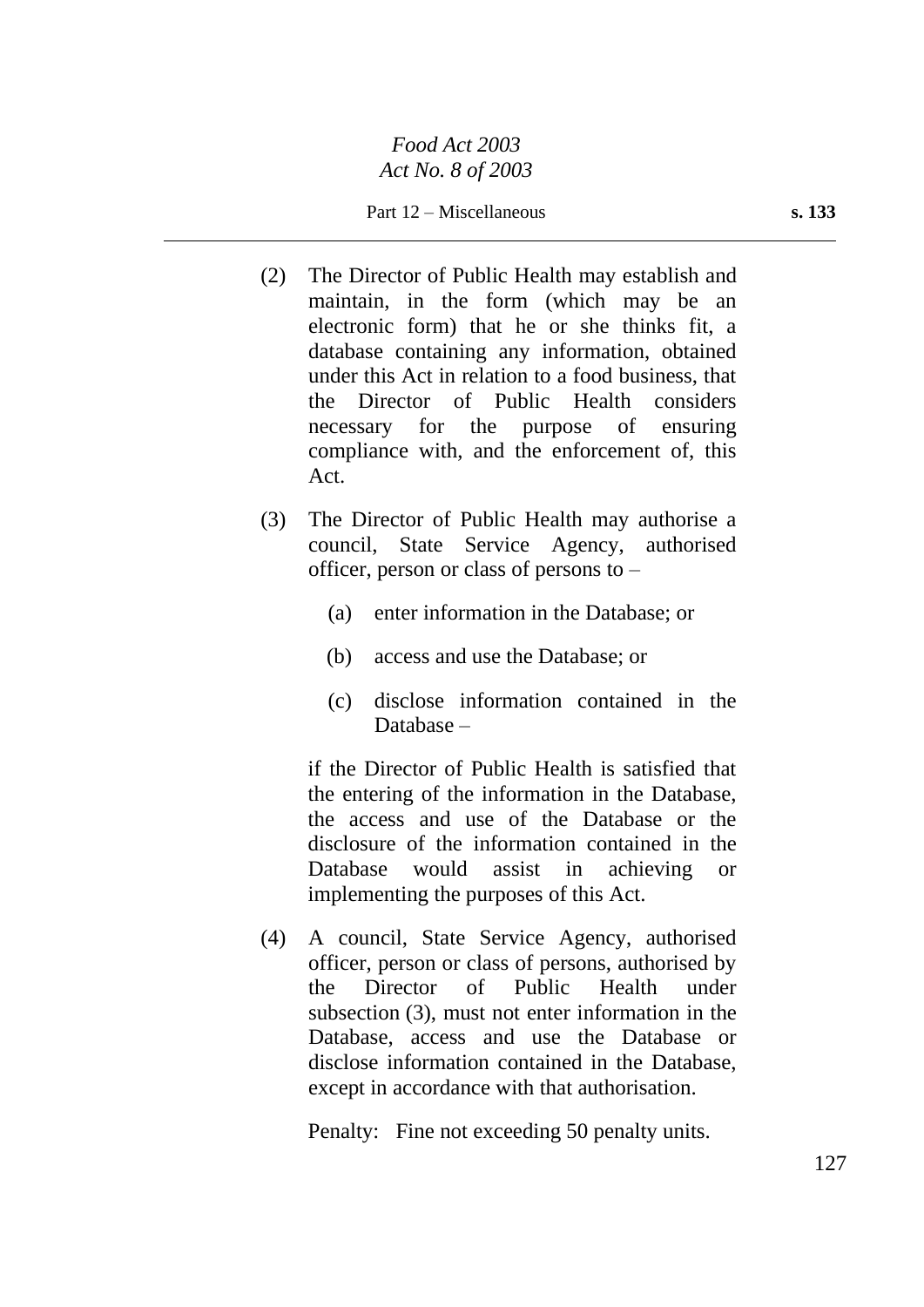(2) The Director of Public Health may establish and maintain, in the form (which may be an electronic form) that he or she thinks fit, a database containing any information, obtained under this Act in relation to a food business, that the Director of Public Health considers necessary for the purpose of ensuring compliance with, and the enforcement of, this Act.

(3) The Director of Public Health may authorise a council, State Service Agency, authorised officer, person or class of persons to –

(a) enter information in the Database; or

(b) access and use the Database; or

(c) disclose information contained in the Database –

if the Director of Public Health is satisfied that the entering of the information in the Database, the access and use of the Database or the disclosure of the information contained in the Database would assist in achieving or implementing the purposes of this Act.

(4) A council, State Service Agency, authorised officer, person or class of persons, authorised by the Director of Public Health under subsection (3), must not enter information in the Database, access and use the Database or disclose information contained in the Database, except in accordance with that authorisation.

Penalty: Fine not exceeding 50 penalty units.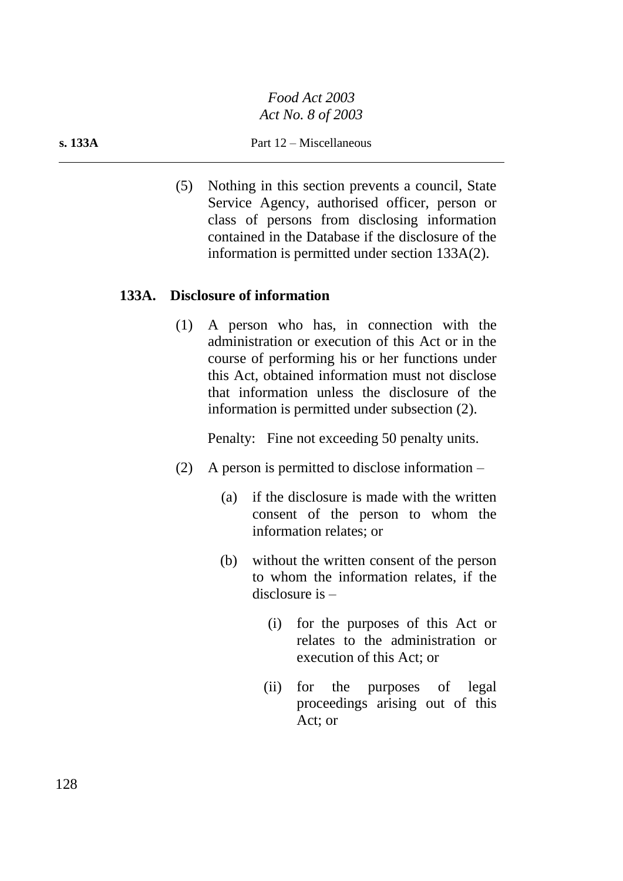(5) Nothing in this section prevents a council, State Service Agency, authorised officer, person or class of persons from disclosing information contained in the Database if the disclosure of the information is permitted under section 133A(2).

### 133A. Disclosure of information

(1) A person who has, in connection with the administration or execution of this Act or in the course of performing his or her functions under this Act, obtained information must not disclose that information unless the disclosure of the information is permitted under subsection (2).

Penalty: Fine not exceeding 50 penalty units.

(2) A person is permitted to disclose information –

(a) if the disclosure is made with the written consent of the person to whom the information relates; or

(b) without the written consent of the person to whom the information relates, if the disclosure is –

(i) for the purposes of this Act or relates to the administration or execution of this Act; or

(ii) for the purposes of legal proceedings arising out of this Act; or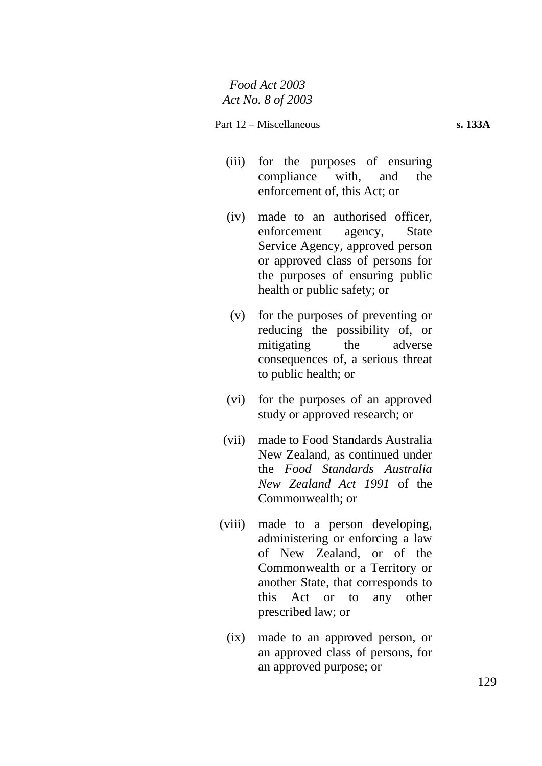(iii) for the purposes of ensuring compliance with, and the enforcement of, this Act; or

(iv) made to an authorised officer, enforcement agency, State Service Agency, approved person or approved class of persons for the purposes of ensuring public health or public safety; or

(v) for the purposes of preventing or reducing the possibility of, or mitigating the adverse consequences of, a serious threat to public health; or

(vi) for the purposes of an approved study or approved research; or

(vii) made to Food Standards Australia New Zealand, as continued under the *Food Standards Australia New Zealand Act 1991* of the Commonwealth; or

(viii) made to a person developing, administering or enforcing a law of New Zealand, or of the Commonwealth or a Territory or another State, that corresponds to this Act or to any other prescribed law; or

(ix) made to an approved person, or an approved class of persons, for an approved purpose; or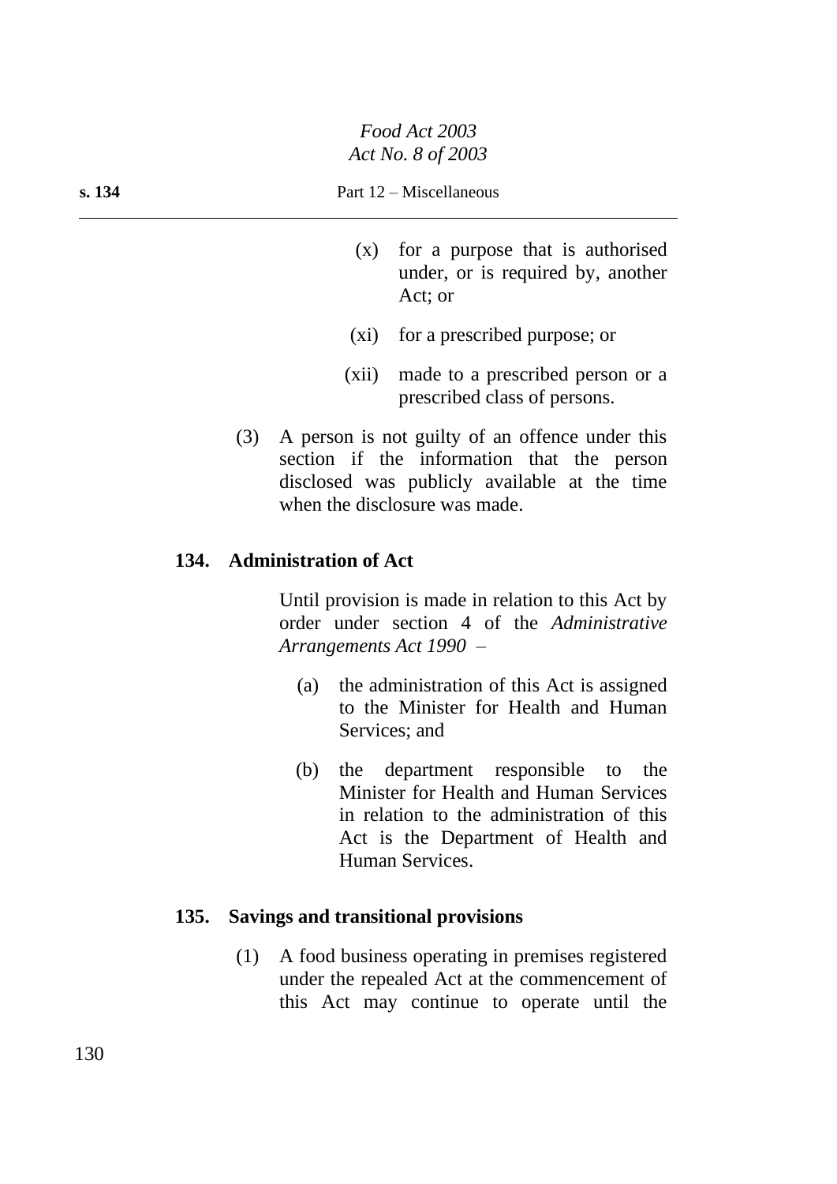(x) for a purpose that is authorised under, or is required by, another Act; or

(xi) for a prescribed purpose; or

(xii) made to a prescribed person or a prescribed class of persons.

(3) A person is not guilty of an offence under this section if the information that the person disclosed was publicly available at the time when the disclosure was made.

## 134. Administration of Act

Until provision is made in relation to this Act by order under section 4 of the *Administrative Arrangements Act 1990* –

(a) the administration of this Act is assigned to the Minister for Health and Human Services; and

(b) the department responsible to the Minister for Health and Human Services in relation to the administration of this Act is the Department of Health and Human Services.

## 135. Savings and transitional provisions

(1) A food business operating in premises registered under the repealed Act at the commencement of this Act may continue to operate until the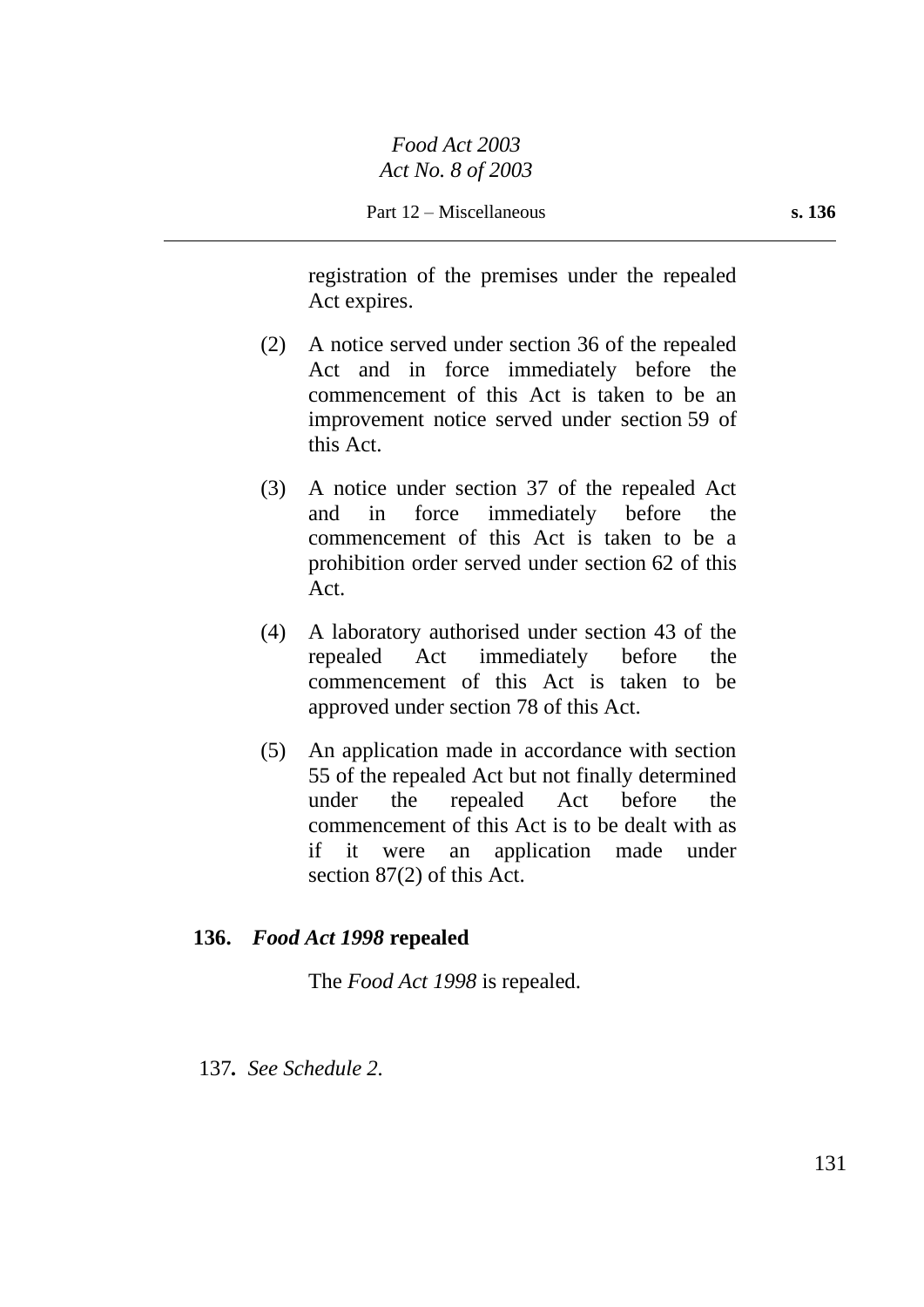registration of the premises under the repealed Act expires.

(2) A notice served under section 36 of the repealed Act and in force immediately before the commencement of this Act is taken to be an improvement notice served under section 59 of this Act.

(3) A notice under section 37 of the repealed Act and in force immediately before the commencement of this Act is taken to be a prohibition order served under section 62 of this Act.

(4) A laboratory authorised under section 43 of the repealed Act immediately before the commencement of this Act is taken to be approved under section 78 of this Act.

(5) An application made in accordance with section 55 of the repealed Act but not finally determined under the repealed Act before the commencement of this Act is to be dealt with as if it were an application made under section 87(2) of this Act.

**136. *Food Act 1998* repealed**

The *Food Act 1998* is repealed.

137. *See Schedule 2.*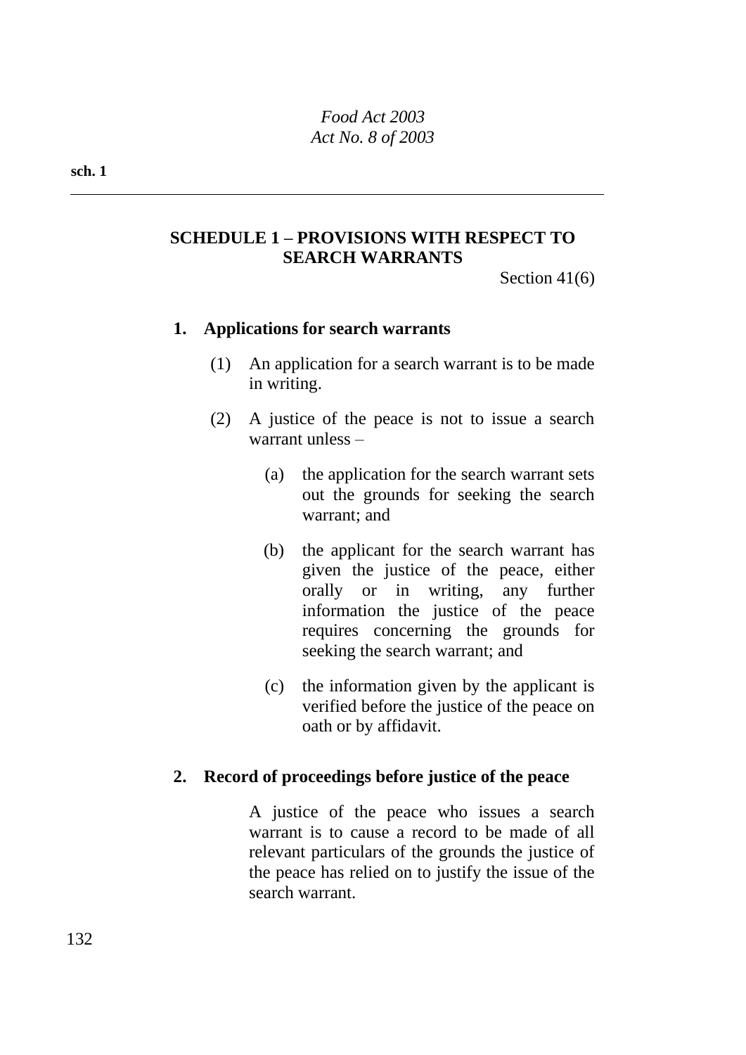## SCHEDULE 1 – PROVISIONS WITH RESPECT TO SEARCH WARRANTS

Section 41(6)

### 1. Applications for search warrants

(1) An application for a search warrant is to be made in writing.

(2) A justice of the peace is not to issue a search warrant unless –

(a) the application for the search warrant sets out the grounds for seeking the search warrant; and

(b) the applicant for the search warrant has given the justice of the peace, either orally or in writing, any further information the justice of the peace requires concerning the grounds for seeking the search warrant; and

(c) the information given by the applicant is verified before the justice of the peace on oath or by affidavit.

### 2. Record of proceedings before justice of the peace

A justice of the peace who issues a search warrant is to cause a record to be made of all relevant particulars of the grounds the justice of the peace has relied on to justify the issue of the search warrant.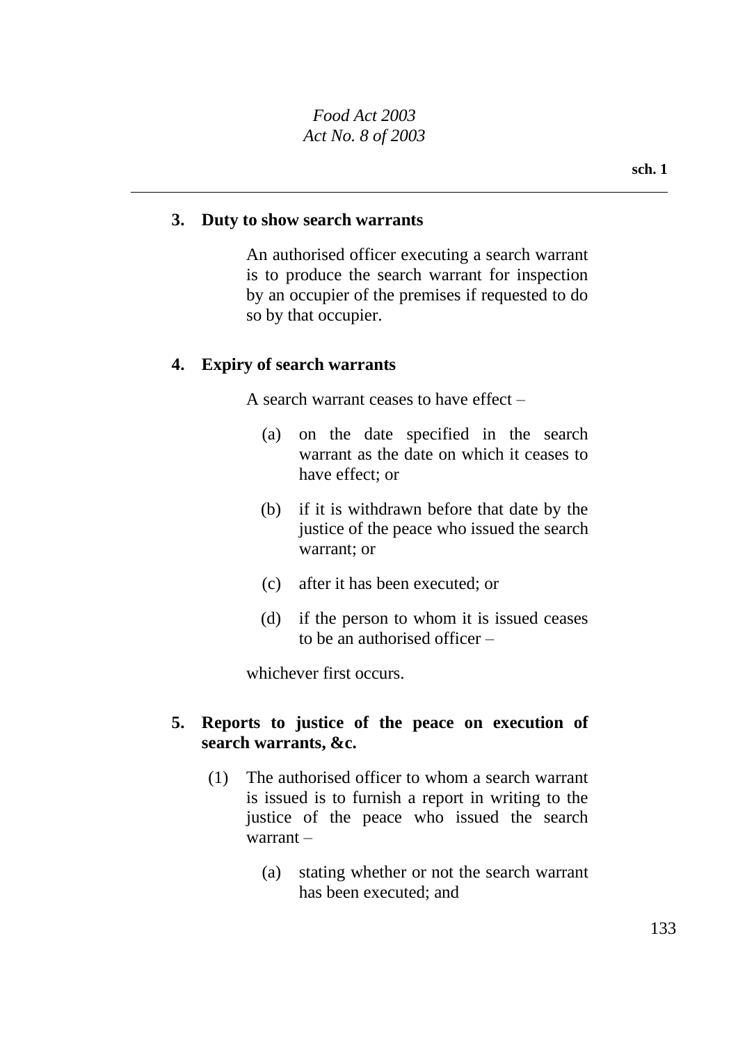**3. Duty to show search warrants**

An authorised officer executing a search warrant is to produce the search warrant for inspection by an occupier of the premises if requested to do so by that occupier.

**4. Expiry of search warrants**

A search warrant ceases to have effect –

(a) on the date specified in the search warrant as the date on which it ceases to have effect; or

(b) if it is withdrawn before that date by the justice of the peace who issued the search warrant; or

(c) after it has been executed; or

(d) if the person to whom it is issued ceases to be an authorised officer –

whichever first occurs.

**5. Reports to justice of the peace on execution of search warrants, &c.**

(1) The authorised officer to whom a search warrant is issued is to furnish a report in writing to the justice of the peace who issued the search warrant –

(a) stating whether or not the search warrant has been executed; and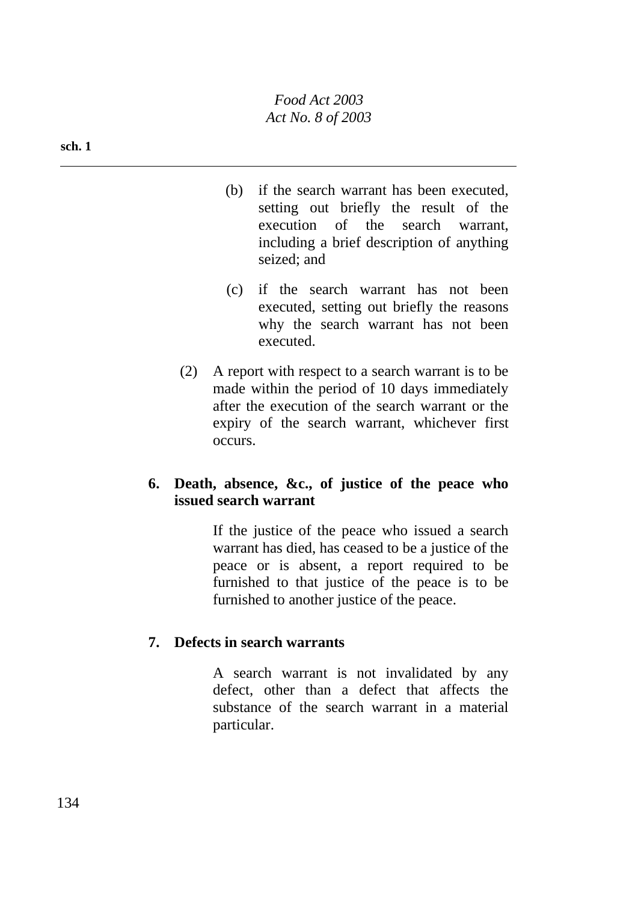(b) if the search warrant has been executed, setting out briefly the result of the execution of the search warrant, including a brief description of anything seized; and

(c) if the search warrant has not been executed, setting out briefly the reasons why the search warrant has not been executed.

(2) A report with respect to a search warrant is to be made within the period of 10 days immediately after the execution of the search warrant or the expiry of the search warrant, whichever first occurs.

**6. Death, absence, &c., of justice of the peace who issued search warrant**

If the justice of the peace who issued a search warrant has died, has ceased to be a justice of the peace or is absent, a report required to be furnished to that justice of the peace is to be furnished to another justice of the peace.

**7. Defects in search warrants**

A search warrant is not invalidated by any defect, other than a defect that affects the substance of the search warrant in a material particular.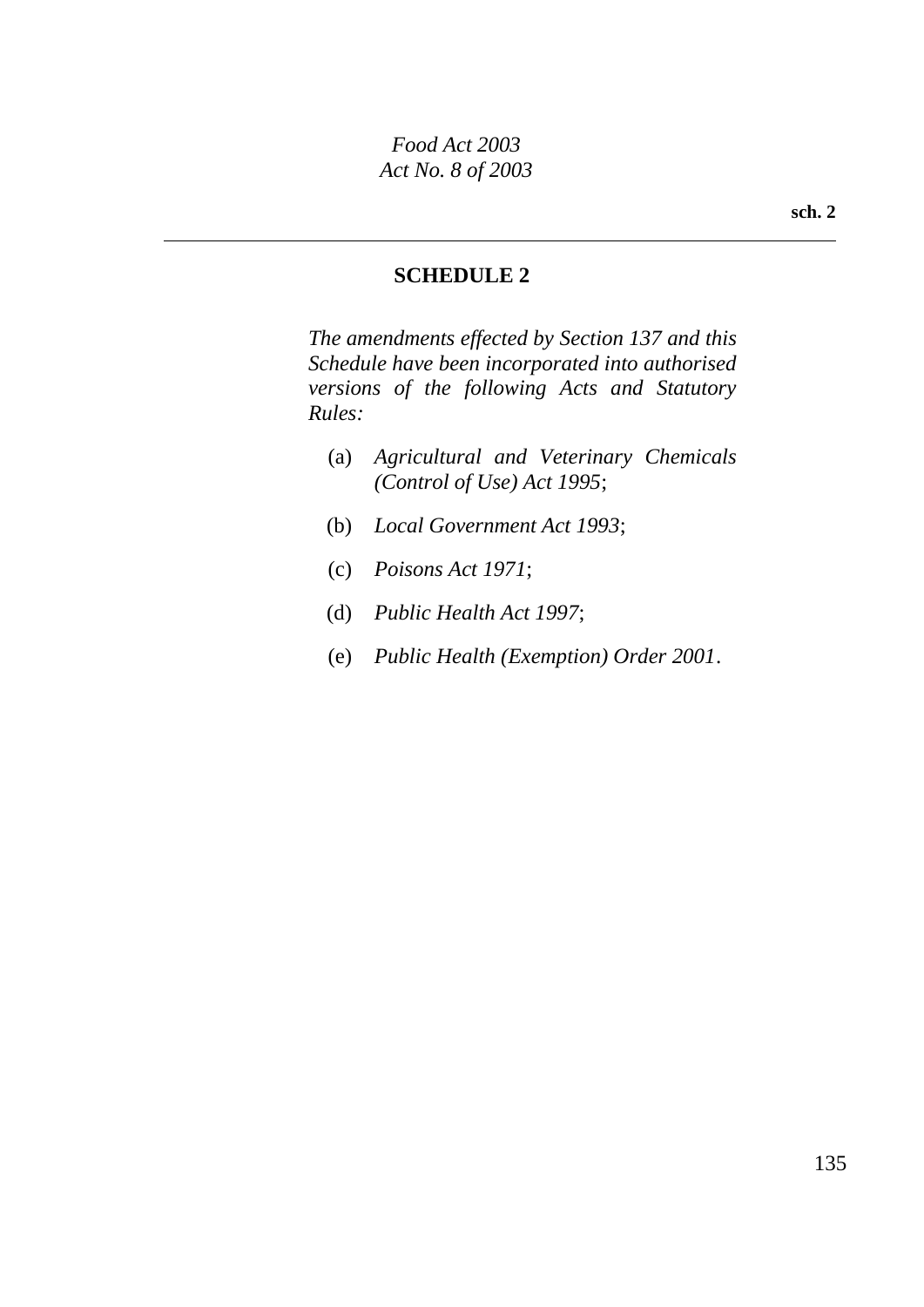## SCHEDULE 2

*The amendments effected by Section 137 and this Schedule have been incorporated into authorised versions of the following Acts and Statutory Rules:*

(a) *Agricultural and Veterinary Chemicals (Control of Use) Act 1995*;

(b) *Local Government Act 1993*;

(c) *Poisons Act 1971*;

(d) *Public Health Act 1997*;

(e) *Public Health (Exemption) Order 2001*.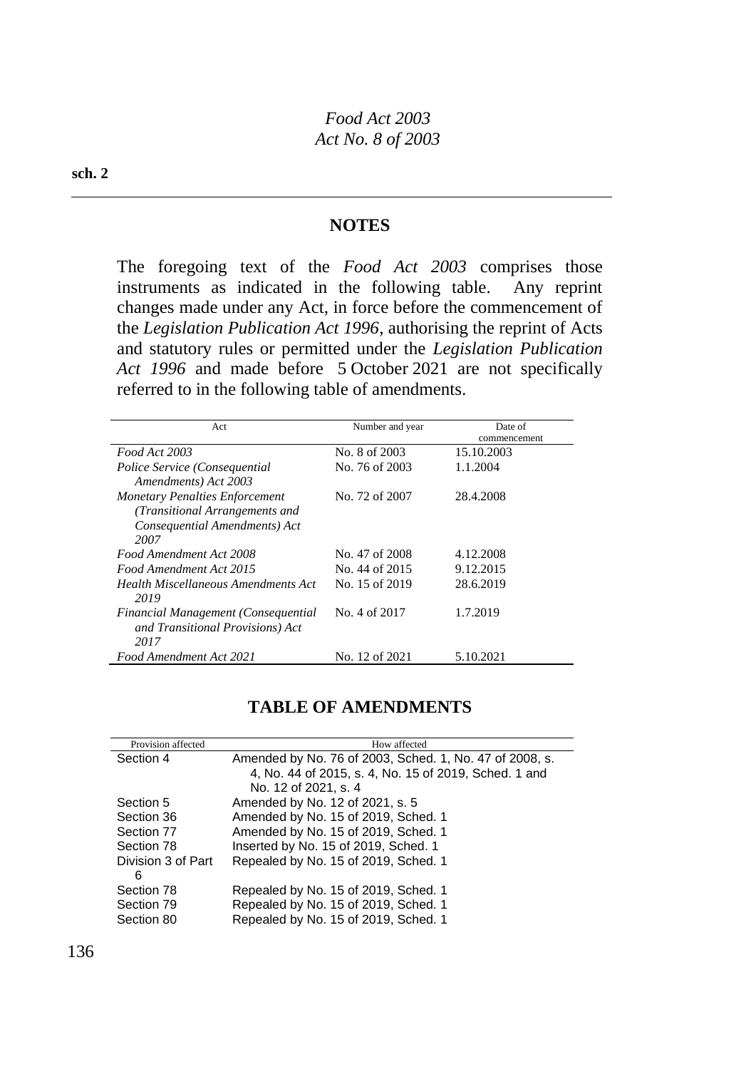**sch. 2**

## NOTES

The foregoing text of the *Food Act 2003* comprises those instruments as indicated in the following table. Any reprint changes made under any Act, in force before the commencement of the *Legislation Publication Act 1996*, authorising the reprint of Acts and statutory rules or permitted under the *Legislation Publication Act 1996* and made before 5 October 2021 are not specifically referred to in the following table of amendments.

| Act | Number and year | Date of commencement |
|---|---|---|
| *Food Act 2003* | No. 8 of 2003 | 15.10.2003 |
| *Police Service (Consequential Amendments) Act 2003* | No. 76 of 2003 | 1.1.2004 |
| *Monetary Penalties Enforcement (Transitional Arrangements and Consequential Amendments) Act 2007* | No. 72 of 2007 | 28.4.2008 |
| *Food Amendment Act 2008* | No. 47 of 2008 | 4.12.2008 |
| *Food Amendment Act 2015* | No. 44 of 2015 | 9.12.2015 |
| *Health Miscellaneous Amendments Act 2019* | No. 15 of 2019 | 28.6.2019 |
| *Financial Management (Consequential and Transitional Provisions) Act 2017* | No. 4 of 2017 | 1.7.2019 |
| *Food Amendment Act 2021* | No. 12 of 2021 | 5.10.2021 |

## TABLE OF AMENDMENTS

| Provision affected | How affected |
|---|---|
| Section 4 | Amended by No. 76 of 2003, Sched. 1, No. 47 of 2008, s. 4, No. 44 of 2015, s. 4, No. 15 of 2019, Sched. 1 and No. 12 of 2021, s. 4 |
| Section 5 | Amended by No. 12 of 2021, s. 5 |
| Section 36 | Amended by No. 15 of 2019, Sched. 1 |
| Section 77 | Amended by No. 15 of 2019, Sched. 1 |
| Section 78 | Inserted by No. 15 of 2019, Sched. 1 |
| Division 3 of Part 6 | Repealed by No. 15 of 2019, Sched. 1 |
| Section 78 | Repealed by No. 15 of 2019, Sched. 1 |
| Section 79 | Repealed by No. 15 of 2019, Sched. 1 |
| Section 80 | Repealed by No. 15 of 2019, Sched. 1 |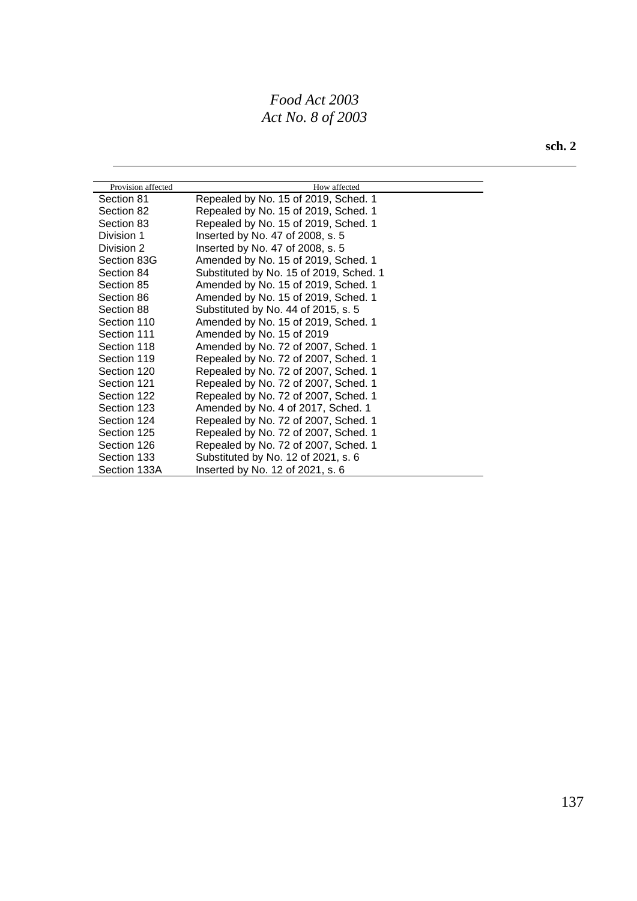| Provision affected | How affected |
|---|---|
| Section 81 | Repealed by No. 15 of 2019, Sched. 1 |
| Section 82 | Repealed by No. 15 of 2019, Sched. 1 |
| Section 83 | Repealed by No. 15 of 2019, Sched. 1 |
| Division 1 | Inserted by No. 47 of 2008, s. 5 |
| Division 2 | Inserted by No. 47 of 2008, s. 5 |
| Section 83G | Amended by No. 15 of 2019, Sched. 1 |
| Section 84 | Substituted by No. 15 of 2019, Sched. 1 |
| Section 85 | Amended by No. 15 of 2019, Sched. 1 |
| Section 86 | Amended by No. 15 of 2019, Sched. 1 |
| Section 88 | Substituted by No. 44 of 2015, s. 5 |
| Section 110 | Amended by No. 15 of 2019, Sched. 1 |
| Section 111 | Amended by No. 15 of 2019 |
| Section 118 | Amended by No. 72 of 2007, Sched. 1 |
| Section 119 | Repealed by No. 72 of 2007, Sched. 1 |
| Section 120 | Repealed by No. 72 of 2007, Sched. 1 |
| Section 121 | Repealed by No. 72 of 2007, Sched. 1 |
| Section 122 | Repealed by No. 72 of 2007, Sched. 1 |
| Section 123 | Amended by No. 4 of 2017, Sched. 1 |
| Section 124 | Repealed by No. 72 of 2007, Sched. 1 |
| Section 125 | Repealed by No. 72 of 2007, Sched. 1 |
| Section 126 | Repealed by No. 72 of 2007, Sched. 1 |
| Section 133 | Substituted by No. 12 of 2021, s. 6 |
| Section 133A | Inserted by No. 12 of 2021, s. 6 |